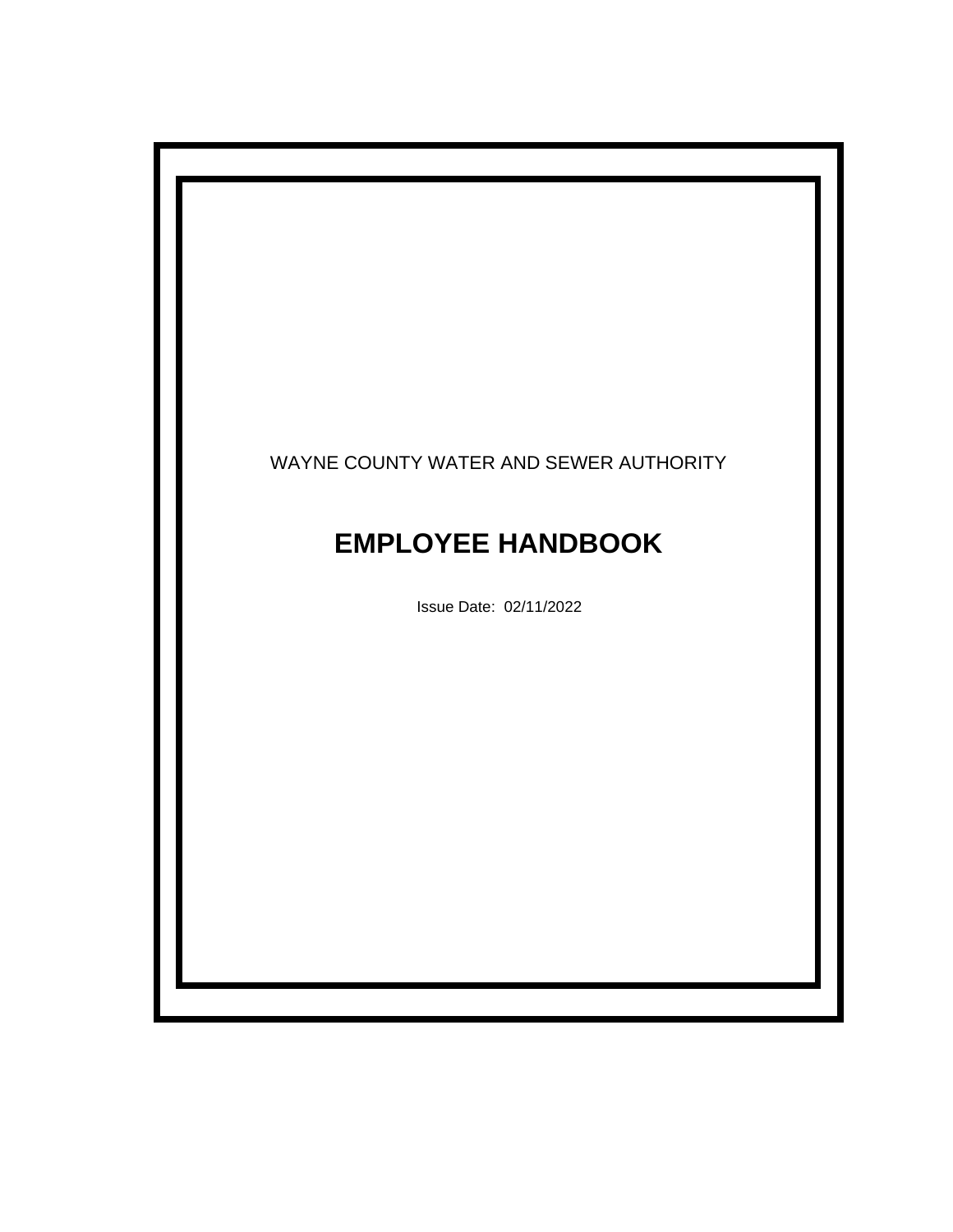WAYNE COUNTY WATER AND SEWER AUTHORITY

# EMPLOYEE HANDBOOK

Issue Date: 02/11/2022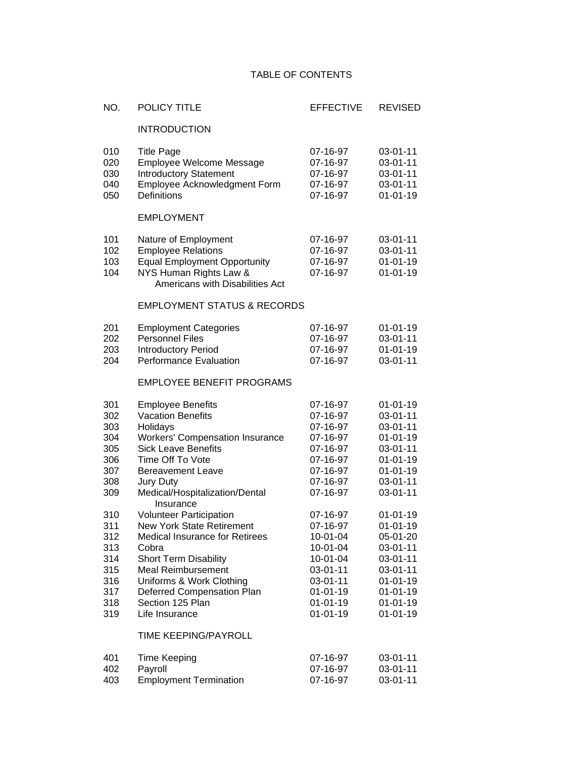# TABLE OF CONTENTS

| NO. | POLICY TITLE | EFFECTIVE | REVISED |
|---|---|---|---|
| | **INTRODUCTION** | | |
| 010 | Title Page | 07-16-97 | 03-01-11 |
| 020 | Employee Welcome Message | 07-16-97 | 03-01-11 |
| 030 | Introductory Statement | 07-16-97 | 03-01-11 |
| 040 | Employee Acknowledgment Form | 07-16-97 | 03-01-11 |
| 050 | Definitions | 07-16-97 | 01-01-19 |
| | **EMPLOYMENT** | | |
| 101 | Nature of Employment | 07-16-97 | 03-01-11 |
| 102 | Employee Relations | 07-16-97 | 03-01-11 |
| 103 | Equal Employment Opportunity | 07-16-97 | 01-01-19 |
| 104 | NYS Human Rights Law & Americans with Disabilities Act | 07-16-97 | 01-01-19 |
| | **EMPLOYMENT STATUS & RECORDS** | | |
| 201 | Employment Categories | 07-16-97 | 01-01-19 |
| 202 | Personnel Files | 07-16-97 | 03-01-11 |
| 203 | Introductory Period | 07-16-97 | 01-01-19 |
| 204 | Performance Evaluation | 07-16-97 | 03-01-11 |
| | **EMPLOYEE BENEFIT PROGRAMS** | | |
| 301 | Employee Benefits | 07-16-97 | 01-01-19 |
| 302 | Vacation Benefits | 07-16-97 | 03-01-11 |
| 303 | Holidays | 07-16-97 | 03-01-11 |
| 304 | Workers' Compensation Insurance | 07-16-97 | 01-01-19 |
| 305 | Sick Leave Benefits | 07-16-97 | 03-01-11 |
| 306 | Time Off To Vote | 07-16-97 | 01-01-19 |
| 307 | Bereavement Leave | 07-16-97 | 01-01-19 |
| 308 | Jury Duty | 07-16-97 | 03-01-11 |
| 309 | Medical/Hospitalization/Dental Insurance | 07-16-97 | 03-01-11 |
| 310 | Volunteer Participation | 07-16-97 | 01-01-19 |
| 311 | New York State Retirement | 07-16-97 | 01-01-19 |
| 312 | Medical Insurance for Retirees | 10-01-04 | 05-01-20 |
| 313 | Cobra | 10-01-04 | 03-01-11 |
| 314 | Short Term Disability | 10-01-04 | 03-01-11 |
| 315 | Meal Reimbursement | 03-01-11 | 03-01-11 |
| 316 | Uniforms & Work Clothing | 03-01-11 | 01-01-19 |
| 317 | Deferred Compensation Plan | 01-01-19 | 01-01-19 |
| 318 | Section 125 Plan | 01-01-19 | 01-01-19 |
| 319 | Life Insurance | 01-01-19 | 01-01-19 |
| | **TIME KEEPING/PAYROLL** | | |
| 401 | Time Keeping | 07-16-97 | 03-01-11 |
| 402 | Payroll | 07-16-97 | 03-01-11 |
| 403 | Employment Termination | 07-16-97 | 03-01-11 |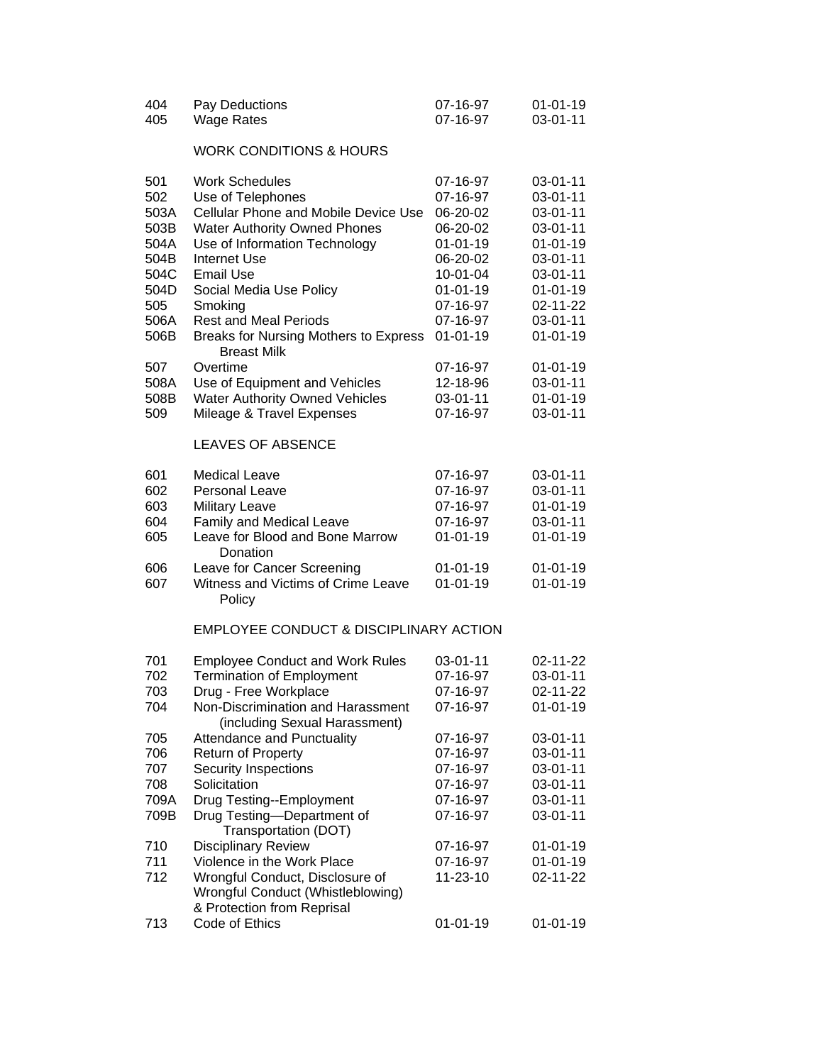| | | | |
|---|---|---|---|
| 404 | Pay Deductions | 07-16-97 | 01-01-19 |
| 405 | Wage Rates | 07-16-97 | 03-01-11 |
| | **WORK CONDITIONS & HOURS** | | |
| 501 | Work Schedules | 07-16-97 | 03-01-11 |
| 502 | Use of Telephones | 07-16-97 | 03-01-11 |
| 503A | Cellular Phone and Mobile Device Use | 06-20-02 | 03-01-11 |
| 503B | Water Authority Owned Phones | 06-20-02 | 03-01-11 |
| 504A | Use of Information Technology | 01-01-19 | 01-01-19 |
| 504B | Internet Use | 06-20-02 | 03-01-11 |
| 504C | Email Use | 10-01-04 | 03-01-11 |
| 504D | Social Media Use Policy | 01-01-19 | 01-01-19 |
| 505 | Smoking | 07-16-97 | 02-11-22 |
| 506A | Rest and Meal Periods | 07-16-97 | 03-01-11 |
| 506B | Breaks for Nursing Mothers to Express Breast Milk | 01-01-19 | 01-01-19 |
| 507 | Overtime | 07-16-97 | 01-01-19 |
| 508A | Use of Equipment and Vehicles | 12-18-96 | 03-01-11 |
| 508B | Water Authority Owned Vehicles | 03-01-11 | 01-01-19 |
| 509 | Mileage & Travel Expenses | 07-16-97 | 03-01-11 |
| | **LEAVES OF ABSENCE** | | |
| 601 | Medical Leave | 07-16-97 | 03-01-11 |
| 602 | Personal Leave | 07-16-97 | 03-01-11 |
| 603 | Military Leave | 07-16-97 | 01-01-19 |
| 604 | Family and Medical Leave | 07-16-97 | 03-01-11 |
| 605 | Leave for Blood and Bone Marrow Donation | 01-01-19 | 01-01-19 |
| 606 | Leave for Cancer Screening | 01-01-19 | 01-01-19 |
| 607 | Witness and Victims of Crime Leave Policy | 01-01-19 | 01-01-19 |
| | **EMPLOYEE CONDUCT & DISCIPLINARY ACTION** | | |
| 701 | Employee Conduct and Work Rules | 03-01-11 | 02-11-22 |
| 702 | Termination of Employment | 07-16-97 | 03-01-11 |
| 703 | Drug - Free Workplace | 07-16-97 | 02-11-22 |
| 704 | Non-Discrimination and Harassment (including Sexual Harassment) | 07-16-97 | 01-01-19 |
| 705 | Attendance and Punctuality | 07-16-97 | 03-01-11 |
| 706 | Return of Property | 07-16-97 | 03-01-11 |
| 707 | Security Inspections | 07-16-97 | 03-01-11 |
| 708 | Solicitation | 07-16-97 | 03-01-11 |
| 709A | Drug Testing--Employment | 07-16-97 | 03-01-11 |
| 709B | Drug Testing—Department of Transportation (DOT) | 07-16-97 | 03-01-11 |
| 710 | Disciplinary Review | 07-16-97 | 01-01-19 |
| 711 | Violence in the Work Place | 07-16-97 | 01-01-19 |
| 712 | Wrongful Conduct, Disclosure of Wrongful Conduct (Whistleblowing) & Protection from Reprisal | 11-23-10 | 02-11-22 |
| 713 | Code of Ethics | 01-01-19 | 01-01-19 |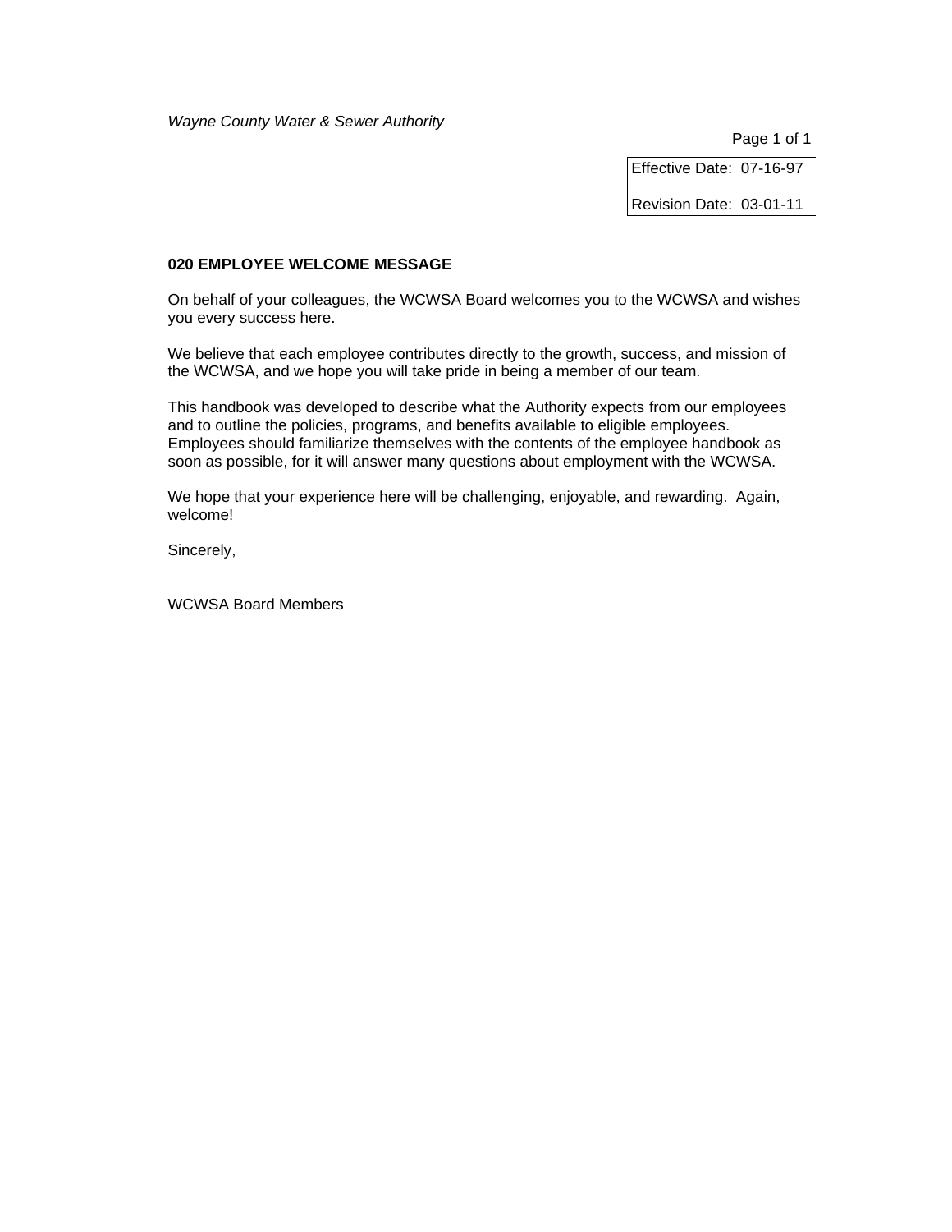| Effective Date: 07-16-97 |
| --- |
| Revision Date: 03-01-11 |

## 020 EMPLOYEE WELCOME MESSAGE

On behalf of your colleagues, the WCWSA Board welcomes you to the WCWSA and wishes you every success here.

We believe that each employee contributes directly to the growth, success, and mission of the WCWSA, and we hope you will take pride in being a member of our team.

This handbook was developed to describe what the Authority expects from our employees and to outline the policies, programs, and benefits available to eligible employees. Employees should familiarize themselves with the contents of the employee handbook as soon as possible, for it will answer many questions about employment with the WCWSA.

We hope that your experience here will be challenging, enjoyable, and rewarding. Again, welcome!

Sincerely,

WCWSA Board Members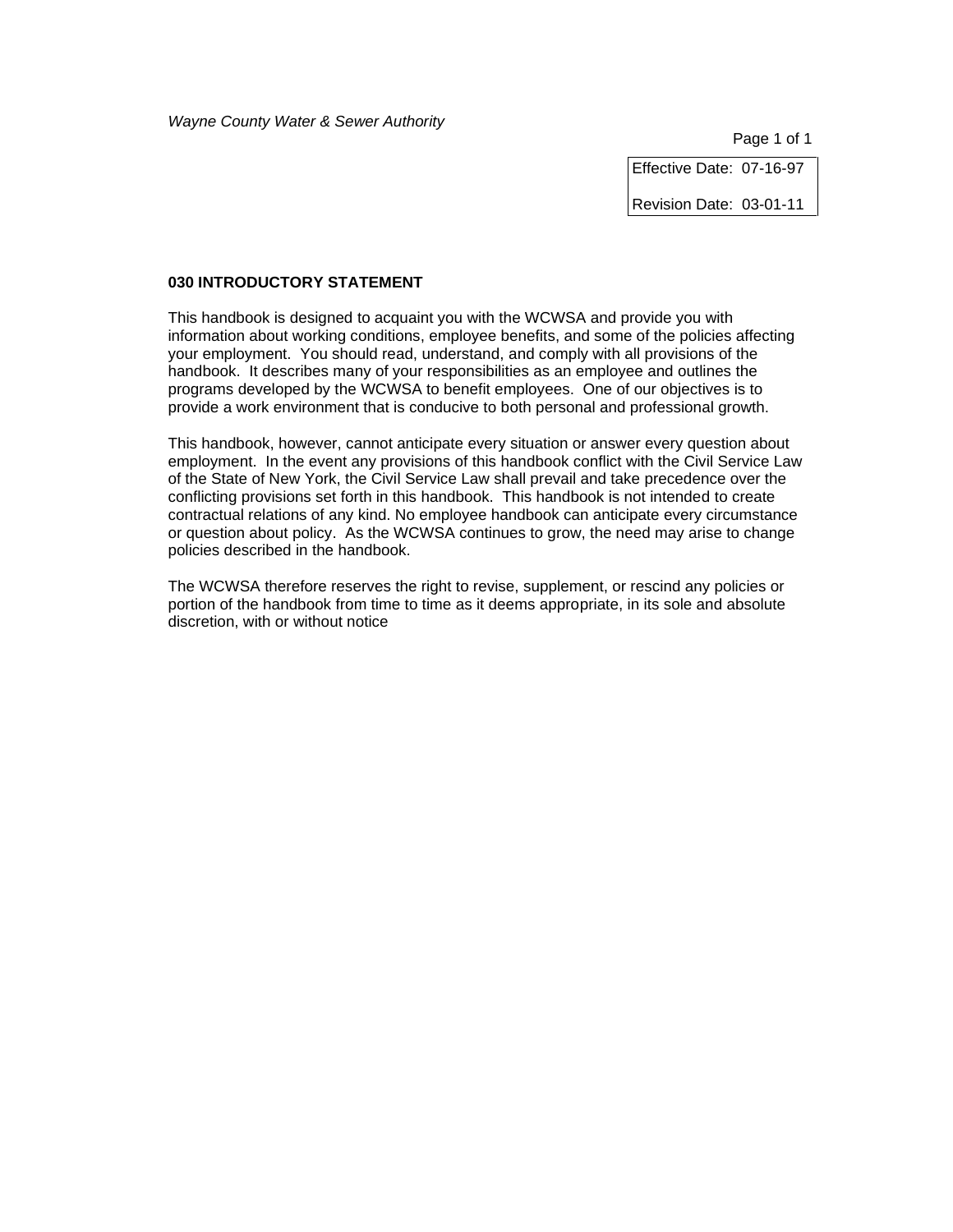Effective Date: 07-16-97

Revision Date: 03-01-11

## 030 INTRODUCTORY STATEMENT

This handbook is designed to acquaint you with the WCWSA and provide you with information about working conditions, employee benefits, and some of the policies affecting your employment. You should read, understand, and comply with all provisions of the handbook. It describes many of your responsibilities as an employee and outlines the programs developed by the WCWSA to benefit employees. One of our objectives is to provide a work environment that is conducive to both personal and professional growth.

This handbook, however, cannot anticipate every situation or answer every question about employment. In the event any provisions of this handbook conflict with the Civil Service Law of the State of New York, the Civil Service Law shall prevail and take precedence over the conflicting provisions set forth in this handbook. This handbook is not intended to create contractual relations of any kind. No employee handbook can anticipate every circumstance or question about policy. As the WCWSA continues to grow, the need may arise to change policies described in the handbook.

The WCWSA therefore reserves the right to revise, supplement, or rescind any policies or portion of the handbook from time to time as it deems appropriate, in its sole and absolute discretion, with or without notice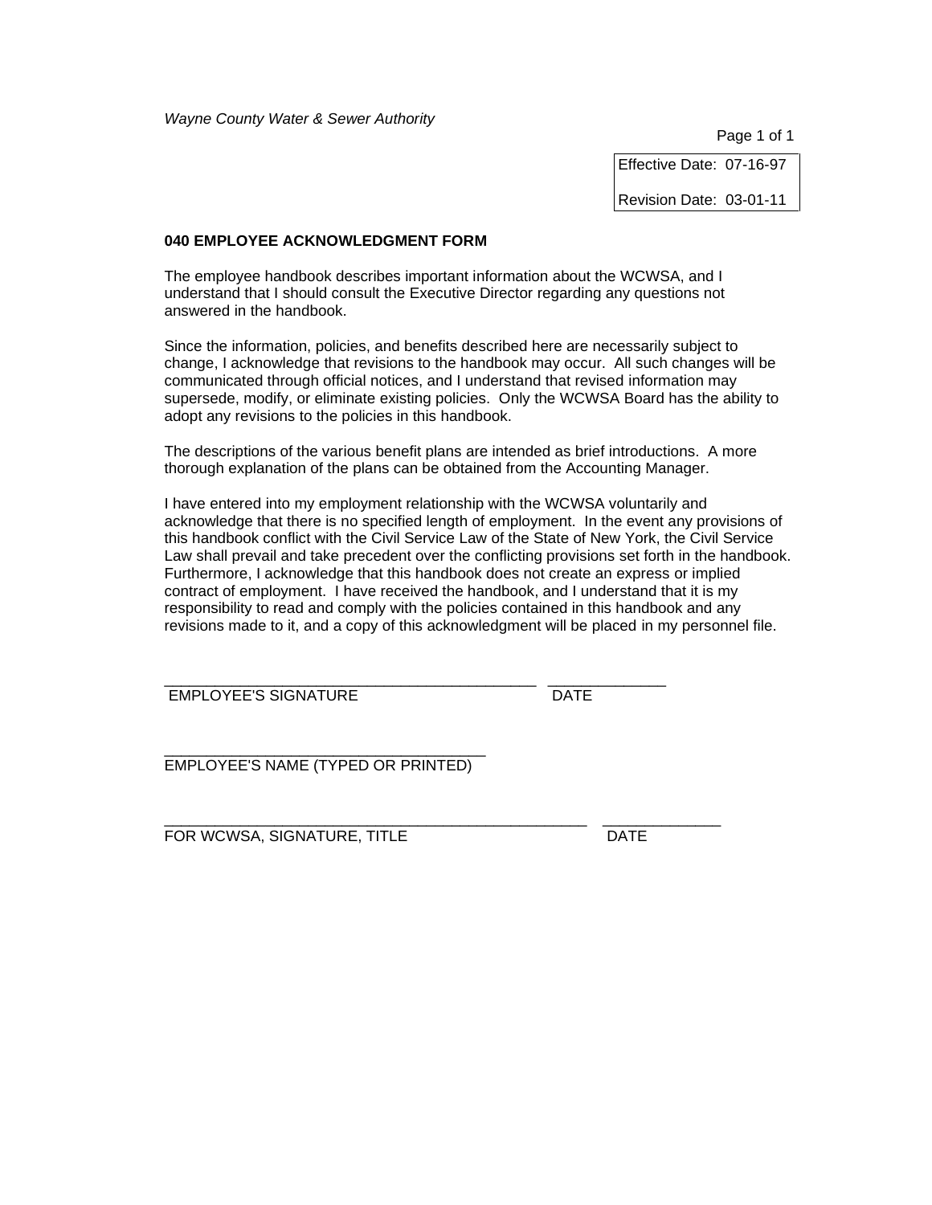*Wayne County Water & Sewer Authority*

| Effective Date: 07-16-97 |
|---|
| Revision Date: 03-01-11 |

**040 EMPLOYEE ACKNOWLEDGMENT FORM**

The employee handbook describes important information about the WCWSA, and I understand that I should consult the Executive Director regarding any questions not answered in the handbook.

Since the information, policies, and benefits described here are necessarily subject to change, I acknowledge that revisions to the handbook may occur. All such changes will be communicated through official notices, and I understand that revised information may supersede, modify, or eliminate existing policies. Only the WCWSA Board has the ability to adopt any revisions to the policies in this handbook.

The descriptions of the various benefit plans are intended as brief introductions. A more thorough explanation of the plans can be obtained from the Accounting Manager.

I have entered into my employment relationship with the WCWSA voluntarily and acknowledge that there is no specified length of employment. In the event any provisions of this handbook conflict with the Civil Service Law of the State of New York, the Civil Service Law shall prevail and take precedent over the conflicting provisions set forth in the handbook. Furthermore, I acknowledge that this handbook does not create an express or implied contract of employment. I have received the handbook, and I understand that it is my responsibility to read and comply with the policies contained in this handbook and any revisions made to it, and a copy of this acknowledgment will be placed in my personnel file.

_____________________________________________ ______________
EMPLOYEE'S SIGNATURE DATE

_______________________________________
EMPLOYEE'S NAME (TYPED OR PRINTED)

__________________________________________________ ______________
FOR WCWSA, SIGNATURE, TITLE DATE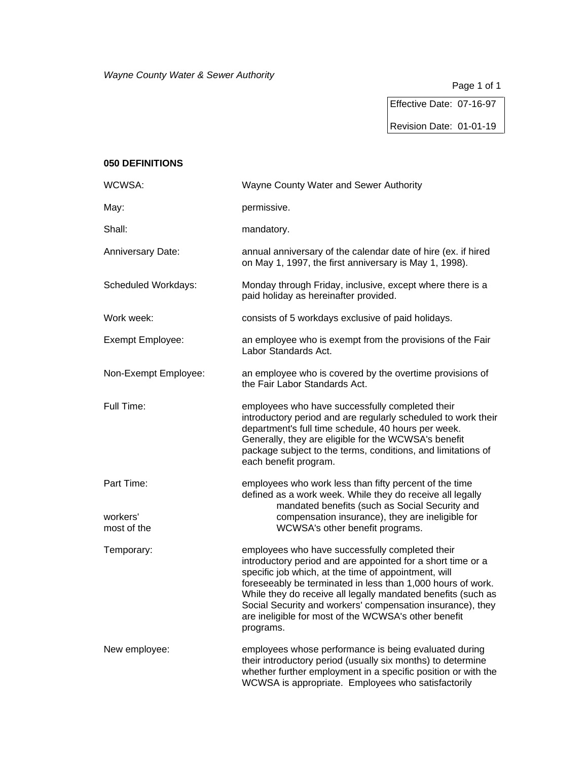*Wayne County Water & Sewer Authority*

Effective Date: 07-16-97

Revision Date: 01-01-19

## 050 DEFINITIONS

| | |
|---|---|
| WCWSA: | Wayne County Water and Sewer Authority |
| May: | permissive. |
| Shall: | mandatory. |
| Anniversary Date: | annual anniversary of the calendar date of hire (ex. if hired on May 1, 1997, the first anniversary is May 1, 1998). |
| Scheduled Workdays: | Monday through Friday, inclusive, except where there is a paid holiday as hereinafter provided. |
| Work week: | consists of 5 workdays exclusive of paid holidays. |
| Exempt Employee: | an employee who is exempt from the provisions of the Fair Labor Standards Act. |
| Non-Exempt Employee: | an employee who is covered by the overtime provisions of the Fair Labor Standards Act. |
| Full Time: | employees who have successfully completed their introductory period and are regularly scheduled to work their department's full time schedule, 40 hours per week. Generally, they are eligible for the WCWSA's benefit package subject to the terms, conditions, and limitations of each benefit program. |
| Part Time: | employees who work less than fifty percent of the time defined as a work week. While they do receive all legally mandated benefits (such as Social Security and workers' compensation insurance), they are ineligible for most of the WCWSA's other benefit programs. |
| Temporary: | employees who have successfully completed their introductory period and are appointed for a short time or a specific job which, at the time of appointment, will foreseeably be terminated in less than 1,000 hours of work. While they do receive all legally mandated benefits (such as Social Security and workers' compensation insurance), they are ineligible for most of the WCWSA's other benefit programs. |
| New employee: | employees whose performance is being evaluated during their introductory period (usually six months) to determine whether further employment in a specific position or with the WCWSA is appropriate. Employees who satisfactorily |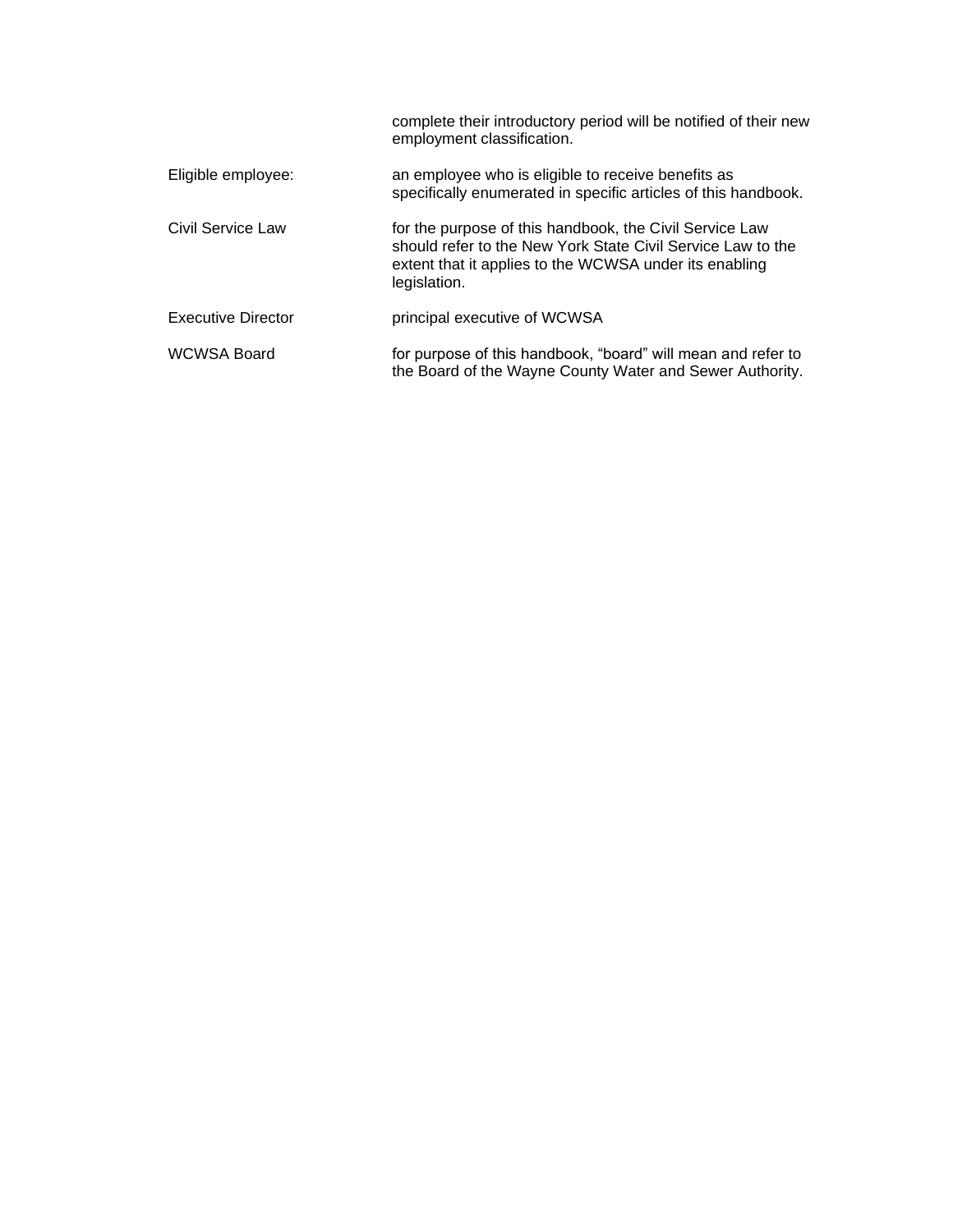| | |
|---|---|
| | complete their introductory period will be notified of their new employment classification. |
| Eligible employee: | an employee who is eligible to receive benefits as specifically enumerated in specific articles of this handbook. |
| Civil Service Law | for the purpose of this handbook, the Civil Service Law should refer to the New York State Civil Service Law to the extent that it applies to the WCWSA under its enabling legislation. |
| Executive Director | principal executive of WCWSA |
| WCWSA Board | for purpose of this handbook, “board” will mean and refer to the Board of the Wayne County Water and Sewer Authority. |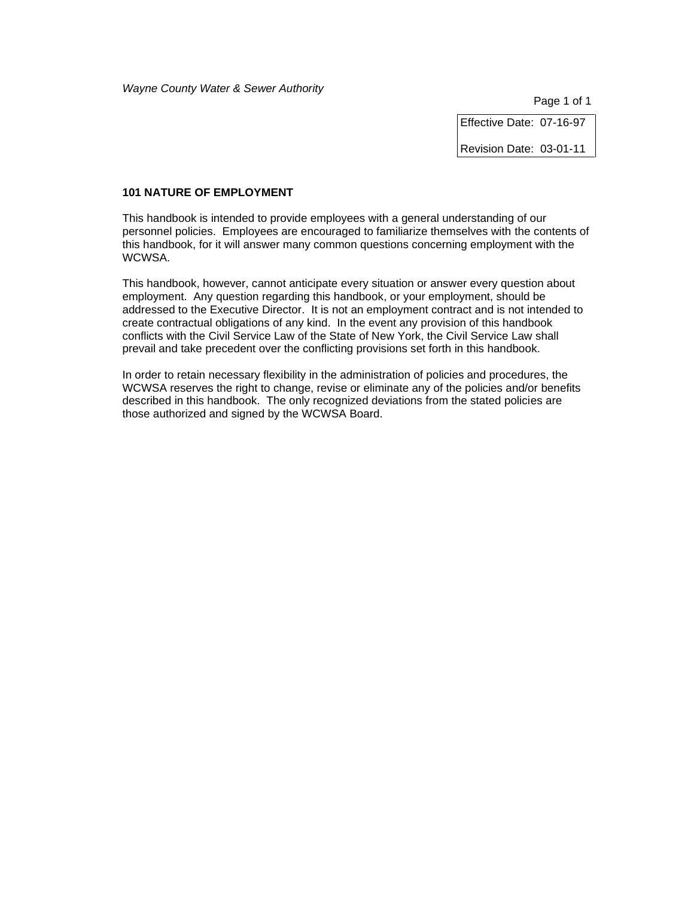Effective Date: 07-16-97

Revision Date: 03-01-11

**101 NATURE OF EMPLOYMENT**

This handbook is intended to provide employees with a general understanding of our personnel policies. Employees are encouraged to familiarize themselves with the contents of this handbook, for it will answer many common questions concerning employment with the WCWSA.

This handbook, however, cannot anticipate every situation or answer every question about employment. Any question regarding this handbook, or your employment, should be addressed to the Executive Director. It is not an employment contract and is not intended to create contractual obligations of any kind. In the event any provision of this handbook conflicts with the Civil Service Law of the State of New York, the Civil Service Law shall prevail and take precedent over the conflicting provisions set forth in this handbook.

In order to retain necessary flexibility in the administration of policies and procedures, the WCWSA reserves the right to change, revise or eliminate any of the policies and/or benefits described in this handbook. The only recognized deviations from the stated policies are those authorized and signed by the WCWSA Board.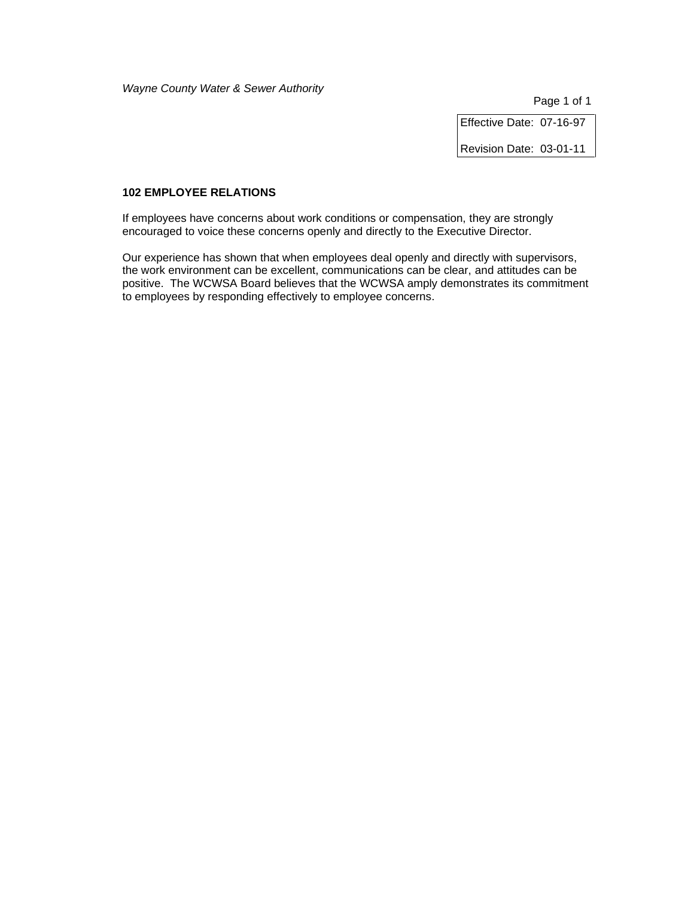| Effective Date: 07-16-97 |
| --- |
| Revision Date: 03-01-11 |

## 102 EMPLOYEE RELATIONS

If employees have concerns about work conditions or compensation, they are strongly encouraged to voice these concerns openly and directly to the Executive Director.

Our experience has shown that when employees deal openly and directly with supervisors, the work environment can be excellent, communications can be clear, and attitudes can be positive. The WCWSA Board believes that the WCWSA amply demonstrates its commitment to employees by responding effectively to employee concerns.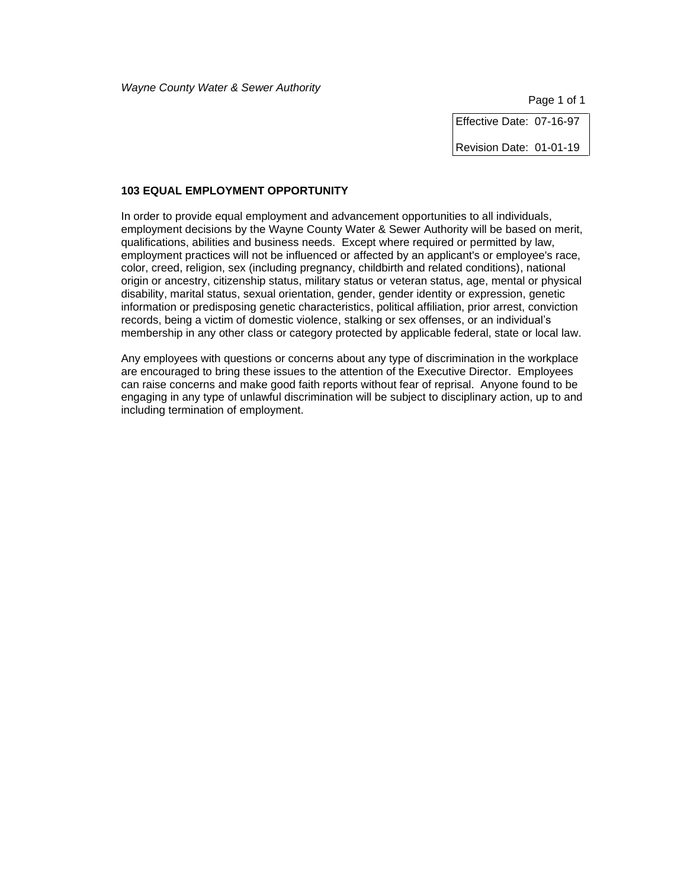Effective Date: 07-16-97

Revision Date: 01-01-19

## 103 EQUAL EMPLOYMENT OPPORTUNITY

In order to provide equal employment and advancement opportunities to all individuals, employment decisions by the Wayne County Water & Sewer Authority will be based on merit, qualifications, abilities and business needs. Except where required or permitted by law, employment practices will not be influenced or affected by an applicant's or employee's race, color, creed, religion, sex (including pregnancy, childbirth and related conditions), national origin or ancestry, citizenship status, military status or veteran status, age, mental or physical disability, marital status, sexual orientation, gender, gender identity or expression, genetic information or predisposing genetic characteristics, political affiliation, prior arrest, conviction records, being a victim of domestic violence, stalking or sex offenses, or an individual's membership in any other class or category protected by applicable federal, state or local law.

Any employees with questions or concerns about any type of discrimination in the workplace are encouraged to bring these issues to the attention of the Executive Director. Employees can raise concerns and make good faith reports without fear of reprisal. Anyone found to be engaging in any type of unlawful discrimination will be subject to disciplinary action, up to and including termination of employment.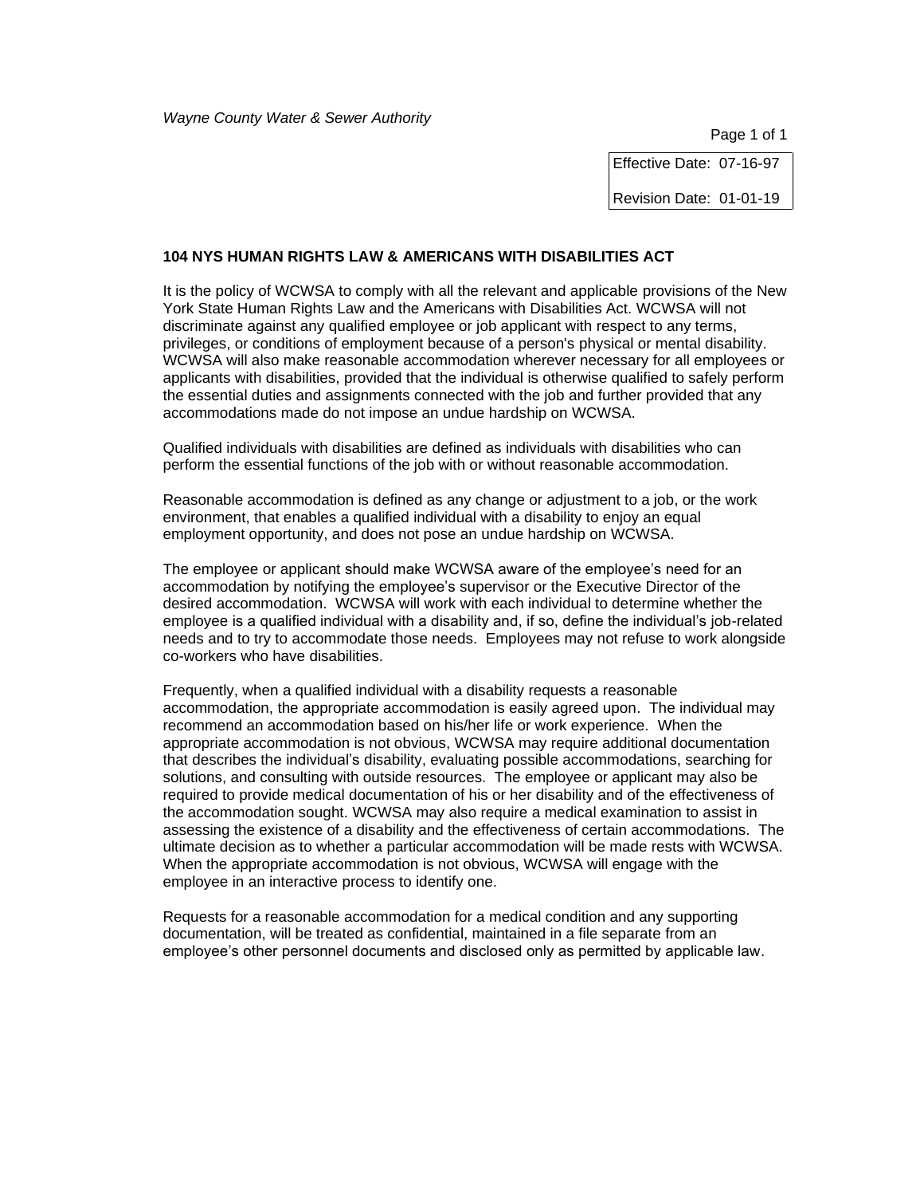*Wayne County Water & Sewer Authority*

Effective Date: 07-16-97

Revision Date: 01-01-19

## 104 NYS HUMAN RIGHTS LAW & AMERICANS WITH DISABILITIES ACT

It is the policy of WCWSA to comply with all the relevant and applicable provisions of the New York State Human Rights Law and the Americans with Disabilities Act. WCWSA will not discriminate against any qualified employee or job applicant with respect to any terms, privileges, or conditions of employment because of a person's physical or mental disability. WCWSA will also make reasonable accommodation wherever necessary for all employees or applicants with disabilities, provided that the individual is otherwise qualified to safely perform the essential duties and assignments connected with the job and further provided that any accommodations made do not impose an undue hardship on WCWSA.

Qualified individuals with disabilities are defined as individuals with disabilities who can perform the essential functions of the job with or without reasonable accommodation.

Reasonable accommodation is defined as any change or adjustment to a job, or the work environment, that enables a qualified individual with a disability to enjoy an equal employment opportunity, and does not pose an undue hardship on WCWSA.

The employee or applicant should make WCWSA aware of the employee's need for an accommodation by notifying the employee's supervisor or the Executive Director of the desired accommodation. WCWSA will work with each individual to determine whether the employee is a qualified individual with a disability and, if so, define the individual's job-related needs and to try to accommodate those needs. Employees may not refuse to work alongside co-workers who have disabilities.

Frequently, when a qualified individual with a disability requests a reasonable accommodation, the appropriate accommodation is easily agreed upon. The individual may recommend an accommodation based on his/her life or work experience. When the appropriate accommodation is not obvious, WCWSA may require additional documentation that describes the individual's disability, evaluating possible accommodations, searching for solutions, and consulting with outside resources. The employee or applicant may also be required to provide medical documentation of his or her disability and of the effectiveness of the accommodation sought. WCWSA may also require a medical examination to assist in assessing the existence of a disability and the effectiveness of certain accommodations. The ultimate decision as to whether a particular accommodation will be made rests with WCWSA. When the appropriate accommodation is not obvious, WCWSA will engage with the employee in an interactive process to identify one.

Requests for a reasonable accommodation for a medical condition and any supporting documentation, will be treated as confidential, maintained in a file separate from an employee's other personnel documents and disclosed only as permitted by applicable law.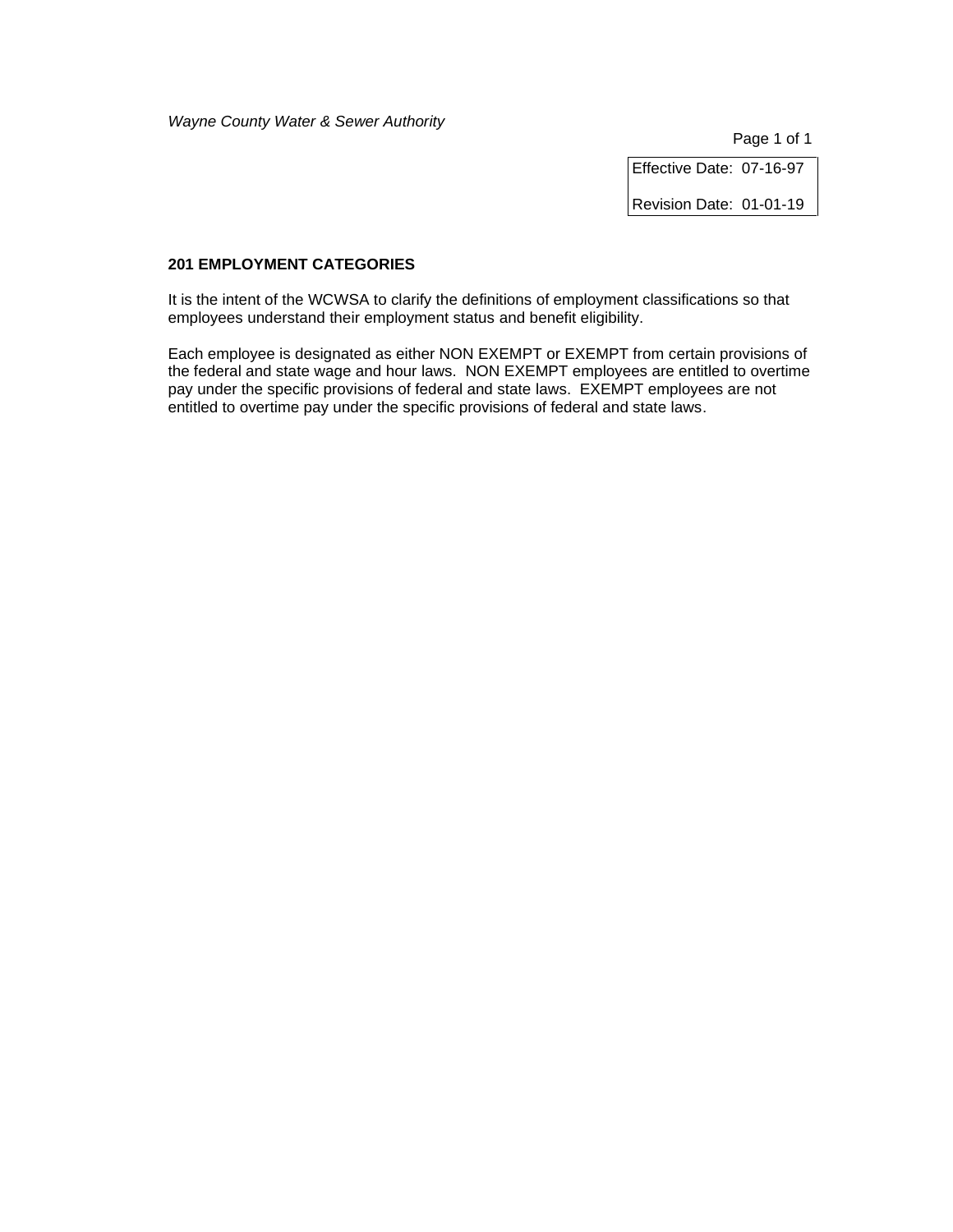*Wayne County Water & Sewer Authority*

| Effective Date: 07-16-97 |
| --- |
| Revision Date: 01-01-19 |

**201 EMPLOYMENT CATEGORIES**

It is the intent of the WCWSA to clarify the definitions of employment classifications so that employees understand their employment status and benefit eligibility.

Each employee is designated as either NON EXEMPT or EXEMPT from certain provisions of the federal and state wage and hour laws. NON EXEMPT employees are entitled to overtime pay under the specific provisions of federal and state laws. EXEMPT employees are not entitled to overtime pay under the specific provisions of federal and state laws.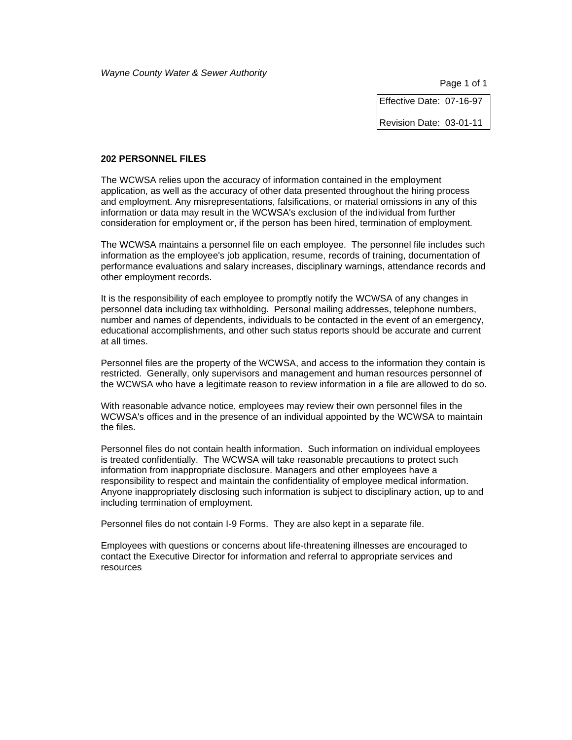*Wayne County Water & Sewer Authority*

Effective Date: 07-16-97

Revision Date: 03-01-11

**202 PERSONNEL FILES**

The WCWSA relies upon the accuracy of information contained in the employment application, as well as the accuracy of other data presented throughout the hiring process and employment. Any misrepresentations, falsifications, or material omissions in any of this information or data may result in the WCWSA's exclusion of the individual from further consideration for employment or, if the person has been hired, termination of employment.

The WCWSA maintains a personnel file on each employee. The personnel file includes such information as the employee's job application, resume, records of training, documentation of performance evaluations and salary increases, disciplinary warnings, attendance records and other employment records.

It is the responsibility of each employee to promptly notify the WCWSA of any changes in personnel data including tax withholding. Personal mailing addresses, telephone numbers, number and names of dependents, individuals to be contacted in the event of an emergency, educational accomplishments, and other such status reports should be accurate and current at all times.

Personnel files are the property of the WCWSA, and access to the information they contain is restricted. Generally, only supervisors and management and human resources personnel of the WCWSA who have a legitimate reason to review information in a file are allowed to do so.

With reasonable advance notice, employees may review their own personnel files in the WCWSA's offices and in the presence of an individual appointed by the WCWSA to maintain the files.

Personnel files do not contain health information. Such information on individual employees is treated confidentially. The WCWSA will take reasonable precautions to protect such information from inappropriate disclosure. Managers and other employees have a responsibility to respect and maintain the confidentiality of employee medical information. Anyone inappropriately disclosing such information is subject to disciplinary action, up to and including termination of employment.

Personnel files do not contain I-9 Forms. They are also kept in a separate file.

Employees with questions or concerns about life-threatening illnesses are encouraged to contact the Executive Director for information and referral to appropriate services and resources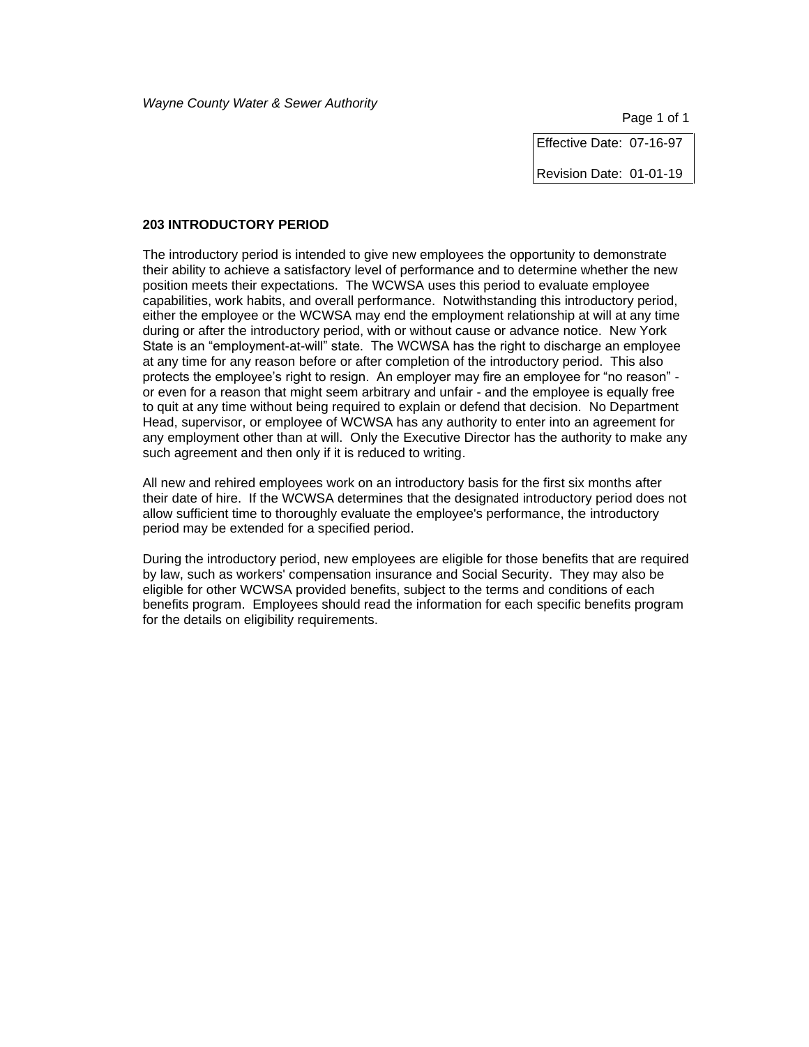*Wayne County Water & Sewer Authority*

Effective Date: 07-16-97

Revision Date: 01-01-19

## 203 INTRODUCTORY PERIOD

The introductory period is intended to give new employees the opportunity to demonstrate their ability to achieve a satisfactory level of performance and to determine whether the new position meets their expectations. The WCWSA uses this period to evaluate employee capabilities, work habits, and overall performance. Notwithstanding this introductory period, either the employee or the WCWSA may end the employment relationship at will at any time during or after the introductory period, with or without cause or advance notice. New York State is an "employment-at-will" state. The WCWSA has the right to discharge an employee at any time for any reason before or after completion of the introductory period. This also protects the employee's right to resign. An employer may fire an employee for "no reason" - or even for a reason that might seem arbitrary and unfair - and the employee is equally free to quit at any time without being required to explain or defend that decision. No Department Head, supervisor, or employee of WCWSA has any authority to enter into an agreement for any employment other than at will. Only the Executive Director has the authority to make any such agreement and then only if it is reduced to writing.

All new and rehired employees work on an introductory basis for the first six months after their date of hire. If the WCWSA determines that the designated introductory period does not allow sufficient time to thoroughly evaluate the employee's performance, the introductory period may be extended for a specified period.

During the introductory period, new employees are eligible for those benefits that are required by law, such as workers' compensation insurance and Social Security. They may also be eligible for other WCWSA provided benefits, subject to the terms and conditions of each benefits program. Employees should read the information for each specific benefits program for the details on eligibility requirements.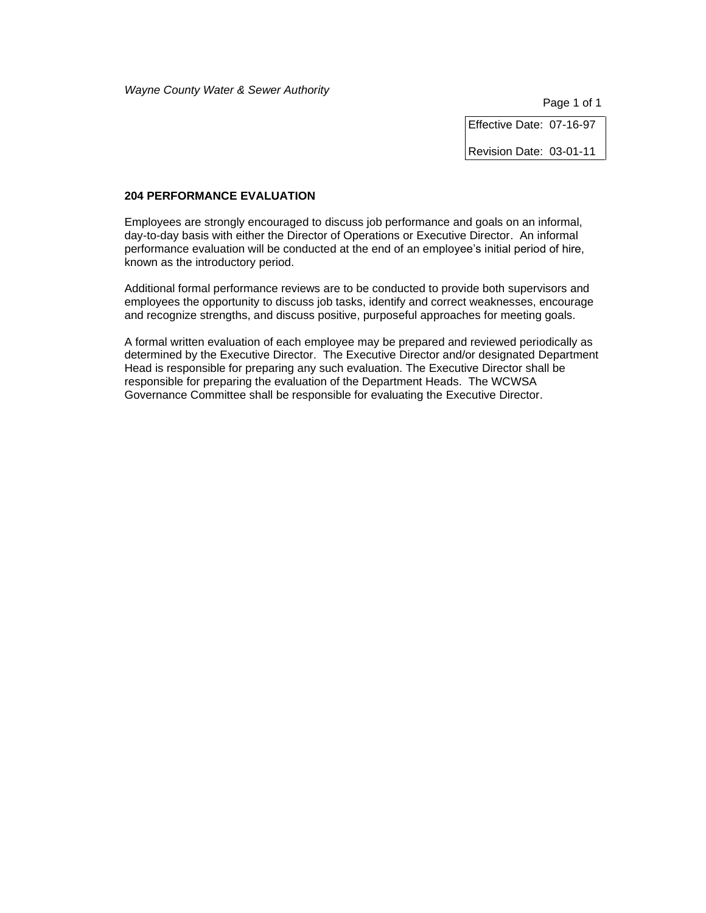*Wayne County Water & Sewer Authority*

| Effective Date: 07-16-97 |
|---|
| Revision Date: 03-01-11 |

**204 PERFORMANCE EVALUATION**

Employees are strongly encouraged to discuss job performance and goals on an informal, day-to-day basis with either the Director of Operations or Executive Director. An informal performance evaluation will be conducted at the end of an employee's initial period of hire, known as the introductory period.

Additional formal performance reviews are to be conducted to provide both supervisors and employees the opportunity to discuss job tasks, identify and correct weaknesses, encourage and recognize strengths, and discuss positive, purposeful approaches for meeting goals.

A formal written evaluation of each employee may be prepared and reviewed periodically as determined by the Executive Director. The Executive Director and/or designated Department Head is responsible for preparing any such evaluation. The Executive Director shall be responsible for preparing the evaluation of the Department Heads. The WCWSA Governance Committee shall be responsible for evaluating the Executive Director.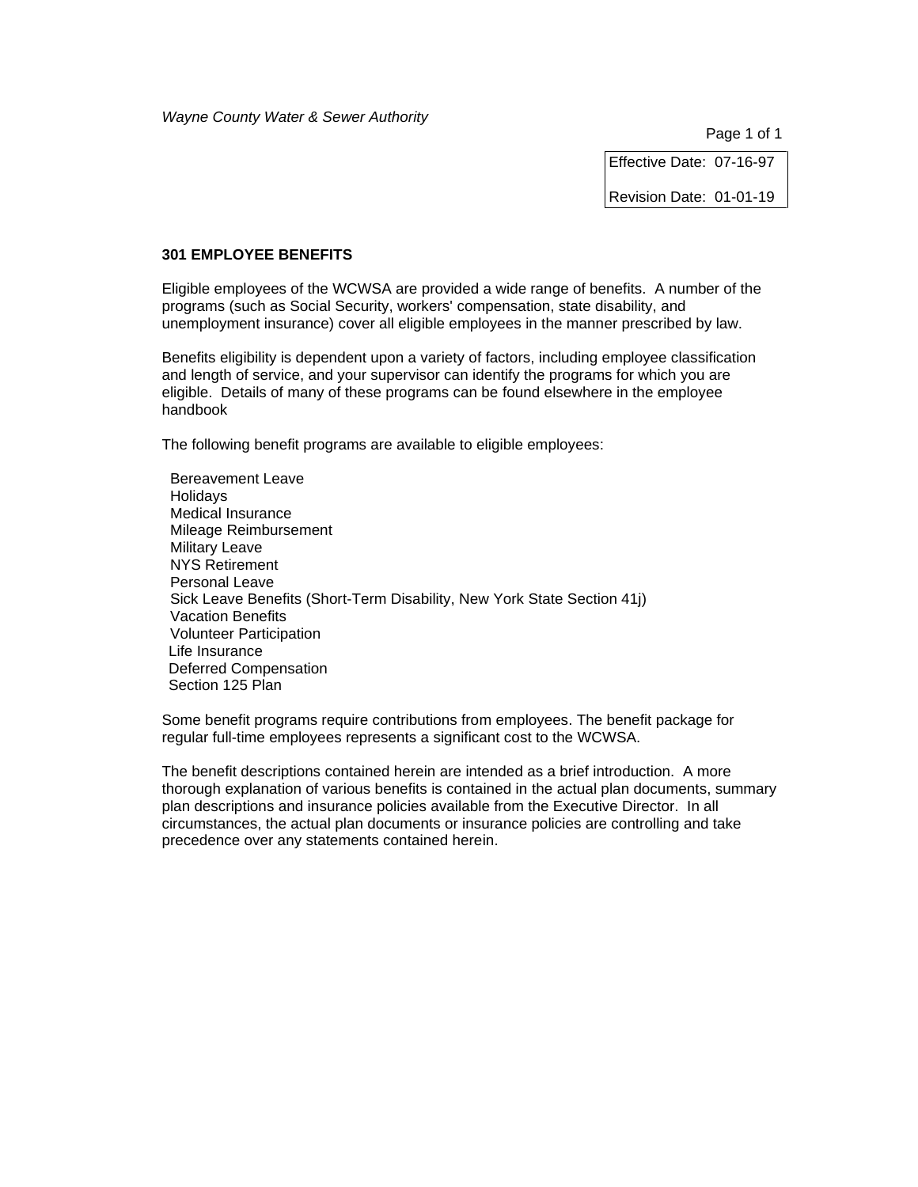Effective Date: 07-16-97

Revision Date: 01-01-19

## 301 EMPLOYEE BENEFITS

Eligible employees of the WCWSA are provided a wide range of benefits. A number of the programs (such as Social Security, workers' compensation, state disability, and unemployment insurance) cover all eligible employees in the manner prescribed by law.

Benefits eligibility is dependent upon a variety of factors, including employee classification and length of service, and your supervisor can identify the programs for which you are eligible. Details of many of these programs can be found elsewhere in the employee handbook

The following benefit programs are available to eligible employees:

- Bereavement Leave
- Holidays
- Medical Insurance
- Mileage Reimbursement
- Military Leave
- NYS Retirement
- Personal Leave
- Sick Leave Benefits (Short-Term Disability, New York State Section 41j)
- Vacation Benefits
- Volunteer Participation
- Life Insurance
- Deferred Compensation
- Section 125 Plan

Some benefit programs require contributions from employees. The benefit package for regular full-time employees represents a significant cost to the WCWSA.

The benefit descriptions contained herein are intended as a brief introduction. A more thorough explanation of various benefits is contained in the actual plan documents, summary plan descriptions and insurance policies available from the Executive Director. In all circumstances, the actual plan documents or insurance policies are controlling and take precedence over any statements contained herein.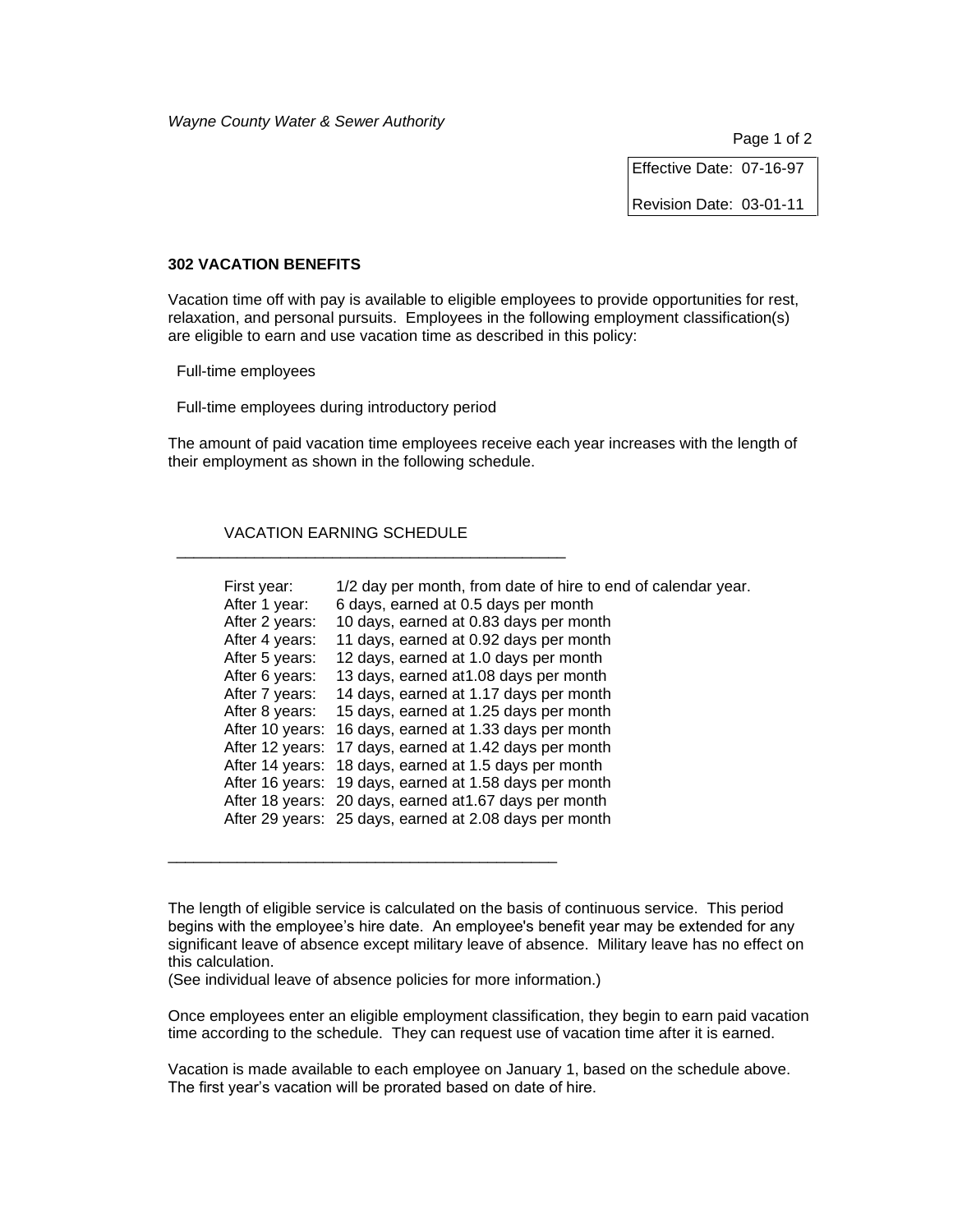*Wayne County Water & Sewer Authority*

| Effective Date: 07-16-97 |
|---|
| Revision Date: 03-01-11 |

## 302 VACATION BENEFITS

Vacation time off with pay is available to eligible employees to provide opportunities for rest, relaxation, and personal pursuits. Employees in the following employment classification(s) are eligible to earn and use vacation time as described in this policy:

Full-time employees

Full-time employees during introductory period

The amount of paid vacation time employees receive each year increases with the length of their employment as shown in the following schedule.

VACATION EARNING SCHEDULE

| | |
|---|---|
| First year: | 1/2 day per month, from date of hire to end of calendar year. |
| After 1 year: | 6 days, earned at 0.5 days per month |
| After 2 years: | 10 days, earned at 0.83 days per month |
| After 4 years: | 11 days, earned at 0.92 days per month |
| After 5 years: | 12 days, earned at 1.0 days per month |
| After 6 years: | 13 days, earned at1.08 days per month |
| After 7 years: | 14 days, earned at 1.17 days per month |
| After 8 years: | 15 days, earned at 1.25 days per month |
| After 10 years: | 16 days, earned at 1.33 days per month |
| After 12 years: | 17 days, earned at 1.42 days per month |
| After 14 years: | 18 days, earned at 1.5 days per month |
| After 16 years: | 19 days, earned at 1.58 days per month |
| After 18 years: | 20 days, earned at1.67 days per month |
| After 29 years: | 25 days, earned at 2.08 days per month |

The length of eligible service is calculated on the basis of continuous service. This period begins with the employee's hire date. An employee's benefit year may be extended for any significant leave of absence except military leave of absence. Military leave has no effect on this calculation.
(See individual leave of absence policies for more information.)

Once employees enter an eligible employment classification, they begin to earn paid vacation time according to the schedule. They can request use of vacation time after it is earned.

Vacation is made available to each employee on January 1, based on the schedule above. The first year's vacation will be prorated based on date of hire.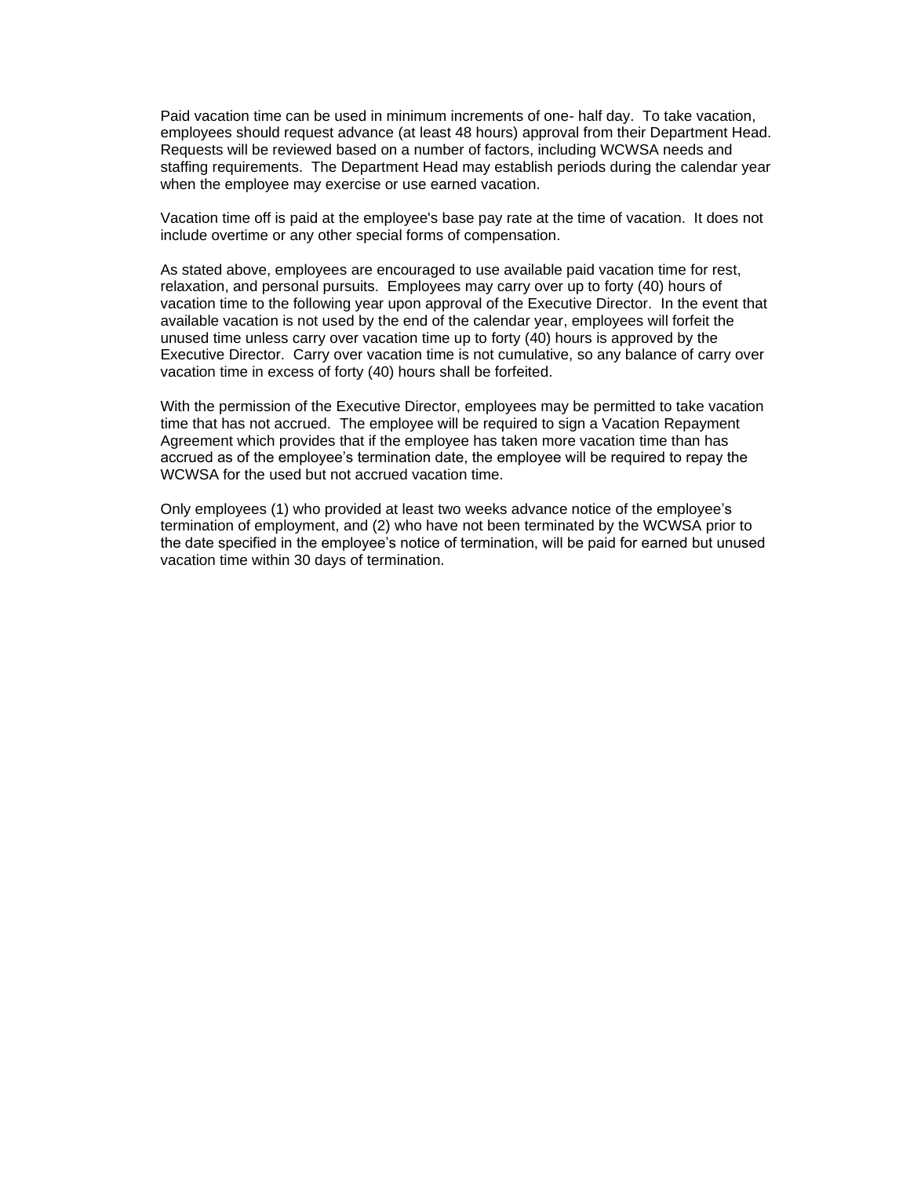Paid vacation time can be used in minimum increments of one- half day. To take vacation, employees should request advance (at least 48 hours) approval from their Department Head. Requests will be reviewed based on a number of factors, including WCWSA needs and staffing requirements. The Department Head may establish periods during the calendar year when the employee may exercise or use earned vacation.

Vacation time off is paid at the employee's base pay rate at the time of vacation. It does not include overtime or any other special forms of compensation.

As stated above, employees are encouraged to use available paid vacation time for rest, relaxation, and personal pursuits. Employees may carry over up to forty (40) hours of vacation time to the following year upon approval of the Executive Director. In the event that available vacation is not used by the end of the calendar year, employees will forfeit the unused time unless carry over vacation time up to forty (40) hours is approved by the Executive Director. Carry over vacation time is not cumulative, so any balance of carry over vacation time in excess of forty (40) hours shall be forfeited.

With the permission of the Executive Director, employees may be permitted to take vacation time that has not accrued. The employee will be required to sign a Vacation Repayment Agreement which provides that if the employee has taken more vacation time than has accrued as of the employee's termination date, the employee will be required to repay the WCWSA for the used but not accrued vacation time.

Only employees (1) who provided at least two weeks advance notice of the employee's termination of employment, and (2) who have not been terminated by the WCWSA prior to the date specified in the employee's notice of termination, will be paid for earned but unused vacation time within 30 days of termination.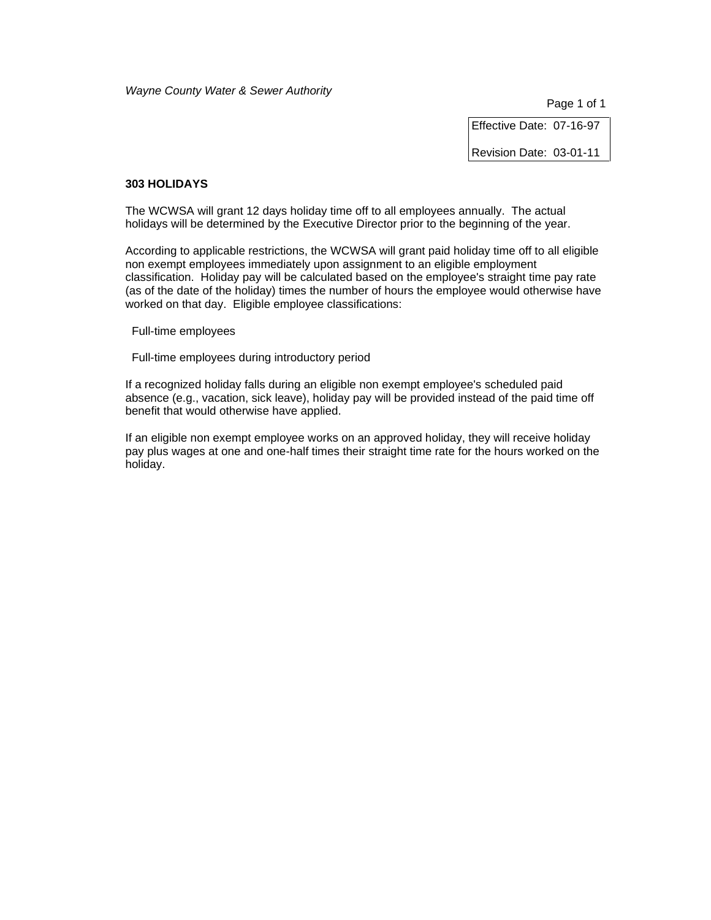Effective Date: 07-16-97

Revision Date: 03-01-11

### 303 HOLIDAYS

The WCWSA will grant 12 days holiday time off to all employees annually. The actual holidays will be determined by the Executive Director prior to the beginning of the year.

According to applicable restrictions, the WCWSA will grant paid holiday time off to all eligible non exempt employees immediately upon assignment to an eligible employment classification. Holiday pay will be calculated based on the employee's straight time pay rate (as of the date of the holiday) times the number of hours the employee would otherwise have worked on that day. Eligible employee classifications:

Full-time employees

Full-time employees during introductory period

If a recognized holiday falls during an eligible non exempt employee's scheduled paid absence (e.g., vacation, sick leave), holiday pay will be provided instead of the paid time off benefit that would otherwise have applied.

If an eligible non exempt employee works on an approved holiday, they will receive holiday pay plus wages at one and one-half times their straight time rate for the hours worked on the holiday.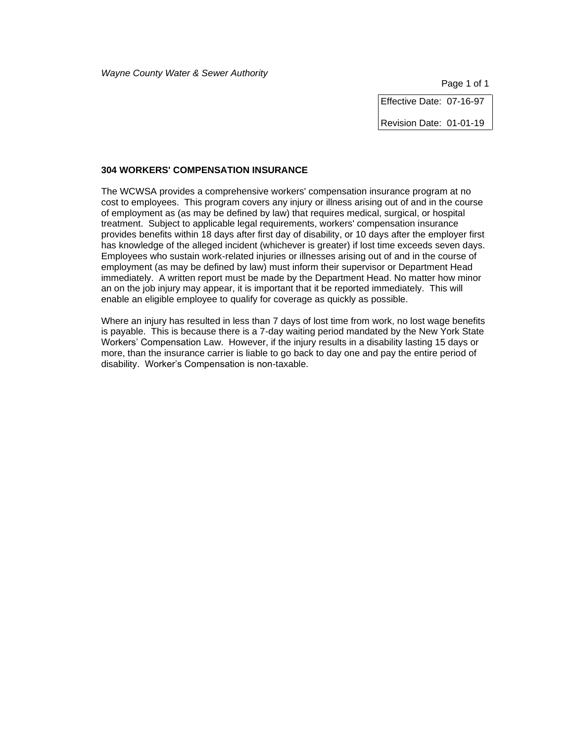*Wayne County Water & Sewer Authority*

| Effective Date: 07-16-97 |
|---|
| Revision Date: 01-01-19 |

**304 WORKERS' COMPENSATION INSURANCE**

The WCWSA provides a comprehensive workers' compensation insurance program at no cost to employees. This program covers any injury or illness arising out of and in the course of employment as (as may be defined by law) that requires medical, surgical, or hospital treatment. Subject to applicable legal requirements, workers' compensation insurance provides benefits within 18 days after first day of disability, or 10 days after the employer first has knowledge of the alleged incident (whichever is greater) if lost time exceeds seven days. Employees who sustain work-related injuries or illnesses arising out of and in the course of employment (as may be defined by law) must inform their supervisor or Department Head immediately. A written report must be made by the Department Head. No matter how minor an on the job injury may appear, it is important that it be reported immediately. This will enable an eligible employee to qualify for coverage as quickly as possible.

Where an injury has resulted in less than 7 days of lost time from work, no lost wage benefits is payable. This is because there is a 7-day waiting period mandated by the New York State Workers' Compensation Law. However, if the injury results in a disability lasting 15 days or more, than the insurance carrier is liable to go back to day one and pay the entire period of disability. Worker's Compensation is non-taxable.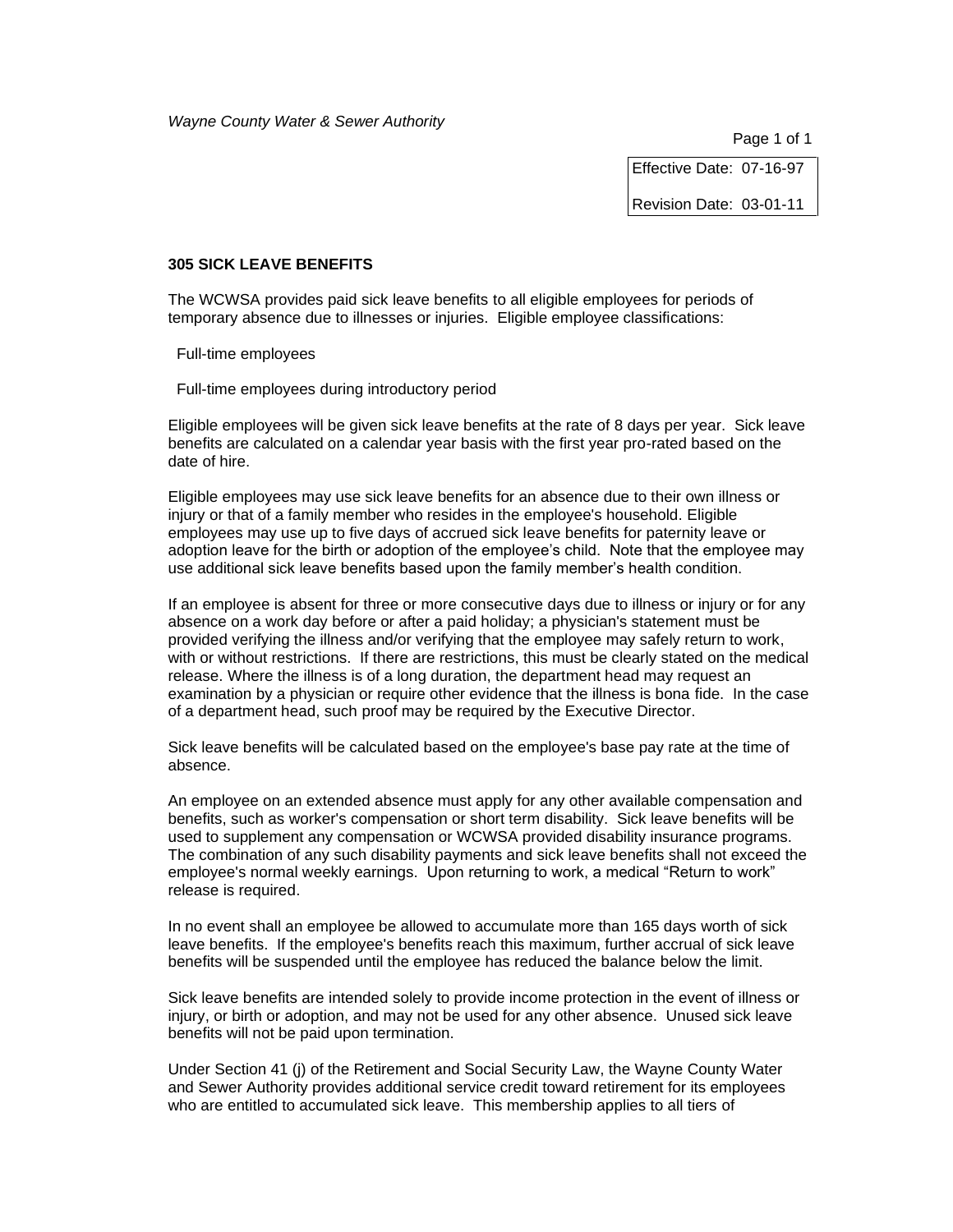*Wayne County Water & Sewer Authority*

Effective Date: 07-16-97

Revision Date: 03-01-11

**305 SICK LEAVE BENEFITS**

The WCWSA provides paid sick leave benefits to all eligible employees for periods of temporary absence due to illnesses or injuries. Eligible employee classifications:

Full-time employees

Full-time employees during introductory period

Eligible employees will be given sick leave benefits at the rate of 8 days per year. Sick leave benefits are calculated on a calendar year basis with the first year pro-rated based on the date of hire.

Eligible employees may use sick leave benefits for an absence due to their own illness or injury or that of a family member who resides in the employee's household. Eligible employees may use up to five days of accrued sick leave benefits for paternity leave or adoption leave for the birth or adoption of the employee's child. Note that the employee may use additional sick leave benefits based upon the family member's health condition.

If an employee is absent for three or more consecutive days due to illness or injury or for any absence on a work day before or after a paid holiday; a physician's statement must be provided verifying the illness and/or verifying that the employee may safely return to work, with or without restrictions. If there are restrictions, this must be clearly stated on the medical release. Where the illness is of a long duration, the department head may request an examination by a physician or require other evidence that the illness is bona fide. In the case of a department head, such proof may be required by the Executive Director.

Sick leave benefits will be calculated based on the employee's base pay rate at the time of absence.

An employee on an extended absence must apply for any other available compensation and benefits, such as worker's compensation or short term disability. Sick leave benefits will be used to supplement any compensation or WCWSA provided disability insurance programs. The combination of any such disability payments and sick leave benefits shall not exceed the employee's normal weekly earnings. Upon returning to work, a medical "Return to work" release is required.

In no event shall an employee be allowed to accumulate more than 165 days worth of sick leave benefits. If the employee's benefits reach this maximum, further accrual of sick leave benefits will be suspended until the employee has reduced the balance below the limit.

Sick leave benefits are intended solely to provide income protection in the event of illness or injury, or birth or adoption, and may not be used for any other absence. Unused sick leave benefits will not be paid upon termination.

Under Section 41 (j) of the Retirement and Social Security Law, the Wayne County Water and Sewer Authority provides additional service credit toward retirement for its employees who are entitled to accumulated sick leave. This membership applies to all tiers of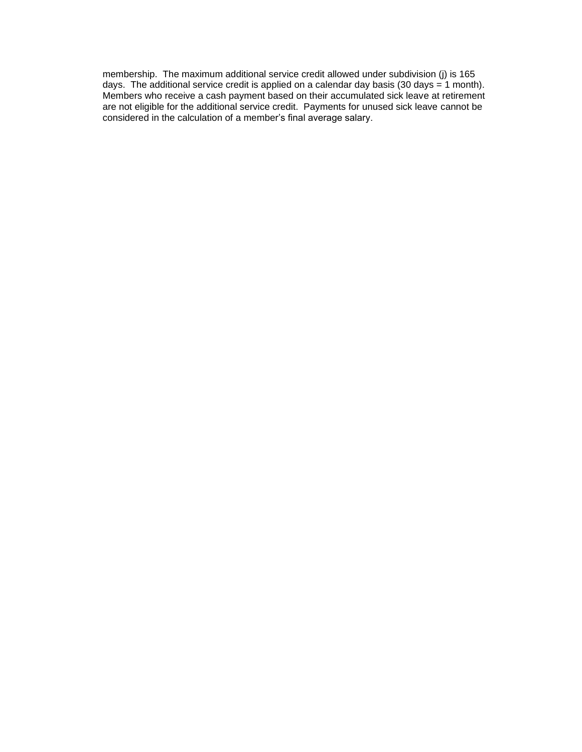membership. The maximum additional service credit allowed under subdivision (j) is 165 days. The additional service credit is applied on a calendar day basis (30 days = 1 month). Members who receive a cash payment based on their accumulated sick leave at retirement are not eligible for the additional service credit. Payments for unused sick leave cannot be considered in the calculation of a member's final average salary.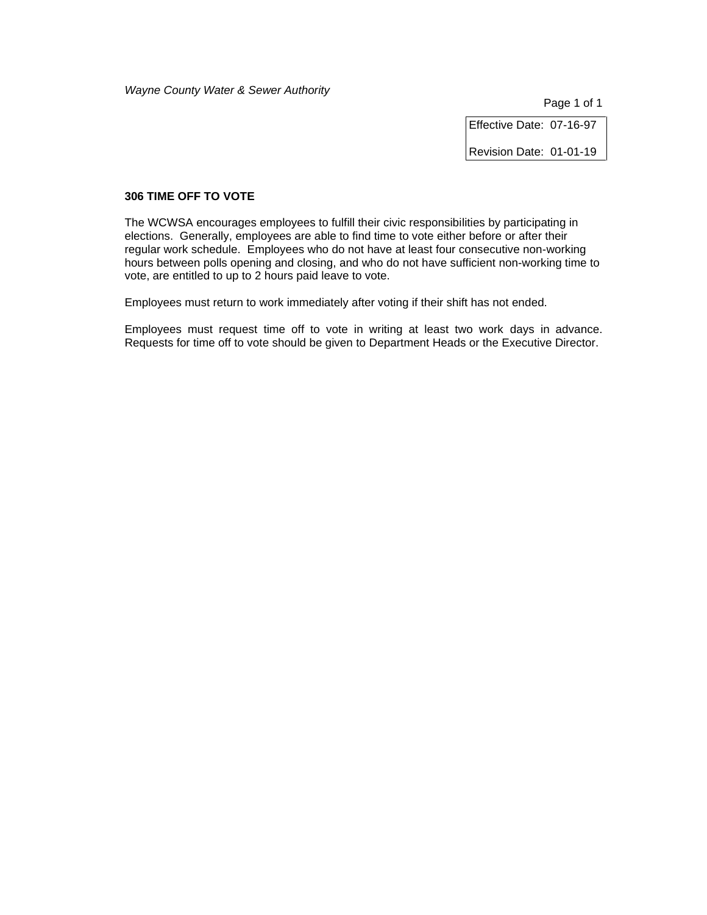Effective Date: 07-16-97

Revision Date: 01-01-19

## 306 TIME OFF TO VOTE

The WCWSA encourages employees to fulfill their civic responsibilities by participating in elections. Generally, employees are able to find time to vote either before or after their regular work schedule. Employees who do not have at least four consecutive non-working hours between polls opening and closing, and who do not have sufficient non-working time to vote, are entitled to up to 2 hours paid leave to vote.

Employees must return to work immediately after voting if their shift has not ended.

Employees must request time off to vote in writing at least two work days in advance. Requests for time off to vote should be given to Department Heads or the Executive Director.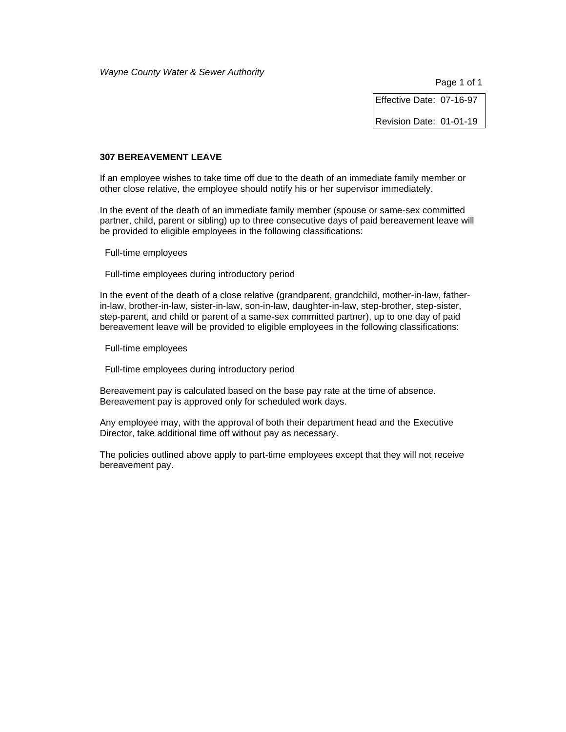*Wayne County Water & Sewer Authority*

| Effective Date: 07-16-97 |
|---|
| Revision Date: 01-01-19 |

### 307 BEREAVEMENT LEAVE

If an employee wishes to take time off due to the death of an immediate family member or other close relative, the employee should notify his or her supervisor immediately.

In the event of the death of an immediate family member (spouse or same-sex committed partner, child, parent or sibling) up to three consecutive days of paid bereavement leave will be provided to eligible employees in the following classifications:

- Full-time employees
- Full-time employees during introductory period

In the event of the death of a close relative (grandparent, grandchild, mother-in-law, father-in-law, brother-in-law, sister-in-law, son-in-law, daughter-in-law, step-brother, step-sister, step-parent, and child or parent of a same-sex committed partner), up to one day of paid bereavement leave will be provided to eligible employees in the following classifications:

- Full-time employees
- Full-time employees during introductory period

Bereavement pay is calculated based on the base pay rate at the time of absence. Bereavement pay is approved only for scheduled work days.

Any employee may, with the approval of both their department head and the Executive Director, take additional time off without pay as necessary.

The policies outlined above apply to part-time employees except that they will not receive bereavement pay.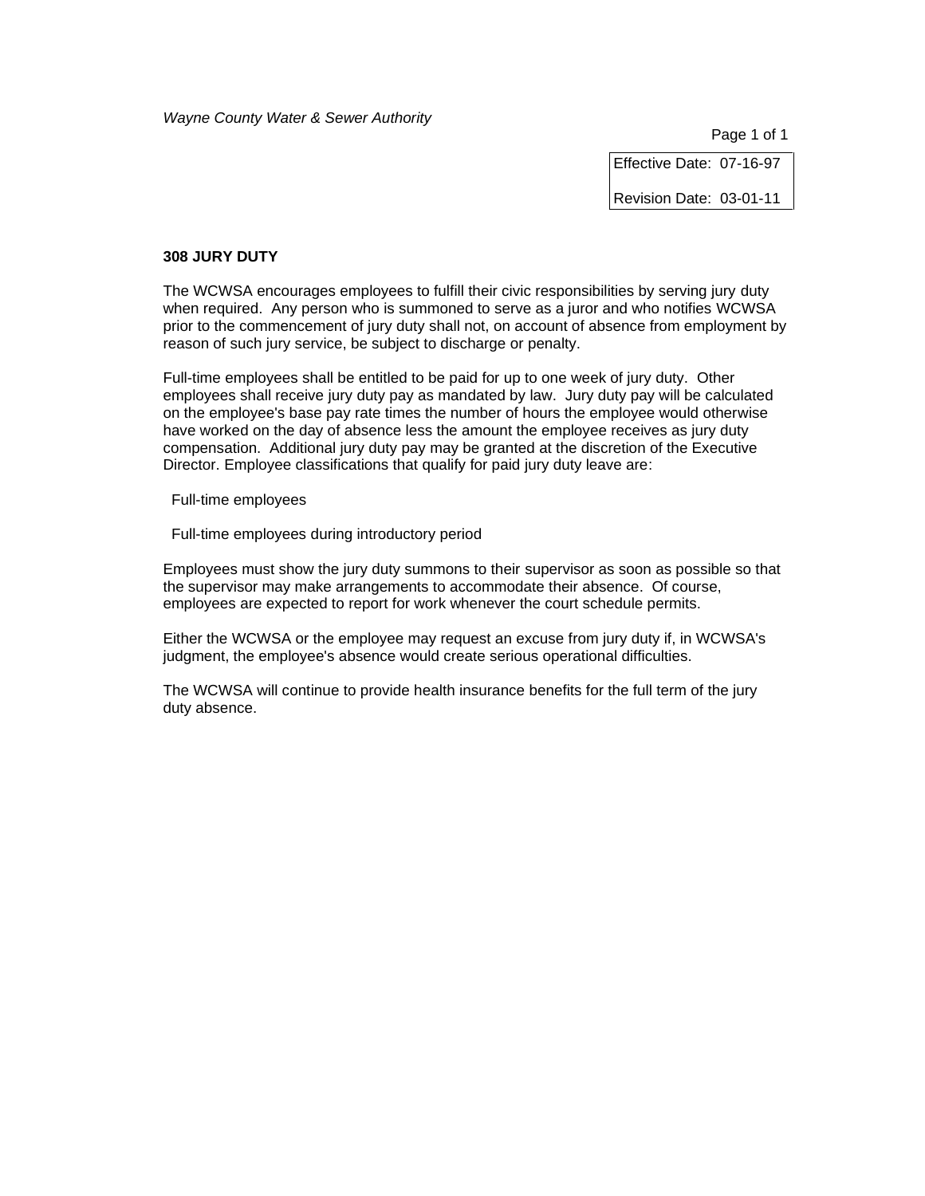Effective Date: 07-16-97

Revision Date: 03-01-11

## 308 JURY DUTY

The WCWSA encourages employees to fulfill their civic responsibilities by serving jury duty when required. Any person who is summoned to serve as a juror and who notifies WCWSA prior to the commencement of jury duty shall not, on account of absence from employment by reason of such jury service, be subject to discharge or penalty.

Full-time employees shall be entitled to be paid for up to one week of jury duty. Other employees shall receive jury duty pay as mandated by law. Jury duty pay will be calculated on the employee's base pay rate times the number of hours the employee would otherwise have worked on the day of absence less the amount the employee receives as jury duty compensation. Additional jury duty pay may be granted at the discretion of the Executive Director. Employee classifications that qualify for paid jury duty leave are:

Full-time employees

Full-time employees during introductory period

Employees must show the jury duty summons to their supervisor as soon as possible so that the supervisor may make arrangements to accommodate their absence. Of course, employees are expected to report for work whenever the court schedule permits.

Either the WCWSA or the employee may request an excuse from jury duty if, in WCWSA's judgment, the employee's absence would create serious operational difficulties.

The WCWSA will continue to provide health insurance benefits for the full term of the jury duty absence.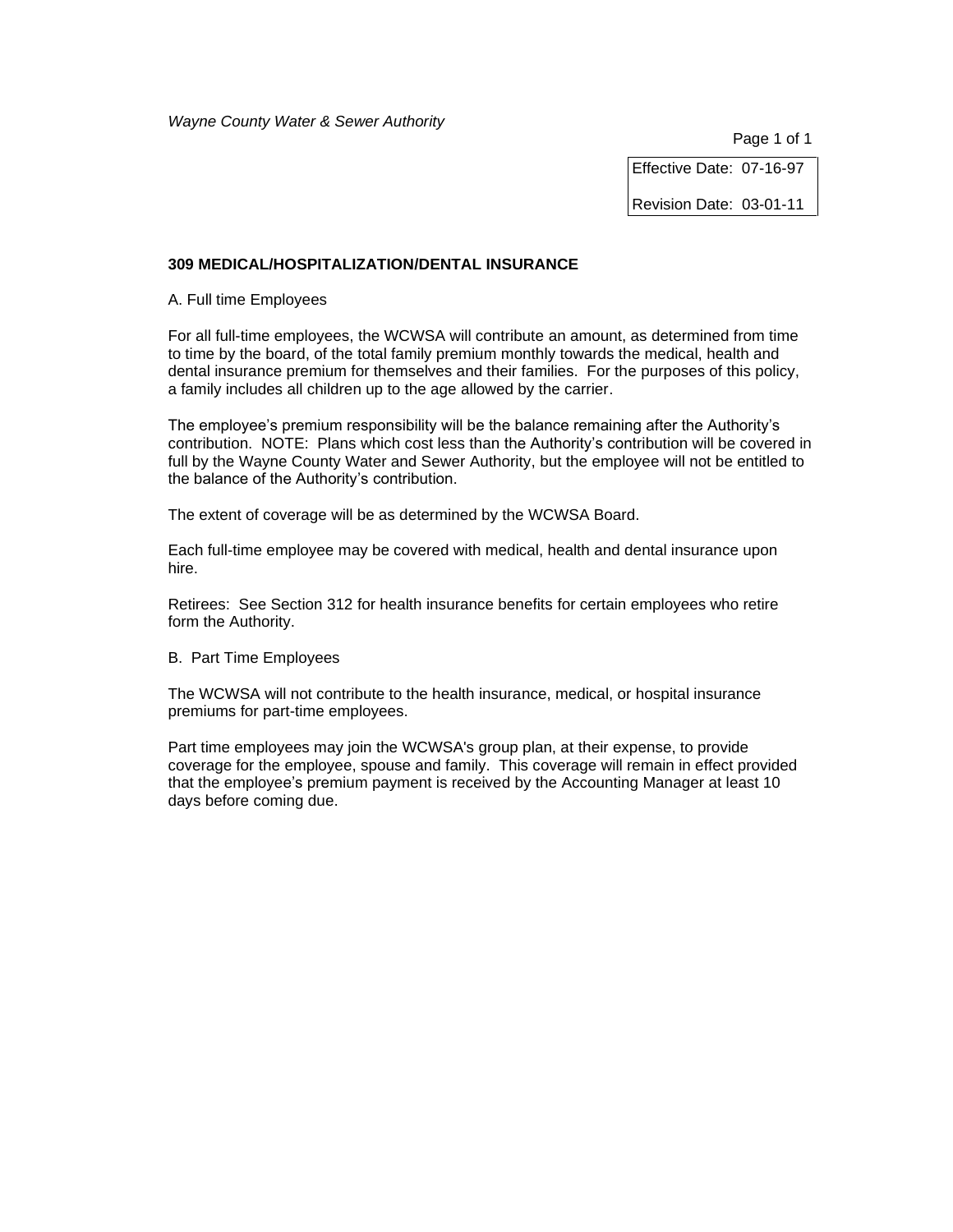*Wayne County Water & Sewer Authority*

Effective Date: 07-16-97

Revision Date: 03-01-11

**309 MEDICAL/HOSPITALIZATION/DENTAL INSURANCE**

A. Full time Employees

For all full-time employees, the WCWSA will contribute an amount, as determined from time to time by the board, of the total family premium monthly towards the medical, health and dental insurance premium for themselves and their families. For the purposes of this policy, a family includes all children up to the age allowed by the carrier.

The employee's premium responsibility will be the balance remaining after the Authority's contribution. NOTE: Plans which cost less than the Authority's contribution will be covered in full by the Wayne County Water and Sewer Authority, but the employee will not be entitled to the balance of the Authority's contribution.

The extent of coverage will be as determined by the WCWSA Board.

Each full-time employee may be covered with medical, health and dental insurance upon hire.

Retirees: See Section 312 for health insurance benefits for certain employees who retire form the Authority.

B. Part Time Employees

The WCWSA will not contribute to the health insurance, medical, or hospital insurance premiums for part-time employees.

Part time employees may join the WCWSA's group plan, at their expense, to provide coverage for the employee, spouse and family. This coverage will remain in effect provided that the employee's premium payment is received by the Accounting Manager at least 10 days before coming due.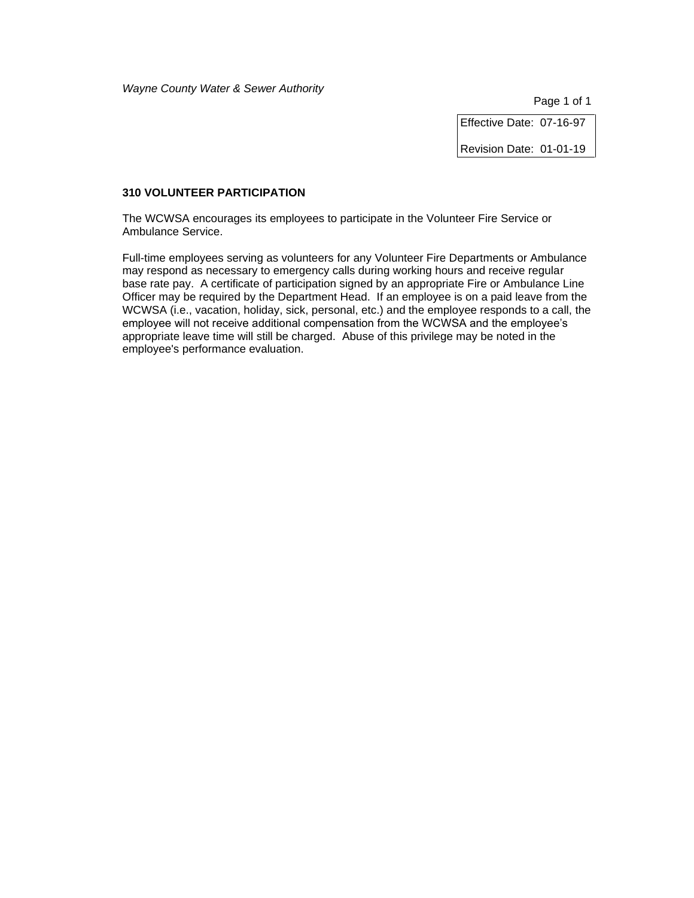Effective Date: 07-16-97

Revision Date: 01-01-19

## 310 VOLUNTEER PARTICIPATION

The WCWSA encourages its employees to participate in the Volunteer Fire Service or Ambulance Service.

Full-time employees serving as volunteers for any Volunteer Fire Departments or Ambulance may respond as necessary to emergency calls during working hours and receive regular base rate pay. A certificate of participation signed by an appropriate Fire or Ambulance Line Officer may be required by the Department Head. If an employee is on a paid leave from the WCWSA (i.e., vacation, holiday, sick, personal, etc.) and the employee responds to a call, the employee will not receive additional compensation from the WCWSA and the employee's appropriate leave time will still be charged. Abuse of this privilege may be noted in the employee's performance evaluation.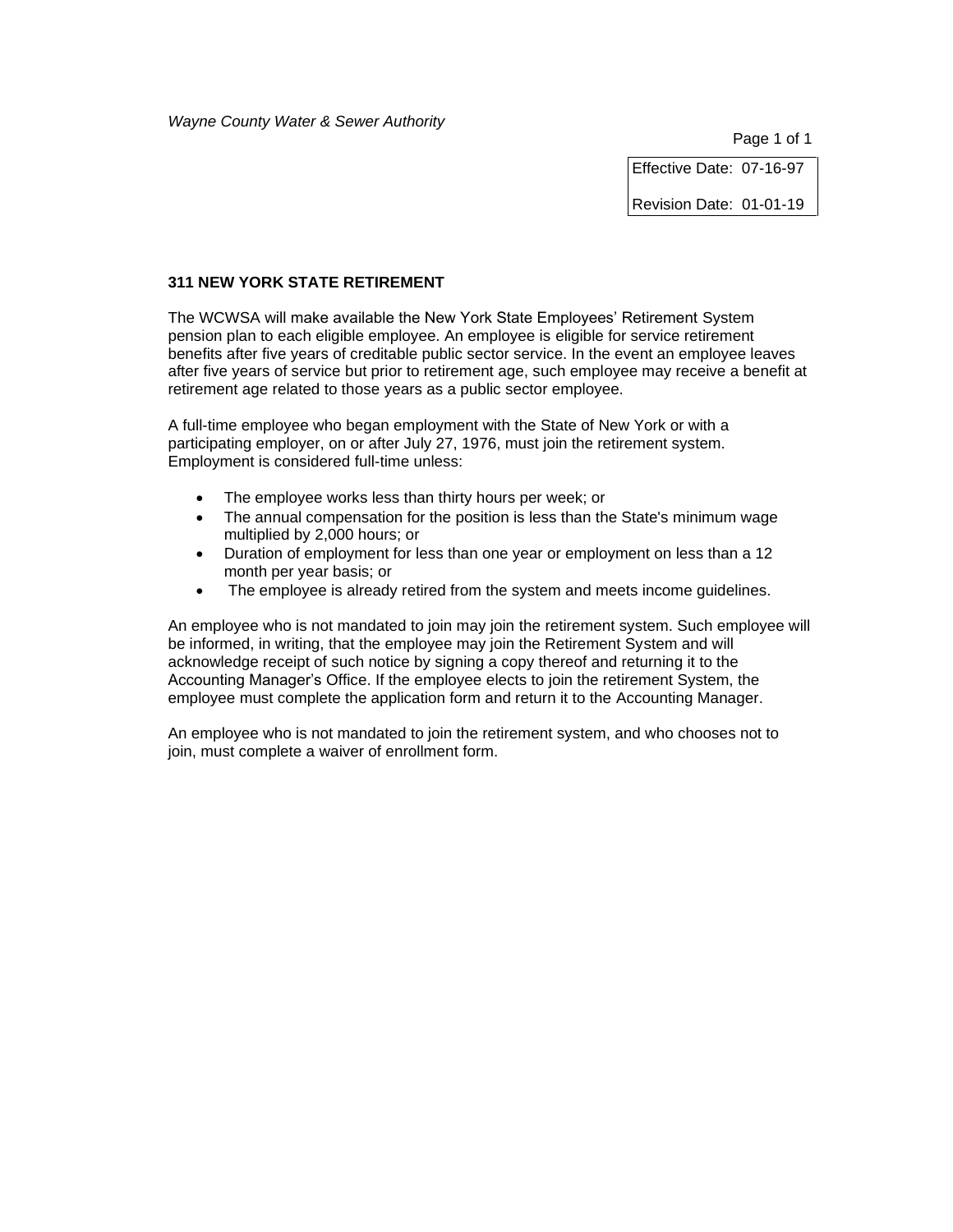# 311 NEW YORK STATE RETIREMENT

The WCWSA will make available the New York State Employees' Retirement System pension plan to each eligible employee. An employee is eligible for service retirement benefits after five years of creditable public sector service. In the event an employee leaves after five years of service but prior to retirement age, such employee may receive a benefit at retirement age related to those years as a public sector employee.

A full-time employee who began employment with the State of New York or with a participating employer, on or after July 27, 1976, must join the retirement system. Employment is considered full-time unless:

- The employee works less than thirty hours per week; or
- The annual compensation for the position is less than the State's minimum wage multiplied by 2,000 hours; or
- Duration of employment for less than one year or employment on less than a 12 month per year basis; or
- The employee is already retired from the system and meets income guidelines.

An employee who is not mandated to join may join the retirement system. Such employee will be informed, in writing, that the employee may join the Retirement System and will acknowledge receipt of such notice by signing a copy thereof and returning it to the Accounting Manager's Office. If the employee elects to join the retirement System, the employee must complete the application form and return it to the Accounting Manager.

An employee who is not mandated to join the retirement system, and who chooses not to join, must complete a waiver of enrollment form.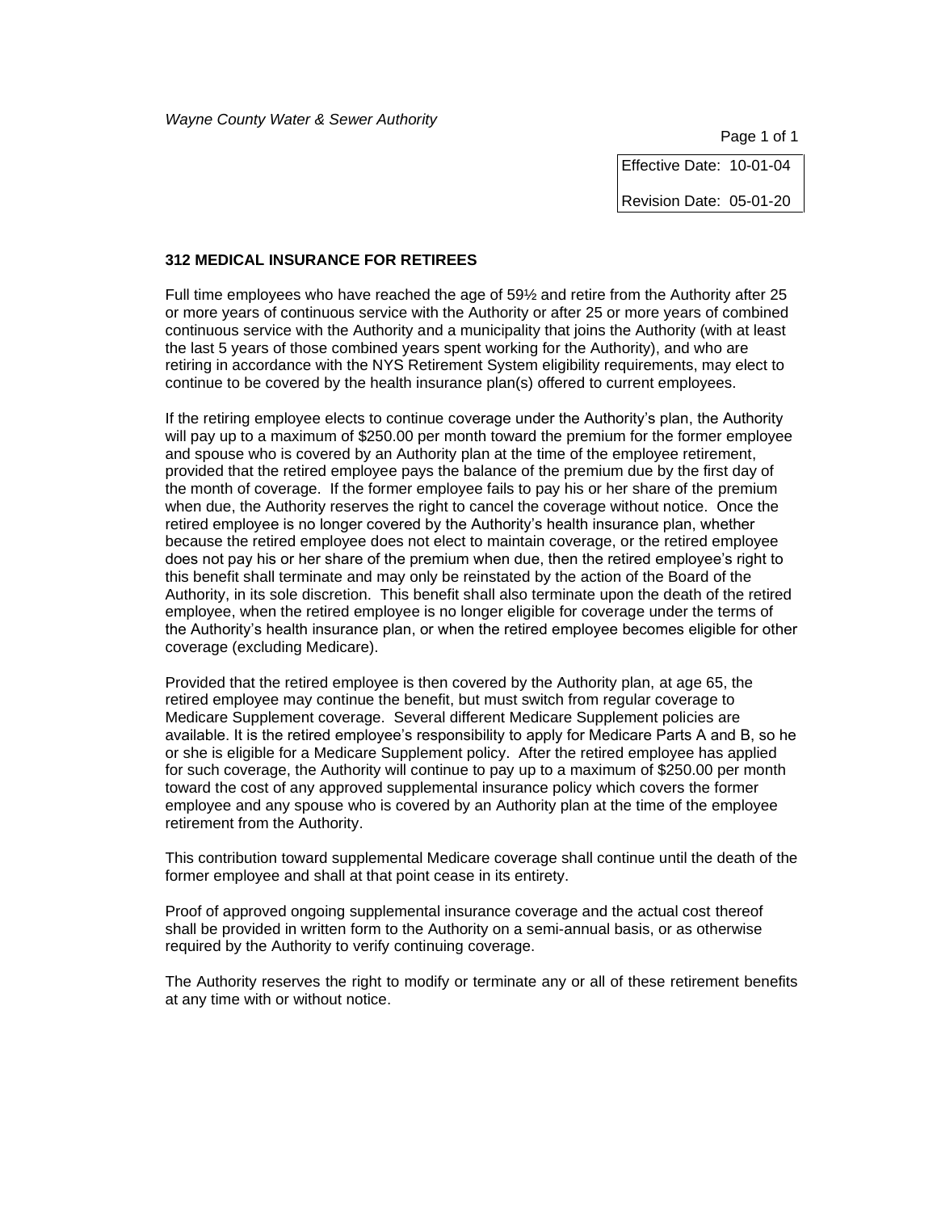*Wayne County Water & Sewer Authority*

| Effective Date: 10-01-04 |
| --- |
| Revision Date: 05-01-20 |

**312 MEDICAL INSURANCE FOR RETIREES**

Full time employees who have reached the age of 59½ and retire from the Authority after 25 or more years of continuous service with the Authority or after 25 or more years of combined continuous service with the Authority and a municipality that joins the Authority (with at least the last 5 years of those combined years spent working for the Authority), and who are retiring in accordance with the NYS Retirement System eligibility requirements, may elect to continue to be covered by the health insurance plan(s) offered to current employees.

If the retiring employee elects to continue coverage under the Authority's plan, the Authority will pay up to a maximum of $250.00 per month toward the premium for the former employee and spouse who is covered by an Authority plan at the time of the employee retirement, provided that the retired employee pays the balance of the premium due by the first day of the month of coverage. If the former employee fails to pay his or her share of the premium when due, the Authority reserves the right to cancel the coverage without notice. Once the retired employee is no longer covered by the Authority's health insurance plan, whether because the retired employee does not elect to maintain coverage, or the retired employee does not pay his or her share of the premium when due, then the retired employee's right to this benefit shall terminate and may only be reinstated by the action of the Board of the Authority, in its sole discretion. This benefit shall also terminate upon the death of the retired employee, when the retired employee is no longer eligible for coverage under the terms of the Authority's health insurance plan, or when the retired employee becomes eligible for other coverage (excluding Medicare).

Provided that the retired employee is then covered by the Authority plan, at age 65, the retired employee may continue the benefit, but must switch from regular coverage to Medicare Supplement coverage. Several different Medicare Supplement policies are available. It is the retired employee's responsibility to apply for Medicare Parts A and B, so he or she is eligible for a Medicare Supplement policy. After the retired employee has applied for such coverage, the Authority will continue to pay up to a maximum of $250.00 per month toward the cost of any approved supplemental insurance policy which covers the former employee and any spouse who is covered by an Authority plan at the time of the employee retirement from the Authority.

This contribution toward supplemental Medicare coverage shall continue until the death of the former employee and shall at that point cease in its entirety.

Proof of approved ongoing supplemental insurance coverage and the actual cost thereof shall be provided in written form to the Authority on a semi-annual basis, or as otherwise required by the Authority to verify continuing coverage.

The Authority reserves the right to modify or terminate any or all of these retirement benefits at any time with or without notice.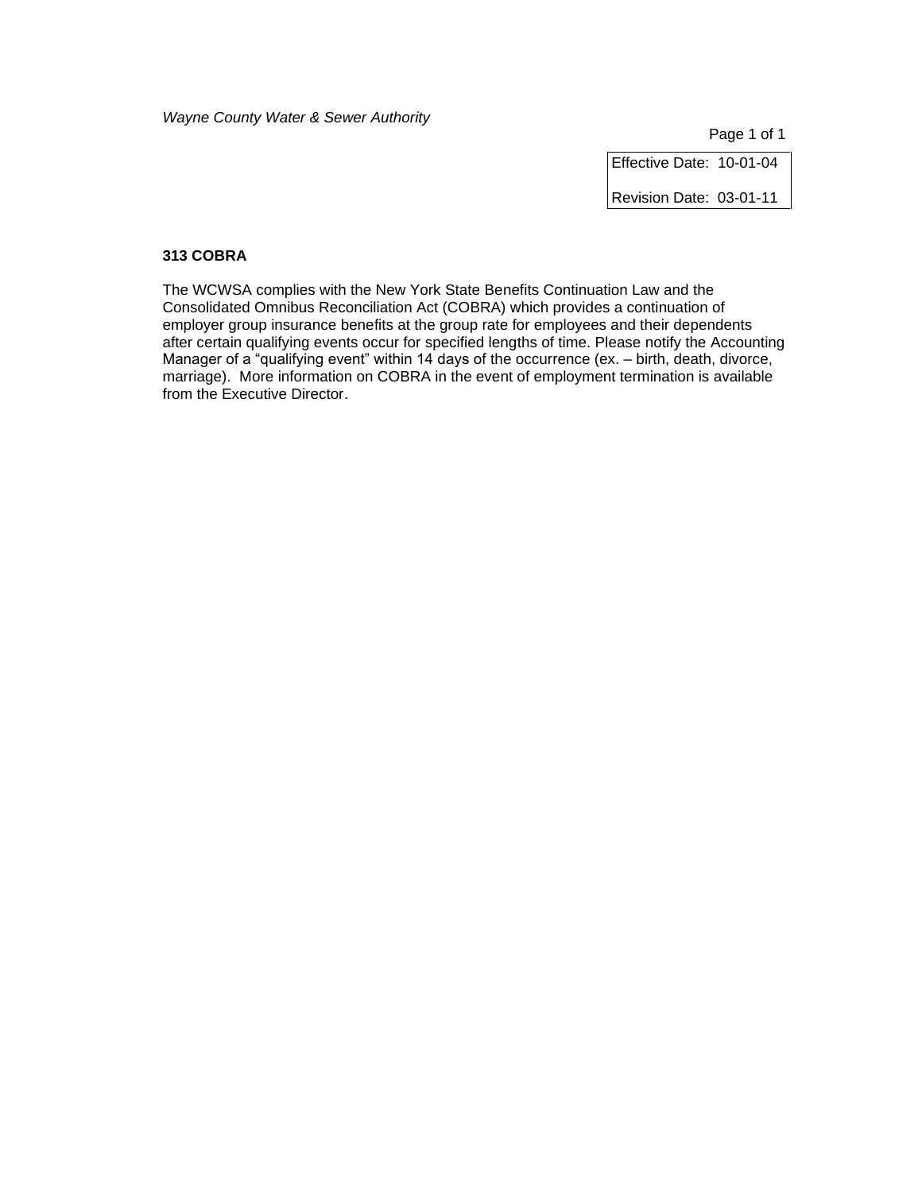*Wayne County Water & Sewer Authority*

| Effective Date: 10-01-04 |
| --- |
| Revision Date: 03-01-11 |

**313 COBRA**

The WCWSA complies with the New York State Benefits Continuation Law and the Consolidated Omnibus Reconciliation Act (COBRA) which provides a continuation of employer group insurance benefits at the group rate for employees and their dependents after certain qualifying events occur for specified lengths of time. Please notify the Accounting Manager of a “qualifying event” within 14 days of the occurrence (ex. – birth, death, divorce, marriage). More information on COBRA in the event of employment termination is available from the Executive Director.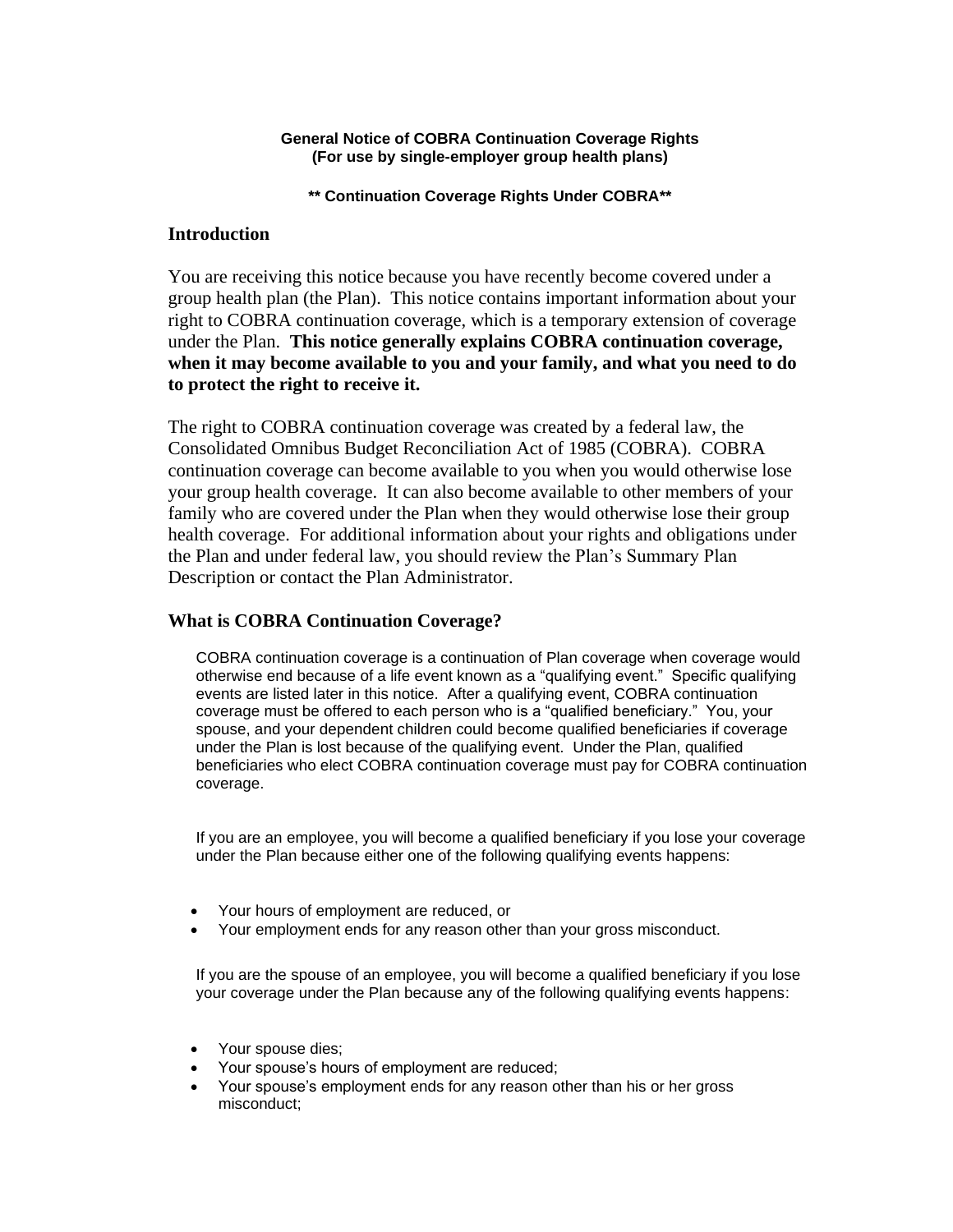**General Notice of COBRA Continuation Coverage Rights**
**(For use by single-employer group health plans)**

**\*\* Continuation Coverage Rights Under COBRA\*\***

## Introduction

You are receiving this notice because you have recently become covered under a group health plan (the Plan). This notice contains important information about your right to COBRA continuation coverage, which is a temporary extension of coverage under the Plan. **This notice generally explains COBRA continuation coverage, when it may become available to you and your family, and what you need to do to protect the right to receive it.**

The right to COBRA continuation coverage was created by a federal law, the Consolidated Omnibus Budget Reconciliation Act of 1985 (COBRA). COBRA continuation coverage can become available to you when you would otherwise lose your group health coverage. It can also become available to other members of your family who are covered under the Plan when they would otherwise lose their group health coverage. For additional information about your rights and obligations under the Plan and under federal law, you should review the Plan's Summary Plan Description or contact the Plan Administrator.

## What is COBRA Continuation Coverage?

COBRA continuation coverage is a continuation of Plan coverage when coverage would otherwise end because of a life event known as a "qualifying event." Specific qualifying events are listed later in this notice. After a qualifying event, COBRA continuation coverage must be offered to each person who is a "qualified beneficiary." You, your spouse, and your dependent children could become qualified beneficiaries if coverage under the Plan is lost because of the qualifying event. Under the Plan, qualified beneficiaries who elect COBRA continuation coverage must pay for COBRA continuation coverage.

If you are an employee, you will become a qualified beneficiary if you lose your coverage under the Plan because either one of the following qualifying events happens:

- Your hours of employment are reduced, or
- Your employment ends for any reason other than your gross misconduct.

If you are the spouse of an employee, you will become a qualified beneficiary if you lose your coverage under the Plan because any of the following qualifying events happens:

- Your spouse dies;
- Your spouse's hours of employment are reduced;
- Your spouse's employment ends for any reason other than his or her gross misconduct;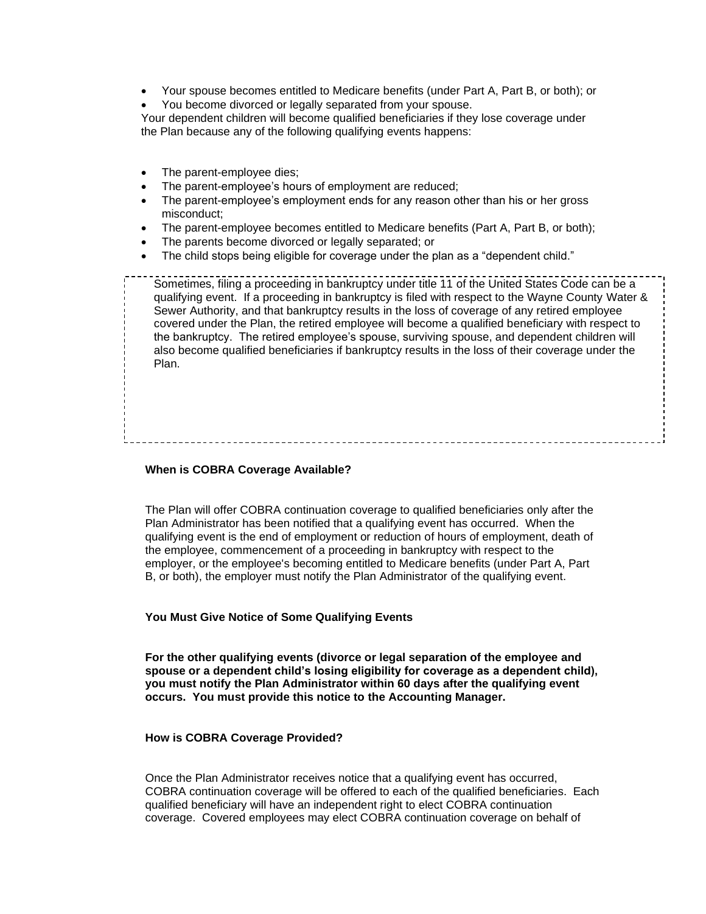- Your spouse becomes entitled to Medicare benefits (under Part A, Part B, or both); or
- You become divorced or legally separated from your spouse.

Your dependent children will become qualified beneficiaries if they lose coverage under the Plan because any of the following qualifying events happens:

- The parent-employee dies;
- The parent-employee's hours of employment are reduced;
- The parent-employee's employment ends for any reason other than his or her gross misconduct;
- The parent-employee becomes entitled to Medicare benefits (Part A, Part B, or both);
- The parents become divorced or legally separated; or
- The child stops being eligible for coverage under the plan as a "dependent child."

Sometimes, filing a proceeding in bankruptcy under title 11 of the United States Code can be a qualifying event. If a proceeding in bankruptcy is filed with respect to the Wayne County Water & Sewer Authority, and that bankruptcy results in the loss of coverage of any retired employee covered under the Plan, the retired employee will become a qualified beneficiary with respect to the bankruptcy. The retired employee's spouse, surviving spouse, and dependent children will also become qualified beneficiaries if bankruptcy results in the loss of their coverage under the Plan.

**When is COBRA Coverage Available?**

The Plan will offer COBRA continuation coverage to qualified beneficiaries only after the Plan Administrator has been notified that a qualifying event has occurred. When the qualifying event is the end of employment or reduction of hours of employment, death of the employee, commencement of a proceeding in bankruptcy with respect to the employer, or the employee's becoming entitled to Medicare benefits (under Part A, Part B, or both), the employer must notify the Plan Administrator of the qualifying event.

**You Must Give Notice of Some Qualifying Events**

**For the other qualifying events (divorce or legal separation of the employee and spouse or a dependent child's losing eligibility for coverage as a dependent child), you must notify the Plan Administrator within 60 days after the qualifying event occurs. You must provide this notice to the Accounting Manager.**

**How is COBRA Coverage Provided?**

Once the Plan Administrator receives notice that a qualifying event has occurred, COBRA continuation coverage will be offered to each of the qualified beneficiaries. Each qualified beneficiary will have an independent right to elect COBRA continuation coverage. Covered employees may elect COBRA continuation coverage on behalf of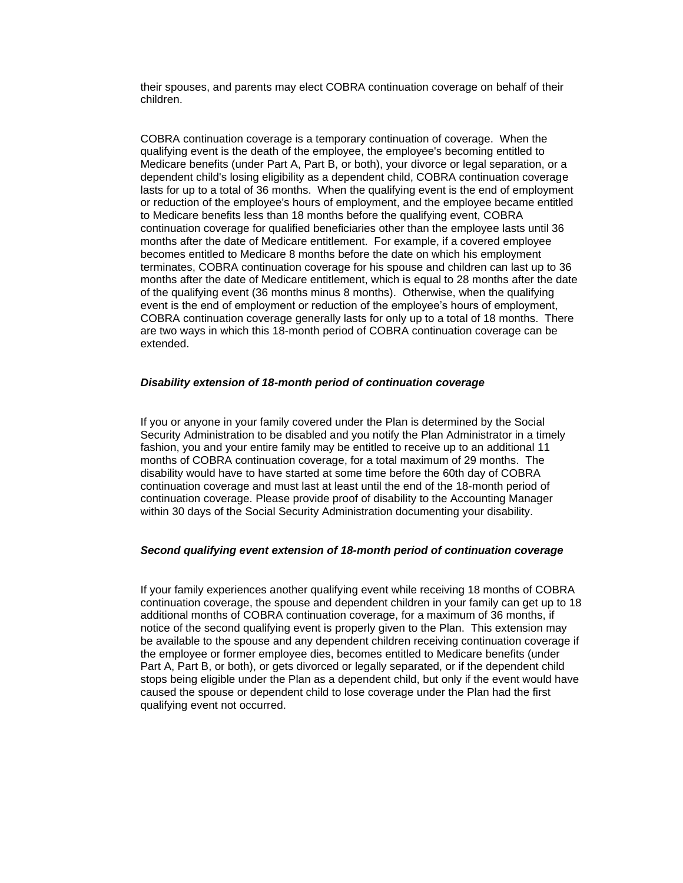their spouses, and parents may elect COBRA continuation coverage on behalf of their children.

COBRA continuation coverage is a temporary continuation of coverage. When the qualifying event is the death of the employee, the employee's becoming entitled to Medicare benefits (under Part A, Part B, or both), your divorce or legal separation, or a dependent child's losing eligibility as a dependent child, COBRA continuation coverage lasts for up to a total of 36 months. When the qualifying event is the end of employment or reduction of the employee's hours of employment, and the employee became entitled to Medicare benefits less than 18 months before the qualifying event, COBRA continuation coverage for qualified beneficiaries other than the employee lasts until 36 months after the date of Medicare entitlement. For example, if a covered employee becomes entitled to Medicare 8 months before the date on which his employment terminates, COBRA continuation coverage for his spouse and children can last up to 36 months after the date of Medicare entitlement, which is equal to 28 months after the date of the qualifying event (36 months minus 8 months). Otherwise, when the qualifying event is the end of employment or reduction of the employee's hours of employment, COBRA continuation coverage generally lasts for only up to a total of 18 months. There are two ways in which this 18-month period of COBRA continuation coverage can be extended.

***Disability extension of 18-month period of continuation coverage***

If you or anyone in your family covered under the Plan is determined by the Social Security Administration to be disabled and you notify the Plan Administrator in a timely fashion, you and your entire family may be entitled to receive up to an additional 11 months of COBRA continuation coverage, for a total maximum of 29 months. The disability would have to have started at some time before the 60th day of COBRA continuation coverage and must last at least until the end of the 18-month period of continuation coverage. Please provide proof of disability to the Accounting Manager within 30 days of the Social Security Administration documenting your disability.

***Second qualifying event extension of 18-month period of continuation coverage***

If your family experiences another qualifying event while receiving 18 months of COBRA continuation coverage, the spouse and dependent children in your family can get up to 18 additional months of COBRA continuation coverage, for a maximum of 36 months, if notice of the second qualifying event is properly given to the Plan. This extension may be available to the spouse and any dependent children receiving continuation coverage if the employee or former employee dies, becomes entitled to Medicare benefits (under Part A, Part B, or both), or gets divorced or legally separated, or if the dependent child stops being eligible under the Plan as a dependent child, but only if the event would have caused the spouse or dependent child to lose coverage under the Plan had the first qualifying event not occurred.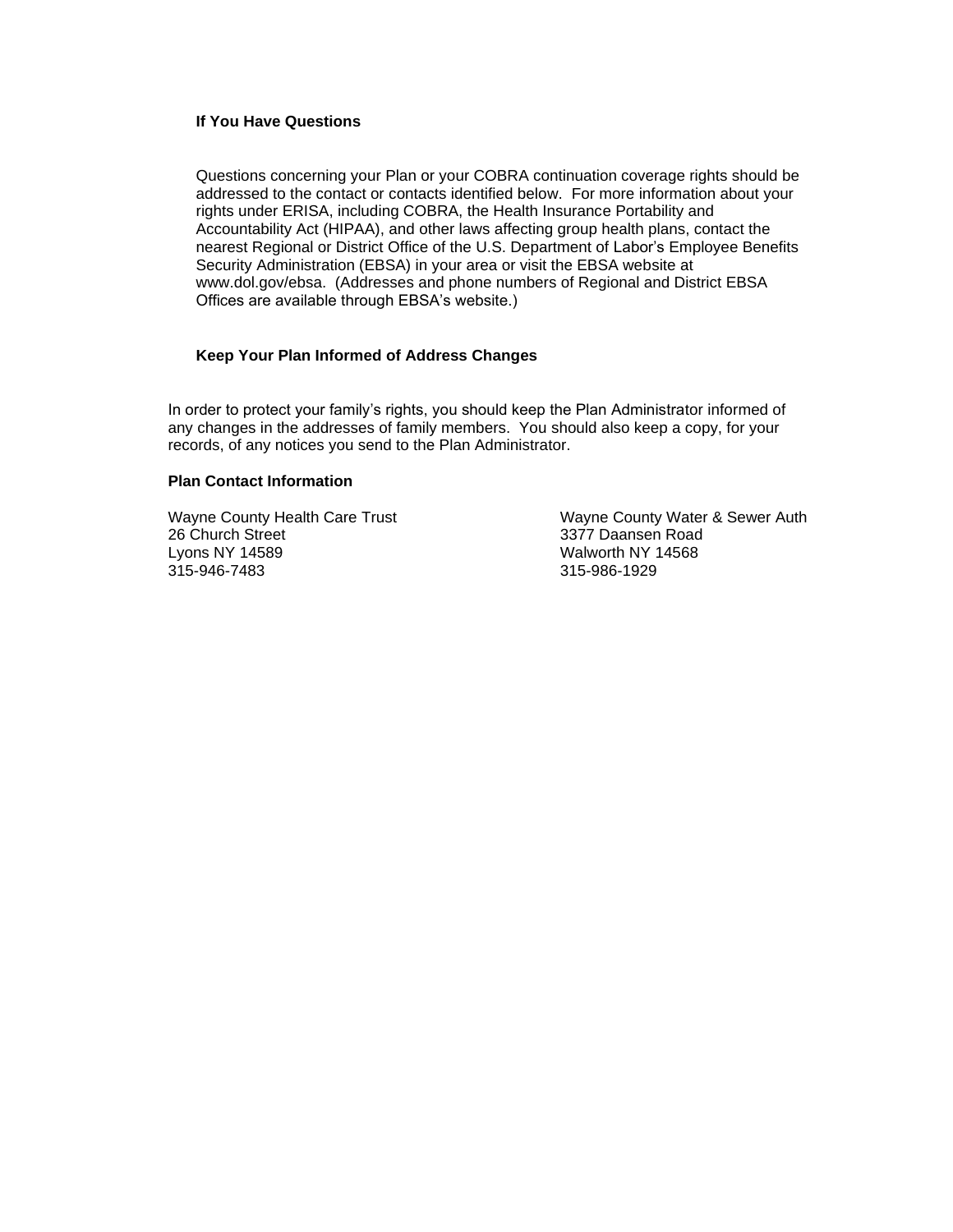### If You Have Questions

Questions concerning your Plan or your COBRA continuation coverage rights should be addressed to the contact or contacts identified below. For more information about your rights under ERISA, including COBRA, the Health Insurance Portability and Accountability Act (HIPAA), and other laws affecting group health plans, contact the nearest Regional or District Office of the U.S. Department of Labor's Employee Benefits Security Administration (EBSA) in your area or visit the EBSA website at www.dol.gov/ebsa. (Addresses and phone numbers of Regional and District EBSA Offices are available through EBSA's website.)

### Keep Your Plan Informed of Address Changes

In order to protect your family's rights, you should keep the Plan Administrator informed of any changes in the addresses of family members. You should also keep a copy, for your records, of any notices you send to the Plan Administrator.

### Plan Contact Information

Wayne County Health Care Trust
26 Church Street
Lyons NY 14589
315-946-7483

Wayne County Water & Sewer Auth
3377 Daansen Road
Walworth NY 14568
315-986-1929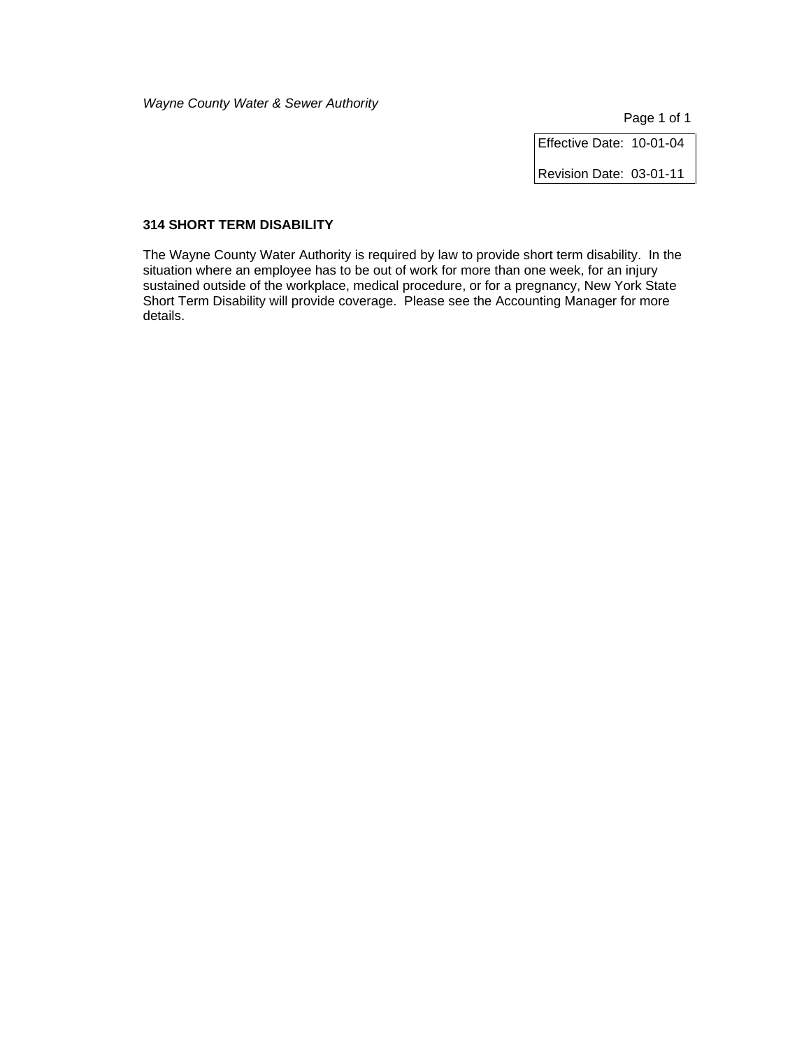Effective Date: 10-01-04

Revision Date: 03-01-11

**314 SHORT TERM DISABILITY**

The Wayne County Water Authority is required by law to provide short term disability. In the situation where an employee has to be out of work for more than one week, for an injury sustained outside of the workplace, medical procedure, or for a pregnancy, New York State Short Term Disability will provide coverage. Please see the Accounting Manager for more details.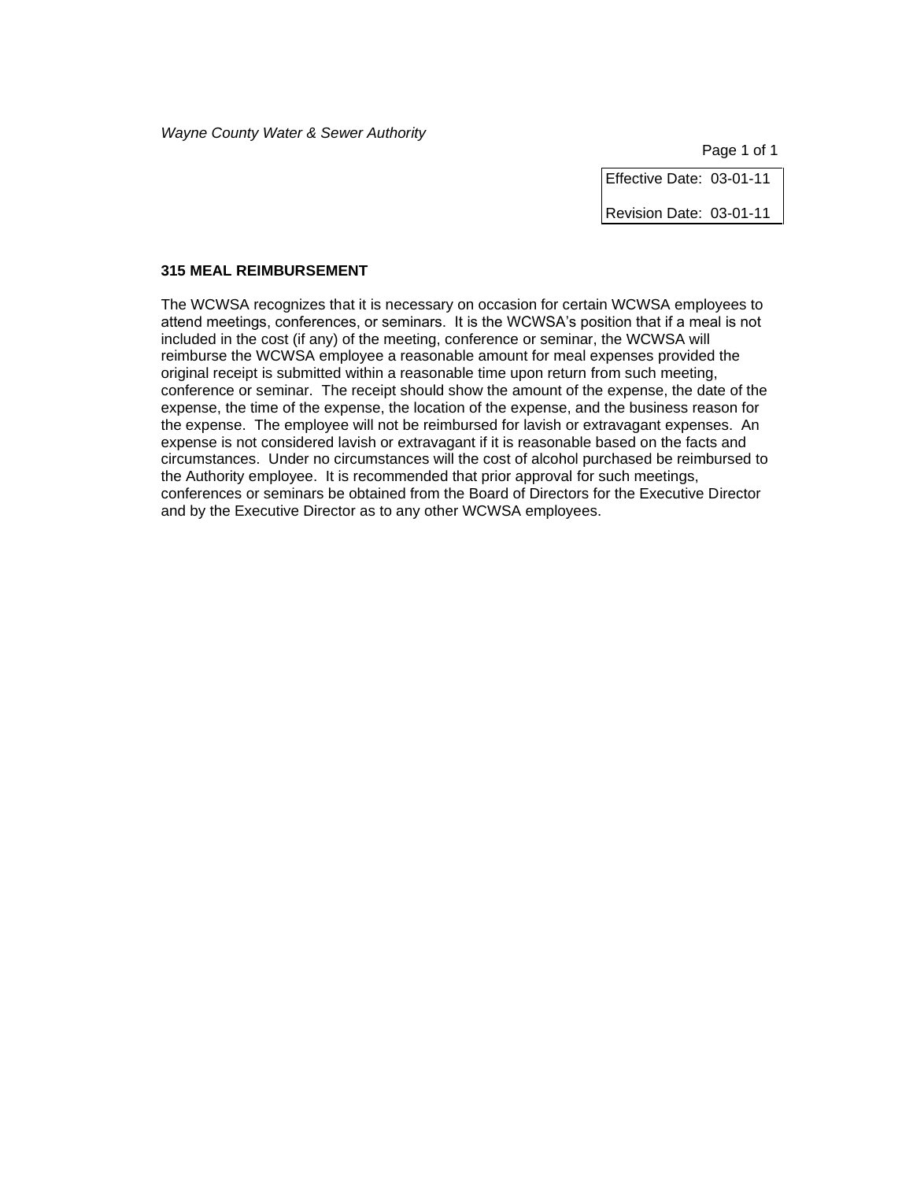*Wayne County Water & Sewer Authority*

| Effective Date: 03-01-11 |
| --- |
| Revision Date: 03-01-11 |

### 315 MEAL REIMBURSEMENT

The WCWSA recognizes that it is necessary on occasion for certain WCWSA employees to attend meetings, conferences, or seminars. It is the WCWSA's position that if a meal is not included in the cost (if any) of the meeting, conference or seminar, the WCWSA will reimburse the WCWSA employee a reasonable amount for meal expenses provided the original receipt is submitted within a reasonable time upon return from such meeting, conference or seminar. The receipt should show the amount of the expense, the date of the expense, the time of the expense, the location of the expense, and the business reason for the expense. The employee will not be reimbursed for lavish or extravagant expenses. An expense is not considered lavish or extravagant if it is reasonable based on the facts and circumstances. Under no circumstances will the cost of alcohol purchased be reimbursed to the Authority employee. It is recommended that prior approval for such meetings, conferences or seminars be obtained from the Board of Directors for the Executive Director and by the Executive Director as to any other WCWSA employees.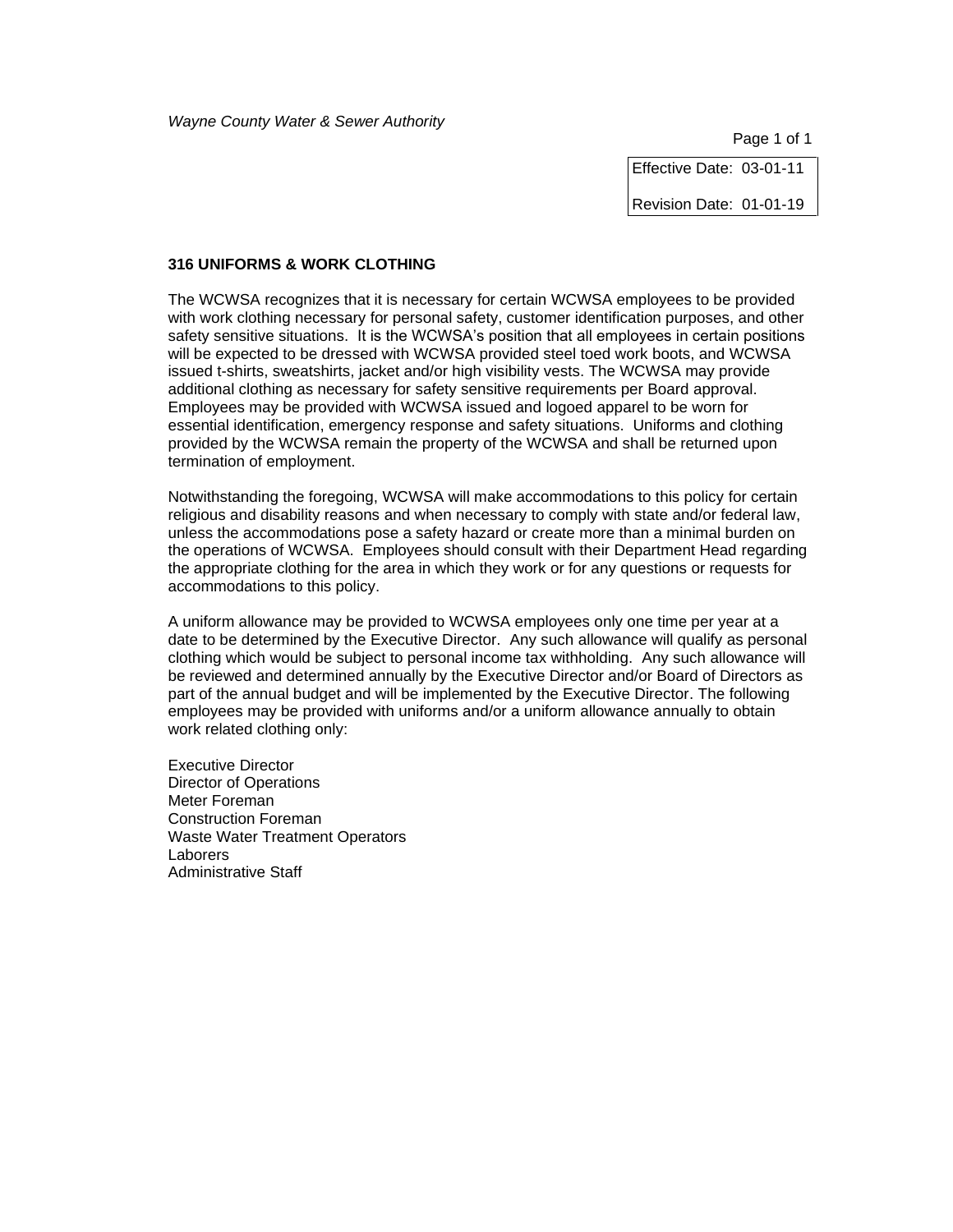*Wayne County Water & Sewer Authority*

| Effective Date: 03-01-11 |
|---|
| Revision Date: 01-01-19 |

**316 UNIFORMS & WORK CLOTHING**

The WCWSA recognizes that it is necessary for certain WCWSA employees to be provided with work clothing necessary for personal safety, customer identification purposes, and other safety sensitive situations. It is the WCWSA's position that all employees in certain positions will be expected to be dressed with WCWSA provided steel toed work boots, and WCWSA issued t-shirts, sweatshirts, jacket and/or high visibility vests. The WCWSA may provide additional clothing as necessary for safety sensitive requirements per Board approval. Employees may be provided with WCWSA issued and logoed apparel to be worn for essential identification, emergency response and safety situations. Uniforms and clothing provided by the WCWSA remain the property of the WCWSA and shall be returned upon termination of employment.

Notwithstanding the foregoing, WCWSA will make accommodations to this policy for certain religious and disability reasons and when necessary to comply with state and/or federal law, unless the accommodations pose a safety hazard or create more than a minimal burden on the operations of WCWSA. Employees should consult with their Department Head regarding the appropriate clothing for the area in which they work or for any questions or requests for accommodations to this policy.

A uniform allowance may be provided to WCWSA employees only one time per year at a date to be determined by the Executive Director. Any such allowance will qualify as personal clothing which would be subject to personal income tax withholding. Any such allowance will be reviewed and determined annually by the Executive Director and/or Board of Directors as part of the annual budget and will be implemented by the Executive Director. The following employees may be provided with uniforms and/or a uniform allowance annually to obtain work related clothing only:

Executive Director
Director of Operations
Meter Foreman
Construction Foreman
Waste Water Treatment Operators
Laborers
Administrative Staff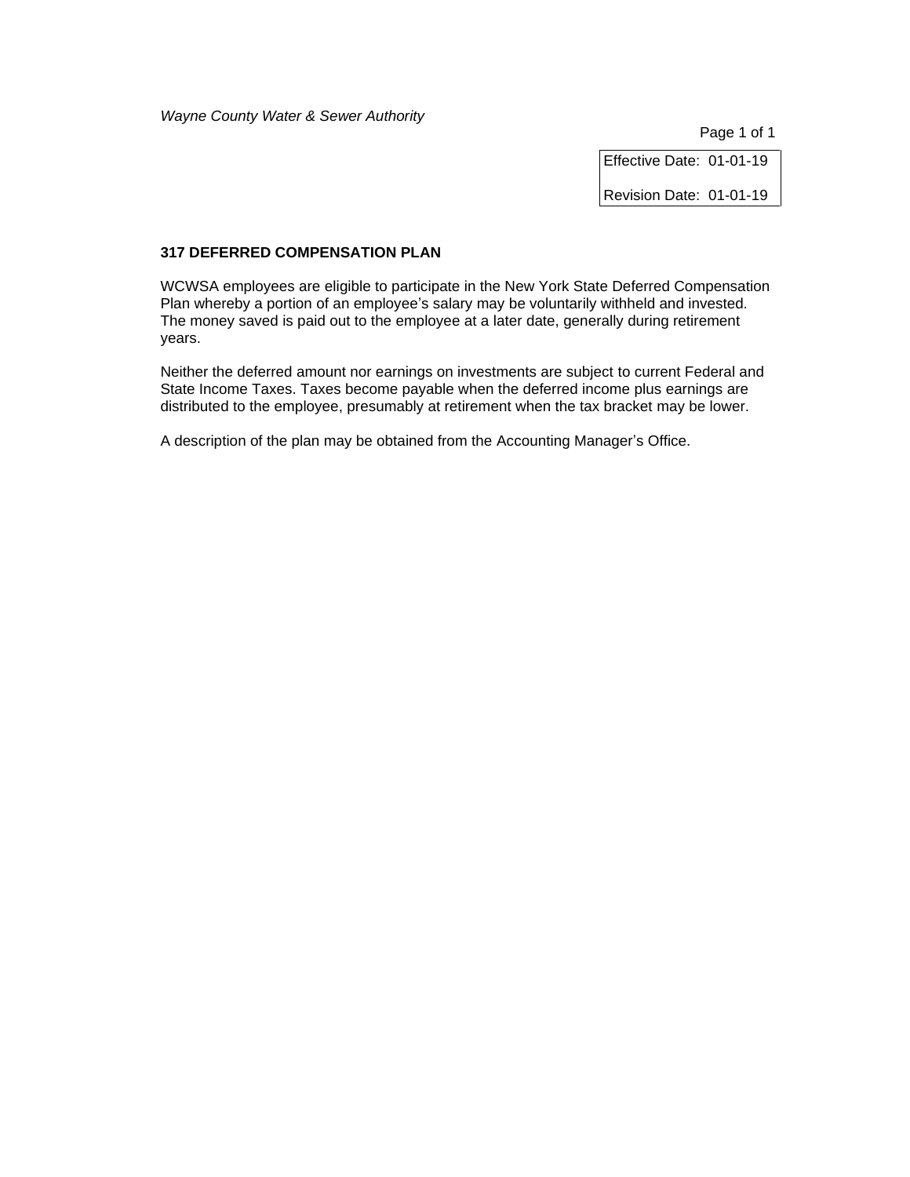Effective Date: 01-01-19

Revision Date: 01-01-19

## 317 DEFERRED COMPENSATION PLAN

WCWSA employees are eligible to participate in the New York State Deferred Compensation Plan whereby a portion of an employee's salary may be voluntarily withheld and invested. The money saved is paid out to the employee at a later date, generally during retirement years.

Neither the deferred amount nor earnings on investments are subject to current Federal and State Income Taxes. Taxes become payable when the deferred income plus earnings are distributed to the employee, presumably at retirement when the tax bracket may be lower.

A description of the plan may be obtained from the Accounting Manager's Office.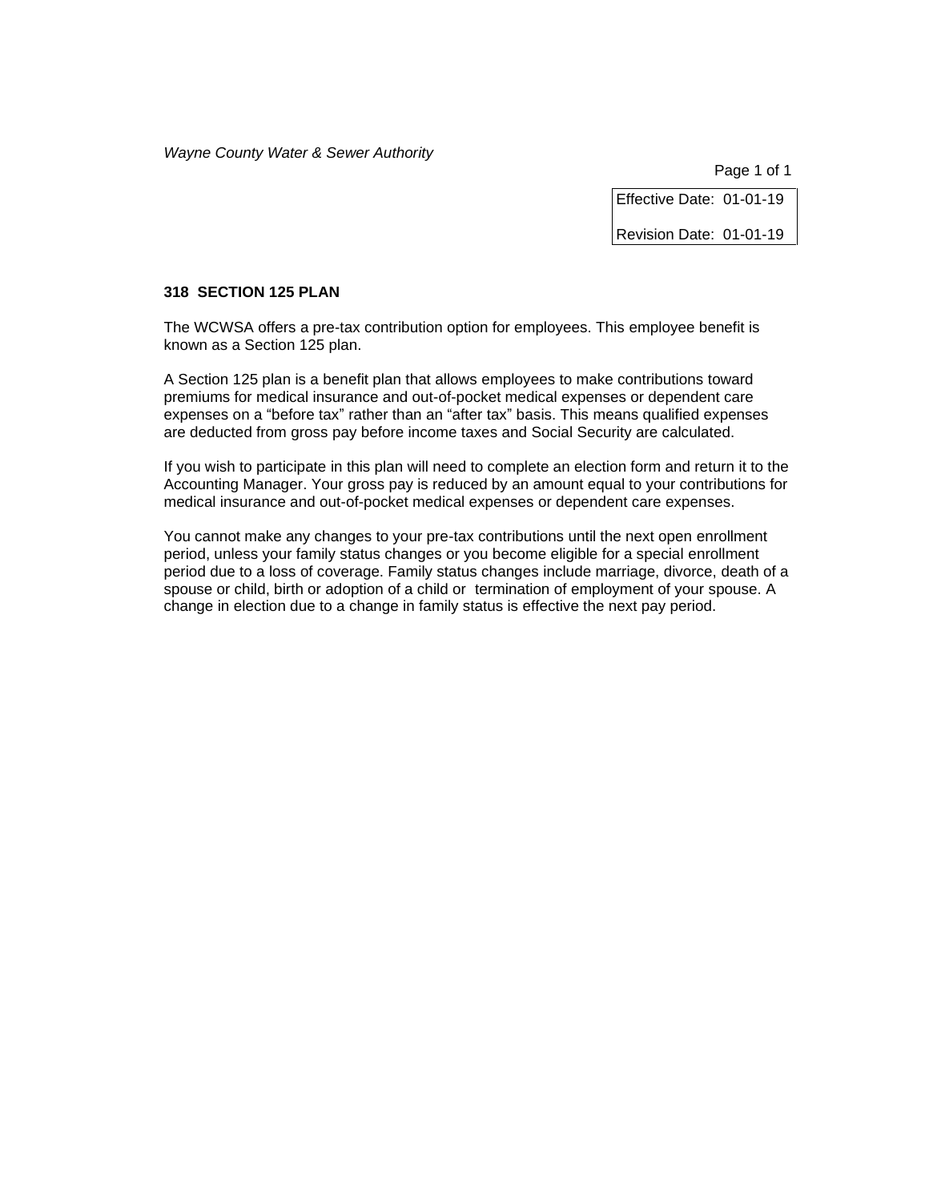*Wayne County Water & Sewer Authority*

| Effective Date: 01-01-19 |
| --- |
| Revision Date: 01-01-19 |

**318 SECTION 125 PLAN**

The WCWSA offers a pre-tax contribution option for employees. This employee benefit is known as a Section 125 plan.

A Section 125 plan is a benefit plan that allows employees to make contributions toward premiums for medical insurance and out-of-pocket medical expenses or dependent care expenses on a "before tax" rather than an "after tax" basis. This means qualified expenses are deducted from gross pay before income taxes and Social Security are calculated.

If you wish to participate in this plan will need to complete an election form and return it to the Accounting Manager. Your gross pay is reduced by an amount equal to your contributions for medical insurance and out-of-pocket medical expenses or dependent care expenses.

You cannot make any changes to your pre-tax contributions until the next open enrollment period, unless your family status changes or you become eligible for a special enrollment period due to a loss of coverage. Family status changes include marriage, divorce, death of a spouse or child, birth or adoption of a child or termination of employment of your spouse. A change in election due to a change in family status is effective the next pay period.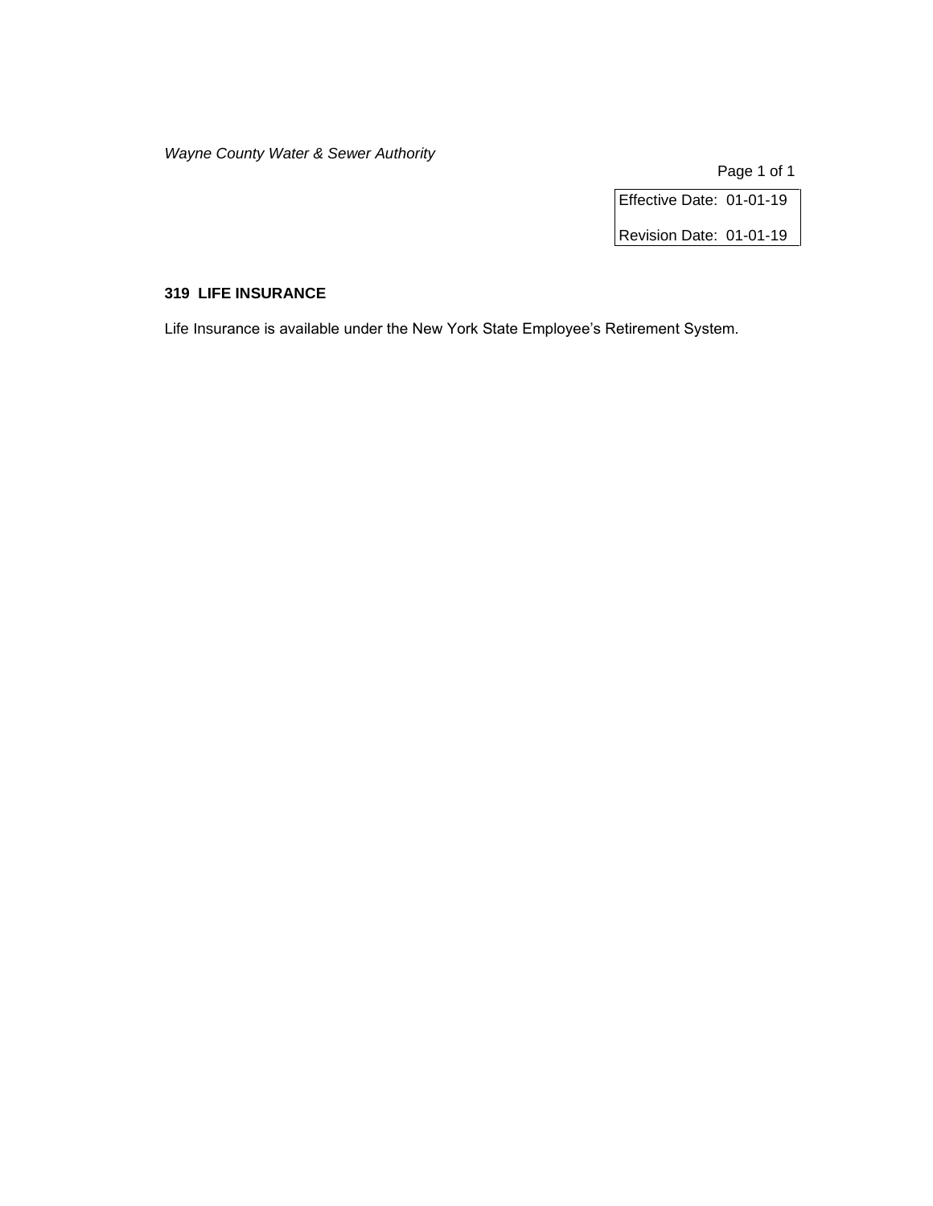## 319 LIFE INSURANCE

Life Insurance is available under the New York State Employee's Retirement System.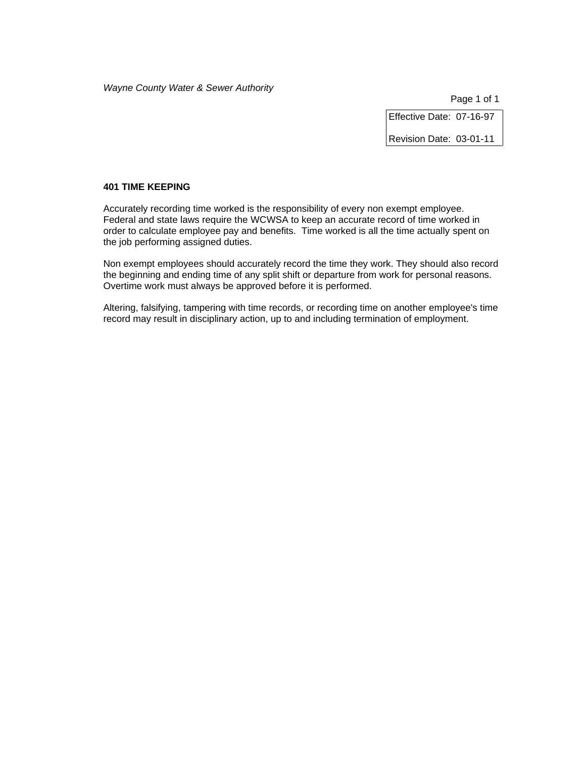*Wayne County Water & Sewer Authority*

| Effective Date: 07-16-97 |
| --- |
| Revision Date: 03-01-11 |

**401 TIME KEEPING**

Accurately recording time worked is the responsibility of every non exempt employee. Federal and state laws require the WCWSA to keep an accurate record of time worked in order to calculate employee pay and benefits. Time worked is all the time actually spent on the job performing assigned duties.

Non exempt employees should accurately record the time they work. They should also record the beginning and ending time of any split shift or departure from work for personal reasons. Overtime work must always be approved before it is performed.

Altering, falsifying, tampering with time records, or recording time on another employee's time record may result in disciplinary action, up to and including termination of employment.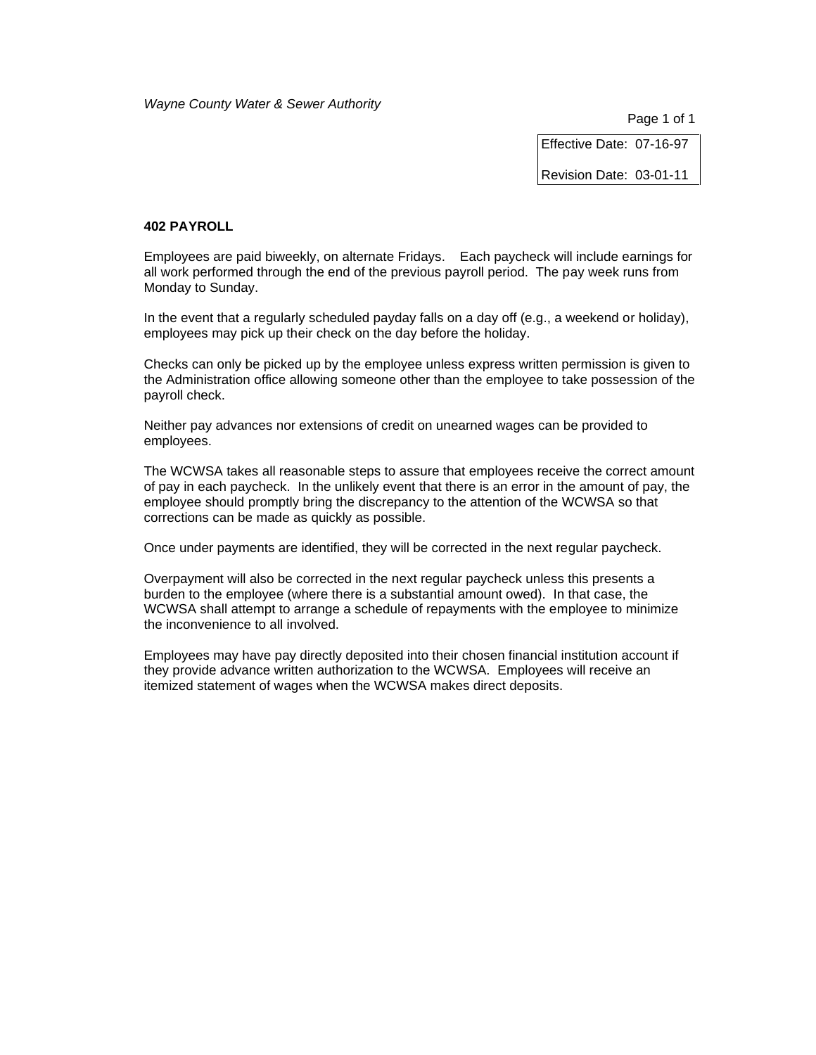Effective Date: 07-16-97

Revision Date: 03-01-11

**402 PAYROLL**

Employees are paid biweekly, on alternate Fridays. Each paycheck will include earnings for all work performed through the end of the previous payroll period. The pay week runs from Monday to Sunday.

In the event that a regularly scheduled payday falls on a day off (e.g., a weekend or holiday), employees may pick up their check on the day before the holiday.

Checks can only be picked up by the employee unless express written permission is given to the Administration office allowing someone other than the employee to take possession of the payroll check.

Neither pay advances nor extensions of credit on unearned wages can be provided to employees.

The WCWSA takes all reasonable steps to assure that employees receive the correct amount of pay in each paycheck. In the unlikely event that there is an error in the amount of pay, the employee should promptly bring the discrepancy to the attention of the WCWSA so that corrections can be made as quickly as possible.

Once under payments are identified, they will be corrected in the next regular paycheck.

Overpayment will also be corrected in the next regular paycheck unless this presents a burden to the employee (where there is a substantial amount owed). In that case, the WCWSA shall attempt to arrange a schedule of repayments with the employee to minimize the inconvenience to all involved.

Employees may have pay directly deposited into their chosen financial institution account if they provide advance written authorization to the WCWSA. Employees will receive an itemized statement of wages when the WCWSA makes direct deposits.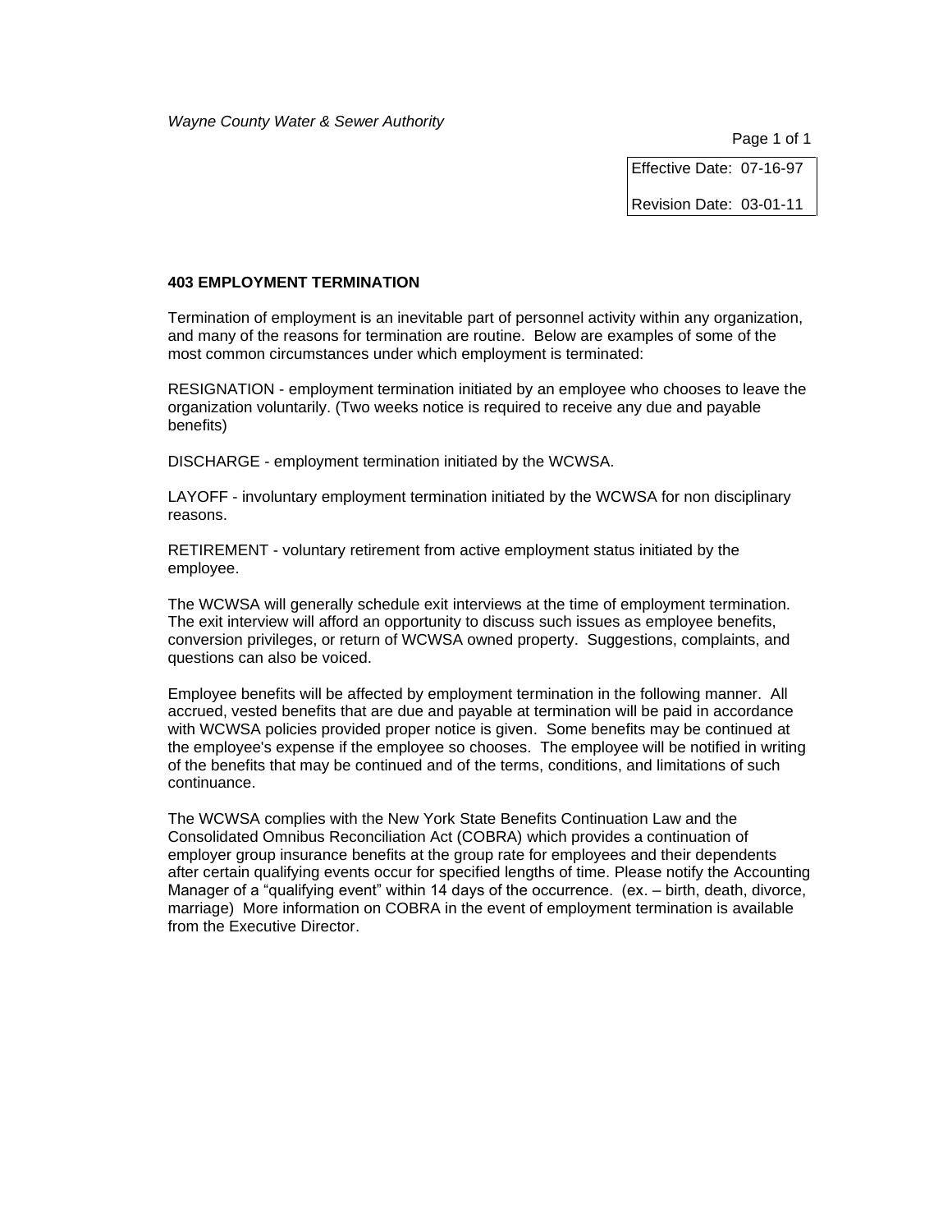*Wayne County Water & Sewer Authority*

| Effective Date: 07-16-97 |
|---|
| Revision Date: 03-01-11 |

### 403 EMPLOYMENT TERMINATION

Termination of employment is an inevitable part of personnel activity within any organization, and many of the reasons for termination are routine. Below are examples of some of the most common circumstances under which employment is terminated:

RESIGNATION - employment termination initiated by an employee who chooses to leave the organization voluntarily. (Two weeks notice is required to receive any due and payable benefits)

DISCHARGE - employment termination initiated by the WCWSA.

LAYOFF - involuntary employment termination initiated by the WCWSA for non disciplinary reasons.

RETIREMENT - voluntary retirement from active employment status initiated by the employee.

The WCWSA will generally schedule exit interviews at the time of employment termination. The exit interview will afford an opportunity to discuss such issues as employee benefits, conversion privileges, or return of WCWSA owned property. Suggestions, complaints, and questions can also be voiced.

Employee benefits will be affected by employment termination in the following manner. All accrued, vested benefits that are due and payable at termination will be paid in accordance with WCWSA policies provided proper notice is given. Some benefits may be continued at the employee's expense if the employee so chooses. The employee will be notified in writing of the benefits that may be continued and of the terms, conditions, and limitations of such continuance.

The WCWSA complies with the New York State Benefits Continuation Law and the Consolidated Omnibus Reconciliation Act (COBRA) which provides a continuation of employer group insurance benefits at the group rate for employees and their dependents after certain qualifying events occur for specified lengths of time. Please notify the Accounting Manager of a "qualifying event" within 14 days of the occurrence. (ex. – birth, death, divorce, marriage) More information on COBRA in the event of employment termination is available from the Executive Director.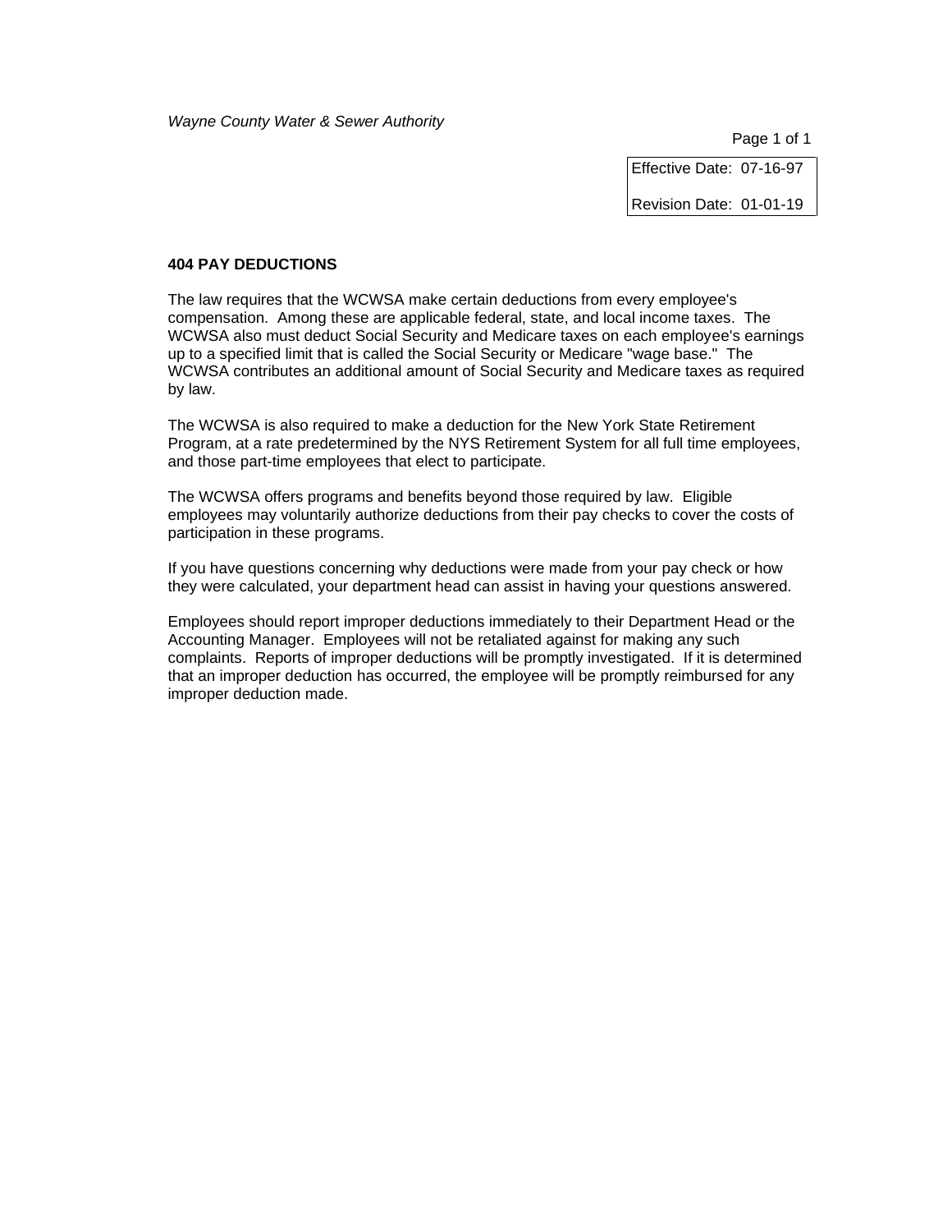## 404 PAY DEDUCTIONS

The law requires that the WCWSA make certain deductions from every employee's compensation. Among these are applicable federal, state, and local income taxes. The WCWSA also must deduct Social Security and Medicare taxes on each employee's earnings up to a specified limit that is called the Social Security or Medicare "wage base." The WCWSA contributes an additional amount of Social Security and Medicare taxes as required by law.

The WCWSA is also required to make a deduction for the New York State Retirement Program, at a rate predetermined by the NYS Retirement System for all full time employees, and those part-time employees that elect to participate.

The WCWSA offers programs and benefits beyond those required by law. Eligible employees may voluntarily authorize deductions from their pay checks to cover the costs of participation in these programs.

If you have questions concerning why deductions were made from your pay check or how they were calculated, your department head can assist in having your questions answered.

Employees should report improper deductions immediately to their Department Head or the Accounting Manager. Employees will not be retaliated against for making any such complaints. Reports of improper deductions will be promptly investigated. If it is determined that an improper deduction has occurred, the employee will be promptly reimbursed for any improper deduction made.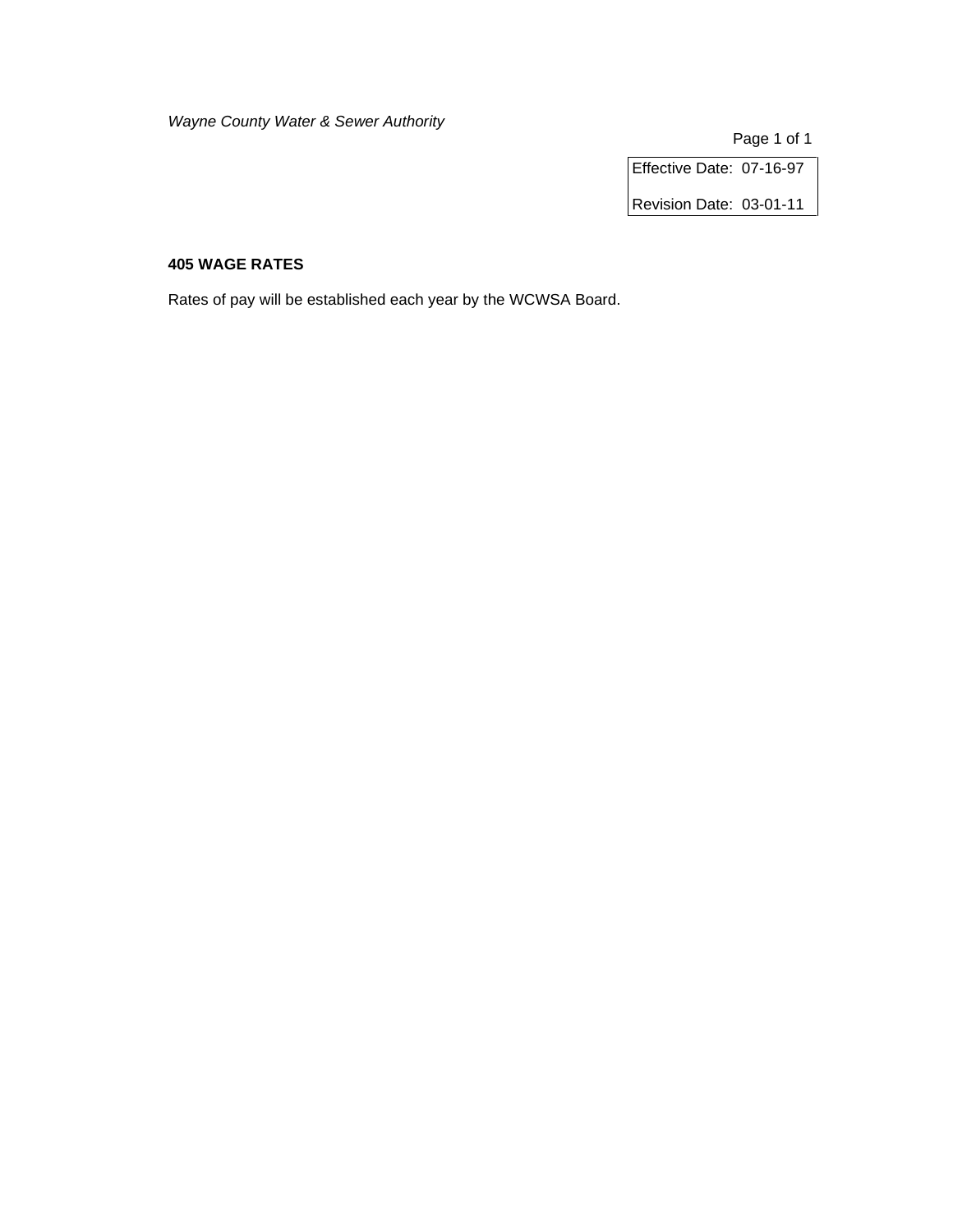*Wayne County Water & Sewer Authority*

| Effective Date: 07-16-97 |
| --- |
| Revision Date: 03-01-11 |

**405 WAGE RATES**

Rates of pay will be established each year by the WCWSA Board.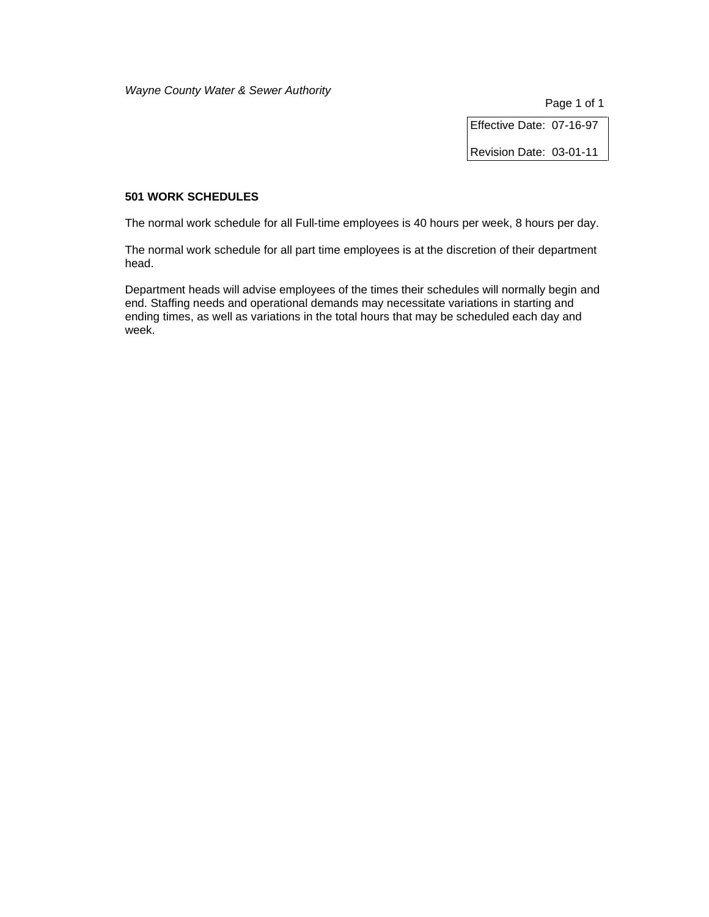*Wayne County Water & Sewer Authority*

| Effective Date: 07-16-97 |
| --- |
| Revision Date: 03-01-11 |

**501 WORK SCHEDULES**

The normal work schedule for all Full-time employees is 40 hours per week, 8 hours per day.

The normal work schedule for all part time employees is at the discretion of their department head.

Department heads will advise employees of the times their schedules will normally begin and end. Staffing needs and operational demands may necessitate variations in starting and ending times, as well as variations in the total hours that may be scheduled each day and week.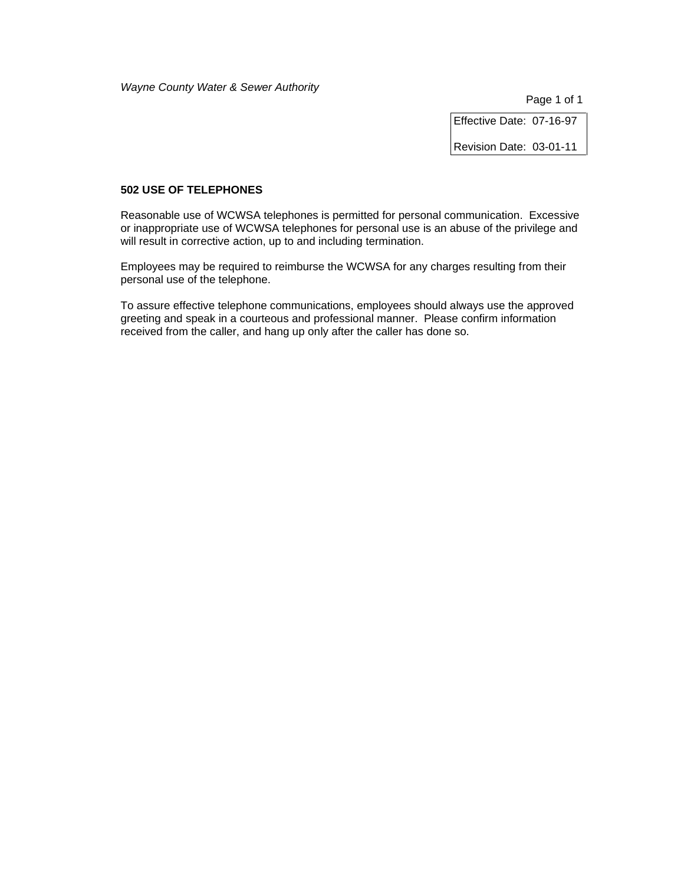## 502 USE OF TELEPHONES

Effective Date: 07-16-97

Revision Date: 03-01-11

Reasonable use of WCWSA telephones is permitted for personal communication. Excessive or inappropriate use of WCWSA telephones for personal use is an abuse of the privilege and will result in corrective action, up to and including termination.

Employees may be required to reimburse the WCWSA for any charges resulting from their personal use of the telephone.

To assure effective telephone communications, employees should always use the approved greeting and speak in a courteous and professional manner. Please confirm information received from the caller, and hang up only after the caller has done so.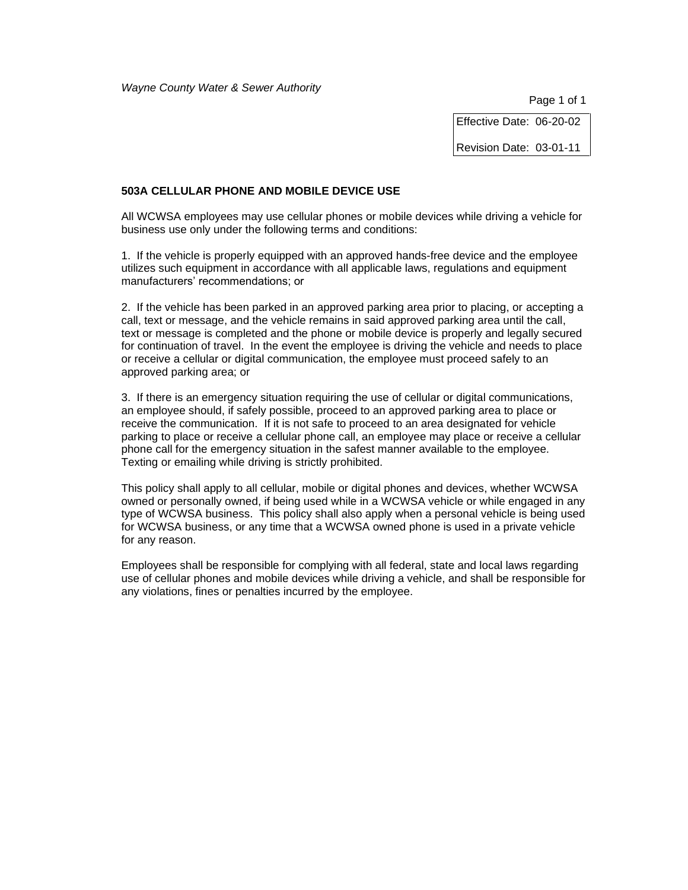*Wayne County Water & Sewer Authority*

| Effective Date: 06-20-02 |
| --- |
| Revision Date: 03-01-11 |

## 503A CELLULAR PHONE AND MOBILE DEVICE USE

All WCWSA employees may use cellular phones or mobile devices while driving a vehicle for business use only under the following terms and conditions:

1. If the vehicle is properly equipped with an approved hands-free device and the employee utilizes such equipment in accordance with all applicable laws, regulations and equipment manufacturers' recommendations; or

2. If the vehicle has been parked in an approved parking area prior to placing, or accepting a call, text or message, and the vehicle remains in said approved parking area until the call, text or message is completed and the phone or mobile device is properly and legally secured for continuation of travel. In the event the employee is driving the vehicle and needs to place or receive a cellular or digital communication, the employee must proceed safely to an approved parking area; or

3. If there is an emergency situation requiring the use of cellular or digital communications, an employee should, if safely possible, proceed to an approved parking area to place or receive the communication. If it is not safe to proceed to an area designated for vehicle parking to place or receive a cellular phone call, an employee may place or receive a cellular phone call for the emergency situation in the safest manner available to the employee. Texting or emailing while driving is strictly prohibited.

This policy shall apply to all cellular, mobile or digital phones and devices, whether WCWSA owned or personally owned, if being used while in a WCWSA vehicle or while engaged in any type of WCWSA business. This policy shall also apply when a personal vehicle is being used for WCWSA business, or any time that a WCWSA owned phone is used in a private vehicle for any reason.

Employees shall be responsible for complying with all federal, state and local laws regarding use of cellular phones and mobile devices while driving a vehicle, and shall be responsible for any violations, fines or penalties incurred by the employee.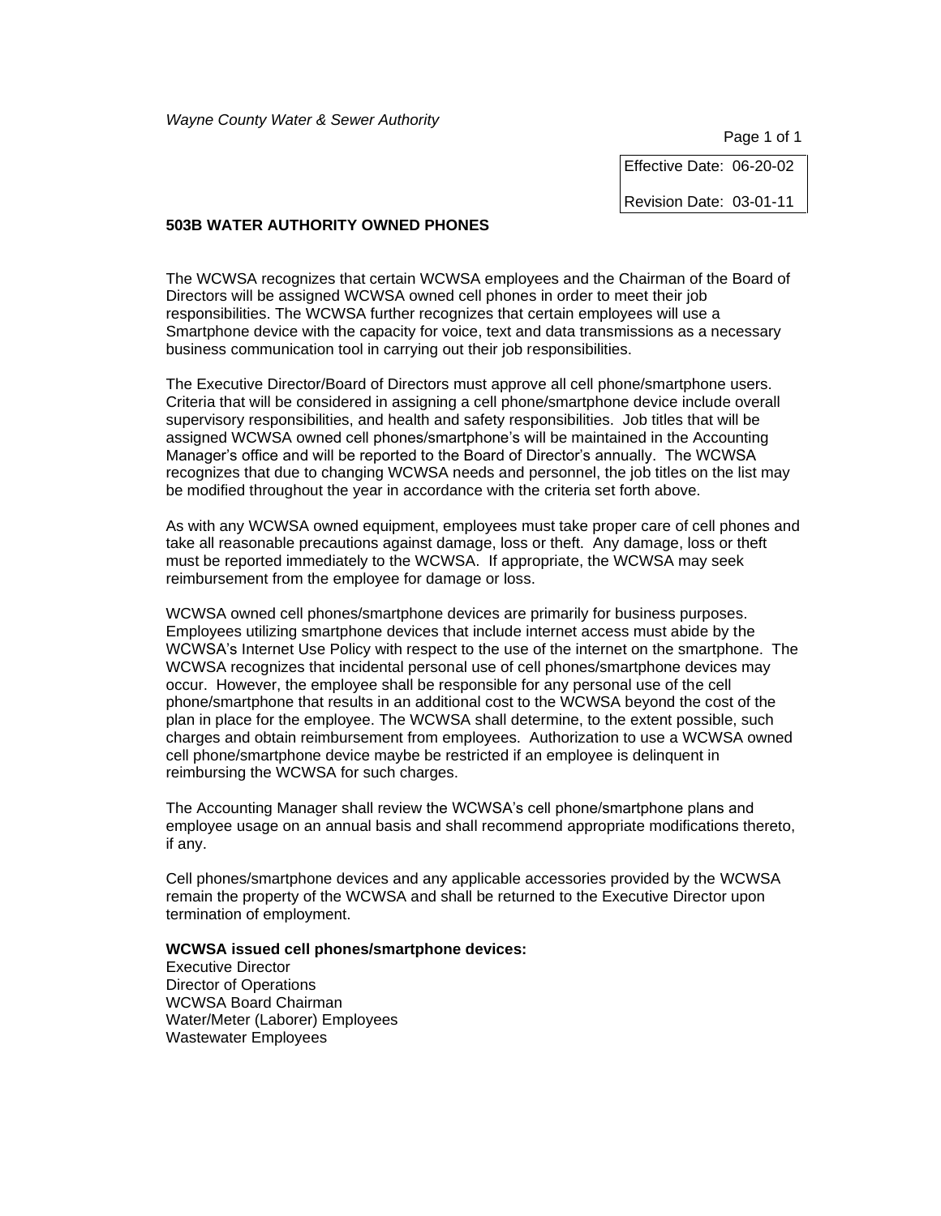*Wayne County Water & Sewer Authority*

| Effective Date: 06-20-02 |
| --- |
| Revision Date: 03-01-11 |

## 503B WATER AUTHORITY OWNED PHONES

The WCWSA recognizes that certain WCWSA employees and the Chairman of the Board of Directors will be assigned WCWSA owned cell phones in order to meet their job responsibilities. The WCWSA further recognizes that certain employees will use a Smartphone device with the capacity for voice, text and data transmissions as a necessary business communication tool in carrying out their job responsibilities.

The Executive Director/Board of Directors must approve all cell phone/smartphone users. Criteria that will be considered in assigning a cell phone/smartphone device include overall supervisory responsibilities, and health and safety responsibilities. Job titles that will be assigned WCWSA owned cell phones/smartphone's will be maintained in the Accounting Manager's office and will be reported to the Board of Director's annually. The WCWSA recognizes that due to changing WCWSA needs and personnel, the job titles on the list may be modified throughout the year in accordance with the criteria set forth above.

As with any WCWSA owned equipment, employees must take proper care of cell phones and take all reasonable precautions against damage, loss or theft. Any damage, loss or theft must be reported immediately to the WCWSA. If appropriate, the WCWSA may seek reimbursement from the employee for damage or loss.

WCWSA owned cell phones/smartphone devices are primarily for business purposes. Employees utilizing smartphone devices that include internet access must abide by the WCWSA's Internet Use Policy with respect to the use of the internet on the smartphone. The WCWSA recognizes that incidental personal use of cell phones/smartphone devices may occur. However, the employee shall be responsible for any personal use of the cell phone/smartphone that results in an additional cost to the WCWSA beyond the cost of the plan in place for the employee. The WCWSA shall determine, to the extent possible, such charges and obtain reimbursement from employees. Authorization to use a WCWSA owned cell phone/smartphone device maybe be restricted if an employee is delinquent in reimbursing the WCWSA for such charges.

The Accounting Manager shall review the WCWSA's cell phone/smartphone plans and employee usage on an annual basis and shall recommend appropriate modifications thereto, if any.

Cell phones/smartphone devices and any applicable accessories provided by the WCWSA remain the property of the WCWSA and shall be returned to the Executive Director upon termination of employment.

**WCWSA issued cell phones/smartphone devices:**
Executive Director
Director of Operations
WCWSA Board Chairman
Water/Meter (Laborer) Employees
Wastewater Employees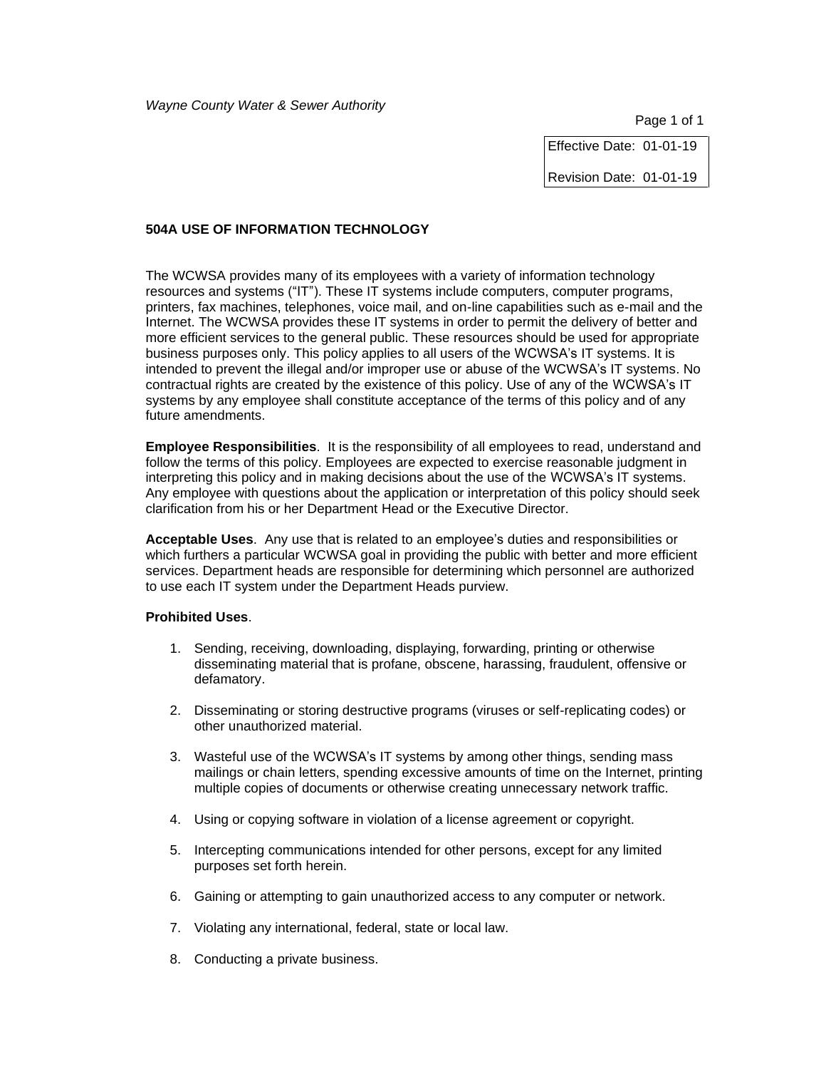*Wayne County Water & Sewer Authority*

| Effective Date: 01-01-19 |
| --- |
| Revision Date: 01-01-19 |

## 504A USE OF INFORMATION TECHNOLOGY

The WCWSA provides many of its employees with a variety of information technology resources and systems ("IT"). These IT systems include computers, computer programs, printers, fax machines, telephones, voice mail, and on-line capabilities such as e-mail and the Internet. The WCWSA provides these IT systems in order to permit the delivery of better and more efficient services to the general public. These resources should be used for appropriate business purposes only. This policy applies to all users of the WCWSA's IT systems. It is intended to prevent the illegal and/or improper use or abuse of the WCWSA's IT systems. No contractual rights are created by the existence of this policy. Use of any of the WCWSA's IT systems by any employee shall constitute acceptance of the terms of this policy and of any future amendments.

**Employee Responsibilities**. It is the responsibility of all employees to read, understand and follow the terms of this policy. Employees are expected to exercise reasonable judgment in interpreting this policy and in making decisions about the use of the WCWSA's IT systems. Any employee with questions about the application or interpretation of this policy should seek clarification from his or her Department Head or the Executive Director.

**Acceptable Uses**. Any use that is related to an employee's duties and responsibilities or which furthers a particular WCWSA goal in providing the public with better and more efficient services. Department heads are responsible for determining which personnel are authorized to use each IT system under the Department Heads purview.

**Prohibited Uses**.

1. Sending, receiving, downloading, displaying, forwarding, printing or otherwise disseminating material that is profane, obscene, harassing, fraudulent, offensive or defamatory.
2. Disseminating or storing destructive programs (viruses or self-replicating codes) or other unauthorized material.
3. Wasteful use of the WCWSA's IT systems by among other things, sending mass mailings or chain letters, spending excessive amounts of time on the Internet, printing multiple copies of documents or otherwise creating unnecessary network traffic.
4. Using or copying software in violation of a license agreement or copyright.
5. Intercepting communications intended for other persons, except for any limited purposes set forth herein.
6. Gaining or attempting to gain unauthorized access to any computer or network.
7. Violating any international, federal, state or local law.
8. Conducting a private business.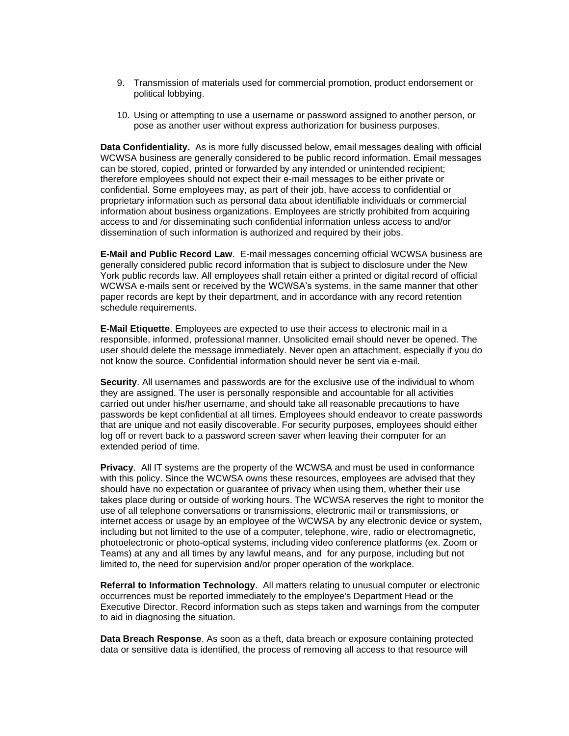9. Transmission of materials used for commercial promotion, product endorsement or political lobbying.

10. Using or attempting to use a username or password assigned to another person, or pose as another user without express authorization for business purposes.

**Data Confidentiality.** As is more fully discussed below, email messages dealing with official WCWSA business are generally considered to be public record information. Email messages can be stored, copied, printed or forwarded by any intended or unintended recipient; therefore employees should not expect their e-mail messages to be either private or confidential. Some employees may, as part of their job, have access to confidential or proprietary information such as personal data about identifiable individuals or commercial information about business organizations. Employees are strictly prohibited from acquiring access to and /or disseminating such confidential information unless access to and/or dissemination of such information is authorized and required by their jobs.

**E-Mail and Public Record Law**. E-mail messages concerning official WCWSA business are generally considered public record information that is subject to disclosure under the New York public records law. All employees shall retain either a printed or digital record of official WCWSA e-mails sent or received by the WCWSA's systems, in the same manner that other paper records are kept by their department, and in accordance with any record retention schedule requirements.

**E-Mail Etiquette**. Employees are expected to use their access to electronic mail in a responsible, informed, professional manner. Unsolicited email should never be opened. The user should delete the message immediately. Never open an attachment, especially if you do not know the source. Confidential information should never be sent via e-mail.

**Security**. All usernames and passwords are for the exclusive use of the individual to whom they are assigned. The user is personally responsible and accountable for all activities carried out under his/her username, and should take all reasonable precautions to have passwords be kept confidential at all times. Employees should endeavor to create passwords that are unique and not easily discoverable. For security purposes, employees should either log off or revert back to a password screen saver when leaving their computer for an extended period of time.

**Privacy**. All IT systems are the property of the WCWSA and must be used in conformance with this policy. Since the WCWSA owns these resources, employees are advised that they should have no expectation or guarantee of privacy when using them, whether their use takes place during or outside of working hours. The WCWSA reserves the right to monitor the use of all telephone conversations or transmissions, electronic mail or transmissions, or internet access or usage by an employee of the WCWSA by any electronic device or system, including but not limited to the use of a computer, telephone, wire, radio or electromagnetic, photoelectronic or photo-optical systems, including video conference platforms (ex. Zoom or Teams) at any and all times by any lawful means, and for any purpose, including but not limited to, the need for supervision and/or proper operation of the workplace.

**Referral to Information Technology**. All matters relating to unusual computer or electronic occurrences must be reported immediately to the employee's Department Head or the Executive Director. Record information such as steps taken and warnings from the computer to aid in diagnosing the situation.

**Data Breach Response**. As soon as a theft, data breach or exposure containing protected data or sensitive data is identified, the process of removing all access to that resource will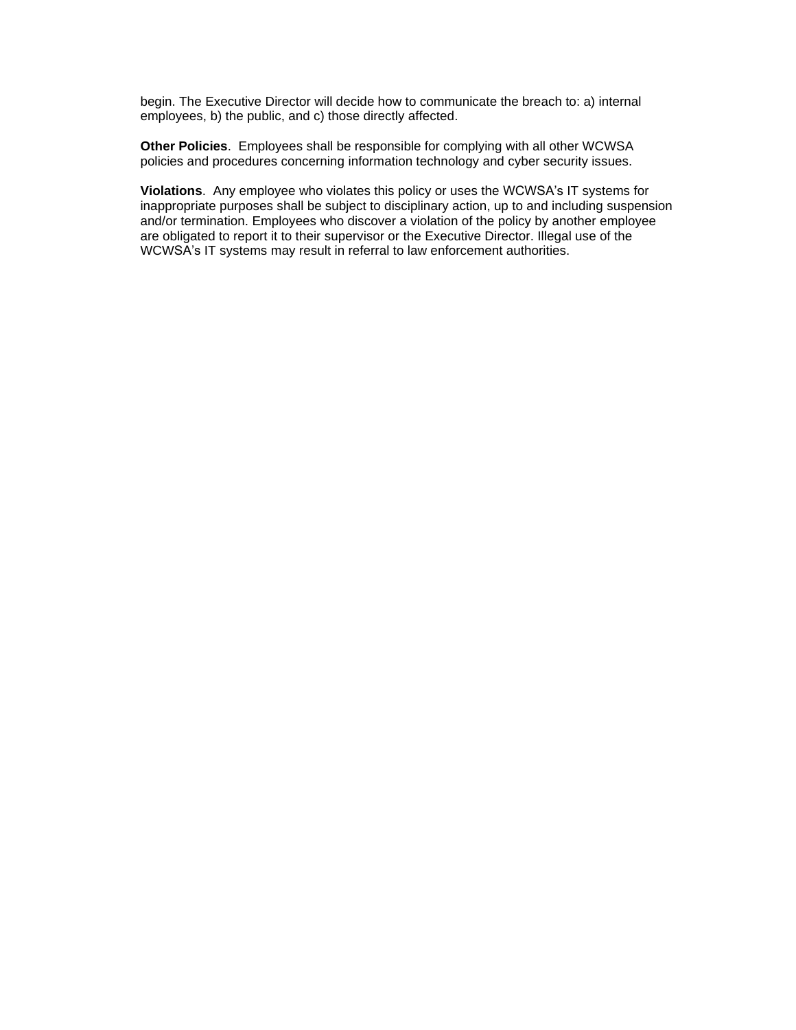begin. The Executive Director will decide how to communicate the breach to: a) internal employees, b) the public, and c) those directly affected.

**Other Policies**.  Employees shall be responsible for complying with all other WCWSA policies and procedures concerning information technology and cyber security issues.

**Violations**.  Any employee who violates this policy or uses the WCWSA's IT systems for inappropriate purposes shall be subject to disciplinary action, up to and including suspension and/or termination. Employees who discover a violation of the policy by another employee are obligated to report it to their supervisor or the Executive Director. Illegal use of the WCWSA's IT systems may result in referral to law enforcement authorities.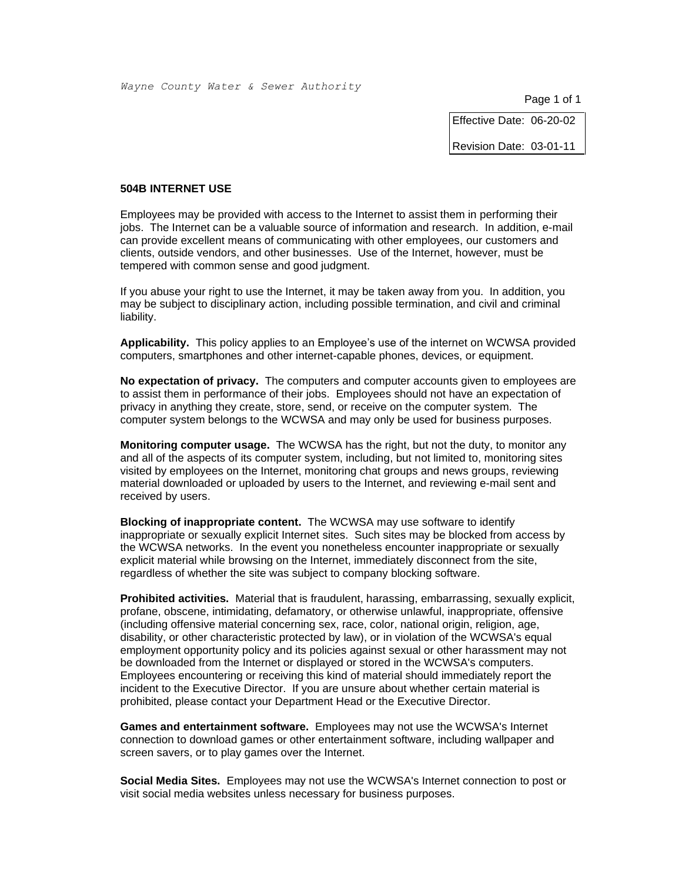Effective Date: 06-20-02

Revision Date: 03-01-11

### 504B INTERNET USE

Employees may be provided with access to the Internet to assist them in performing their jobs. The Internet can be a valuable source of information and research. In addition, e-mail can provide excellent means of communicating with other employees, our customers and clients, outside vendors, and other businesses. Use of the Internet, however, must be tempered with common sense and good judgment.

If you abuse your right to use the Internet, it may be taken away from you. In addition, you may be subject to disciplinary action, including possible termination, and civil and criminal liability.

**Applicability.** This policy applies to an Employee's use of the internet on WCWSA provided computers, smartphones and other internet-capable phones, devices, or equipment.

**No expectation of privacy.** The computers and computer accounts given to employees are to assist them in performance of their jobs. Employees should not have an expectation of privacy in anything they create, store, send, or receive on the computer system. The computer system belongs to the WCWSA and may only be used for business purposes.

**Monitoring computer usage.** The WCWSA has the right, but not the duty, to monitor any and all of the aspects of its computer system, including, but not limited to, monitoring sites visited by employees on the Internet, monitoring chat groups and news groups, reviewing material downloaded or uploaded by users to the Internet, and reviewing e-mail sent and received by users.

**Blocking of inappropriate content.** The WCWSA may use software to identify inappropriate or sexually explicit Internet sites. Such sites may be blocked from access by the WCWSA networks. In the event you nonetheless encounter inappropriate or sexually explicit material while browsing on the Internet, immediately disconnect from the site, regardless of whether the site was subject to company blocking software.

**Prohibited activities.** Material that is fraudulent, harassing, embarrassing, sexually explicit, profane, obscene, intimidating, defamatory, or otherwise unlawful, inappropriate, offensive (including offensive material concerning sex, race, color, national origin, religion, age, disability, or other characteristic protected by law), or in violation of the WCWSA's equal employment opportunity policy and its policies against sexual or other harassment may not be downloaded from the Internet or displayed or stored in the WCWSA's computers. Employees encountering or receiving this kind of material should immediately report the incident to the Executive Director. If you are unsure about whether certain material is prohibited, please contact your Department Head or the Executive Director.

**Games and entertainment software.** Employees may not use the WCWSA's Internet connection to download games or other entertainment software, including wallpaper and screen savers, or to play games over the Internet.

**Social Media Sites.** Employees may not use the WCWSA's Internet connection to post or visit social media websites unless necessary for business purposes.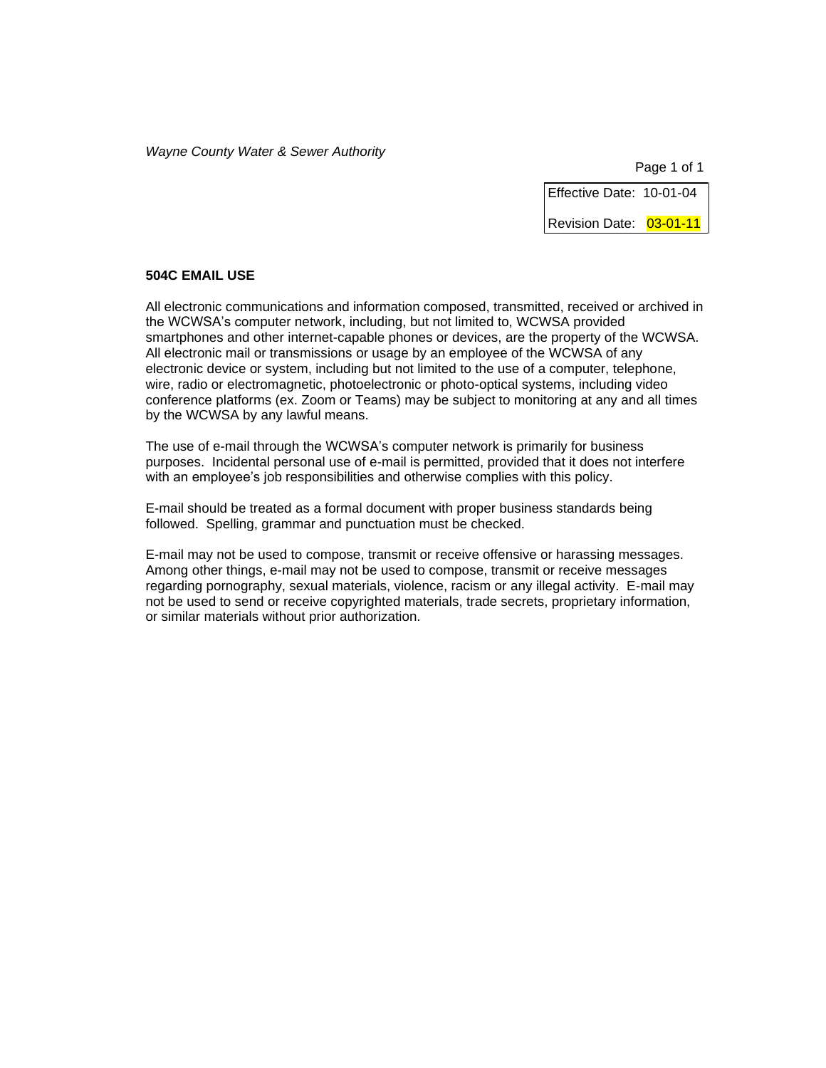*Wayne County Water & Sewer Authority*

| Effective Date: 10-01-04 |
|---|
| Revision Date: 03-01-11 |

**504C EMAIL USE**

All electronic communications and information composed, transmitted, received or archived in the WCWSA's computer network, including, but not limited to, WCWSA provided smartphones and other internet-capable phones or devices, are the property of the WCWSA. All electronic mail or transmissions or usage by an employee of the WCWSA of any electronic device or system, including but not limited to the use of a computer, telephone, wire, radio or electromagnetic, photoelectronic or photo-optical systems, including video conference platforms (ex. Zoom or Teams) may be subject to monitoring at any and all times by the WCWSA by any lawful means.

The use of e-mail through the WCWSA's computer network is primarily for business purposes. Incidental personal use of e-mail is permitted, provided that it does not interfere with an employee's job responsibilities and otherwise complies with this policy.

E-mail should be treated as a formal document with proper business standards being followed. Spelling, grammar and punctuation must be checked.

E-mail may not be used to compose, transmit or receive offensive or harassing messages. Among other things, e-mail may not be used to compose, transmit or receive messages regarding pornography, sexual materials, violence, racism or any illegal activity. E-mail may not be used to send or receive copyrighted materials, trade secrets, proprietary information, or similar materials without prior authorization.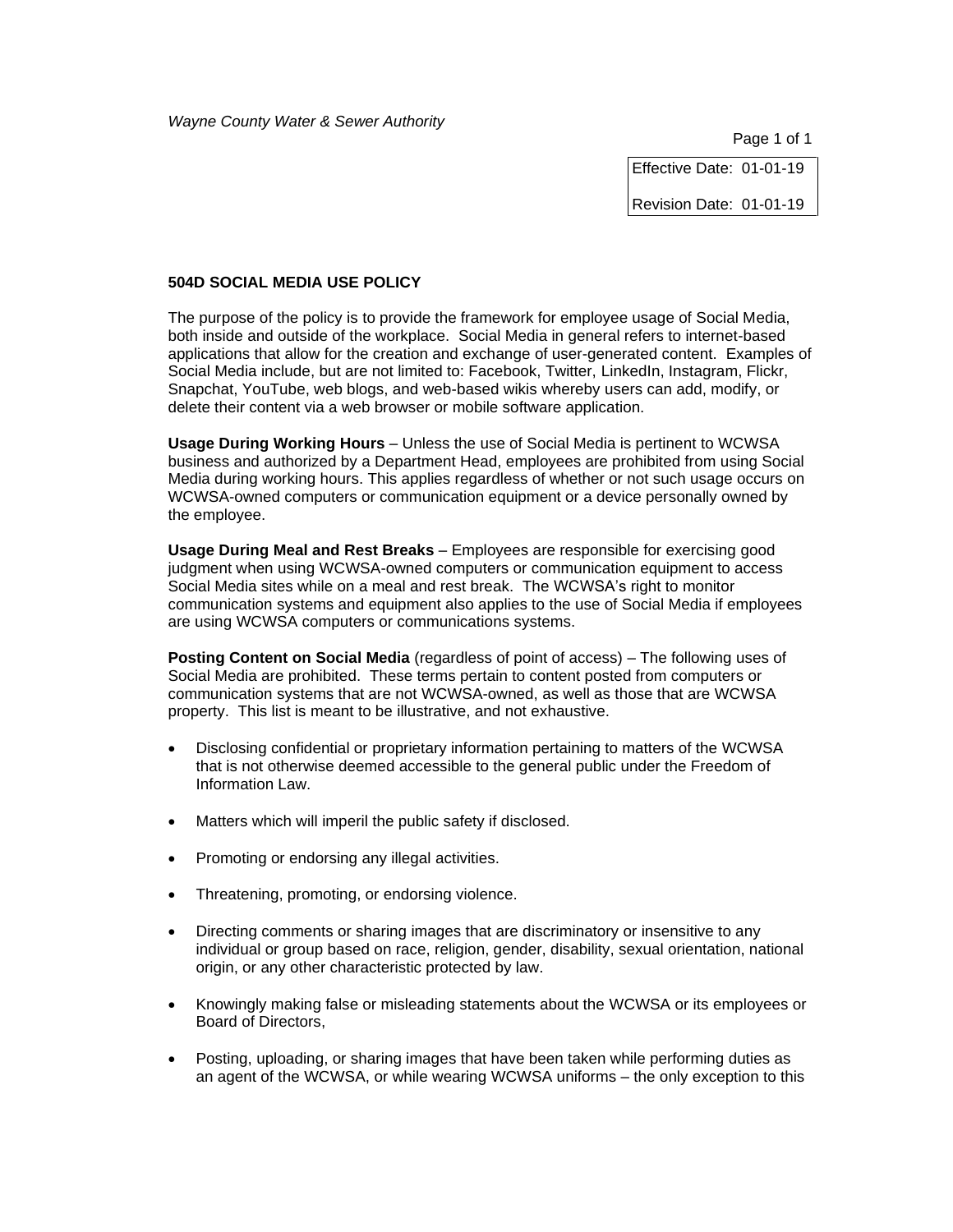*Wayne County Water & Sewer Authority*

| Effective Date: 01-01-19 |
|---|
| Revision Date: 01-01-19 |

### 504D SOCIAL MEDIA USE POLICY

The purpose of the policy is to provide the framework for employee usage of Social Media, both inside and outside of the workplace. Social Media in general refers to internet-based applications that allow for the creation and exchange of user-generated content. Examples of Social Media include, but are not limited to: Facebook, Twitter, LinkedIn, Instagram, Flickr, Snapchat, YouTube, web blogs, and web-based wikis whereby users can add, modify, or delete their content via a web browser or mobile software application.

**Usage During Working Hours** – Unless the use of Social Media is pertinent to WCWSA business and authorized by a Department Head, employees are prohibited from using Social Media during working hours. This applies regardless of whether or not such usage occurs on WCWSA-owned computers or communication equipment or a device personally owned by the employee.

**Usage During Meal and Rest Breaks** – Employees are responsible for exercising good judgment when using WCWSA-owned computers or communication equipment to access Social Media sites while on a meal and rest break. The WCWSA's right to monitor communication systems and equipment also applies to the use of Social Media if employees are using WCWSA computers or communications systems.

**Posting Content on Social Media** (regardless of point of access) – The following uses of Social Media are prohibited. These terms pertain to content posted from computers or communication systems that are not WCWSA-owned, as well as those that are WCWSA property. This list is meant to be illustrative, and not exhaustive.

- Disclosing confidential or proprietary information pertaining to matters of the WCWSA that is not otherwise deemed accessible to the general public under the Freedom of Information Law.
- Matters which will imperil the public safety if disclosed.
- Promoting or endorsing any illegal activities.
- Threatening, promoting, or endorsing violence.
- Directing comments or sharing images that are discriminatory or insensitive to any individual or group based on race, religion, gender, disability, sexual orientation, national origin, or any other characteristic protected by law.
- Knowingly making false or misleading statements about the WCWSA or its employees or Board of Directors,
- Posting, uploading, or sharing images that have been taken while performing duties as an agent of the WCWSA, or while wearing WCWSA uniforms – the only exception to this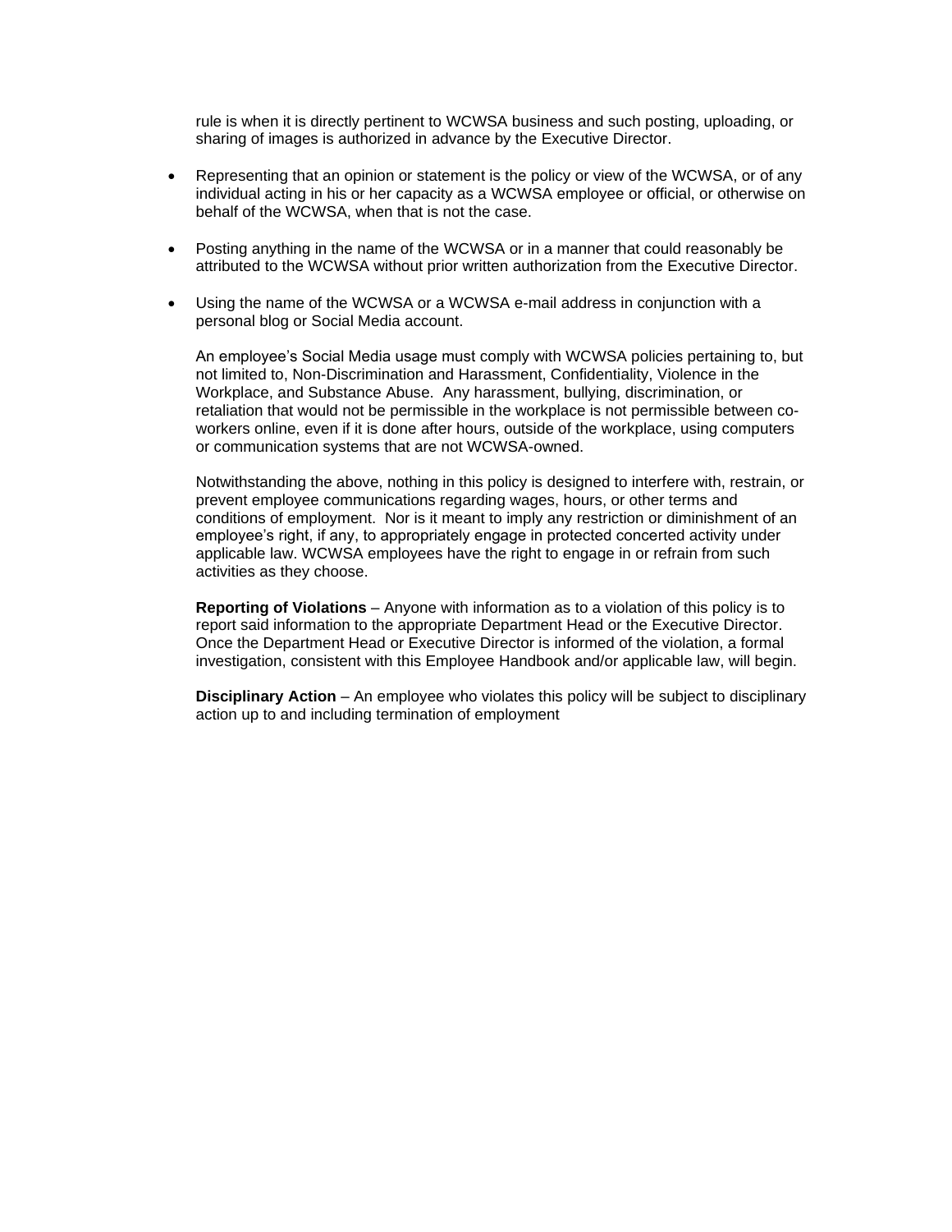rule is when it is directly pertinent to WCWSA business and such posting, uploading, or sharing of images is authorized in advance by the Executive Director.

- Representing that an opinion or statement is the policy or view of the WCWSA, or of any individual acting in his or her capacity as a WCWSA employee or official, or otherwise on behalf of the WCWSA, when that is not the case.

- Posting anything in the name of the WCWSA or in a manner that could reasonably be attributed to the WCWSA without prior written authorization from the Executive Director.

- Using the name of the WCWSA or a WCWSA e-mail address in conjunction with a personal blog or Social Media account.

An employee's Social Media usage must comply with WCWSA policies pertaining to, but not limited to, Non-Discrimination and Harassment, Confidentiality, Violence in the Workplace, and Substance Abuse. Any harassment, bullying, discrimination, or retaliation that would not be permissible in the workplace is not permissible between co-workers online, even if it is done after hours, outside of the workplace, using computers or communication systems that are not WCWSA-owned.

Notwithstanding the above, nothing in this policy is designed to interfere with, restrain, or prevent employee communications regarding wages, hours, or other terms and conditions of employment. Nor is it meant to imply any restriction or diminishment of an employee's right, if any, to appropriately engage in protected concerted activity under applicable law. WCWSA employees have the right to engage in or refrain from such activities as they choose.

**Reporting of Violations** – Anyone with information as to a violation of this policy is to report said information to the appropriate Department Head or the Executive Director. Once the Department Head or Executive Director is informed of the violation, a formal investigation, consistent with this Employee Handbook and/or applicable law, will begin.

**Disciplinary Action** – An employee who violates this policy will be subject to disciplinary action up to and including termination of employment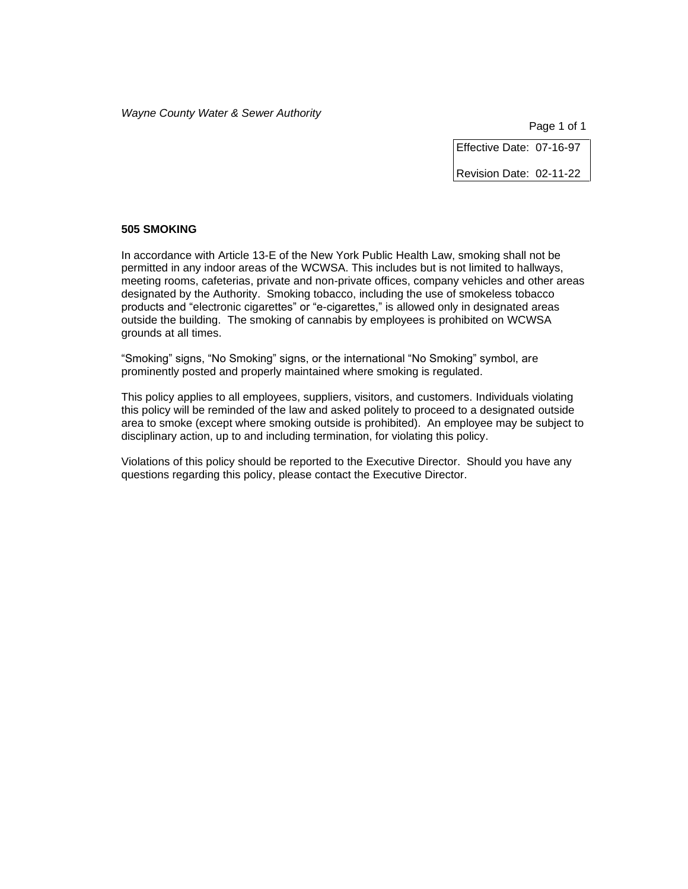*Wayne County Water & Sewer Authority*

| Effective Date: 07-16-97 |
| --- |
| Revision Date: 02-11-22 |

**505 SMOKING**

In accordance with Article 13-E of the New York Public Health Law, smoking shall not be permitted in any indoor areas of the WCWSA. This includes but is not limited to hallways, meeting rooms, cafeterias, private and non-private offices, company vehicles and other areas designated by the Authority. Smoking tobacco, including the use of smokeless tobacco products and "electronic cigarettes" or "e-cigarettes," is allowed only in designated areas outside the building. The smoking of cannabis by employees is prohibited on WCWSA grounds at all times.

"Smoking" signs, "No Smoking" signs, or the international "No Smoking" symbol, are prominently posted and properly maintained where smoking is regulated.

This policy applies to all employees, suppliers, visitors, and customers. Individuals violating this policy will be reminded of the law and asked politely to proceed to a designated outside area to smoke (except where smoking outside is prohibited). An employee may be subject to disciplinary action, up to and including termination, for violating this policy.

Violations of this policy should be reported to the Executive Director. Should you have any questions regarding this policy, please contact the Executive Director.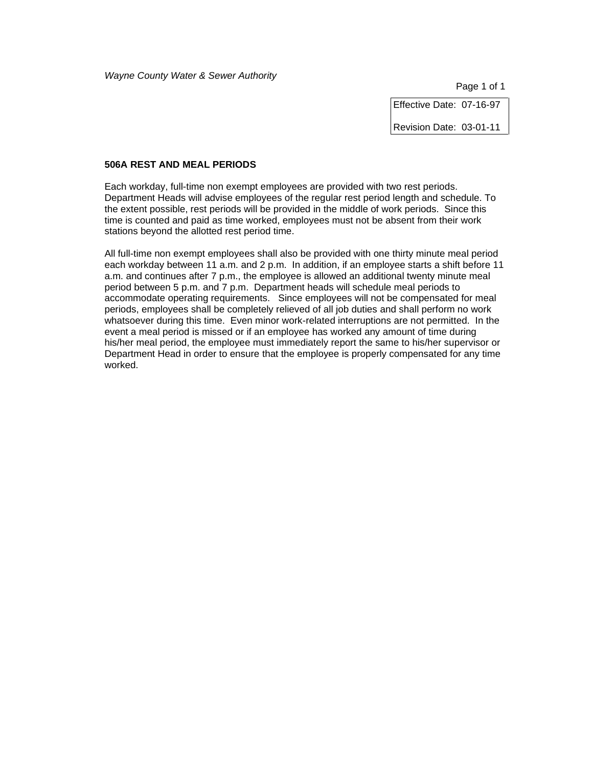*Wayne County Water & Sewer Authority*

| Effective Date: 07-16-97 |
| --- |
| Revision Date: 03-01-11 |

### 506A REST AND MEAL PERIODS

Each workday, full-time non exempt employees are provided with two rest periods. Department Heads will advise employees of the regular rest period length and schedule. To the extent possible, rest periods will be provided in the middle of work periods. Since this time is counted and paid as time worked, employees must not be absent from their work stations beyond the allotted rest period time.

All full-time non exempt employees shall also be provided with one thirty minute meal period each workday between 11 a.m. and 2 p.m. In addition, if an employee starts a shift before 11 a.m. and continues after 7 p.m., the employee is allowed an additional twenty minute meal period between 5 p.m. and 7 p.m. Department heads will schedule meal periods to accommodate operating requirements. Since employees will not be compensated for meal periods, employees shall be completely relieved of all job duties and shall perform no work whatsoever during this time. Even minor work-related interruptions are not permitted. In the event a meal period is missed or if an employee has worked any amount of time during his/her meal period, the employee must immediately report the same to his/her supervisor or Department Head in order to ensure that the employee is properly compensated for any time worked.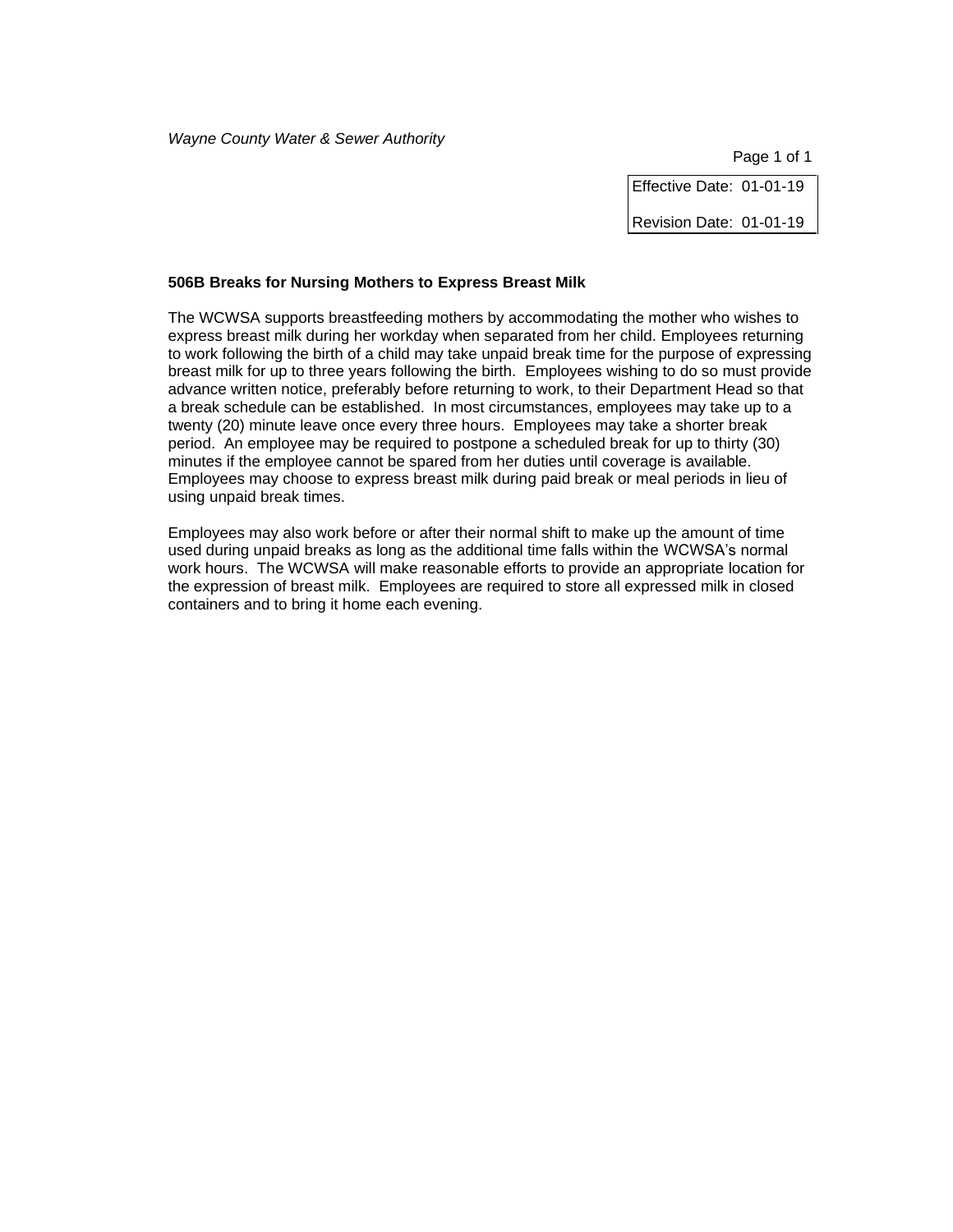*Wayne County Water & Sewer Authority*

| Effective Date: 01-01-19 |
|---|
| Revision Date: 01-01-19 |

**506B Breaks for Nursing Mothers to Express Breast Milk**

The WCWSA supports breastfeeding mothers by accommodating the mother who wishes to express breast milk during her workday when separated from her child. Employees returning to work following the birth of a child may take unpaid break time for the purpose of expressing breast milk for up to three years following the birth. Employees wishing to do so must provide advance written notice, preferably before returning to work, to their Department Head so that a break schedule can be established. In most circumstances, employees may take up to a twenty (20) minute leave once every three hours. Employees may take a shorter break period. An employee may be required to postpone a scheduled break for up to thirty (30) minutes if the employee cannot be spared from her duties until coverage is available. Employees may choose to express breast milk during paid break or meal periods in lieu of using unpaid break times.

Employees may also work before or after their normal shift to make up the amount of time used during unpaid breaks as long as the additional time falls within the WCWSA's normal work hours. The WCWSA will make reasonable efforts to provide an appropriate location for the expression of breast milk. Employees are required to store all expressed milk in closed containers and to bring it home each evening.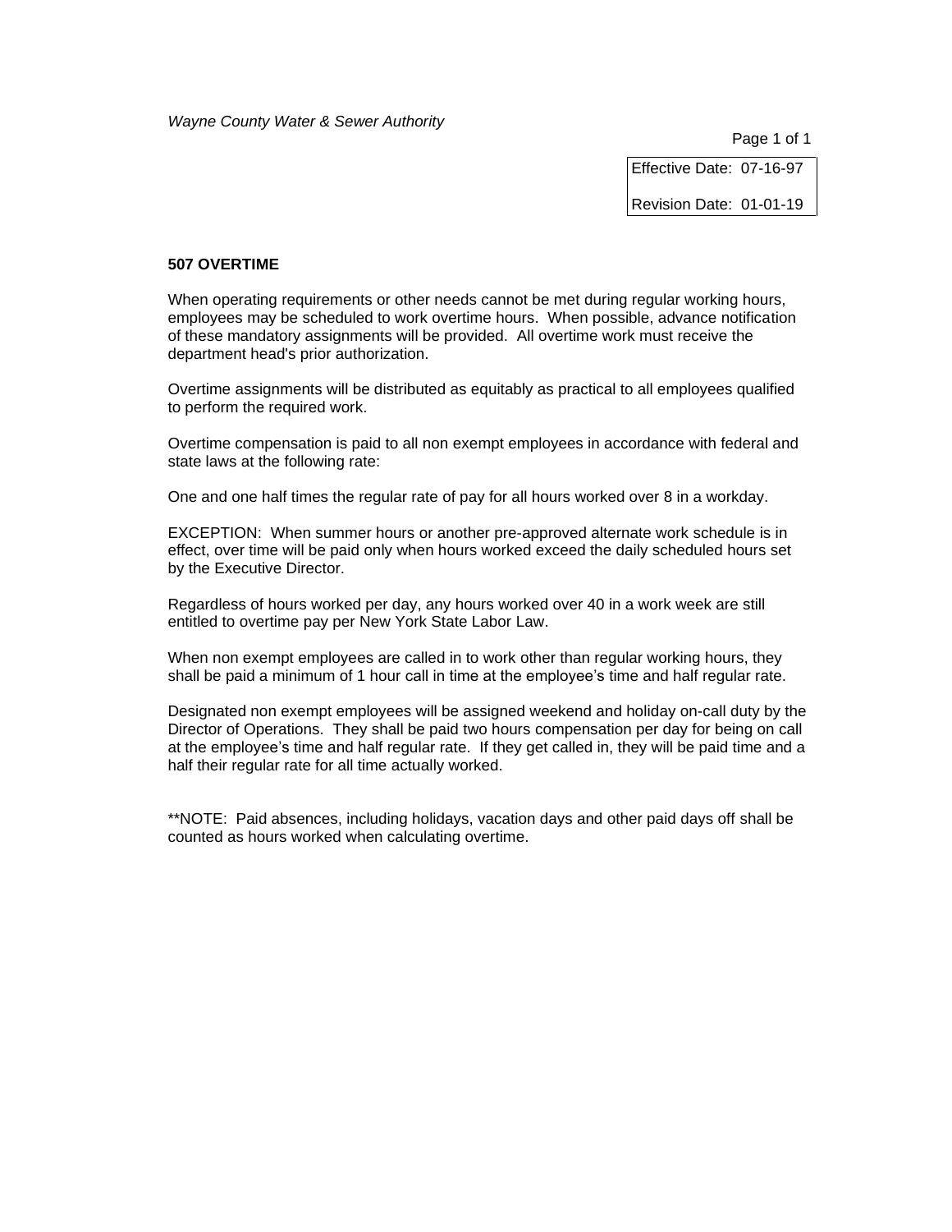*Wayne County Water & Sewer Authority*

| Effective Date: 07-16-97 |
| --- |
| Revision Date: 01-01-19 |

**507 OVERTIME**

When operating requirements or other needs cannot be met during regular working hours, employees may be scheduled to work overtime hours. When possible, advance notification of these mandatory assignments will be provided. All overtime work must receive the department head's prior authorization.

Overtime assignments will be distributed as equitably as practical to all employees qualified to perform the required work.

Overtime compensation is paid to all non exempt employees in accordance with federal and state laws at the following rate:

One and one half times the regular rate of pay for all hours worked over 8 in a workday.

EXCEPTION: When summer hours or another pre-approved alternate work schedule is in effect, over time will be paid only when hours worked exceed the daily scheduled hours set by the Executive Director.

Regardless of hours worked per day, any hours worked over 40 in a work week are still entitled to overtime pay per New York State Labor Law.

When non exempt employees are called in to work other than regular working hours, they shall be paid a minimum of 1 hour call in time at the employee's time and half regular rate.

Designated non exempt employees will be assigned weekend and holiday on-call duty by the Director of Operations. They shall be paid two hours compensation per day for being on call at the employee's time and half regular rate. If they get called in, they will be paid time and a half their regular rate for all time actually worked.

**NOTE: Paid absences, including holidays, vacation days and other paid days off shall be counted as hours worked when calculating overtime.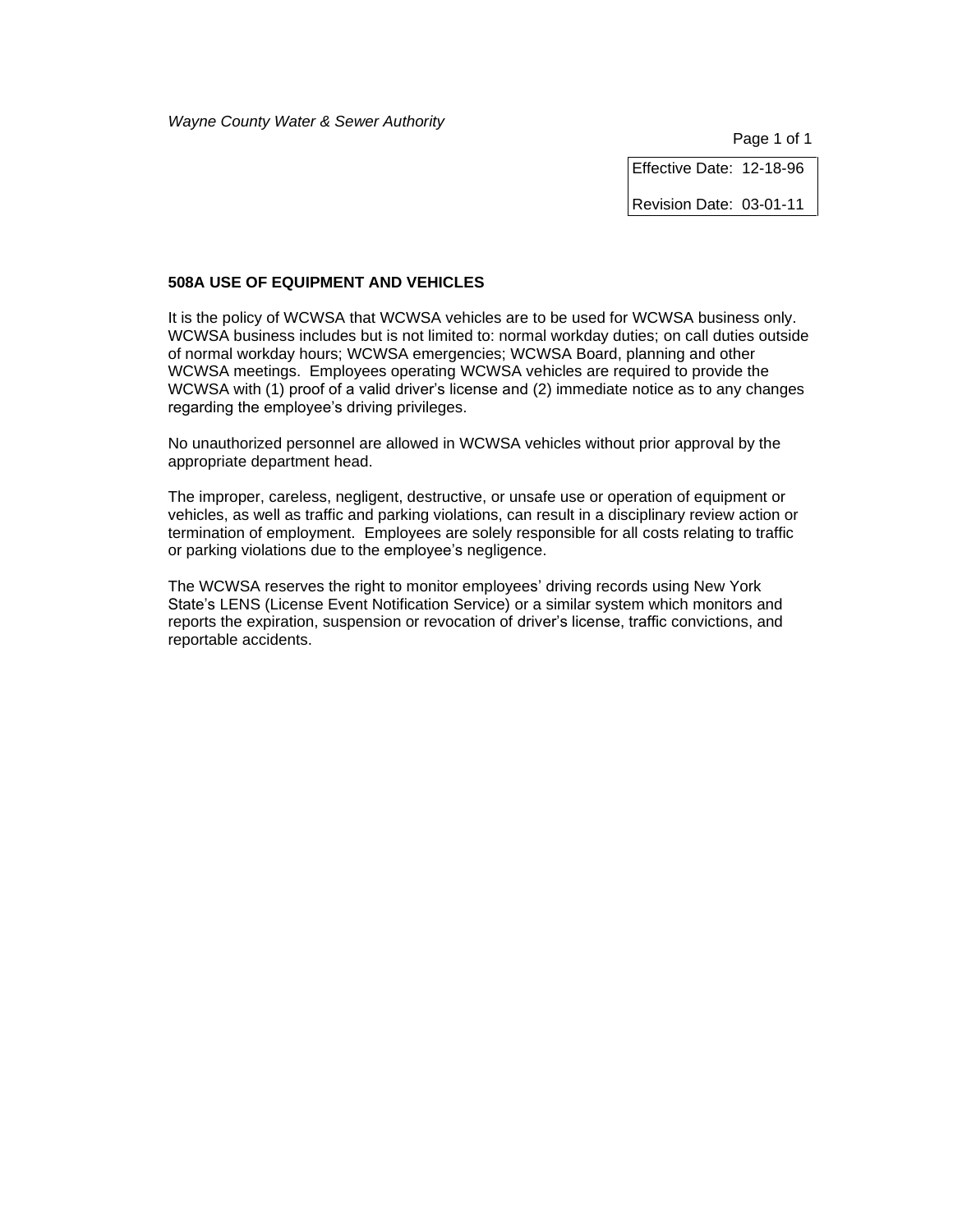*Wayne County Water & Sewer Authority*

| Effective Date: 12-18-96 |
|---|
| Revision Date: 03-01-11 |

**508A USE OF EQUIPMENT AND VEHICLES**

It is the policy of WCWSA that WCWSA vehicles are to be used for WCWSA business only. WCWSA business includes but is not limited to: normal workday duties; on call duties outside of normal workday hours; WCWSA emergencies; WCWSA Board, planning and other WCWSA meetings. Employees operating WCWSA vehicles are required to provide the WCWSA with (1) proof of a valid driver's license and (2) immediate notice as to any changes regarding the employee's driving privileges.

No unauthorized personnel are allowed in WCWSA vehicles without prior approval by the appropriate department head.

The improper, careless, negligent, destructive, or unsafe use or operation of equipment or vehicles, as well as traffic and parking violations, can result in a disciplinary review action or termination of employment. Employees are solely responsible for all costs relating to traffic or parking violations due to the employee's negligence.

The WCWSA reserves the right to monitor employees' driving records using New York State's LENS (License Event Notification Service) or a similar system which monitors and reports the expiration, suspension or revocation of driver's license, traffic convictions, and reportable accidents.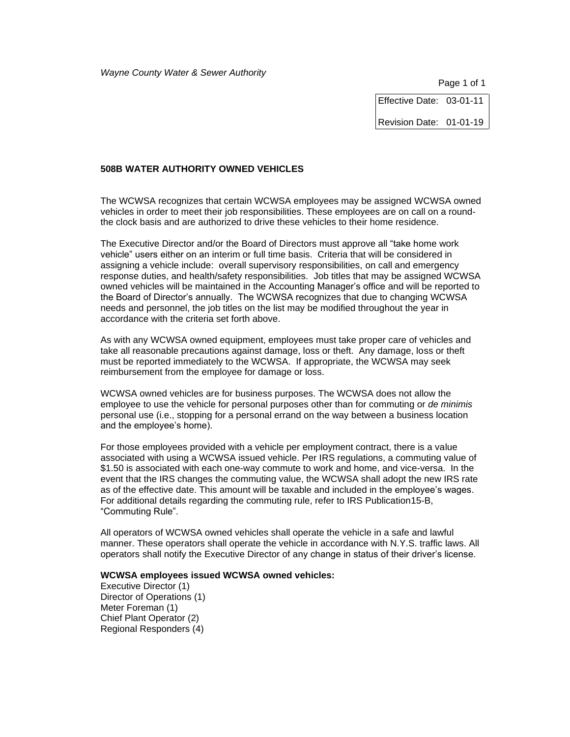*Wayne County Water & Sewer Authority*

| Effective Date: | 03-01-11 |
|---|---|
| Revision Date: | 01-01-19 |

**508B WATER AUTHORITY OWNED VEHICLES**

The WCWSA recognizes that certain WCWSA employees may be assigned WCWSA owned vehicles in order to meet their job responsibilities. These employees are on call on a round-the clock basis and are authorized to drive these vehicles to their home residence.

The Executive Director and/or the Board of Directors must approve all "take home work vehicle" users either on an interim or full time basis. Criteria that will be considered in assigning a vehicle include: overall supervisory responsibilities, on call and emergency response duties, and health/safety responsibilities. Job titles that may be assigned WCWSA owned vehicles will be maintained in the Accounting Manager's office and will be reported to the Board of Director's annually. The WCWSA recognizes that due to changing WCWSA needs and personnel, the job titles on the list may be modified throughout the year in accordance with the criteria set forth above.

As with any WCWSA owned equipment, employees must take proper care of vehicles and take all reasonable precautions against damage, loss or theft. Any damage, loss or theft must be reported immediately to the WCWSA. If appropriate, the WCWSA may seek reimbursement from the employee for damage or loss.

WCWSA owned vehicles are for business purposes. The WCWSA does not allow the employee to use the vehicle for personal purposes other than for commuting or *de minimis* personal use (i.e., stopping for a personal errand on the way between a business location and the employee's home).

For those employees provided with a vehicle per employment contract, there is a value associated with using a WCWSA issued vehicle. Per IRS regulations, a commuting value of $1.50 is associated with each one-way commute to work and home, and vice-versa. In the event that the IRS changes the commuting value, the WCWSA shall adopt the new IRS rate as of the effective date. This amount will be taxable and included in the employee's wages. For additional details regarding the commuting rule, refer to IRS Publication15-B, "Commuting Rule".

All operators of WCWSA owned vehicles shall operate the vehicle in a safe and lawful manner. These operators shall operate the vehicle in accordance with N.Y.S. traffic laws. All operators shall notify the Executive Director of any change in status of their driver's license.

**WCWSA employees issued WCWSA owned vehicles:**

Executive Director (1)
Director of Operations (1)
Meter Foreman (1)
Chief Plant Operator (2)
Regional Responders (4)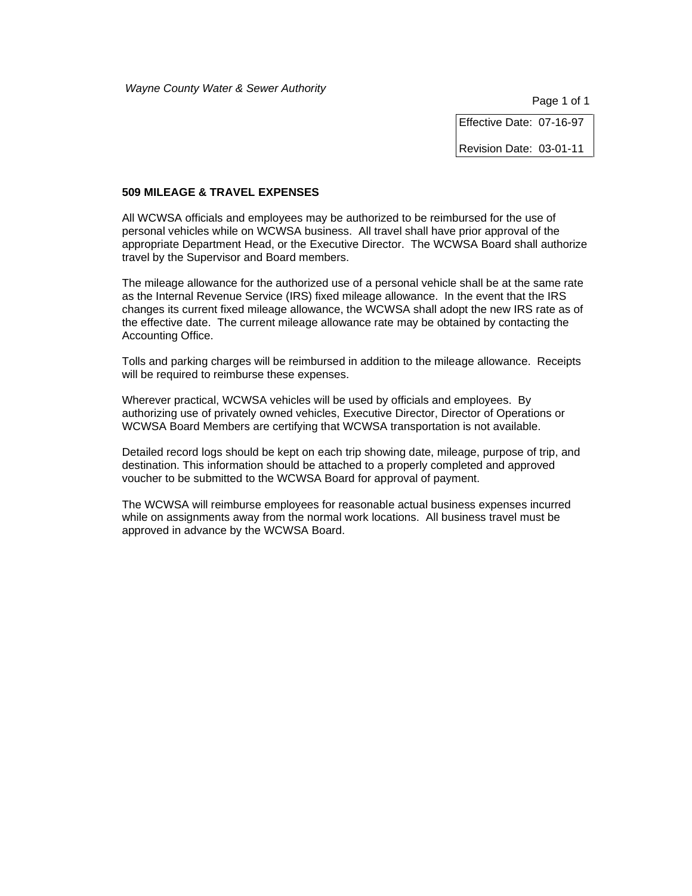*Wayne County Water & Sewer Authority*

Effective Date: 07-16-97

Revision Date: 03-01-11

**509 MILEAGE & TRAVEL EXPENSES**

All WCWSA officials and employees may be authorized to be reimbursed for the use of personal vehicles while on WCWSA business. All travel shall have prior approval of the appropriate Department Head, or the Executive Director. The WCWSA Board shall authorize travel by the Supervisor and Board members.

The mileage allowance for the authorized use of a personal vehicle shall be at the same rate as the Internal Revenue Service (IRS) fixed mileage allowance. In the event that the IRS changes its current fixed mileage allowance, the WCWSA shall adopt the new IRS rate as of the effective date. The current mileage allowance rate may be obtained by contacting the Accounting Office.

Tolls and parking charges will be reimbursed in addition to the mileage allowance. Receipts will be required to reimburse these expenses.

Wherever practical, WCWSA vehicles will be used by officials and employees. By authorizing use of privately owned vehicles, Executive Director, Director of Operations or WCWSA Board Members are certifying that WCWSA transportation is not available.

Detailed record logs should be kept on each trip showing date, mileage, purpose of trip, and destination. This information should be attached to a properly completed and approved voucher to be submitted to the WCWSA Board for approval of payment.

The WCWSA will reimburse employees for reasonable actual business expenses incurred while on assignments away from the normal work locations. All business travel must be approved in advance by the WCWSA Board.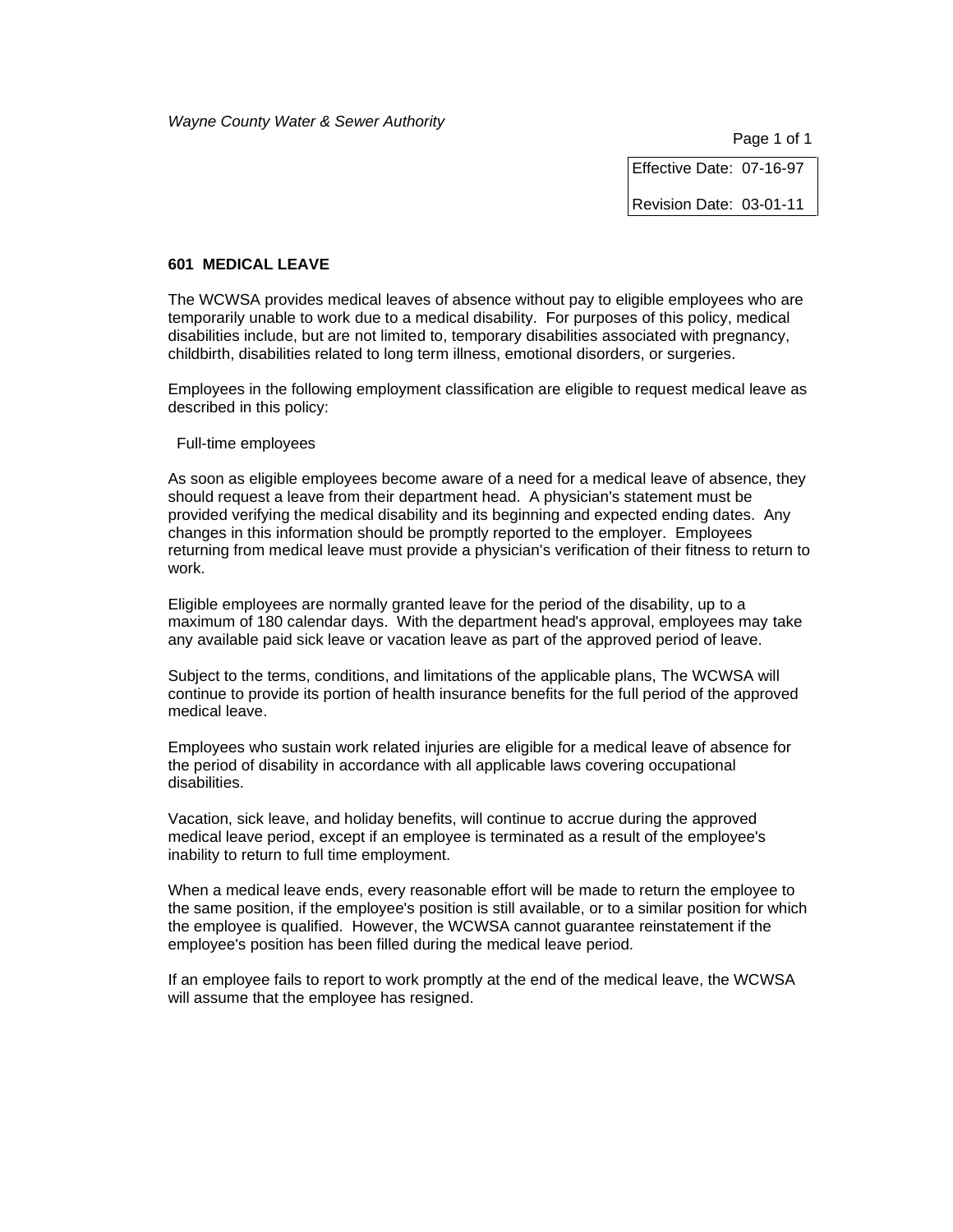*Wayne County Water & Sewer Authority*

| Effective Date: 07-16-97 |
|---|
| Revision Date: 03-01-11 |

## 601 MEDICAL LEAVE

The WCWSA provides medical leaves of absence without pay to eligible employees who are temporarily unable to work due to a medical disability. For purposes of this policy, medical disabilities include, but are not limited to, temporary disabilities associated with pregnancy, childbirth, disabilities related to long term illness, emotional disorders, or surgeries.

Employees in the following employment classification are eligible to request medical leave as described in this policy:

Full-time employees

As soon as eligible employees become aware of a need for a medical leave of absence, they should request a leave from their department head. A physician's statement must be provided verifying the medical disability and its beginning and expected ending dates. Any changes in this information should be promptly reported to the employer. Employees returning from medical leave must provide a physician's verification of their fitness to return to work.

Eligible employees are normally granted leave for the period of the disability, up to a maximum of 180 calendar days. With the department head's approval, employees may take any available paid sick leave or vacation leave as part of the approved period of leave.

Subject to the terms, conditions, and limitations of the applicable plans, The WCWSA will continue to provide its portion of health insurance benefits for the full period of the approved medical leave.

Employees who sustain work related injuries are eligible for a medical leave of absence for the period of disability in accordance with all applicable laws covering occupational disabilities.

Vacation, sick leave, and holiday benefits, will continue to accrue during the approved medical leave period, except if an employee is terminated as a result of the employee's inability to return to full time employment.

When a medical leave ends, every reasonable effort will be made to return the employee to the same position, if the employee's position is still available, or to a similar position for which the employee is qualified. However, the WCWSA cannot guarantee reinstatement if the employee's position has been filled during the medical leave period.

If an employee fails to report to work promptly at the end of the medical leave, the WCWSA will assume that the employee has resigned.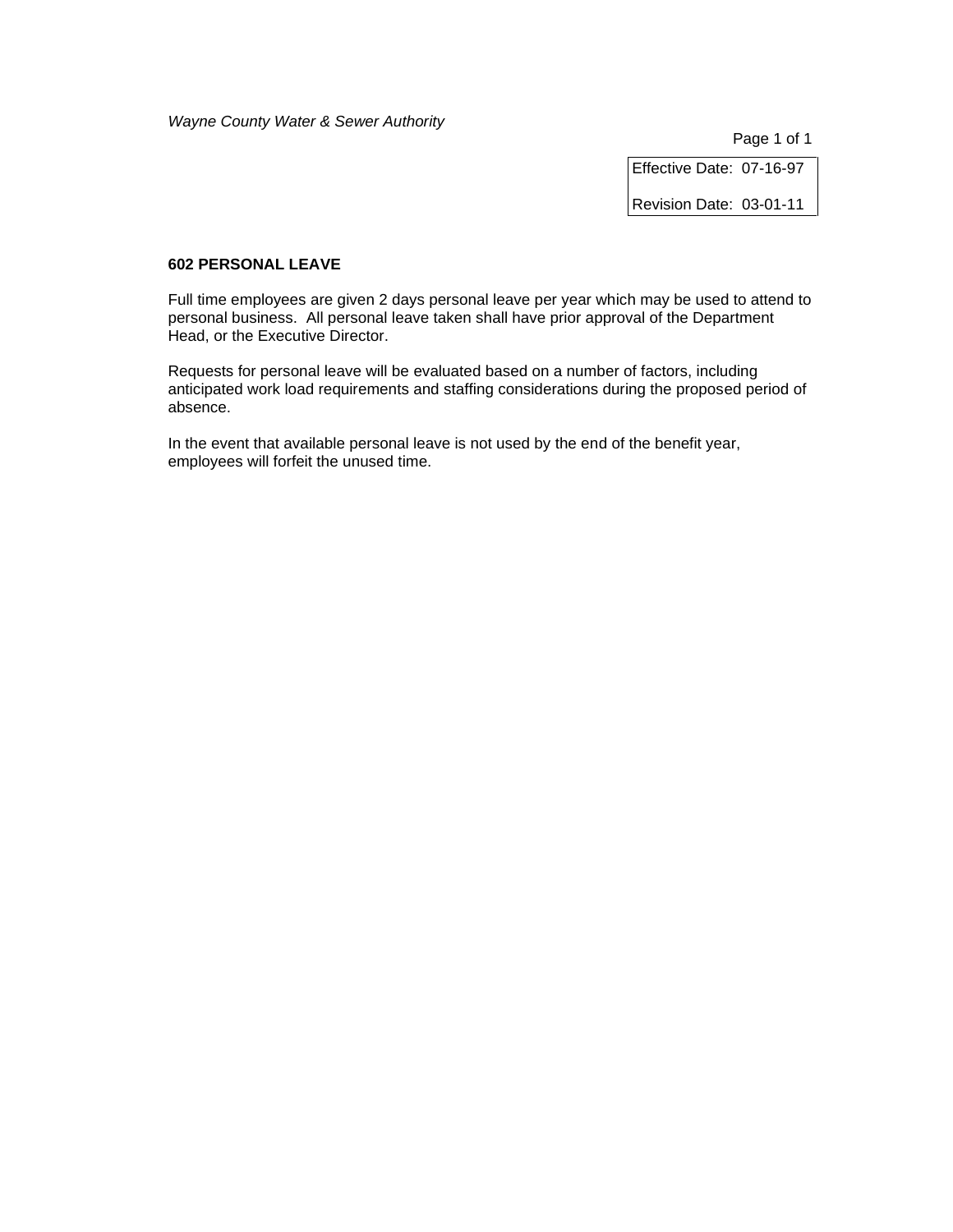*Wayne County Water & Sewer Authority*

| Effective Date: 07-16-97 |
| --- |
| Revision Date: 03-01-11 |

**602 PERSONAL LEAVE**

Full time employees are given 2 days personal leave per year which may be used to attend to personal business. All personal leave taken shall have prior approval of the Department Head, or the Executive Director.

Requests for personal leave will be evaluated based on a number of factors, including anticipated work load requirements and staffing considerations during the proposed period of absence.

In the event that available personal leave is not used by the end of the benefit year, employees will forfeit the unused time.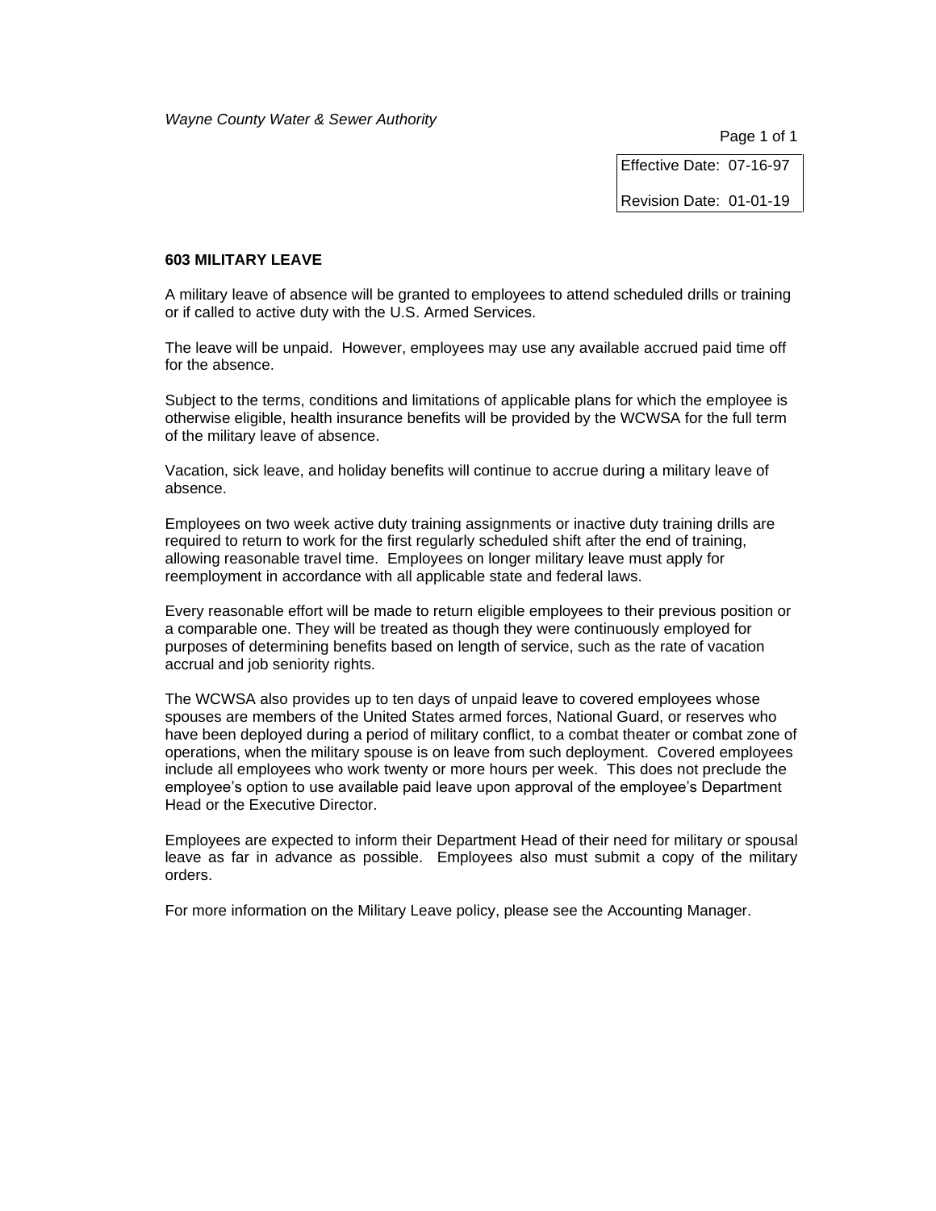Effective Date: 07-16-97

Revision Date: 01-01-19

## 603 MILITARY LEAVE

A military leave of absence will be granted to employees to attend scheduled drills or training or if called to active duty with the U.S. Armed Services.

The leave will be unpaid. However, employees may use any available accrued paid time off for the absence.

Subject to the terms, conditions and limitations of applicable plans for which the employee is otherwise eligible, health insurance benefits will be provided by the WCWSA for the full term of the military leave of absence.

Vacation, sick leave, and holiday benefits will continue to accrue during a military leave of absence.

Employees on two week active duty training assignments or inactive duty training drills are required to return to work for the first regularly scheduled shift after the end of training, allowing reasonable travel time. Employees on longer military leave must apply for reemployment in accordance with all applicable state and federal laws.

Every reasonable effort will be made to return eligible employees to their previous position or a comparable one. They will be treated as though they were continuously employed for purposes of determining benefits based on length of service, such as the rate of vacation accrual and job seniority rights.

The WCWSA also provides up to ten days of unpaid leave to covered employees whose spouses are members of the United States armed forces, National Guard, or reserves who have been deployed during a period of military conflict, to a combat theater or combat zone of operations, when the military spouse is on leave from such deployment. Covered employees include all employees who work twenty or more hours per week. This does not preclude the employee's option to use available paid leave upon approval of the employee's Department Head or the Executive Director.

Employees are expected to inform their Department Head of their need for military or spousal leave as far in advance as possible. Employees also must submit a copy of the military orders.

For more information on the Military Leave policy, please see the Accounting Manager.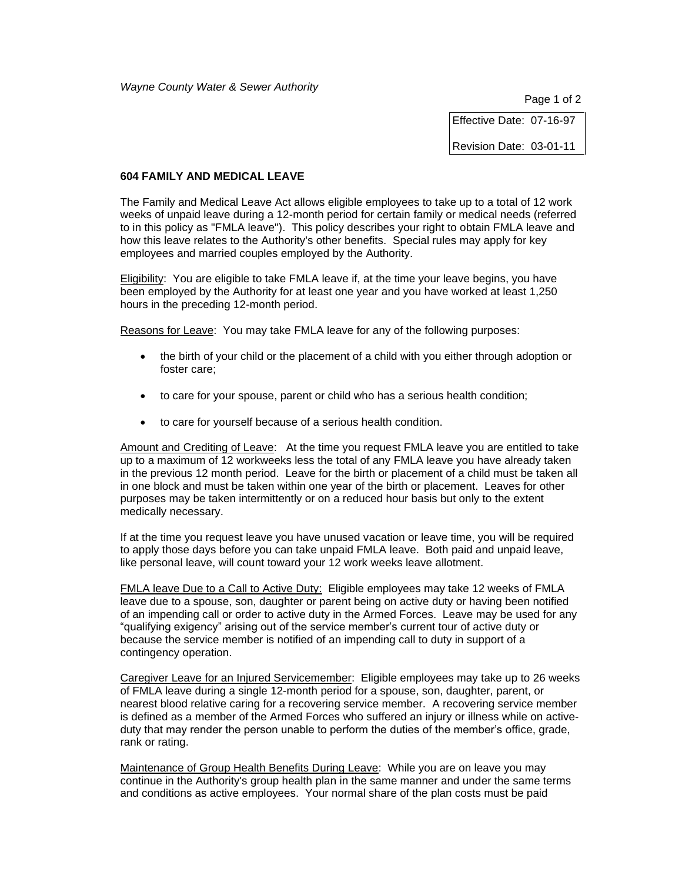*Wayne County Water & Sewer Authority*

Effective Date: 07-16-97

Revision Date: 03-01-11

**604 FAMILY AND MEDICAL LEAVE**

The Family and Medical Leave Act allows eligible employees to take up to a total of 12 work weeks of unpaid leave during a 12-month period for certain family or medical needs (referred to in this policy as "FMLA leave"). This policy describes your right to obtain FMLA leave and how this leave relates to the Authority's other benefits. Special rules may apply for key employees and married couples employed by the Authority.

Eligibility: You are eligible to take FMLA leave if, at the time your leave begins, you have been employed by the Authority for at least one year and you have worked at least 1,250 hours in the preceding 12-month period.

Reasons for Leave: You may take FMLA leave for any of the following purposes:

- the birth of your child or the placement of a child with you either through adoption or foster care;
- to care for your spouse, parent or child who has a serious health condition;
- to care for yourself because of a serious health condition.

Amount and Crediting of Leave: At the time you request FMLA leave you are entitled to take up to a maximum of 12 workweeks less the total of any FMLA leave you have already taken in the previous 12 month period. Leave for the birth or placement of a child must be taken all in one block and must be taken within one year of the birth or placement. Leaves for other purposes may be taken intermittently or on a reduced hour basis but only to the extent medically necessary.

If at the time you request leave you have unused vacation or leave time, you will be required to apply those days before you can take unpaid FMLA leave. Both paid and unpaid leave, like personal leave, will count toward your 12 work weeks leave allotment.

FMLA leave Due to a Call to Active Duty: Eligible employees may take 12 weeks of FMLA leave due to a spouse, son, daughter or parent being on active duty or having been notified of an impending call or order to active duty in the Armed Forces. Leave may be used for any "qualifying exigency" arising out of the service member's current tour of active duty or because the service member is notified of an impending call to duty in support of a contingency operation.

Caregiver Leave for an Injured Servicemember: Eligible employees may take up to 26 weeks of FMLA leave during a single 12-month period for a spouse, son, daughter, parent, or nearest blood relative caring for a recovering service member. A recovering service member is defined as a member of the Armed Forces who suffered an injury or illness while on active-duty that may render the person unable to perform the duties of the member's office, grade, rank or rating.

Maintenance of Group Health Benefits During Leave: While you are on leave you may continue in the Authority's group health plan in the same manner and under the same terms and conditions as active employees. Your normal share of the plan costs must be paid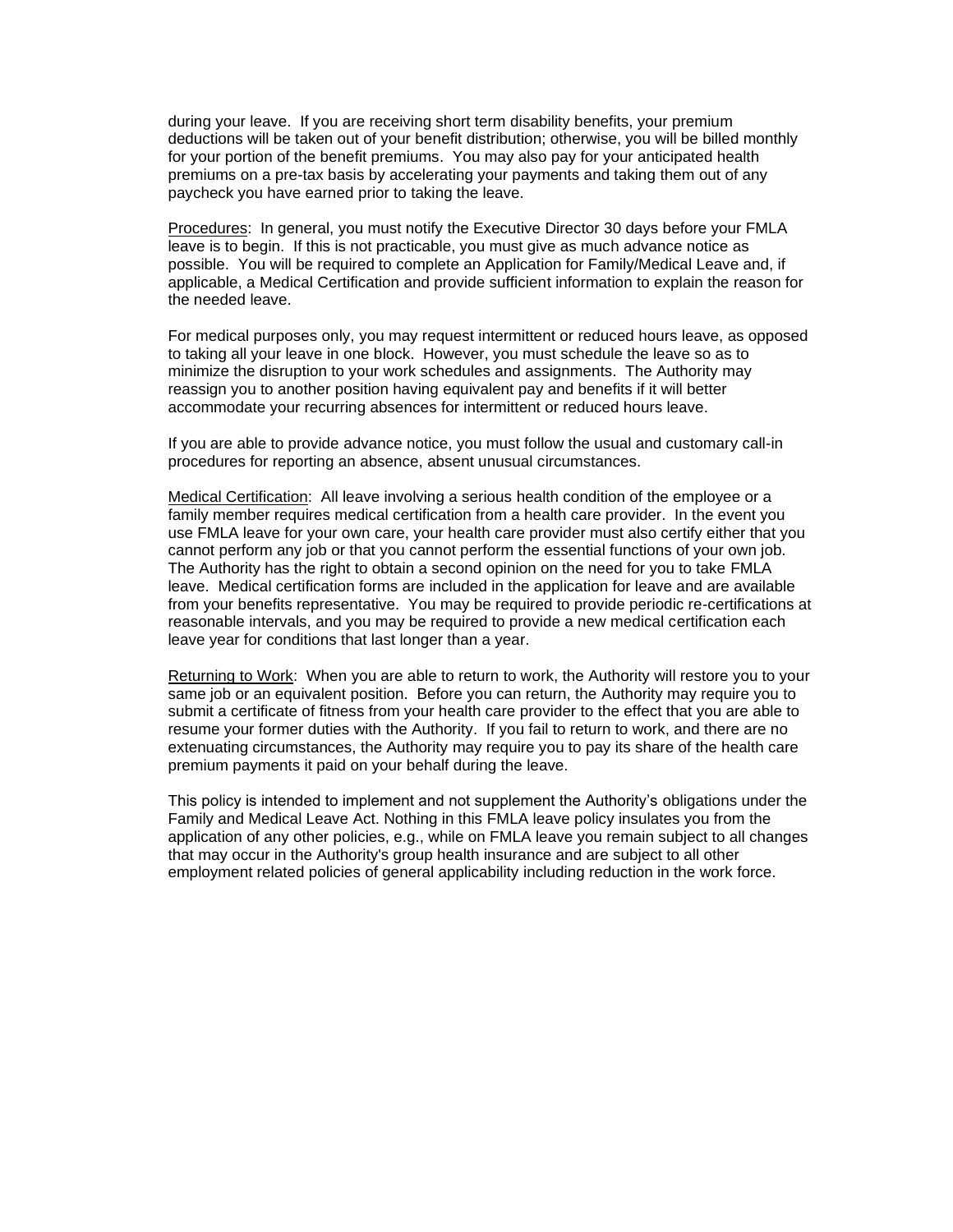during your leave. If you are receiving short term disability benefits, your premium deductions will be taken out of your benefit distribution; otherwise, you will be billed monthly for your portion of the benefit premiums. You may also pay for your anticipated health premiums on a pre-tax basis by accelerating your payments and taking them out of any paycheck you have earned prior to taking the leave.

<u>Procedures</u>: In general, you must notify the Executive Director 30 days before your FMLA leave is to begin. If this is not practicable, you must give as much advance notice as possible. You will be required to complete an Application for Family/Medical Leave and, if applicable, a Medical Certification and provide sufficient information to explain the reason for the needed leave.

For medical purposes only, you may request intermittent or reduced hours leave, as opposed to taking all your leave in one block. However, you must schedule the leave so as to minimize the disruption to your work schedules and assignments. The Authority may reassign you to another position having equivalent pay and benefits if it will better accommodate your recurring absences for intermittent or reduced hours leave.

If you are able to provide advance notice, you must follow the usual and customary call-in procedures for reporting an absence, absent unusual circumstances.

<u>Medical Certification</u>: All leave involving a serious health condition of the employee or a family member requires medical certification from a health care provider. In the event you use FMLA leave for your own care, your health care provider must also certify either that you cannot perform any job or that you cannot perform the essential functions of your own job. The Authority has the right to obtain a second opinion on the need for you to take FMLA leave. Medical certification forms are included in the application for leave and are available from your benefits representative. You may be required to provide periodic re-certifications at reasonable intervals, and you may be required to provide a new medical certification each leave year for conditions that last longer than a year.

<u>Returning to Work</u>: When you are able to return to work, the Authority will restore you to your same job or an equivalent position. Before you can return, the Authority may require you to submit a certificate of fitness from your health care provider to the effect that you are able to resume your former duties with the Authority. If you fail to return to work, and there are no extenuating circumstances, the Authority may require you to pay its share of the health care premium payments it paid on your behalf during the leave.

This policy is intended to implement and not supplement the Authority's obligations under the Family and Medical Leave Act. Nothing in this FMLA leave policy insulates you from the application of any other policies, e.g., while on FMLA leave you remain subject to all changes that may occur in the Authority's group health insurance and are subject to all other employment related policies of general applicability including reduction in the work force.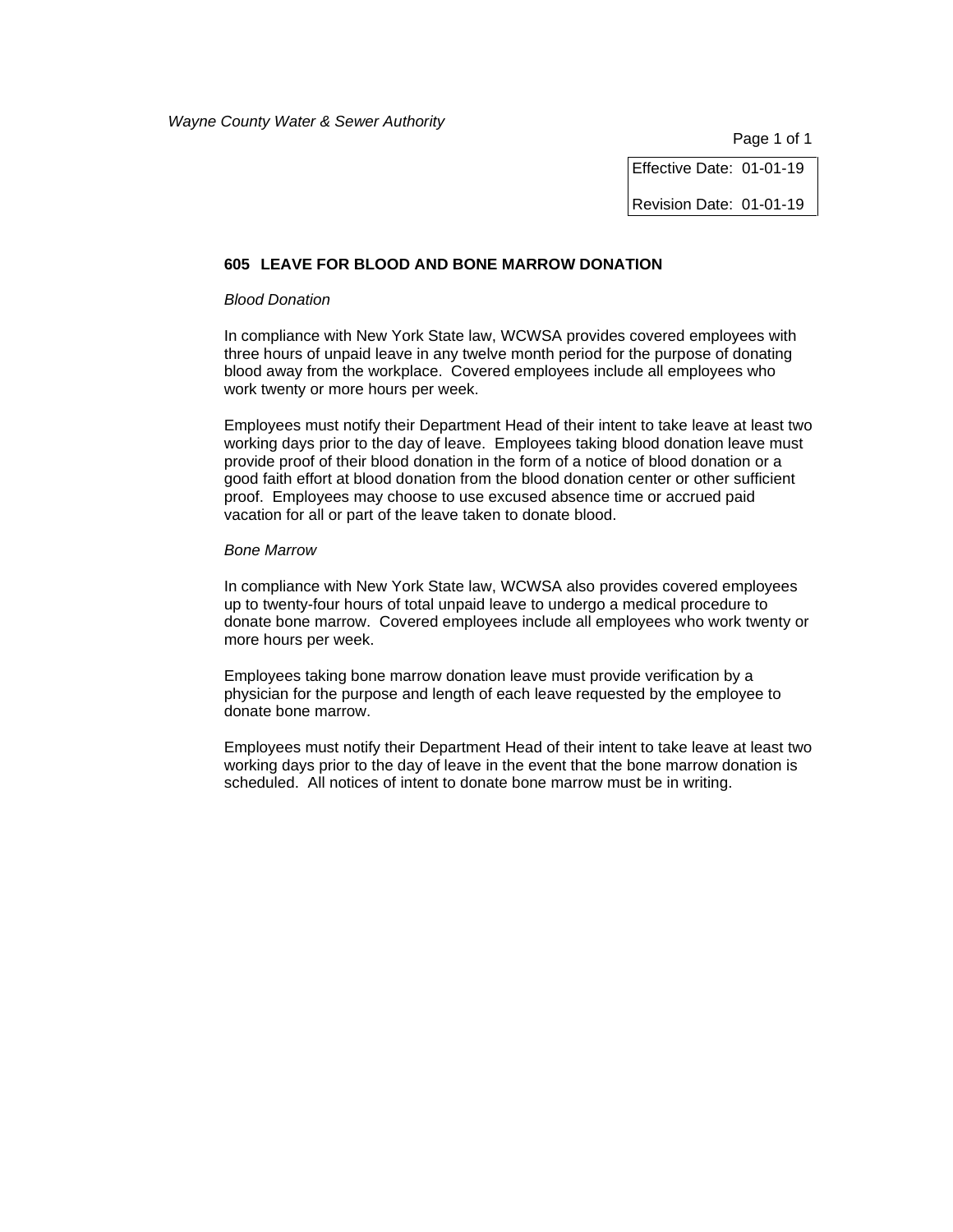| Effective Date: 01-01-19 |
| --- |
| Revision Date: 01-01-19 |

## 605 LEAVE FOR BLOOD AND BONE MARROW DONATION

*Blood Donation*

In compliance with New York State law, WCWSA provides covered employees with three hours of unpaid leave in any twelve month period for the purpose of donating blood away from the workplace. Covered employees include all employees who work twenty or more hours per week.

Employees must notify their Department Head of their intent to take leave at least two working days prior to the day of leave. Employees taking blood donation leave must provide proof of their blood donation in the form of a notice of blood donation or a good faith effort at blood donation from the blood donation center or other sufficient proof. Employees may choose to use excused absence time or accrued paid vacation for all or part of the leave taken to donate blood.

*Bone Marrow*

In compliance with New York State law, WCWSA also provides covered employees up to twenty-four hours of total unpaid leave to undergo a medical procedure to donate bone marrow. Covered employees include all employees who work twenty or more hours per week.

Employees taking bone marrow donation leave must provide verification by a physician for the purpose and length of each leave requested by the employee to donate bone marrow.

Employees must notify their Department Head of their intent to take leave at least two working days prior to the day of leave in the event that the bone marrow donation is scheduled. All notices of intent to donate bone marrow must be in writing.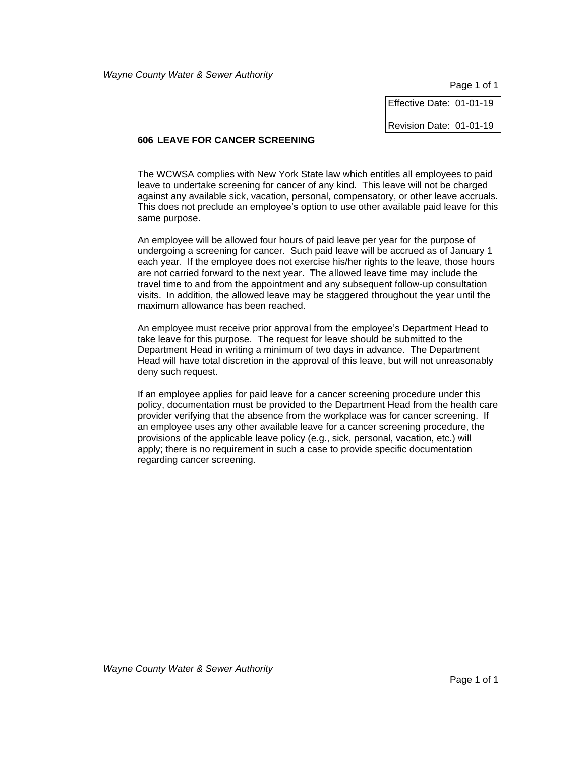| Effective Date: 01-01-19 |
| --- |
| Revision Date: 01-01-19 |

## 606 LEAVE FOR CANCER SCREENING

The WCWSA complies with New York State law which entitles all employees to paid leave to undertake screening for cancer of any kind. This leave will not be charged against any available sick, vacation, personal, compensatory, or other leave accruals. This does not preclude an employee's option to use other available paid leave for this same purpose.

An employee will be allowed four hours of paid leave per year for the purpose of undergoing a screening for cancer. Such paid leave will be accrued as of January 1 each year. If the employee does not exercise his/her rights to the leave, those hours are not carried forward to the next year. The allowed leave time may include the travel time to and from the appointment and any subsequent follow-up consultation visits. In addition, the allowed leave may be staggered throughout the year until the maximum allowance has been reached.

An employee must receive prior approval from the employee's Department Head to take leave for this purpose. The request for leave should be submitted to the Department Head in writing a minimum of two days in advance. The Department Head will have total discretion in the approval of this leave, but will not unreasonably deny such request.

If an employee applies for paid leave for a cancer screening procedure under this policy, documentation must be provided to the Department Head from the health care provider verifying that the absence from the workplace was for cancer screening. If an employee uses any other available leave for a cancer screening procedure, the provisions of the applicable leave policy (e.g., sick, personal, vacation, etc.) will apply; there is no requirement in such a case to provide specific documentation regarding cancer screening.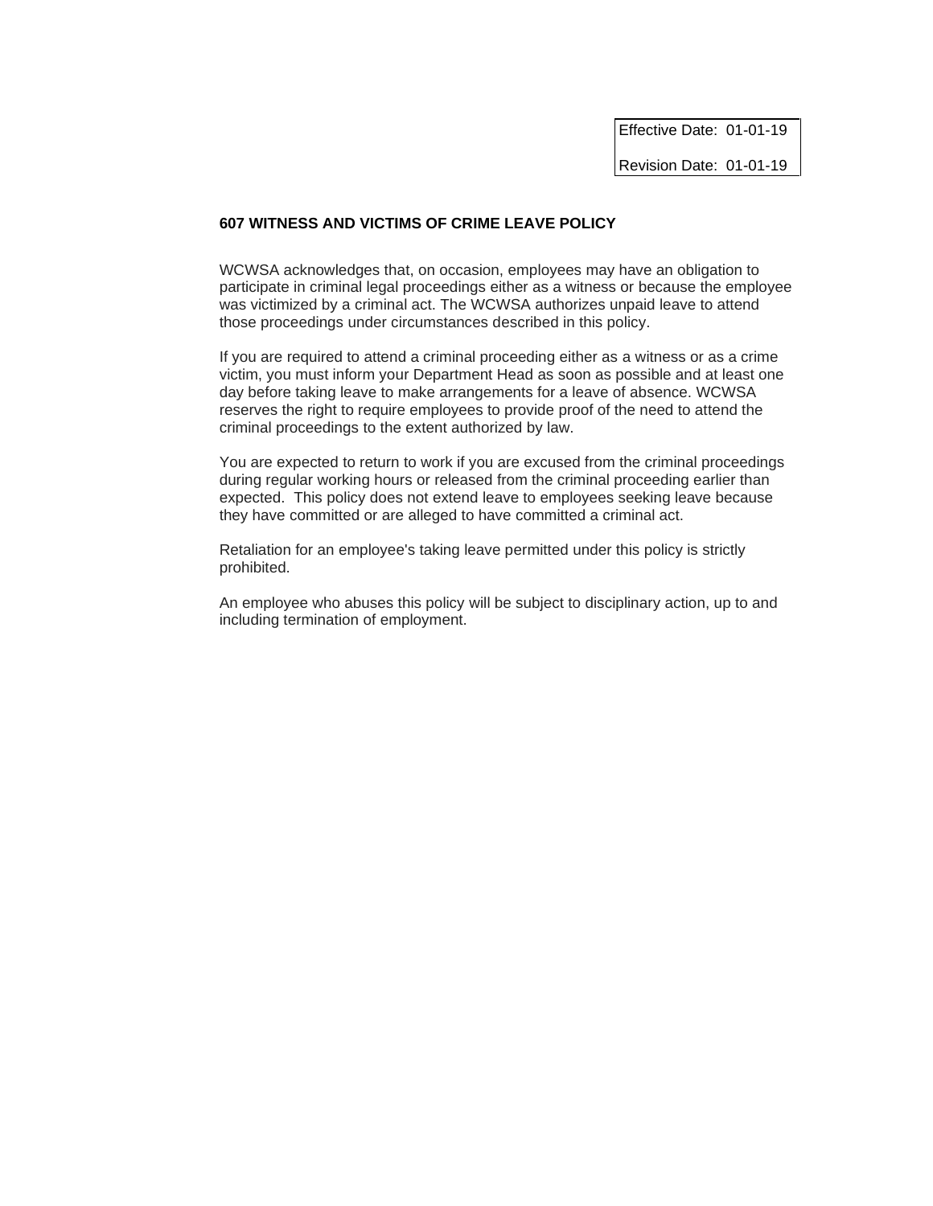| Effective Date: 01-01-19 |
| --- |
| Revision Date: 01-01-19 |

### 607 WITNESS AND VICTIMS OF CRIME LEAVE POLICY

WCWSA acknowledges that, on occasion, employees may have an obligation to participate in criminal legal proceedings either as a witness or because the employee was victimized by a criminal act. The WCWSA authorizes unpaid leave to attend those proceedings under circumstances described in this policy.

If you are required to attend a criminal proceeding either as a witness or as a crime victim, you must inform your Department Head as soon as possible and at least one day before taking leave to make arrangements for a leave of absence. WCWSA reserves the right to require employees to provide proof of the need to attend the criminal proceedings to the extent authorized by law.

You are expected to return to work if you are excused from the criminal proceedings during regular working hours or released from the criminal proceeding earlier than expected. This policy does not extend leave to employees seeking leave because they have committed or are alleged to have committed a criminal act.

Retaliation for an employee's taking leave permitted under this policy is strictly prohibited.

An employee who abuses this policy will be subject to disciplinary action, up to and including termination of employment.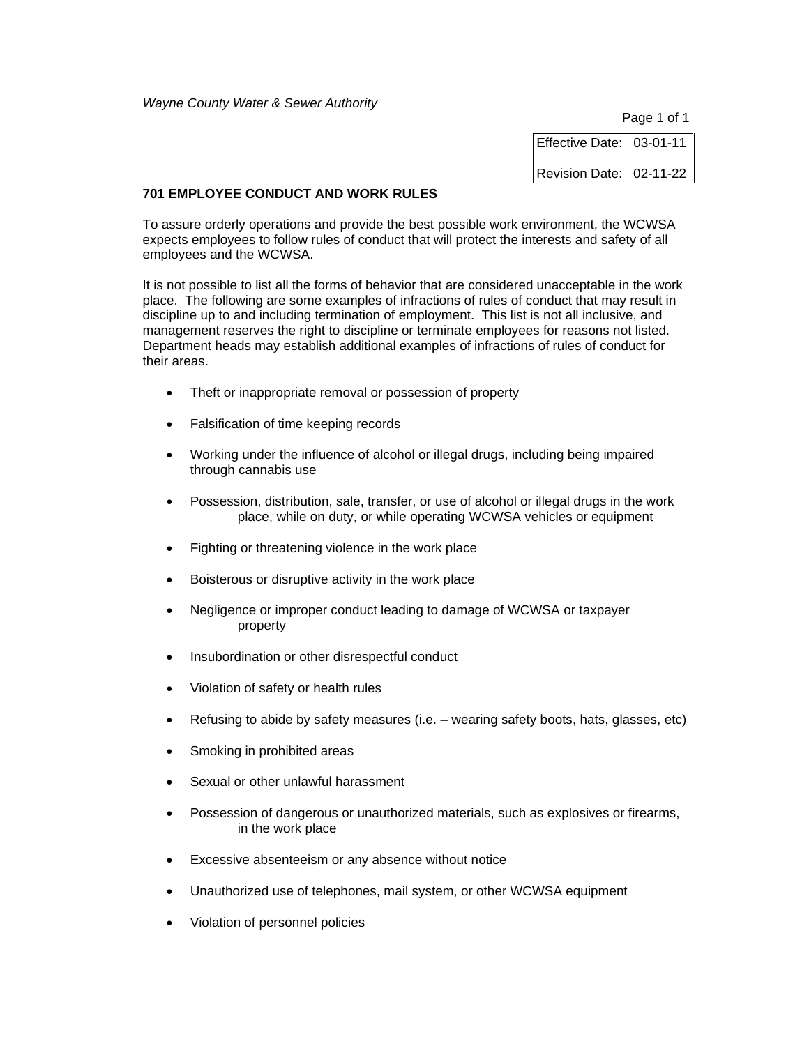*Wayne County Water & Sewer Authority*

| Effective Date: | 03-01-11 |
| --- | --- |
| Revision Date: | 02-11-22 |

**701 EMPLOYEE CONDUCT AND WORK RULES**

To assure orderly operations and provide the best possible work environment, the WCWSA expects employees to follow rules of conduct that will protect the interests and safety of all employees and the WCWSA.

It is not possible to list all the forms of behavior that are considered unacceptable in the work place. The following are some examples of infractions of rules of conduct that may result in discipline up to and including termination of employment. This list is not all inclusive, and management reserves the right to discipline or terminate employees for reasons not listed. Department heads may establish additional examples of infractions of rules of conduct for their areas.

- Theft or inappropriate removal or possession of property
- Falsification of time keeping records
- Working under the influence of alcohol or illegal drugs, including being impaired through cannabis use
- Possession, distribution, sale, transfer, or use of alcohol or illegal drugs in the work place, while on duty, or while operating WCWSA vehicles or equipment
- Fighting or threatening violence in the work place
- Boisterous or disruptive activity in the work place
- Negligence or improper conduct leading to damage of WCWSA or taxpayer property
- Insubordination or other disrespectful conduct
- Violation of safety or health rules
- Refusing to abide by safety measures (i.e. – wearing safety boots, hats, glasses, etc)
- Smoking in prohibited areas
- Sexual or other unlawful harassment
- Possession of dangerous or unauthorized materials, such as explosives or firearms, in the work place
- Excessive absenteeism or any absence without notice
- Unauthorized use of telephones, mail system, or other WCWSA equipment
- Violation of personnel policies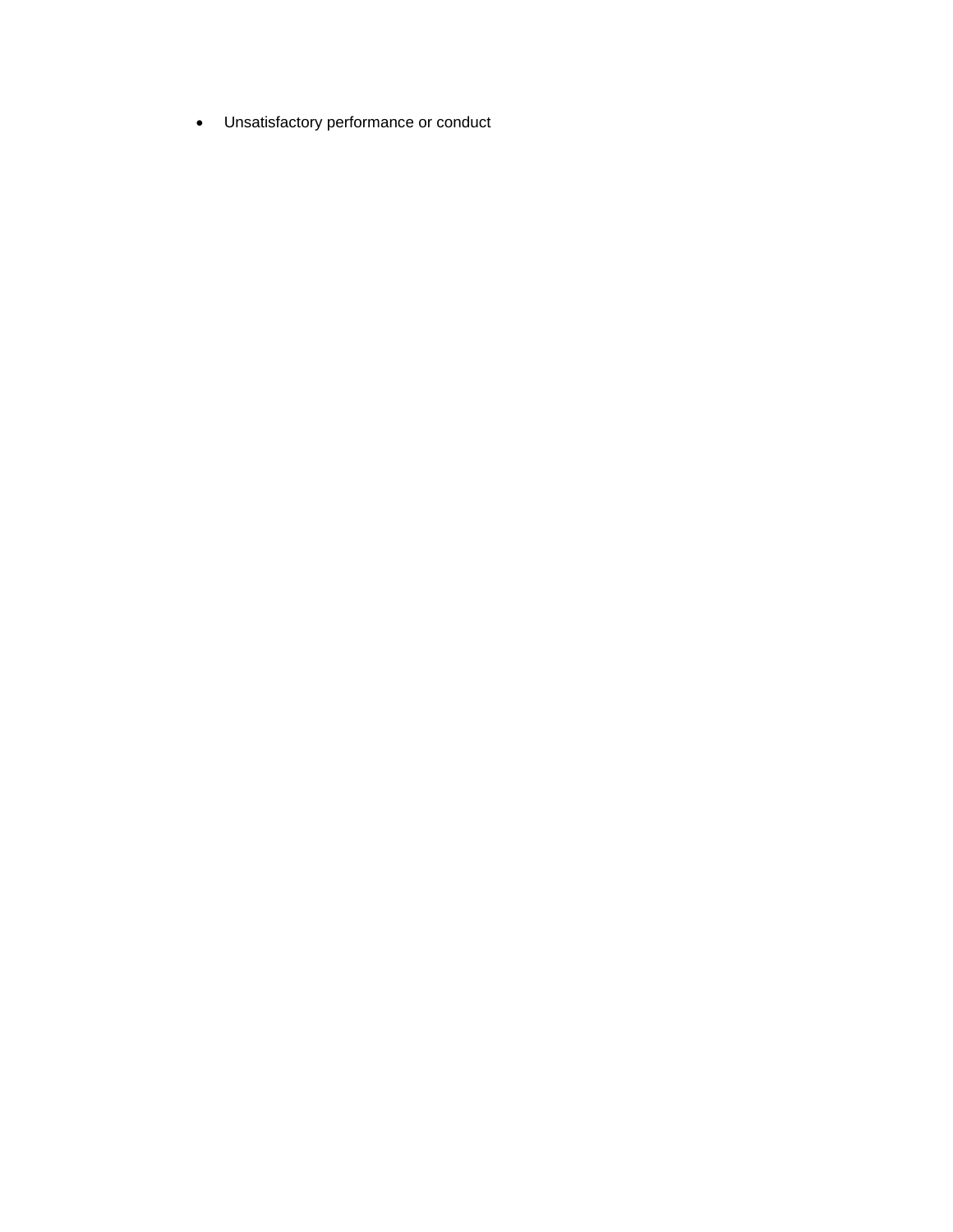- Unsatisfactory performance or conduct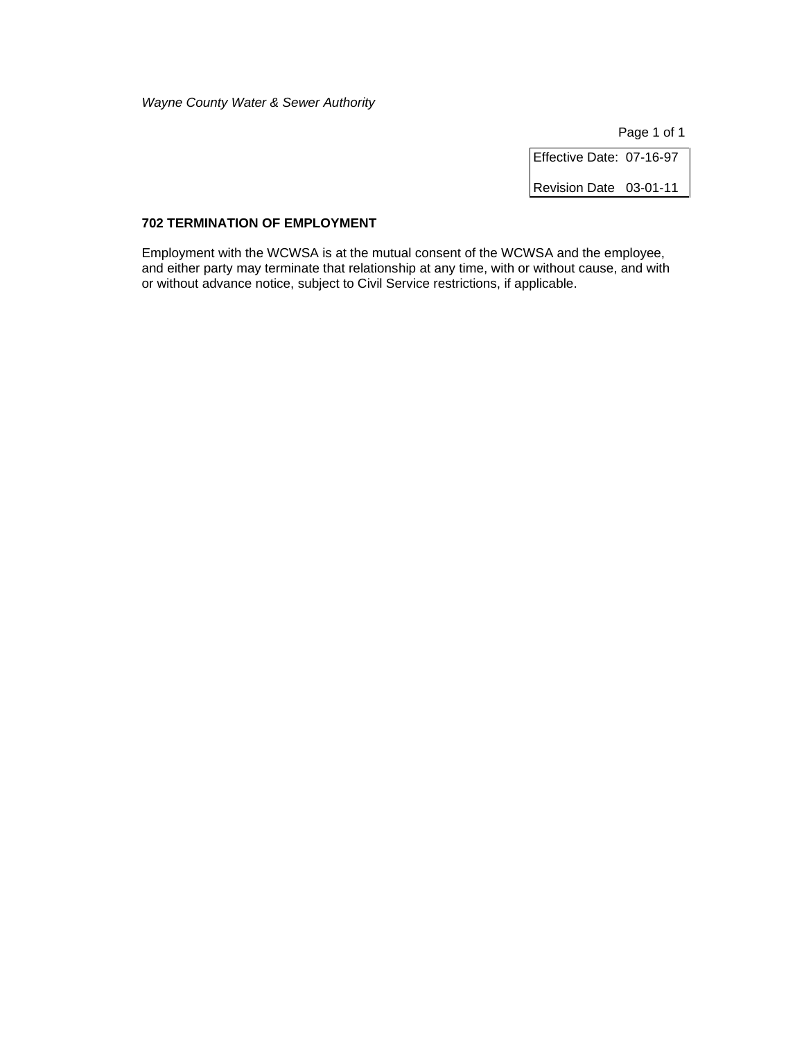*Wayne County Water & Sewer Authority*

| Effective Date: | 07-16-97 |
|---|---|
| Revision Date | 03-01-11 |

**702 TERMINATION OF EMPLOYMENT**

Employment with the WCWSA is at the mutual consent of the WCWSA and the employee, and either party may terminate that relationship at any time, with or without cause, and with or without advance notice, subject to Civil Service restrictions, if applicable.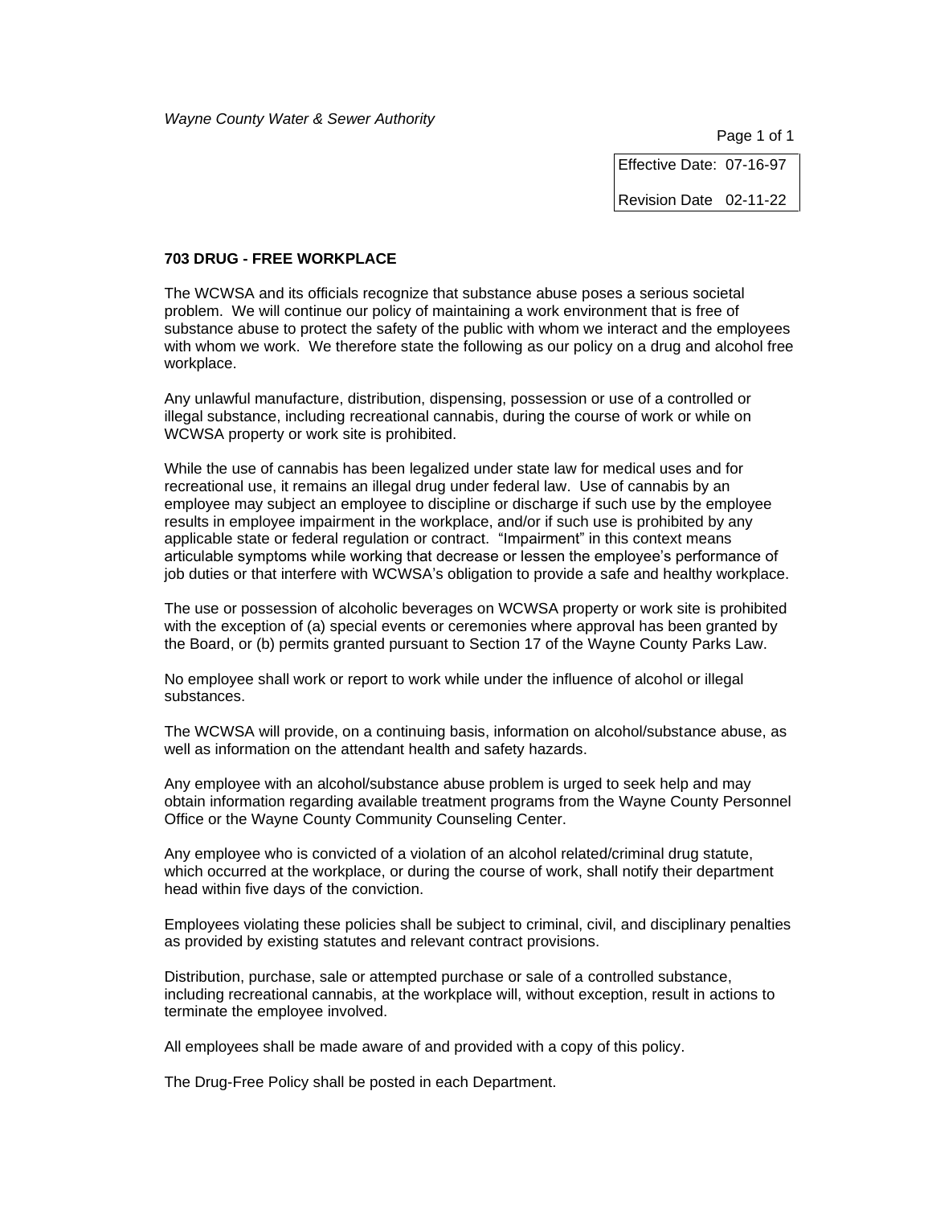*Wayne County Water & Sewer Authority*

Effective Date: 07-16-97

Revision Date 02-11-22

**703 DRUG - FREE WORKPLACE**

The WCWSA and its officials recognize that substance abuse poses a serious societal problem. We will continue our policy of maintaining a work environment that is free of substance abuse to protect the safety of the public with whom we interact and the employees with whom we work. We therefore state the following as our policy on a drug and alcohol free workplace.

Any unlawful manufacture, distribution, dispensing, possession or use of a controlled or illegal substance, including recreational cannabis, during the course of work or while on WCWSA property or work site is prohibited.

While the use of cannabis has been legalized under state law for medical uses and for recreational use, it remains an illegal drug under federal law. Use of cannabis by an employee may subject an employee to discipline or discharge if such use by the employee results in employee impairment in the workplace, and/or if such use is prohibited by any applicable state or federal regulation or contract. "Impairment" in this context means articulable symptoms while working that decrease or lessen the employee's performance of job duties or that interfere with WCWSA's obligation to provide a safe and healthy workplace.

The use or possession of alcoholic beverages on WCWSA property or work site is prohibited with the exception of (a) special events or ceremonies where approval has been granted by the Board, or (b) permits granted pursuant to Section 17 of the Wayne County Parks Law.

No employee shall work or report to work while under the influence of alcohol or illegal substances.

The WCWSA will provide, on a continuing basis, information on alcohol/substance abuse, as well as information on the attendant health and safety hazards.

Any employee with an alcohol/substance abuse problem is urged to seek help and may obtain information regarding available treatment programs from the Wayne County Personnel Office or the Wayne County Community Counseling Center.

Any employee who is convicted of a violation of an alcohol related/criminal drug statute, which occurred at the workplace, or during the course of work, shall notify their department head within five days of the conviction.

Employees violating these policies shall be subject to criminal, civil, and disciplinary penalties as provided by existing statutes and relevant contract provisions.

Distribution, purchase, sale or attempted purchase or sale of a controlled substance, including recreational cannabis, at the workplace will, without exception, result in actions to terminate the employee involved.

All employees shall be made aware of and provided with a copy of this policy.

The Drug-Free Policy shall be posted in each Department.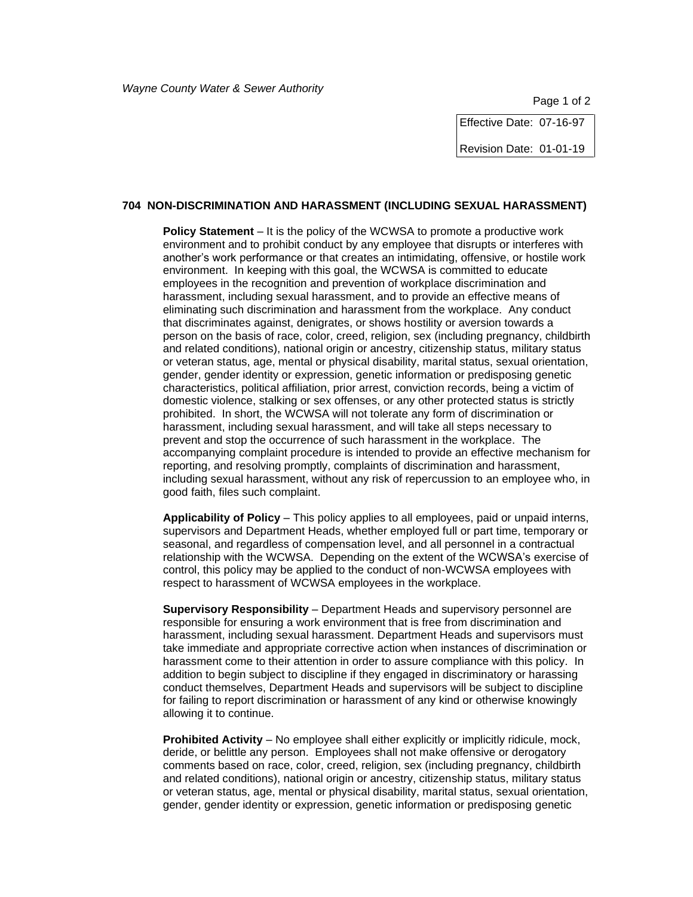*Wayne County Water & Sewer Authority*

Effective Date: 07-16-97

Revision Date: 01-01-19

## 704 NON-DISCRIMINATION AND HARASSMENT (INCLUDING SEXUAL HARASSMENT)

**Policy Statement** – It is the policy of the WCWSA to promote a productive work environment and to prohibit conduct by any employee that disrupts or interferes with another's work performance or that creates an intimidating, offensive, or hostile work environment. In keeping with this goal, the WCWSA is committed to educate employees in the recognition and prevention of workplace discrimination and harassment, including sexual harassment, and to provide an effective means of eliminating such discrimination and harassment from the workplace. Any conduct that discriminates against, denigrates, or shows hostility or aversion towards a person on the basis of race, color, creed, religion, sex (including pregnancy, childbirth and related conditions), national origin or ancestry, citizenship status, military status or veteran status, age, mental or physical disability, marital status, sexual orientation, gender, gender identity or expression, genetic information or predisposing genetic characteristics, political affiliation, prior arrest, conviction records, being a victim of domestic violence, stalking or sex offenses, or any other protected status is strictly prohibited. In short, the WCWSA will not tolerate any form of discrimination or harassment, including sexual harassment, and will take all steps necessary to prevent and stop the occurrence of such harassment in the workplace. The accompanying complaint procedure is intended to provide an effective mechanism for reporting, and resolving promptly, complaints of discrimination and harassment, including sexual harassment, without any risk of repercussion to an employee who, in good faith, files such complaint.

**Applicability of Policy** – This policy applies to all employees, paid or unpaid interns, supervisors and Department Heads, whether employed full or part time, temporary or seasonal, and regardless of compensation level, and all personnel in a contractual relationship with the WCWSA. Depending on the extent of the WCWSA's exercise of control, this policy may be applied to the conduct of non-WCWSA employees with respect to harassment of WCWSA employees in the workplace.

**Supervisory Responsibility** – Department Heads and supervisory personnel are responsible for ensuring a work environment that is free from discrimination and harassment, including sexual harassment. Department Heads and supervisors must take immediate and appropriate corrective action when instances of discrimination or harassment come to their attention in order to assure compliance with this policy. In addition to begin subject to discipline if they engaged in discriminatory or harassing conduct themselves, Department Heads and supervisors will be subject to discipline for failing to report discrimination or harassment of any kind or otherwise knowingly allowing it to continue.

**Prohibited Activity** – No employee shall either explicitly or implicitly ridicule, mock, deride, or belittle any person. Employees shall not make offensive or derogatory comments based on race, color, creed, religion, sex (including pregnancy, childbirth and related conditions), national origin or ancestry, citizenship status, military status or veteran status, age, mental or physical disability, marital status, sexual orientation, gender, gender identity or expression, genetic information or predisposing genetic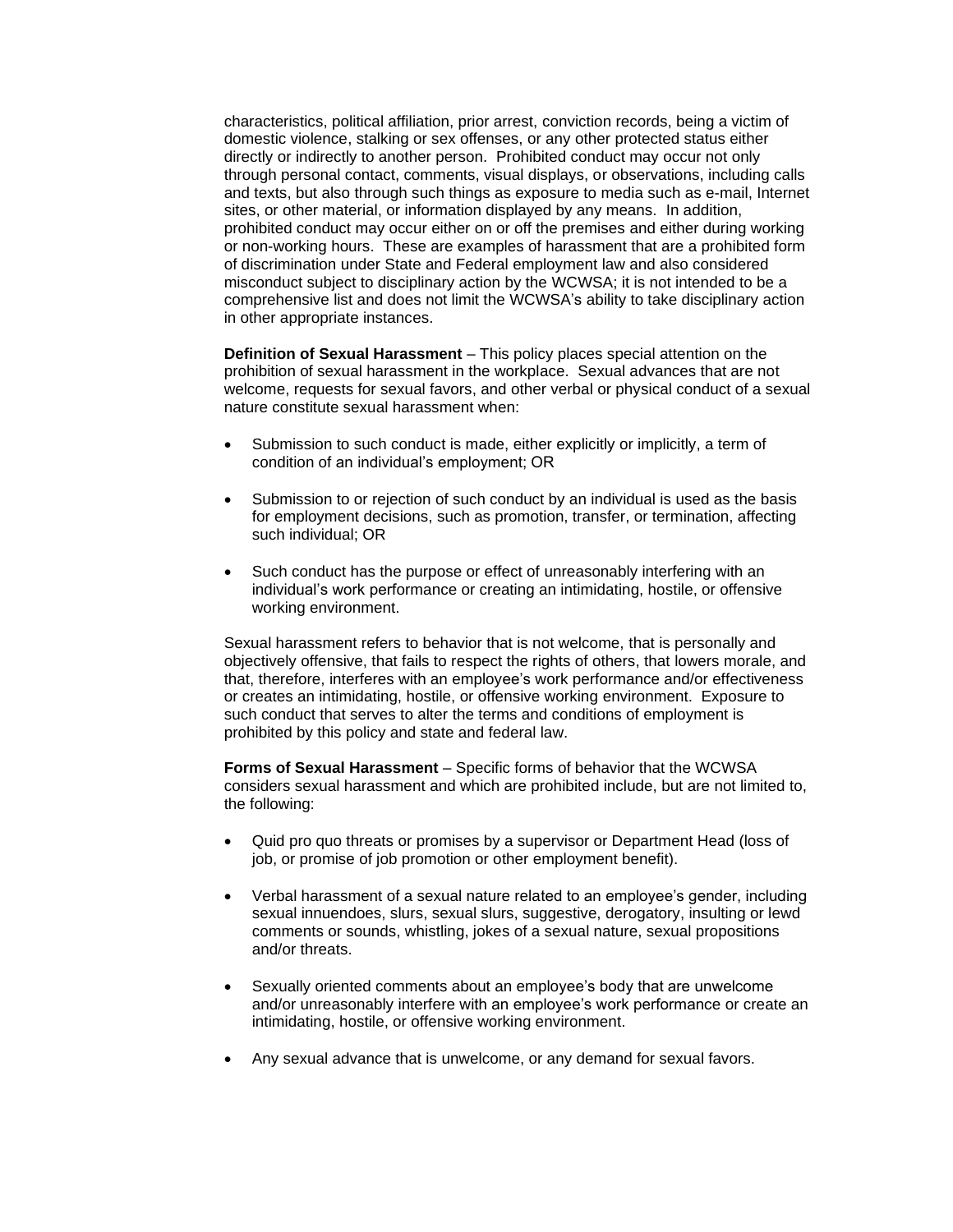characteristics, political affiliation, prior arrest, conviction records, being a victim of domestic violence, stalking or sex offenses, or any other protected status either directly or indirectly to another person. Prohibited conduct may occur not only through personal contact, comments, visual displays, or observations, including calls and texts, but also through such things as exposure to media such as e-mail, Internet sites, or other material, or information displayed by any means. In addition, prohibited conduct may occur either on or off the premises and either during working or non-working hours. These are examples of harassment that are a prohibited form of discrimination under State and Federal employment law and also considered misconduct subject to disciplinary action by the WCWSA; it is not intended to be a comprehensive list and does not limit the WCWSA's ability to take disciplinary action in other appropriate instances.

**Definition of Sexual Harassment** – This policy places special attention on the prohibition of sexual harassment in the workplace. Sexual advances that are not welcome, requests for sexual favors, and other verbal or physical conduct of a sexual nature constitute sexual harassment when:

- Submission to such conduct is made, either explicitly or implicitly, a term of condition of an individual's employment; OR
- Submission to or rejection of such conduct by an individual is used as the basis for employment decisions, such as promotion, transfer, or termination, affecting such individual; OR
- Such conduct has the purpose or effect of unreasonably interfering with an individual's work performance or creating an intimidating, hostile, or offensive working environment.

Sexual harassment refers to behavior that is not welcome, that is personally and objectively offensive, that fails to respect the rights of others, that lowers morale, and that, therefore, interferes with an employee's work performance and/or effectiveness or creates an intimidating, hostile, or offensive working environment. Exposure to such conduct that serves to alter the terms and conditions of employment is prohibited by this policy and state and federal law.

**Forms of Sexual Harassment** – Specific forms of behavior that the WCWSA considers sexual harassment and which are prohibited include, but are not limited to, the following:

- Quid pro quo threats or promises by a supervisor or Department Head (loss of job, or promise of job promotion or other employment benefit).
- Verbal harassment of a sexual nature related to an employee's gender, including sexual innuendoes, slurs, sexual slurs, suggestive, derogatory, insulting or lewd comments or sounds, whistling, jokes of a sexual nature, sexual propositions and/or threats.
- Sexually oriented comments about an employee's body that are unwelcome and/or unreasonably interfere with an employee's work performance or create an intimidating, hostile, or offensive working environment.
- Any sexual advance that is unwelcome, or any demand for sexual favors.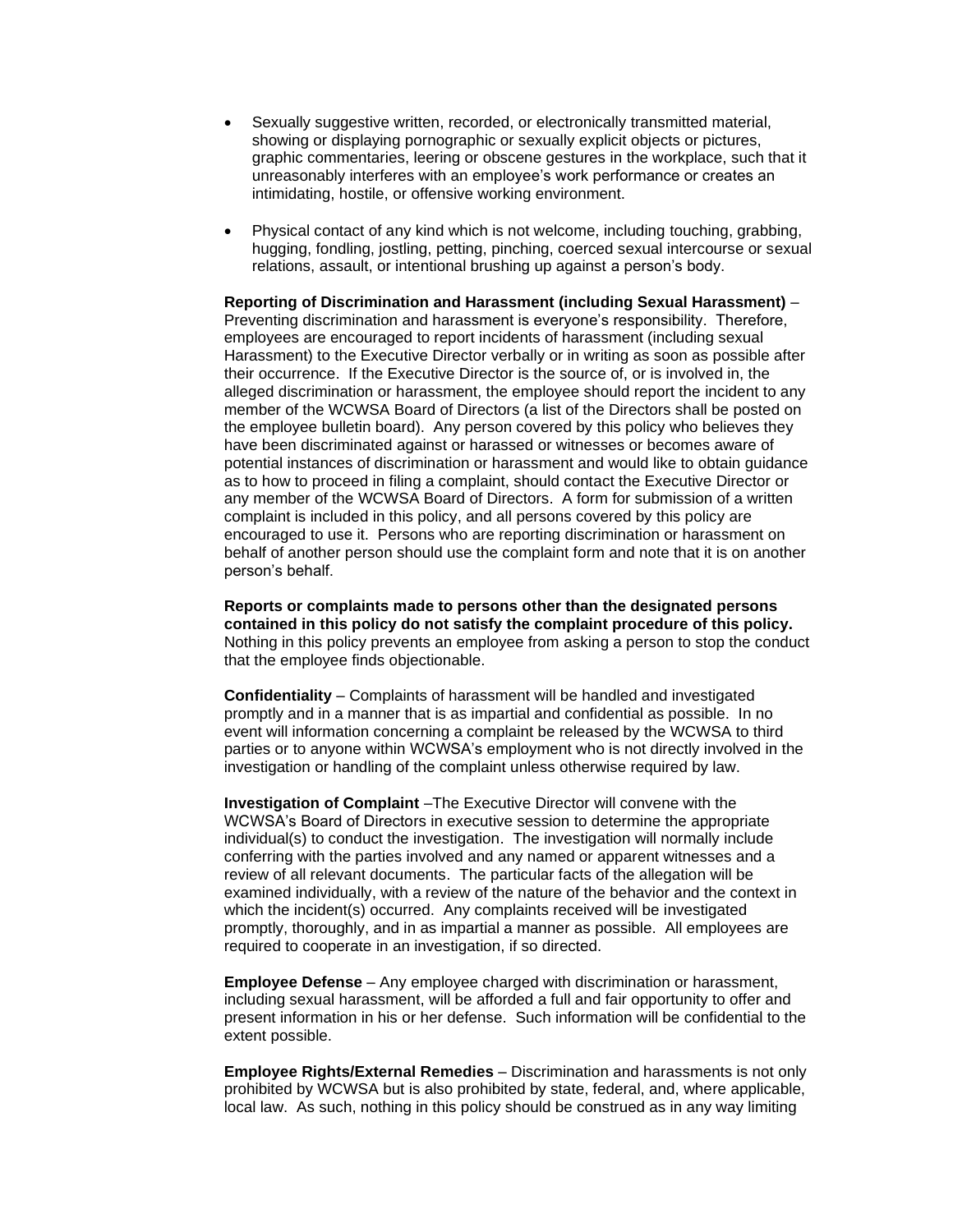- Sexually suggestive written, recorded, or electronically transmitted material, showing or displaying pornographic or sexually explicit objects or pictures, graphic commentaries, leering or obscene gestures in the workplace, such that it unreasonably interferes with an employee's work performance or creates an intimidating, hostile, or offensive working environment.

- Physical contact of any kind which is not welcome, including touching, grabbing, hugging, fondling, jostling, petting, pinching, coerced sexual intercourse or sexual relations, assault, or intentional brushing up against a person's body.

**Reporting of Discrimination and Harassment (including Sexual Harassment)** – Preventing discrimination and harassment is everyone's responsibility. Therefore, employees are encouraged to report incidents of harassment (including sexual Harassment) to the Executive Director verbally or in writing as soon as possible after their occurrence. If the Executive Director is the source of, or is involved in, the alleged discrimination or harassment, the employee should report the incident to any member of the WCWSA Board of Directors (a list of the Directors shall be posted on the employee bulletin board). Any person covered by this policy who believes they have been discriminated against or harassed or witnesses or becomes aware of potential instances of discrimination or harassment and would like to obtain guidance as to how to proceed in filing a complaint, should contact the Executive Director or any member of the WCWSA Board of Directors. A form for submission of a written complaint is included in this policy, and all persons covered by this policy are encouraged to use it. Persons who are reporting discrimination or harassment on behalf of another person should use the complaint form and note that it is on another person's behalf.

**Reports or complaints made to persons other than the designated persons contained in this policy do not satisfy the complaint procedure of this policy.** Nothing in this policy prevents an employee from asking a person to stop the conduct that the employee finds objectionable.

**Confidentiality** – Complaints of harassment will be handled and investigated promptly and in a manner that is as impartial and confidential as possible. In no event will information concerning a complaint be released by the WCWSA to third parties or to anyone within WCWSA's employment who is not directly involved in the investigation or handling of the complaint unless otherwise required by law.

**Investigation of Complaint** –The Executive Director will convene with the WCWSA's Board of Directors in executive session to determine the appropriate individual(s) to conduct the investigation. The investigation will normally include conferring with the parties involved and any named or apparent witnesses and a review of all relevant documents. The particular facts of the allegation will be examined individually, with a review of the nature of the behavior and the context in which the incident(s) occurred. Any complaints received will be investigated promptly, thoroughly, and in as impartial a manner as possible. All employees are required to cooperate in an investigation, if so directed.

**Employee Defense** – Any employee charged with discrimination or harassment, including sexual harassment, will be afforded a full and fair opportunity to offer and present information in his or her defense. Such information will be confidential to the extent possible.

**Employee Rights/External Remedies** – Discrimination and harassments is not only prohibited by WCWSA but is also prohibited by state, federal, and, where applicable, local law. As such, nothing in this policy should be construed as in any way limiting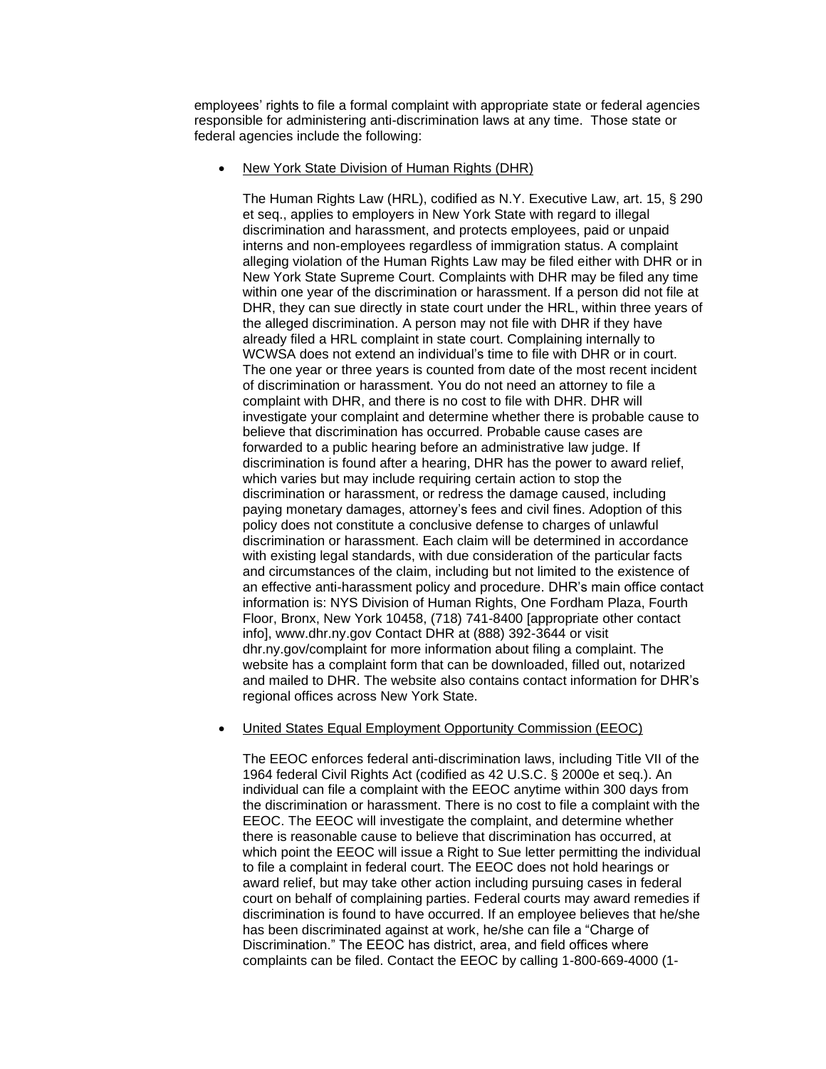employees' rights to file a formal complaint with appropriate state or federal agencies responsible for administering anti-discrimination laws at any time. Those state or federal agencies include the following:

- New York State Division of Human Rights (DHR)

  The Human Rights Law (HRL), codified as N.Y. Executive Law, art. 15, § 290 et seq., applies to employers in New York State with regard to illegal discrimination and harassment, and protects employees, paid or unpaid interns and non-employees regardless of immigration status. A complaint alleging violation of the Human Rights Law may be filed either with DHR or in New York State Supreme Court. Complaints with DHR may be filed any time within one year of the discrimination or harassment. If a person did not file at DHR, they can sue directly in state court under the HRL, within three years of the alleged discrimination. A person may not file with DHR if they have already filed a HRL complaint in state court. Complaining internally to WCWSA does not extend an individual's time to file with DHR or in court. The one year or three years is counted from date of the most recent incident of discrimination or harassment. You do not need an attorney to file a complaint with DHR, and there is no cost to file with DHR. DHR will investigate your complaint and determine whether there is probable cause to believe that discrimination has occurred. Probable cause cases are forwarded to a public hearing before an administrative law judge. If discrimination is found after a hearing, DHR has the power to award relief, which varies but may include requiring certain action to stop the discrimination or harassment, or redress the damage caused, including paying monetary damages, attorney's fees and civil fines. Adoption of this policy does not constitute a conclusive defense to charges of unlawful discrimination or harassment. Each claim will be determined in accordance with existing legal standards, with due consideration of the particular facts and circumstances of the claim, including but not limited to the existence of an effective anti-harassment policy and procedure. DHR's main office contact information is: NYS Division of Human Rights, One Fordham Plaza, Fourth Floor, Bronx, New York 10458, (718) 741-8400 [appropriate other contact info], www.dhr.ny.gov Contact DHR at (888) 392-3644 or visit dhr.ny.gov/complaint for more information about filing a complaint. The website has a complaint form that can be downloaded, filled out, notarized and mailed to DHR. The website also contains contact information for DHR's regional offices across New York State.

- United States Equal Employment Opportunity Commission (EEOC)

  The EEOC enforces federal anti-discrimination laws, including Title VII of the 1964 federal Civil Rights Act (codified as 42 U.S.C. § 2000e et seq.). An individual can file a complaint with the EEOC anytime within 300 days from the discrimination or harassment. There is no cost to file a complaint with the EEOC. The EEOC will investigate the complaint, and determine whether there is reasonable cause to believe that discrimination has occurred, at which point the EEOC will issue a Right to Sue letter permitting the individual to file a complaint in federal court. The EEOC does not hold hearings or award relief, but may take other action including pursuing cases in federal court on behalf of complaining parties. Federal courts may award remedies if discrimination is found to have occurred. If an employee believes that he/she has been discriminated against at work, he/she can file a "Charge of Discrimination." The EEOC has district, area, and field offices where complaints can be filed. Contact the EEOC by calling 1-800-669-4000 (1-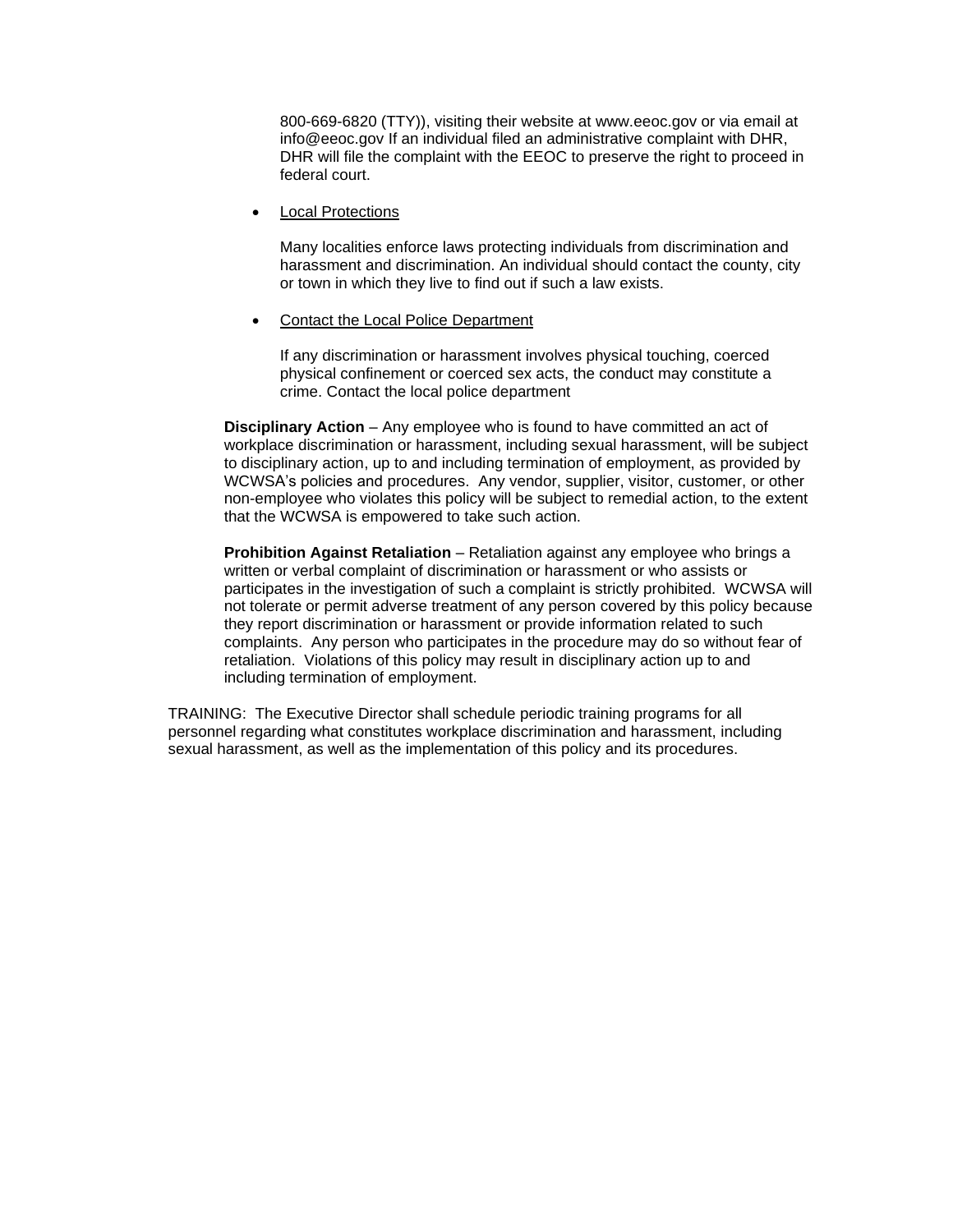800-669-6820 (TTY)), visiting their website at www.eeoc.gov or via email at info@eeoc.gov If an individual filed an administrative complaint with DHR, DHR will file the complaint with the EEOC to preserve the right to proceed in federal court.

- Local Protections

  Many localities enforce laws protecting individuals from discrimination and harassment and discrimination. An individual should contact the county, city or town in which they live to find out if such a law exists.

- Contact the Local Police Department

  If any discrimination or harassment involves physical touching, coerced physical confinement or coerced sex acts, the conduct may constitute a crime. Contact the local police department

**Disciplinary Action** – Any employee who is found to have committed an act of workplace discrimination or harassment, including sexual harassment, will be subject to disciplinary action, up to and including termination of employment, as provided by WCWSA's policies and procedures. Any vendor, supplier, visitor, customer, or other non-employee who violates this policy will be subject to remedial action, to the extent that the WCWSA is empowered to take such action.

**Prohibition Against Retaliation** – Retaliation against any employee who brings a written or verbal complaint of discrimination or harassment or who assists or participates in the investigation of such a complaint is strictly prohibited. WCWSA will not tolerate or permit adverse treatment of any person covered by this policy because they report discrimination or harassment or provide information related to such complaints. Any person who participates in the procedure may do so without fear of retaliation. Violations of this policy may result in disciplinary action up to and including termination of employment.

TRAINING: The Executive Director shall schedule periodic training programs for all personnel regarding what constitutes workplace discrimination and harassment, including sexual harassment, as well as the implementation of this policy and its procedures.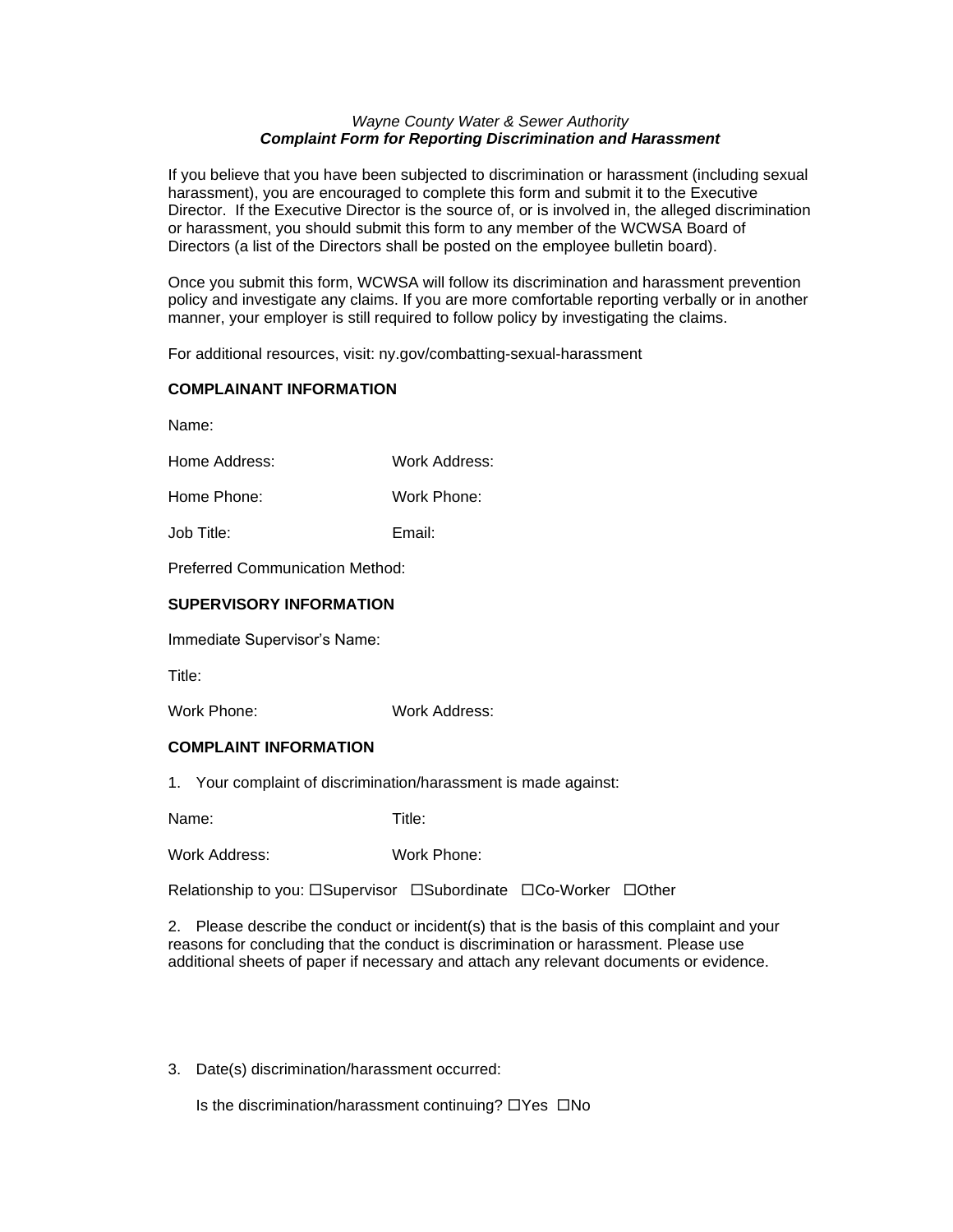*Wayne County Water & Sewer Authority*
***Complaint Form for Reporting Discrimination and Harassment***

If you believe that you have been subjected to discrimination or harassment (including sexual harassment), you are encouraged to complete this form and submit it to the Executive Director. If the Executive Director is the source of, or is involved in, the alleged discrimination or harassment, you should submit this form to any member of the WCWSA Board of Directors (a list of the Directors shall be posted on the employee bulletin board).

Once you submit this form, WCWSA will follow its discrimination and harassment prevention policy and investigate any claims. If you are more comfortable reporting verbally or in another manner, your employer is still required to follow policy by investigating the claims.

For additional resources, visit: ny.gov/combatting-sexual-harassment

**COMPLAINANT INFORMATION**

Name:

Home Address: Work Address:

Home Phone: Work Phone:

Job Title: Email:

Preferred Communication Method:

**SUPERVISORY INFORMATION**

Immediate Supervisor's Name:

Title:

Work Phone: Work Address:

**COMPLAINT INFORMATION**

1. Your complaint of discrimination/harassment is made against:

Name: Title:

Work Address: Work Phone:

Relationship to you: ☐Supervisor ☐Subordinate ☐Co-Worker ☐Other

2. Please describe the conduct or incident(s) that is the basis of this complaint and your reasons for concluding that the conduct is discrimination or harassment. Please use additional sheets of paper if necessary and attach any relevant documents or evidence.

3. Date(s) discrimination/harassment occurred:

   Is the discrimination/harassment continuing? ☐Yes ☐No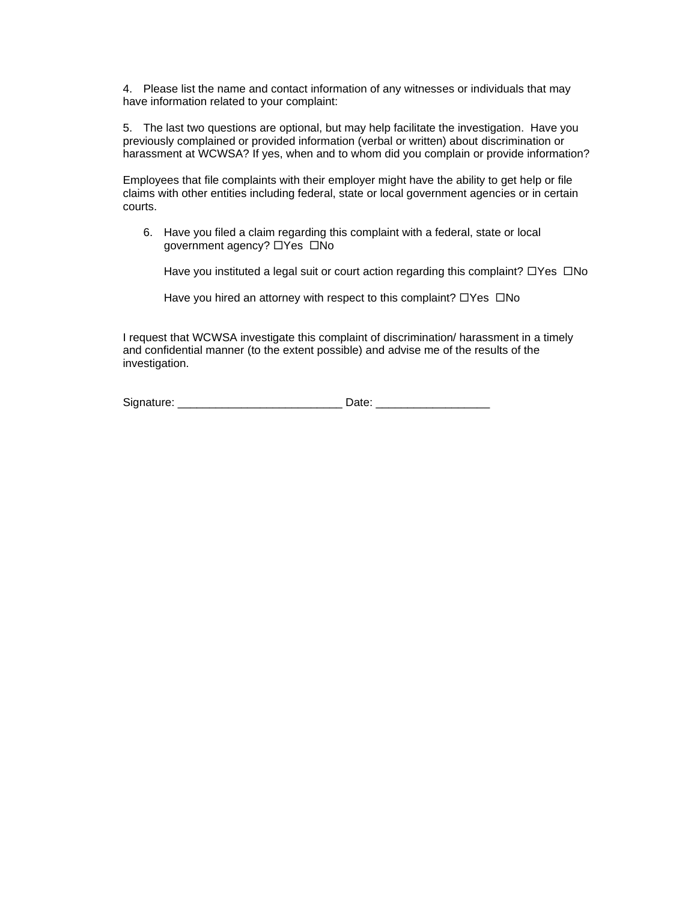4. Please list the name and contact information of any witnesses or individuals that may have information related to your complaint:

5. The last two questions are optional, but may help facilitate the investigation. Have you previously complained or provided information (verbal or written) about discrimination or harassment at WCWSA? If yes, when and to whom did you complain or provide information?

Employees that file complaints with their employer might have the ability to get help or file claims with other entities including federal, state or local government agencies or in certain courts.

6. Have you filed a claim regarding this complaint with a federal, state or local government agency? ☐Yes ☐No

   Have you instituted a legal suit or court action regarding this complaint? ☐Yes ☐No

   Have you hired an attorney with respect to this complaint? ☐Yes ☐No

I request that WCWSA investigate this complaint of discrimination/ harassment in a timely and confidential manner (to the extent possible) and advise me of the results of the investigation.

Signature: __________________________ Date: __________________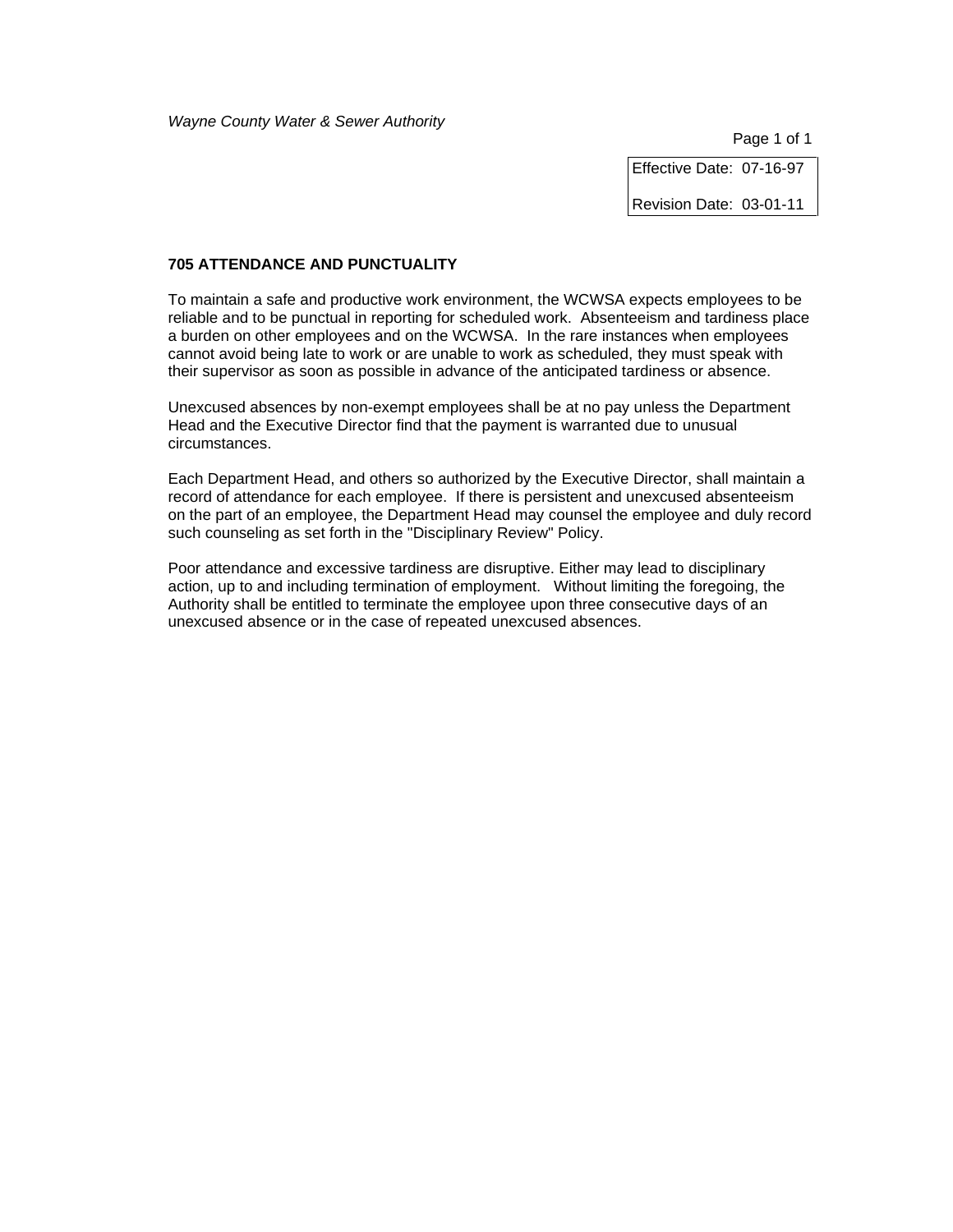*Wayne County Water & Sewer Authority*

| Effective Date: 07-16-97 |
|---|
| Revision Date: 03-01-11 |

**705 ATTENDANCE AND PUNCTUALITY**

To maintain a safe and productive work environment, the WCWSA expects employees to be reliable and to be punctual in reporting for scheduled work. Absenteeism and tardiness place a burden on other employees and on the WCWSA. In the rare instances when employees cannot avoid being late to work or are unable to work as scheduled, they must speak with their supervisor as soon as possible in advance of the anticipated tardiness or absence.

Unexcused absences by non-exempt employees shall be at no pay unless the Department Head and the Executive Director find that the payment is warranted due to unusual circumstances.

Each Department Head, and others so authorized by the Executive Director, shall maintain a record of attendance for each employee. If there is persistent and unexcused absenteeism on the part of an employee, the Department Head may counsel the employee and duly record such counseling as set forth in the "Disciplinary Review" Policy.

Poor attendance and excessive tardiness are disruptive. Either may lead to disciplinary action, up to and including termination of employment. Without limiting the foregoing, the Authority shall be entitled to terminate the employee upon three consecutive days of an unexcused absence or in the case of repeated unexcused absences.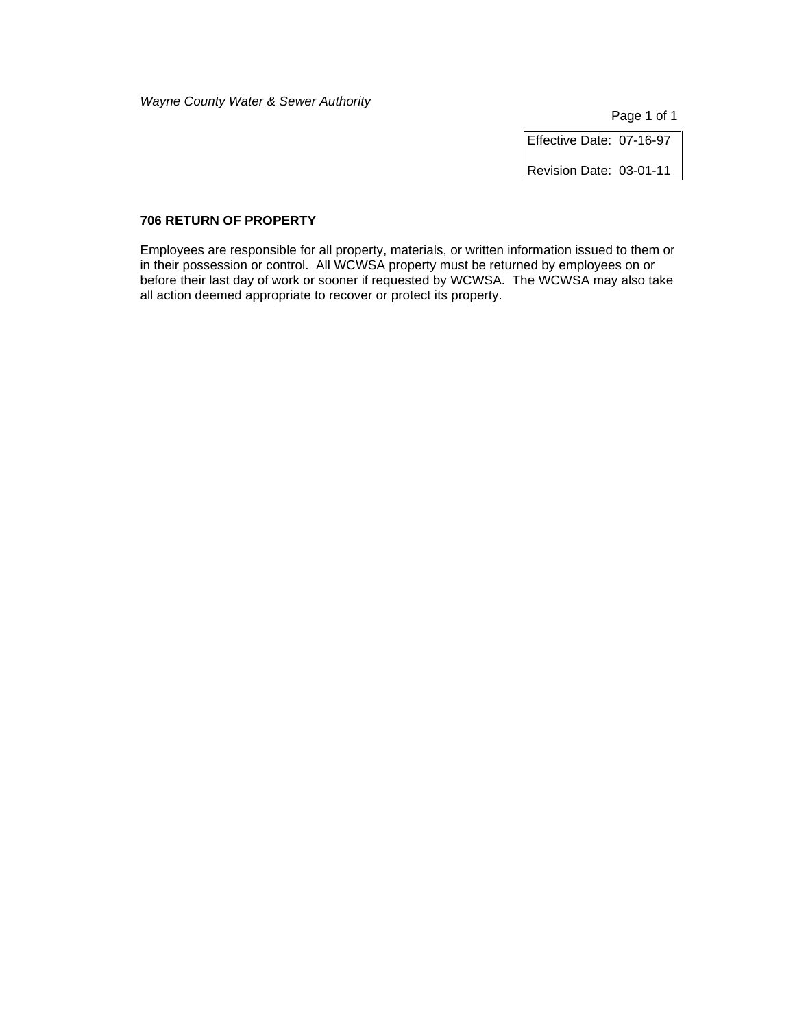Effective Date: 07-16-97

Revision Date: 03-01-11

## 706 RETURN OF PROPERTY

Employees are responsible for all property, materials, or written information issued to them or in their possession or control. All WCWSA property must be returned by employees on or before their last day of work or sooner if requested by WCWSA. The WCWSA may also take all action deemed appropriate to recover or protect its property.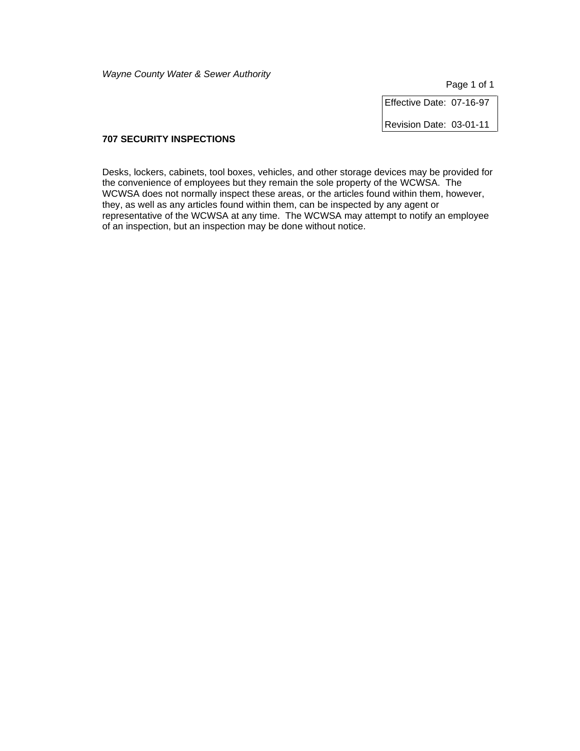Effective Date: 07-16-97

Revision Date: 03-01-11

## 707 SECURITY INSPECTIONS

Desks, lockers, cabinets, tool boxes, vehicles, and other storage devices may be provided for the convenience of employees but they remain the sole property of the WCWSA. The WCWSA does not normally inspect these areas, or the articles found within them, however, they, as well as any articles found within them, can be inspected by any agent or representative of the WCWSA at any time. The WCWSA may attempt to notify an employee of an inspection, but an inspection may be done without notice.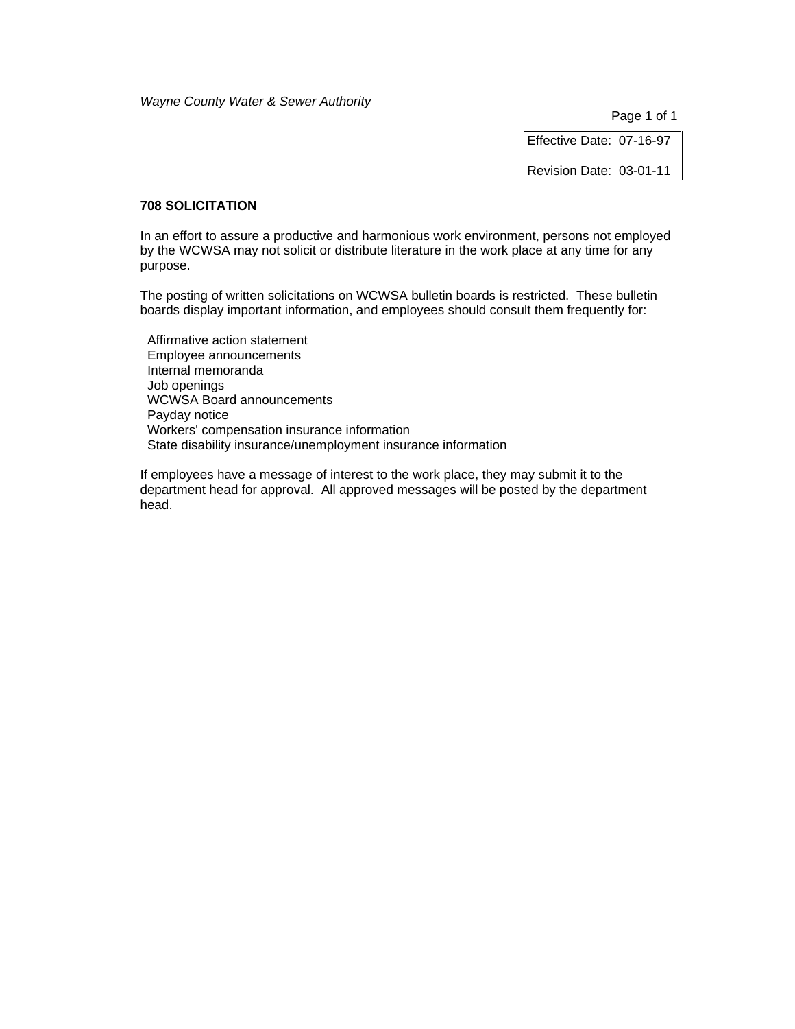*Wayne County Water & Sewer Authority*

| Effective Date: 07-16-97 |
| --- |
| Revision Date: 03-01-11 |

**708 SOLICITATION**

In an effort to assure a productive and harmonious work environment, persons not employed by the WCWSA may not solicit or distribute literature in the work place at any time for any purpose.

The posting of written solicitations on WCWSA bulletin boards is restricted. These bulletin boards display important information, and employees should consult them frequently for:

- Affirmative action statement
- Employee announcements
- Internal memoranda
- Job openings
- WCWSA Board announcements
- Payday notice
- Workers' compensation insurance information
- State disability insurance/unemployment insurance information

If employees have a message of interest to the work place, they may submit it to the department head for approval. All approved messages will be posted by the department head.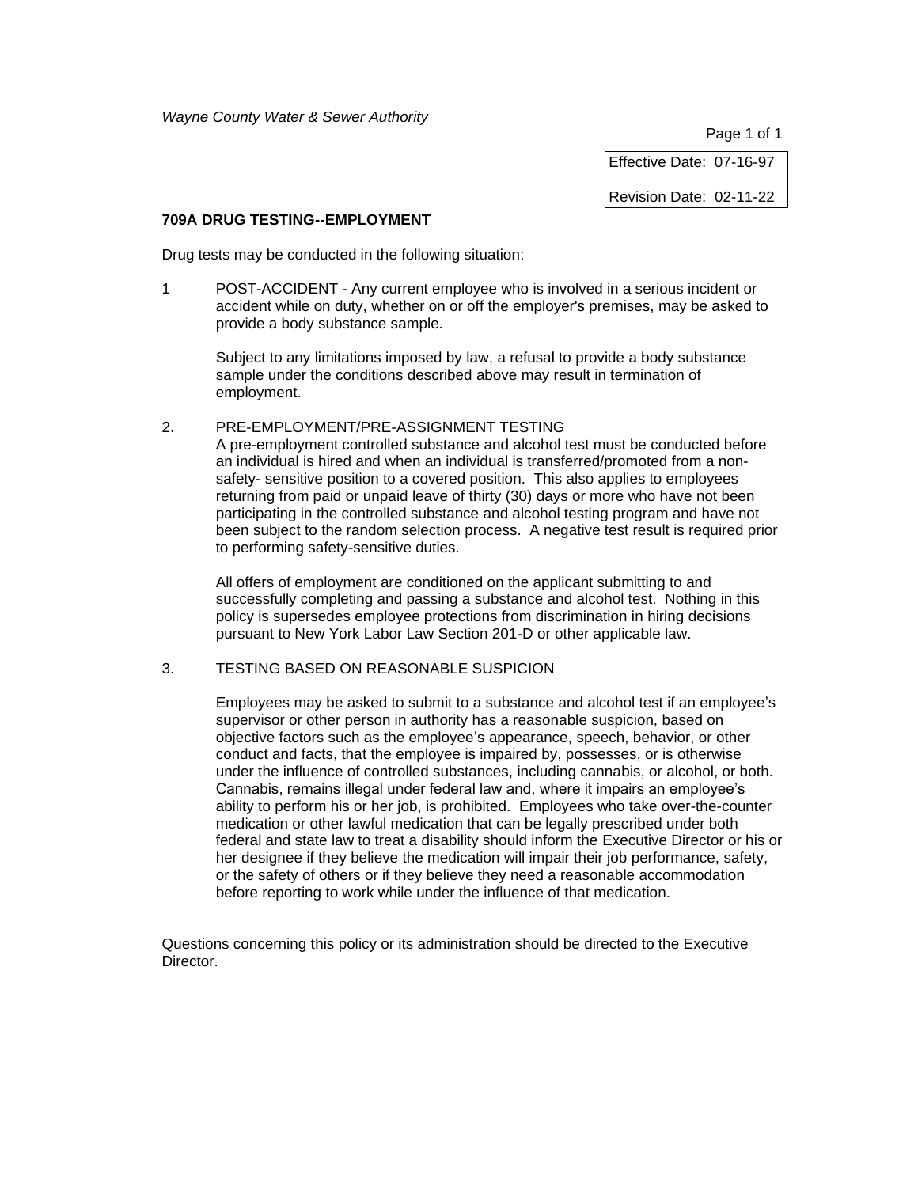*Wayne County Water & Sewer Authority*

| Effective Date: 07-16-97 |
| --- |
| Revision Date: 02-11-22 |

**709A DRUG TESTING--EMPLOYMENT**

Drug tests may be conducted in the following situation:

1 POST-ACCIDENT - Any current employee who is involved in a serious incident or accident while on duty, whether on or off the employer's premises, may be asked to provide a body substance sample.

Subject to any limitations imposed by law, a refusal to provide a body substance sample under the conditions described above may result in termination of employment.

2. PRE-EMPLOYMENT/PRE-ASSIGNMENT TESTING
A pre-employment controlled substance and alcohol test must be conducted before an individual is hired and when an individual is transferred/promoted from a non-safety- sensitive position to a covered position. This also applies to employees returning from paid or unpaid leave of thirty (30) days or more who have not been participating in the controlled substance and alcohol testing program and have not been subject to the random selection process. A negative test result is required prior to performing safety-sensitive duties.

All offers of employment are conditioned on the applicant submitting to and successfully completing and passing a substance and alcohol test. Nothing in this policy is supersedes employee protections from discrimination in hiring decisions pursuant to New York Labor Law Section 201-D or other applicable law.

3. TESTING BASED ON REASONABLE SUSPICION

Employees may be asked to submit to a substance and alcohol test if an employee's supervisor or other person in authority has a reasonable suspicion, based on objective factors such as the employee's appearance, speech, behavior, or other conduct and facts, that the employee is impaired by, possesses, or is otherwise under the influence of controlled substances, including cannabis, or alcohol, or both. Cannabis, remains illegal under federal law and, where it impairs an employee's ability to perform his or her job, is prohibited. Employees who take over-the-counter medication or other lawful medication that can be legally prescribed under both federal and state law to treat a disability should inform the Executive Director or his or her designee if they believe the medication will impair their job performance, safety, or the safety of others or if they believe they need a reasonable accommodation before reporting to work while under the influence of that medication.

Questions concerning this policy or its administration should be directed to the Executive Director.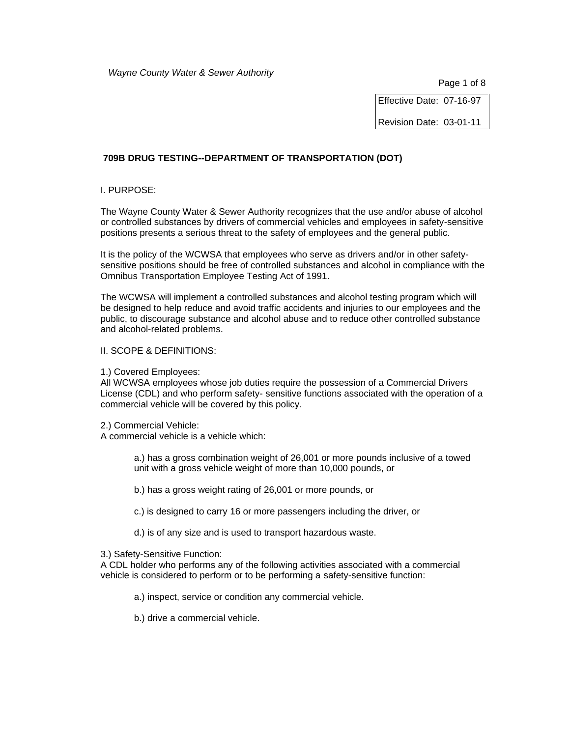*Wayne County Water & Sewer Authority*

| Effective Date: 07-16-97 |
|---|
| Revision Date: 03-01-11 |

## 709B DRUG TESTING--DEPARTMENT OF TRANSPORTATION (DOT)

I. PURPOSE:

The Wayne County Water & Sewer Authority recognizes that the use and/or abuse of alcohol or controlled substances by drivers of commercial vehicles and employees in safety-sensitive positions presents a serious threat to the safety of employees and the general public.

It is the policy of the WCWSA that employees who serve as drivers and/or in other safety-sensitive positions should be free of controlled substances and alcohol in compliance with the Omnibus Transportation Employee Testing Act of 1991.

The WCWSA will implement a controlled substances and alcohol testing program which will be designed to help reduce and avoid traffic accidents and injuries to our employees and the public, to discourage substance and alcohol abuse and to reduce other controlled substance and alcohol-related problems.

II. SCOPE & DEFINITIONS:

1.) Covered Employees:
All WCWSA employees whose job duties require the possession of a Commercial Drivers License (CDL) and who perform safety- sensitive functions associated with the operation of a commercial vehicle will be covered by this policy.

2.) Commercial Vehicle:
A commercial vehicle is a vehicle which:

a.) has a gross combination weight of 26,001 or more pounds inclusive of a towed unit with a gross vehicle weight of more than 10,000 pounds, or

b.) has a gross weight rating of 26,001 or more pounds, or

c.) is designed to carry 16 or more passengers including the driver, or

d.) is of any size and is used to transport hazardous waste.

3.) Safety-Sensitive Function:
A CDL holder who performs any of the following activities associated with a commercial vehicle is considered to perform or to be performing a safety-sensitive function:

a.) inspect, service or condition any commercial vehicle.

b.) drive a commercial vehicle.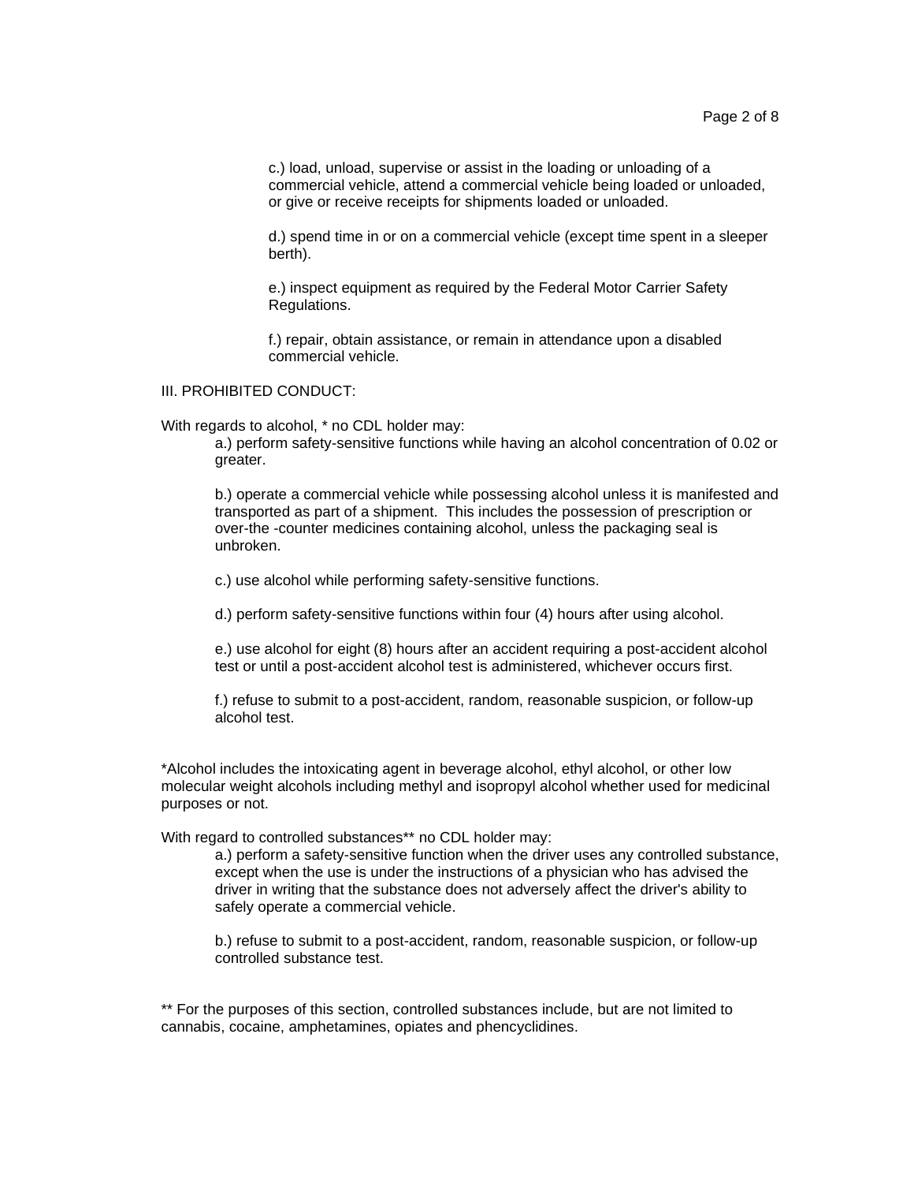c.) load, unload, supervise or assist in the loading or unloading of a commercial vehicle, attend a commercial vehicle being loaded or unloaded, or give or receive receipts for shipments loaded or unloaded.

d.) spend time in or on a commercial vehicle (except time spent in a sleeper berth).

e.) inspect equipment as required by the Federal Motor Carrier Safety Regulations.

f.) repair, obtain assistance, or remain in attendance upon a disabled commercial vehicle.

III. PROHIBITED CONDUCT:

With regards to alcohol, * no CDL holder may:

a.) perform safety-sensitive functions while having an alcohol concentration of 0.02 or greater.

b.) operate a commercial vehicle while possessing alcohol unless it is manifested and transported as part of a shipment. This includes the possession of prescription or over-the -counter medicines containing alcohol, unless the packaging seal is unbroken.

c.) use alcohol while performing safety-sensitive functions.

d.) perform safety-sensitive functions within four (4) hours after using alcohol.

e.) use alcohol for eight (8) hours after an accident requiring a post-accident alcohol test or until a post-accident alcohol test is administered, whichever occurs first.

f.) refuse to submit to a post-accident, random, reasonable suspicion, or follow-up alcohol test.

*Alcohol includes the intoxicating agent in beverage alcohol, ethyl alcohol, or other low molecular weight alcohols including methyl and isopropyl alcohol whether used for medicinal purposes or not.

With regard to controlled substances** no CDL holder may:

a.) perform a safety-sensitive function when the driver uses any controlled substance, except when the use is under the instructions of a physician who has advised the driver in writing that the substance does not adversely affect the driver's ability to safely operate a commercial vehicle.

b.) refuse to submit to a post-accident, random, reasonable suspicion, or follow-up controlled substance test.

** For the purposes of this section, controlled substances include, but are not limited to cannabis, cocaine, amphetamines, opiates and phencyclidines.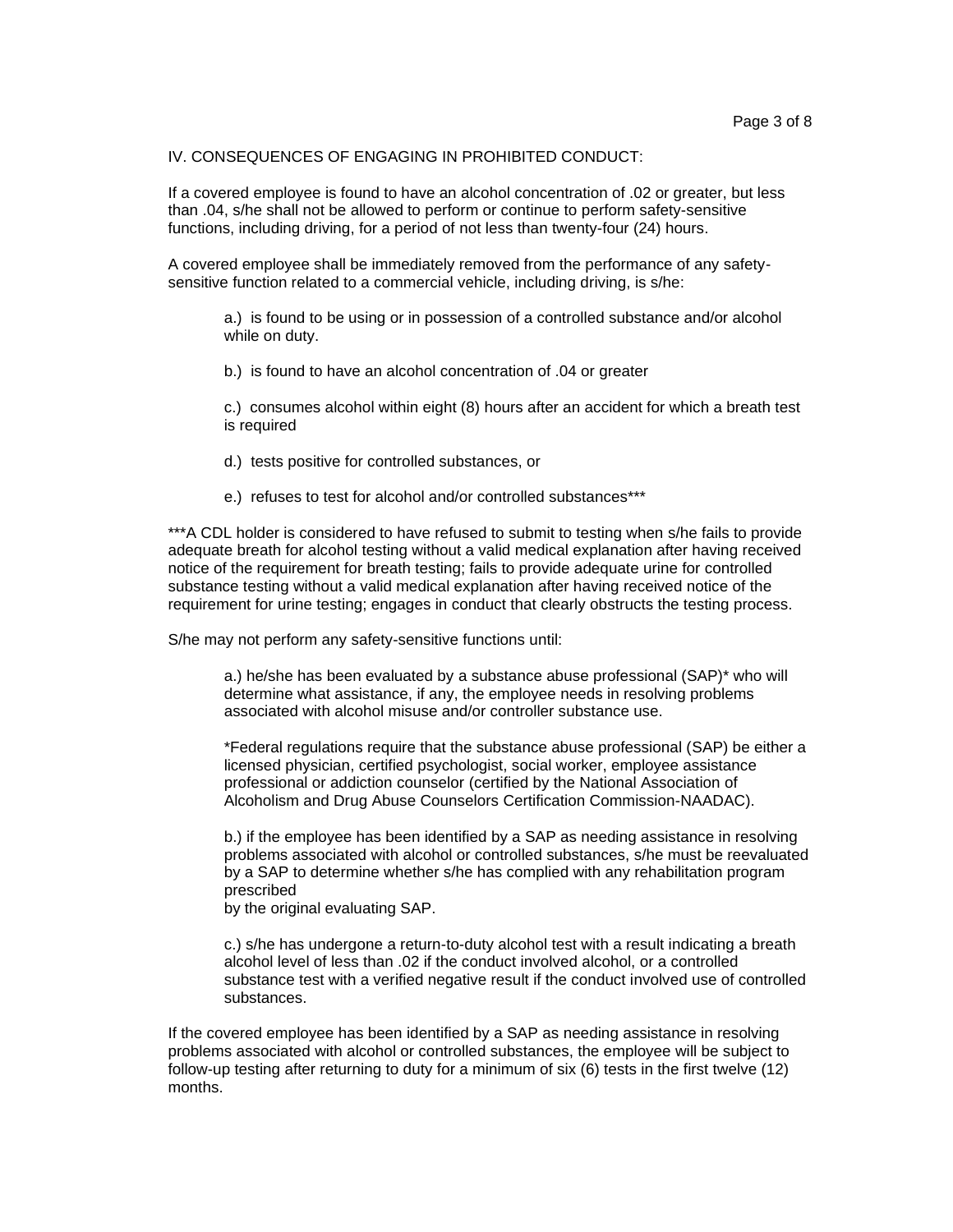IV. CONSEQUENCES OF ENGAGING IN PROHIBITED CONDUCT:

If a covered employee is found to have an alcohol concentration of .02 or greater, but less than .04, s/he shall not be allowed to perform or continue to perform safety-sensitive functions, including driving, for a period of not less than twenty-four (24) hours.

A covered employee shall be immediately removed from the performance of any safety-sensitive function related to a commercial vehicle, including driving, is s/he:

> a.) is found to be using or in possession of a controlled substance and/or alcohol while on duty.
>
> b.) is found to have an alcohol concentration of .04 or greater
>
> c.) consumes alcohol within eight (8) hours after an accident for which a breath test is required
>
> d.) tests positive for controlled substances, or
>
> e.) refuses to test for alcohol and/or controlled substances***

***A CDL holder is considered to have refused to submit to testing when s/he fails to provide adequate breath for alcohol testing without a valid medical explanation after having received notice of the requirement for breath testing; fails to provide adequate urine for controlled substance testing without a valid medical explanation after having received notice of the requirement for urine testing; engages in conduct that clearly obstructs the testing process.

S/he may not perform any safety-sensitive functions until:

> a.) he/she has been evaluated by a substance abuse professional (SAP)* who will determine what assistance, if any, the employee needs in resolving problems associated with alcohol misuse and/or controller substance use.
>
> *Federal regulations require that the substance abuse professional (SAP) be either a licensed physician, certified psychologist, social worker, employee assistance professional or addiction counselor (certified by the National Association of Alcoholism and Drug Abuse Counselors Certification Commission-NAADAC).
>
> b.) if the employee has been identified by a SAP as needing assistance in resolving problems associated with alcohol or controlled substances, s/he must be reevaluated by a SAP to determine whether s/he has complied with any rehabilitation program prescribed
> by the original evaluating SAP.
>
> c.) s/he has undergone a return-to-duty alcohol test with a result indicating a breath alcohol level of less than .02 if the conduct involved alcohol, or a controlled substance test with a verified negative result if the conduct involved use of controlled substances.

If the covered employee has been identified by a SAP as needing assistance in resolving problems associated with alcohol or controlled substances, the employee will be subject to follow-up testing after returning to duty for a minimum of six (6) tests in the first twelve (12) months.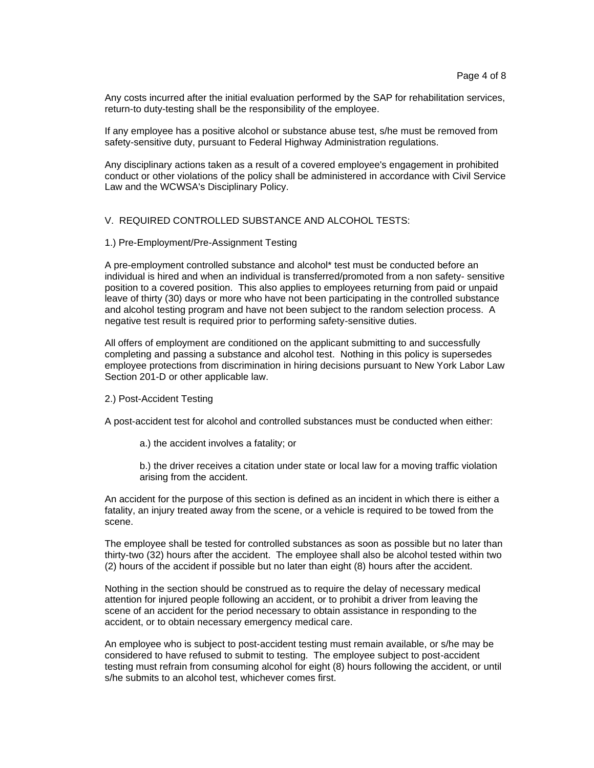Any costs incurred after the initial evaluation performed by the SAP for rehabilitation services, return-to duty-testing shall be the responsibility of the employee.

If any employee has a positive alcohol or substance abuse test, s/he must be removed from safety-sensitive duty, pursuant to Federal Highway Administration regulations.

Any disciplinary actions taken as a result of a covered employee's engagement in prohibited conduct or other violations of the policy shall be administered in accordance with Civil Service Law and the WCWSA's Disciplinary Policy.

## V. REQUIRED CONTROLLED SUBSTANCE AND ALCOHOL TESTS:

### 1.) Pre-Employment/Pre-Assignment Testing

A pre-employment controlled substance and alcohol* test must be conducted before an individual is hired and when an individual is transferred/promoted from a non safety- sensitive position to a covered position. This also applies to employees returning from paid or unpaid leave of thirty (30) days or more who have not been participating in the controlled substance and alcohol testing program and have not been subject to the random selection process. A negative test result is required prior to performing safety-sensitive duties.

All offers of employment are conditioned on the applicant submitting to and successfully completing and passing a substance and alcohol test. Nothing in this policy is supersedes employee protections from discrimination in hiring decisions pursuant to New York Labor Law Section 201-D or other applicable law.

### 2.) Post-Accident Testing

A post-accident test for alcohol and controlled substances must be conducted when either:

a.) the accident involves a fatality; or

b.) the driver receives a citation under state or local law for a moving traffic violation arising from the accident.

An accident for the purpose of this section is defined as an incident in which there is either a fatality, an injury treated away from the scene, or a vehicle is required to be towed from the scene.

The employee shall be tested for controlled substances as soon as possible but no later than thirty-two (32) hours after the accident. The employee shall also be alcohol tested within two (2) hours of the accident if possible but no later than eight (8) hours after the accident.

Nothing in the section should be construed as to require the delay of necessary medical attention for injured people following an accident, or to prohibit a driver from leaving the scene of an accident for the period necessary to obtain assistance in responding to the accident, or to obtain necessary emergency medical care.

An employee who is subject to post-accident testing must remain available, or s/he may be considered to have refused to submit to testing. The employee subject to post-accident testing must refrain from consuming alcohol for eight (8) hours following the accident, or until s/he submits to an alcohol test, whichever comes first.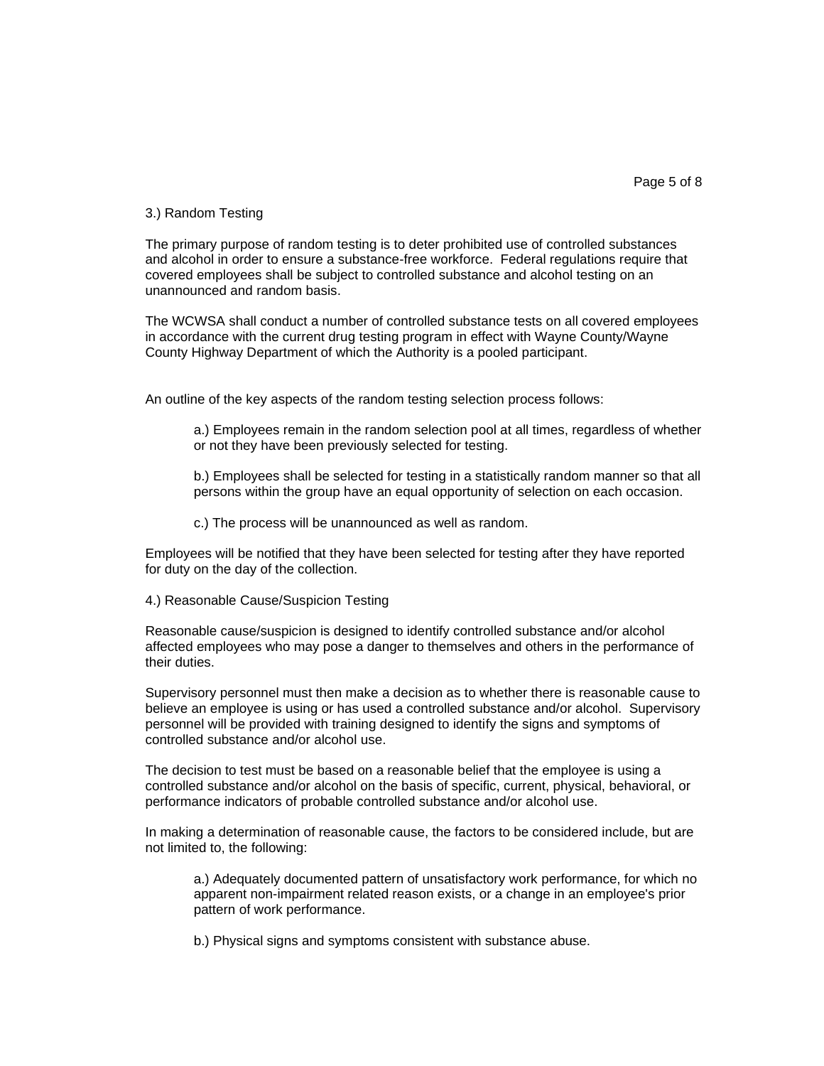3.) Random Testing

The primary purpose of random testing is to deter prohibited use of controlled substances and alcohol in order to ensure a substance-free workforce. Federal regulations require that covered employees shall be subject to controlled substance and alcohol testing on an unannounced and random basis.

The WCWSA shall conduct a number of controlled substance tests on all covered employees in accordance with the current drug testing program in effect with Wayne County/Wayne County Highway Department of which the Authority is a pooled participant.

An outline of the key aspects of the random testing selection process follows:

a.) Employees remain in the random selection pool at all times, regardless of whether or not they have been previously selected for testing.

b.) Employees shall be selected for testing in a statistically random manner so that all persons within the group have an equal opportunity of selection on each occasion.

c.) The process will be unannounced as well as random.

Employees will be notified that they have been selected for testing after they have reported for duty on the day of the collection.

4.) Reasonable Cause/Suspicion Testing

Reasonable cause/suspicion is designed to identify controlled substance and/or alcohol affected employees who may pose a danger to themselves and others in the performance of their duties.

Supervisory personnel must then make a decision as to whether there is reasonable cause to believe an employee is using or has used a controlled substance and/or alcohol. Supervisory personnel will be provided with training designed to identify the signs and symptoms of controlled substance and/or alcohol use.

The decision to test must be based on a reasonable belief that the employee is using a controlled substance and/or alcohol on the basis of specific, current, physical, behavioral, or performance indicators of probable controlled substance and/or alcohol use.

In making a determination of reasonable cause, the factors to be considered include, but are not limited to, the following:

a.) Adequately documented pattern of unsatisfactory work performance, for which no apparent non-impairment related reason exists, or a change in an employee's prior pattern of work performance.

b.) Physical signs and symptoms consistent with substance abuse.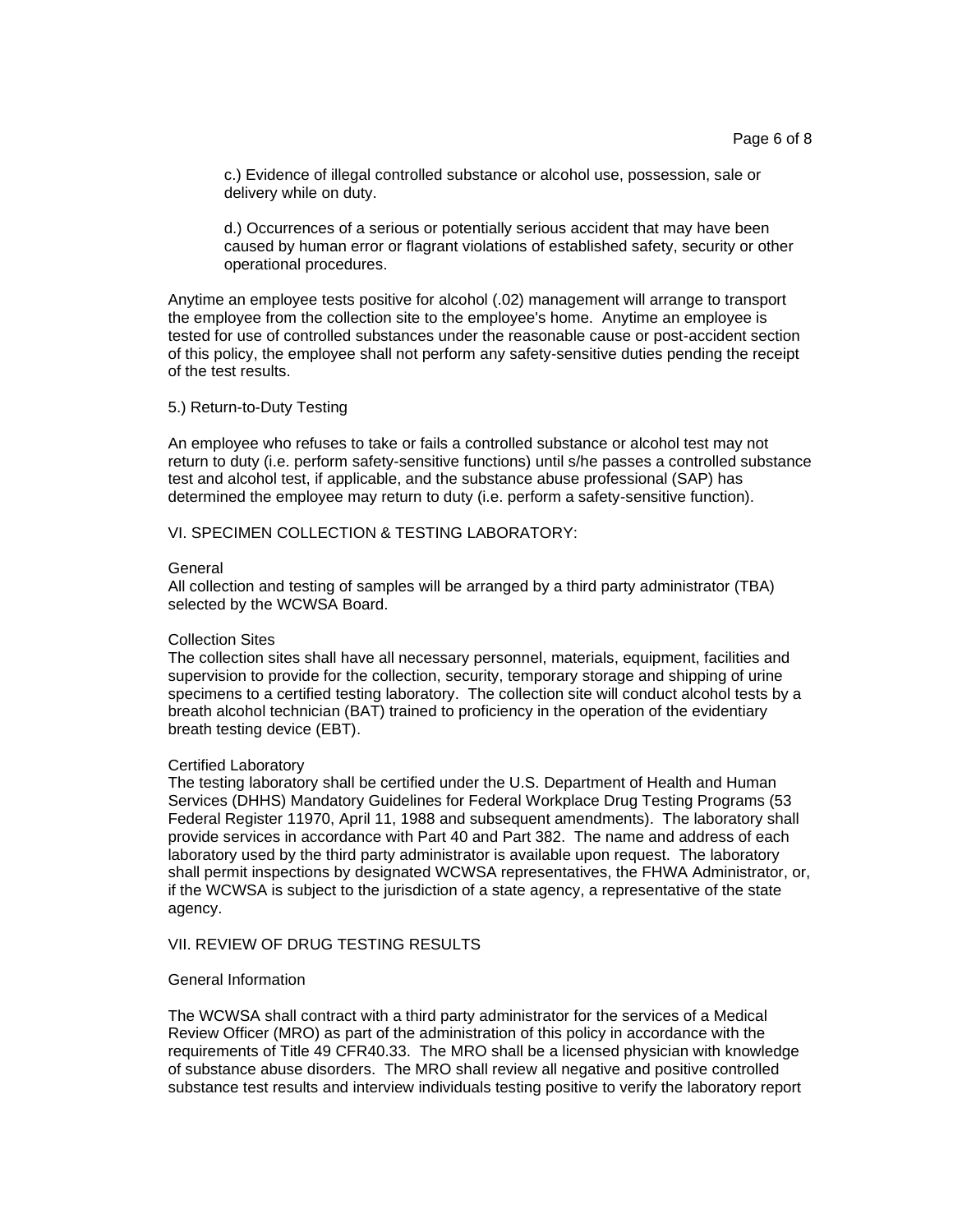c.) Evidence of illegal controlled substance or alcohol use, possession, sale or delivery while on duty.

d.) Occurrences of a serious or potentially serious accident that may have been caused by human error or flagrant violations of established safety, security or other operational procedures.

Anytime an employee tests positive for alcohol (.02) management will arrange to transport the employee from the collection site to the employee's home. Anytime an employee is tested for use of controlled substances under the reasonable cause or post-accident section of this policy, the employee shall not perform any safety-sensitive duties pending the receipt of the test results.

5.) Return-to-Duty Testing

An employee who refuses to take or fails a controlled substance or alcohol test may not return to duty (i.e. perform safety-sensitive functions) until s/he passes a controlled substance test and alcohol test, if applicable, and the substance abuse professional (SAP) has determined the employee may return to duty (i.e. perform a safety-sensitive function).

VI. SPECIMEN COLLECTION & TESTING LABORATORY:

General

All collection and testing of samples will be arranged by a third party administrator (TBA) selected by the WCWSA Board.

Collection Sites

The collection sites shall have all necessary personnel, materials, equipment, facilities and supervision to provide for the collection, security, temporary storage and shipping of urine specimens to a certified testing laboratory. The collection site will conduct alcohol tests by a breath alcohol technician (BAT) trained to proficiency in the operation of the evidentiary breath testing device (EBT).

Certified Laboratory

The testing laboratory shall be certified under the U.S. Department of Health and Human Services (DHHS) Mandatory Guidelines for Federal Workplace Drug Testing Programs (53 Federal Register 11970, April 11, 1988 and subsequent amendments). The laboratory shall provide services in accordance with Part 40 and Part 382. The name and address of each laboratory used by the third party administrator is available upon request. The laboratory shall permit inspections by designated WCWSA representatives, the FHWA Administrator, or, if the WCWSA is subject to the jurisdiction of a state agency, a representative of the state agency.

VII. REVIEW OF DRUG TESTING RESULTS

General Information

The WCWSA shall contract with a third party administrator for the services of a Medical Review Officer (MRO) as part of the administration of this policy in accordance with the requirements of Title 49 CFR40.33. The MRO shall be a licensed physician with knowledge of substance abuse disorders. The MRO shall review all negative and positive controlled substance test results and interview individuals testing positive to verify the laboratory report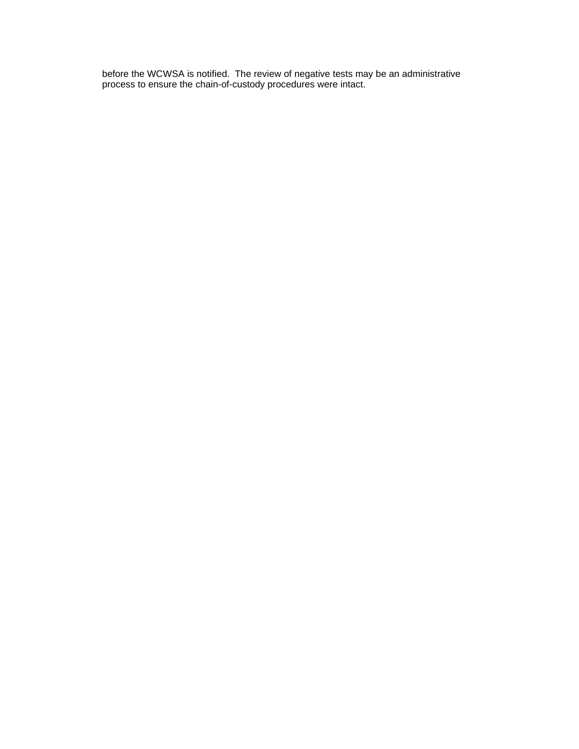before the WCWSA is notified. The review of negative tests may be an administrative process to ensure the chain-of-custody procedures were intact.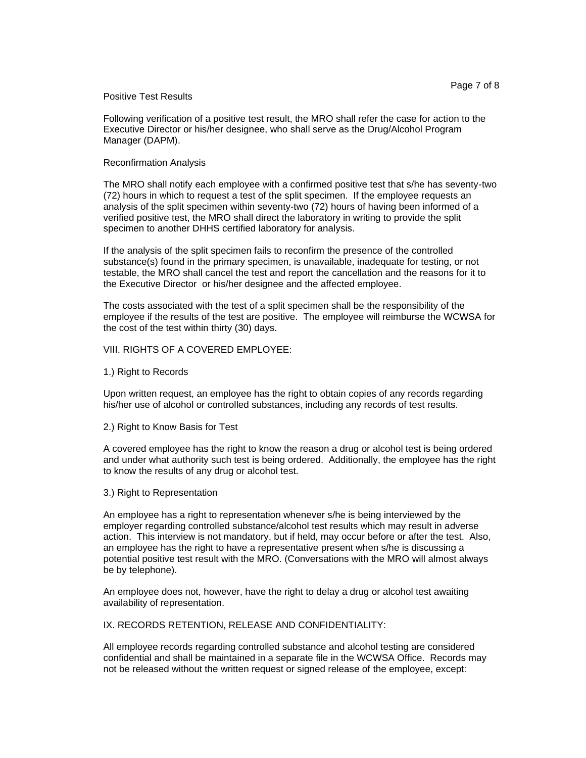Positive Test Results

Following verification of a positive test result, the MRO shall refer the case for action to the Executive Director or his/her designee, who shall serve as the Drug/Alcohol Program Manager (DAPM).

Reconfirmation Analysis

The MRO shall notify each employee with a confirmed positive test that s/he has seventy-two (72) hours in which to request a test of the split specimen. If the employee requests an analysis of the split specimen within seventy-two (72) hours of having been informed of a verified positive test, the MRO shall direct the laboratory in writing to provide the split specimen to another DHHS certified laboratory for analysis.

If the analysis of the split specimen fails to reconfirm the presence of the controlled substance(s) found in the primary specimen, is unavailable, inadequate for testing, or not testable, the MRO shall cancel the test and report the cancellation and the reasons for it to the Executive Director or his/her designee and the affected employee.

The costs associated with the test of a split specimen shall be the responsibility of the employee if the results of the test are positive. The employee will reimburse the WCWSA for the cost of the test within thirty (30) days.

## VIII. RIGHTS OF A COVERED EMPLOYEE:

1.) Right to Records

Upon written request, an employee has the right to obtain copies of any records regarding his/her use of alcohol or controlled substances, including any records of test results.

2.) Right to Know Basis for Test

A covered employee has the right to know the reason a drug or alcohol test is being ordered and under what authority such test is being ordered. Additionally, the employee has the right to know the results of any drug or alcohol test.

3.) Right to Representation

An employee has a right to representation whenever s/he is being interviewed by the employer regarding controlled substance/alcohol test results which may result in adverse action. This interview is not mandatory, but if held, may occur before or after the test. Also, an employee has the right to have a representative present when s/he is discussing a potential positive test result with the MRO. (Conversations with the MRO will almost always be by telephone).

An employee does not, however, have the right to delay a drug or alcohol test awaiting availability of representation.

## IX. RECORDS RETENTION, RELEASE AND CONFIDENTIALITY:

All employee records regarding controlled substance and alcohol testing are considered confidential and shall be maintained in a separate file in the WCWSA Office. Records may not be released without the written request or signed release of the employee, except: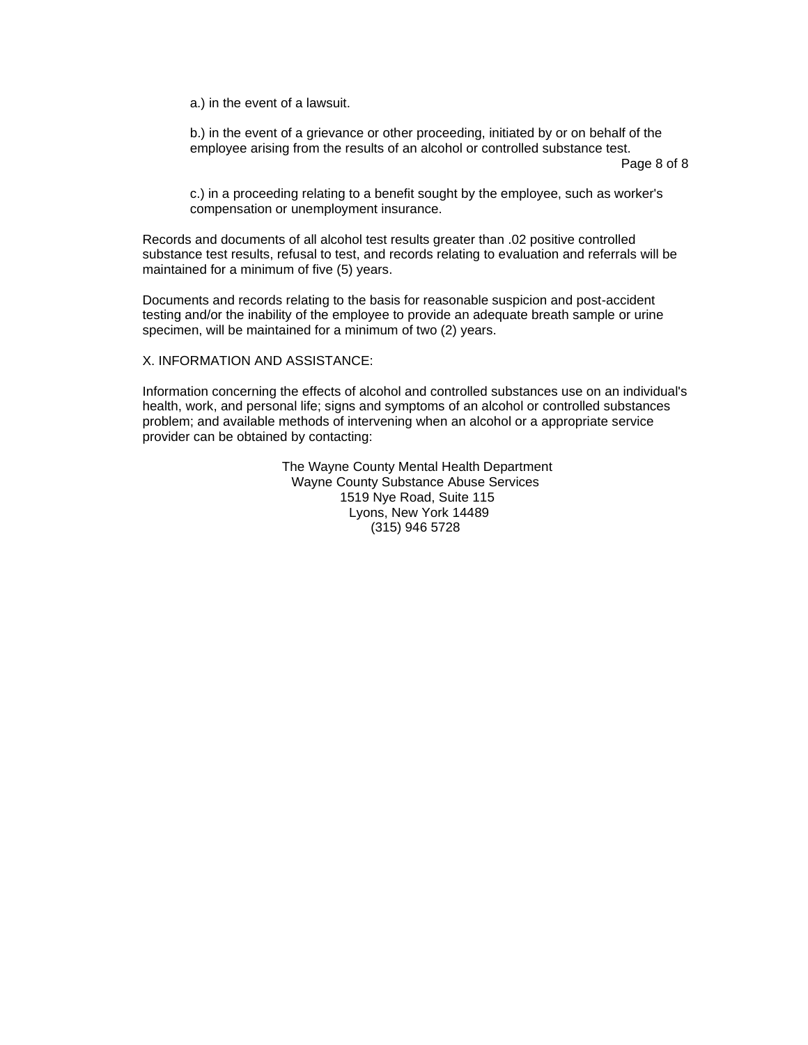a.) in the event of a lawsuit.

b.) in the event of a grievance or other proceeding, initiated by or on behalf of the employee arising from the results of an alcohol or controlled substance test.

c.) in a proceeding relating to a benefit sought by the employee, such as worker's compensation or unemployment insurance.

Records and documents of all alcohol test results greater than .02 positive controlled substance test results, refusal to test, and records relating to evaluation and referrals will be maintained for a minimum of five (5) years.

Documents and records relating to the basis for reasonable suspicion and post-accident testing and/or the inability of the employee to provide an adequate breath sample or urine specimen, will be maintained for a minimum of two (2) years.

X. INFORMATION AND ASSISTANCE:

Information concerning the effects of alcohol and controlled substances use on an individual's health, work, and personal life; signs and symptoms of an alcohol or controlled substances problem; and available methods of intervening when an alcohol or a appropriate service provider can be obtained by contacting:

The Wayne County Mental Health Department
Wayne County Substance Abuse Services
1519 Nye Road, Suite 115
Lyons, New York 14489
(315) 946 5728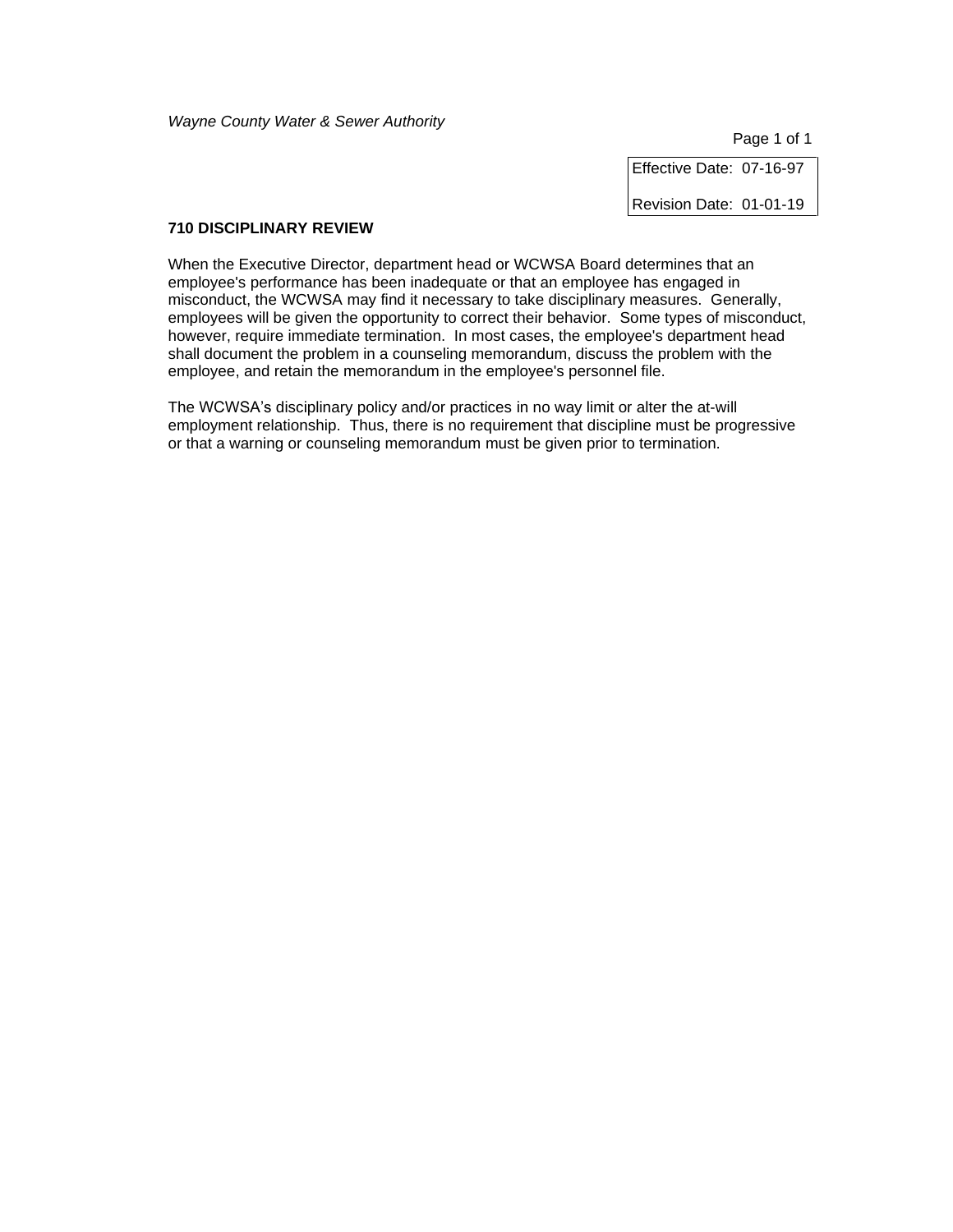Effective Date: 07-16-97

Revision Date: 01-01-19

**710 DISCIPLINARY REVIEW**

When the Executive Director, department head or WCWSA Board determines that an employee's performance has been inadequate or that an employee has engaged in misconduct, the WCWSA may find it necessary to take disciplinary measures. Generally, employees will be given the opportunity to correct their behavior. Some types of misconduct, however, require immediate termination. In most cases, the employee's department head shall document the problem in a counseling memorandum, discuss the problem with the employee, and retain the memorandum in the employee's personnel file.

The WCWSA's disciplinary policy and/or practices in no way limit or alter the at-will employment relationship. Thus, there is no requirement that discipline must be progressive or that a warning or counseling memorandum must be given prior to termination.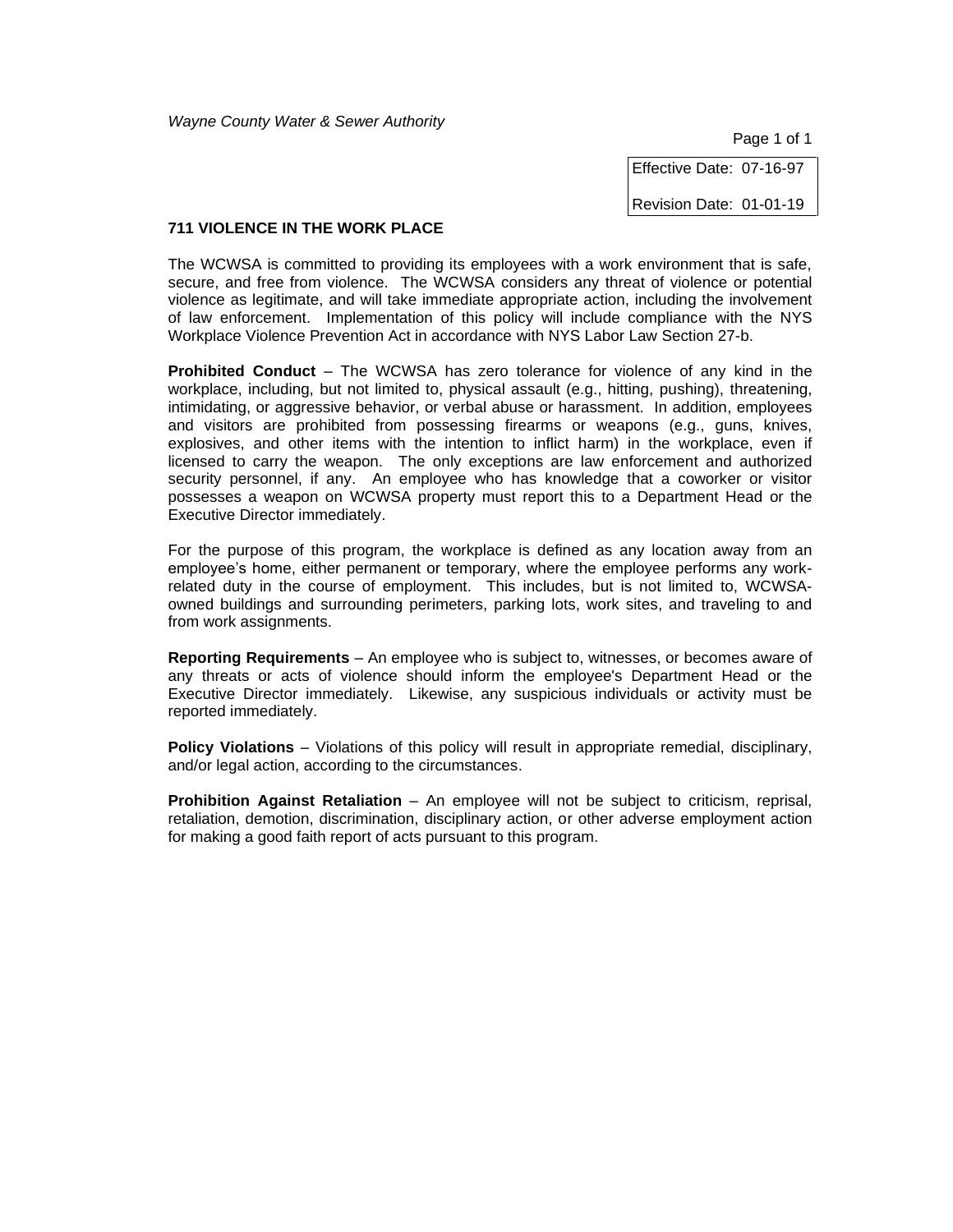*Wayne County Water & Sewer Authority*

Effective Date: 07-16-97

Revision Date: 01-01-19

## 711 VIOLENCE IN THE WORK PLACE

The WCWSA is committed to providing its employees with a work environment that is safe, secure, and free from violence. The WCWSA considers any threat of violence or potential violence as legitimate, and will take immediate appropriate action, including the involvement of law enforcement. Implementation of this policy will include compliance with the NYS Workplace Violence Prevention Act in accordance with NYS Labor Law Section 27-b.

**Prohibited Conduct** – The WCWSA has zero tolerance for violence of any kind in the workplace, including, but not limited to, physical assault (e.g., hitting, pushing), threatening, intimidating, or aggressive behavior, or verbal abuse or harassment. In addition, employees and visitors are prohibited from possessing firearms or weapons (e.g., guns, knives, explosives, and other items with the intention to inflict harm) in the workplace, even if licensed to carry the weapon. The only exceptions are law enforcement and authorized security personnel, if any. An employee who has knowledge that a coworker or visitor possesses a weapon on WCWSA property must report this to a Department Head or the Executive Director immediately.

For the purpose of this program, the workplace is defined as any location away from an employee's home, either permanent or temporary, where the employee performs any work-related duty in the course of employment. This includes, but is not limited to, WCWSA-owned buildings and surrounding perimeters, parking lots, work sites, and traveling to and from work assignments.

**Reporting Requirements** – An employee who is subject to, witnesses, or becomes aware of any threats or acts of violence should inform the employee's Department Head or the Executive Director immediately. Likewise, any suspicious individuals or activity must be reported immediately.

**Policy Violations** – Violations of this policy will result in appropriate remedial, disciplinary, and/or legal action, according to the circumstances.

**Prohibition Against Retaliation** – An employee will not be subject to criticism, reprisal, retaliation, demotion, discrimination, disciplinary action, or other adverse employment action for making a good faith report of acts pursuant to this program.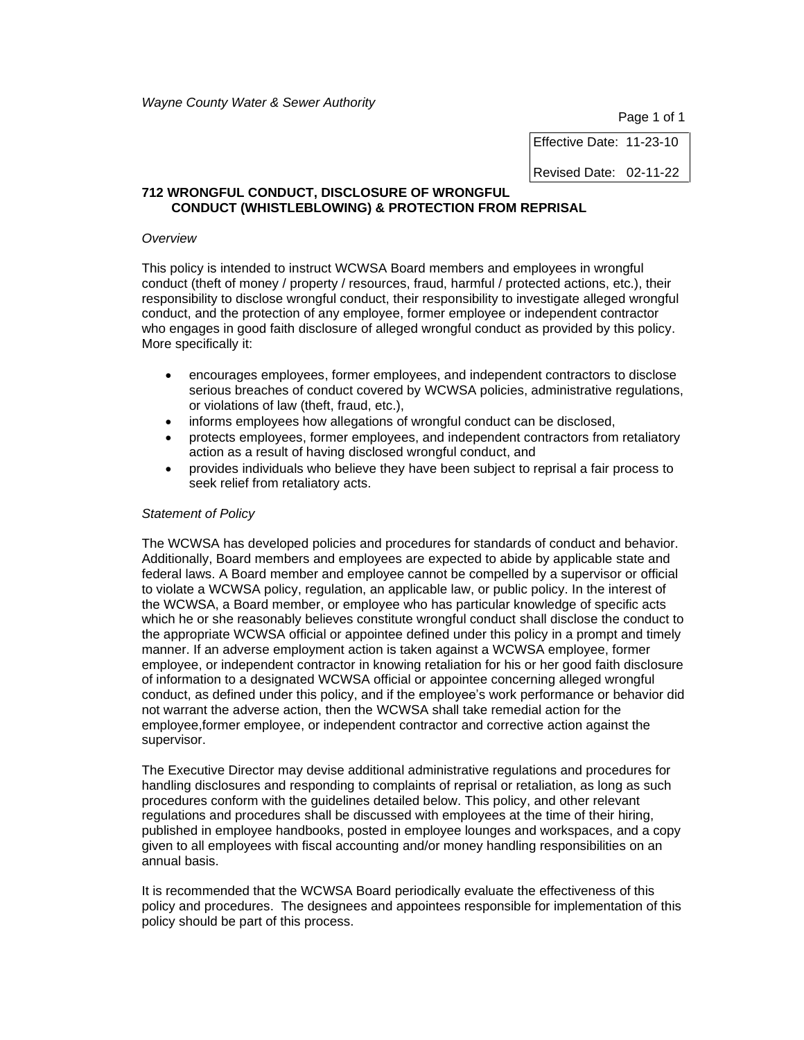*Wayne County Water & Sewer Authority*

| Effective Date: 11-23-10 |
| --- |
| Revised Date: 02-11-22 |

**712 WRONGFUL CONDUCT, DISCLOSURE OF WRONGFUL CONDUCT (WHISTLEBLOWING) & PROTECTION FROM REPRISAL**

*Overview*

This policy is intended to instruct WCWSA Board members and employees in wrongful conduct (theft of money / property / resources, fraud, harmful / protected actions, etc.), their responsibility to disclose wrongful conduct, their responsibility to investigate alleged wrongful conduct, and the protection of any employee, former employee or independent contractor who engages in good faith disclosure of alleged wrongful conduct as provided by this policy. More specifically it:

- encourages employees, former employees, and independent contractors to disclose serious breaches of conduct covered by WCWSA policies, administrative regulations, or violations of law (theft, fraud, etc.),
- informs employees how allegations of wrongful conduct can be disclosed,
- protects employees, former employees, and independent contractors from retaliatory action as a result of having disclosed wrongful conduct, and
- provides individuals who believe they have been subject to reprisal a fair process to seek relief from retaliatory acts.

*Statement of Policy*

The WCWSA has developed policies and procedures for standards of conduct and behavior. Additionally, Board members and employees are expected to abide by applicable state and federal laws. A Board member and employee cannot be compelled by a supervisor or official to violate a WCWSA policy, regulation, an applicable law, or public policy. In the interest of the WCWSA, a Board member, or employee who has particular knowledge of specific acts which he or she reasonably believes constitute wrongful conduct shall disclose the conduct to the appropriate WCWSA official or appointee defined under this policy in a prompt and timely manner. If an adverse employment action is taken against a WCWSA employee, former employee, or independent contractor in knowing retaliation for his or her good faith disclosure of information to a designated WCWSA official or appointee concerning alleged wrongful conduct, as defined under this policy, and if the employee's work performance or behavior did not warrant the adverse action, then the WCWSA shall take remedial action for the employee,former employee, or independent contractor and corrective action against the supervisor.

The Executive Director may devise additional administrative regulations and procedures for handling disclosures and responding to complaints of reprisal or retaliation, as long as such procedures conform with the guidelines detailed below. This policy, and other relevant regulations and procedures shall be discussed with employees at the time of their hiring, published in employee handbooks, posted in employee lounges and workspaces, and a copy given to all employees with fiscal accounting and/or money handling responsibilities on an annual basis.

It is recommended that the WCWSA Board periodically evaluate the effectiveness of this policy and procedures. The designees and appointees responsible for implementation of this policy should be part of this process.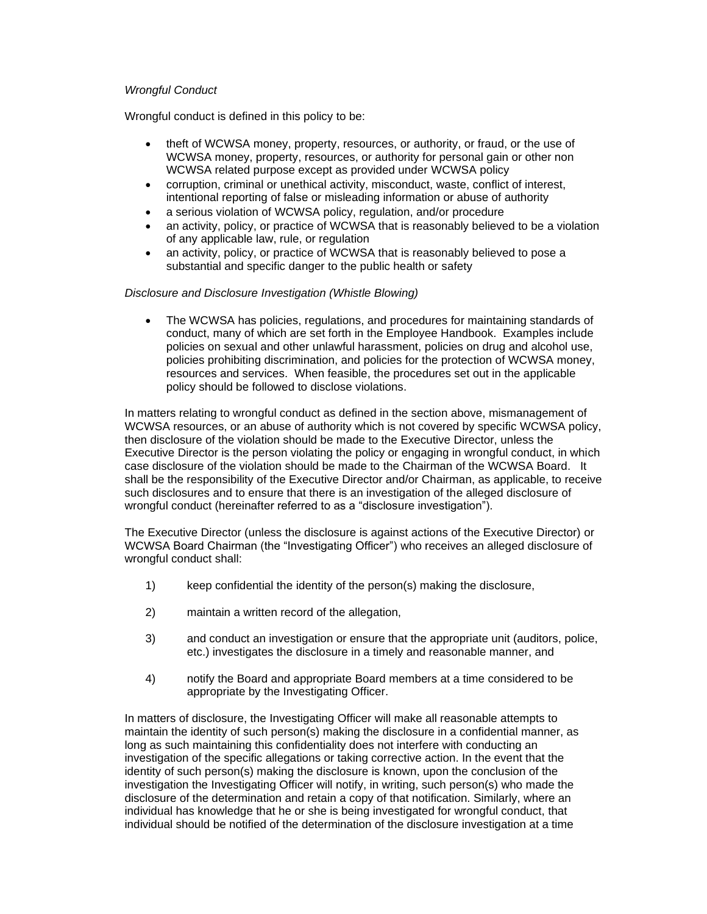*Wrongful Conduct*

Wrongful conduct is defined in this policy to be:

- theft of WCWSA money, property, resources, or authority, or fraud, or the use of WCWSA money, property, resources, or authority for personal gain or other non WCWSA related purpose except as provided under WCWSA policy
- corruption, criminal or unethical activity, misconduct, waste, conflict of interest, intentional reporting of false or misleading information or abuse of authority
- a serious violation of WCWSA policy, regulation, and/or procedure
- an activity, policy, or practice of WCWSA that is reasonably believed to be a violation of any applicable law, rule, or regulation
- an activity, policy, or practice of WCWSA that is reasonably believed to pose a substantial and specific danger to the public health or safety

*Disclosure and Disclosure Investigation (Whistle Blowing)*

- The WCWSA has policies, regulations, and procedures for maintaining standards of conduct, many of which are set forth in the Employee Handbook. Examples include policies on sexual and other unlawful harassment, policies on drug and alcohol use, policies prohibiting discrimination, and policies for the protection of WCWSA money, resources and services. When feasible, the procedures set out in the applicable policy should be followed to disclose violations.

In matters relating to wrongful conduct as defined in the section above, mismanagement of WCWSA resources, or an abuse of authority which is not covered by specific WCWSA policy, then disclosure of the violation should be made to the Executive Director, unless the Executive Director is the person violating the policy or engaging in wrongful conduct, in which case disclosure of the violation should be made to the Chairman of the WCWSA Board. It shall be the responsibility of the Executive Director and/or Chairman, as applicable, to receive such disclosures and to ensure that there is an investigation of the alleged disclosure of wrongful conduct (hereinafter referred to as a "disclosure investigation").

The Executive Director (unless the disclosure is against actions of the Executive Director) or WCWSA Board Chairman (the "Investigating Officer") who receives an alleged disclosure of wrongful conduct shall:

1) keep confidential the identity of the person(s) making the disclosure,

2) maintain a written record of the allegation,

3) and conduct an investigation or ensure that the appropriate unit (auditors, police, etc.) investigates the disclosure in a timely and reasonable manner, and

4) notify the Board and appropriate Board members at a time considered to be appropriate by the Investigating Officer.

In matters of disclosure, the Investigating Officer will make all reasonable attempts to maintain the identity of such person(s) making the disclosure in a confidential manner, as long as such maintaining this confidentiality does not interfere with conducting an investigation of the specific allegations or taking corrective action. In the event that the identity of such person(s) making the disclosure is known, upon the conclusion of the investigation the Investigating Officer will notify, in writing, such person(s) who made the disclosure of the determination and retain a copy of that notification. Similarly, where an individual has knowledge that he or she is being investigated for wrongful conduct, that individual should be notified of the determination of the disclosure investigation at a time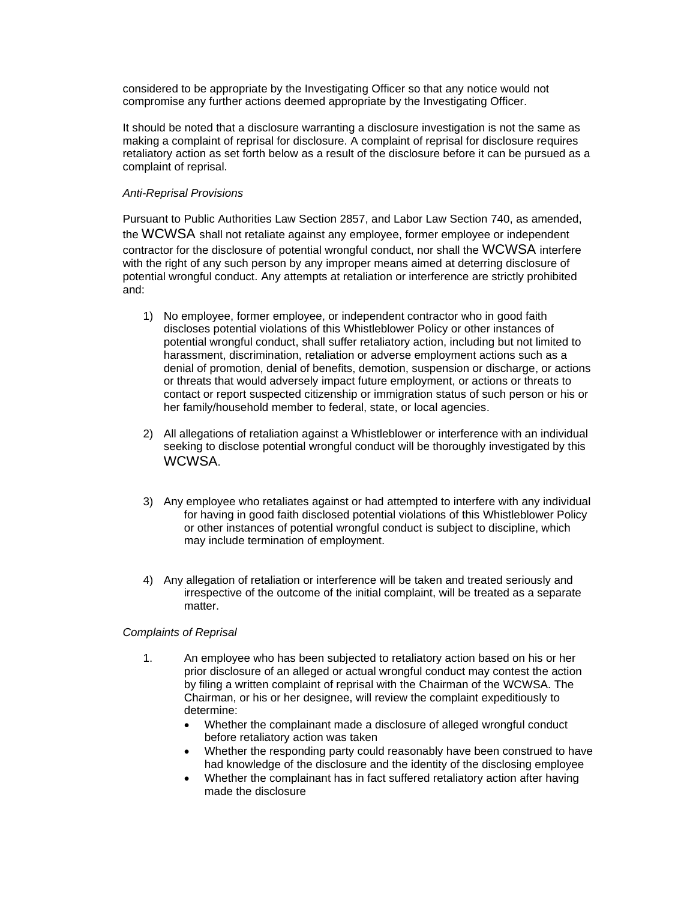considered to be appropriate by the Investigating Officer so that any notice would not compromise any further actions deemed appropriate by the Investigating Officer.

It should be noted that a disclosure warranting a disclosure investigation is not the same as making a complaint of reprisal for disclosure. A complaint of reprisal for disclosure requires retaliatory action as set forth below as a result of the disclosure before it can be pursued as a complaint of reprisal.

*Anti-Reprisal Provisions*

Pursuant to Public Authorities Law Section 2857, and Labor Law Section 740, as amended, the WCWSA shall not retaliate against any employee, former employee or independent contractor for the disclosure of potential wrongful conduct, nor shall the WCWSA interfere with the right of any such person by any improper means aimed at deterring disclosure of potential wrongful conduct. Any attempts at retaliation or interference are strictly prohibited and:

1) No employee, former employee, or independent contractor who in good faith discloses potential violations of this Whistleblower Policy or other instances of potential wrongful conduct, shall suffer retaliatory action, including but not limited to harassment, discrimination, retaliation or adverse employment actions such as a denial of promotion, denial of benefits, demotion, suspension or discharge, or actions or threats that would adversely impact future employment, or actions or threats to contact or report suspected citizenship or immigration status of such person or his or her family/household member to federal, state, or local agencies.

2) All allegations of retaliation against a Whistleblower or interference with an individual seeking to disclose potential wrongful conduct will be thoroughly investigated by this WCWSA.

3) Any employee who retaliates against or had attempted to interfere with any individual for having in good faith disclosed potential violations of this Whistleblower Policy or other instances of potential wrongful conduct is subject to discipline, which may include termination of employment.

4) Any allegation of retaliation or interference will be taken and treated seriously and irrespective of the outcome of the initial complaint, will be treated as a separate matter.

*Complaints of Reprisal*

1. An employee who has been subjected to retaliatory action based on his or her prior disclosure of an alleged or actual wrongful conduct may contest the action by filing a written complaint of reprisal with the Chairman of the WCWSA. The Chairman, or his or her designee, will review the complaint expeditiously to determine:
   - Whether the complainant made a disclosure of alleged wrongful conduct before retaliatory action was taken
   - Whether the responding party could reasonably have been construed to have had knowledge of the disclosure and the identity of the disclosing employee
   - Whether the complainant has in fact suffered retaliatory action after having made the disclosure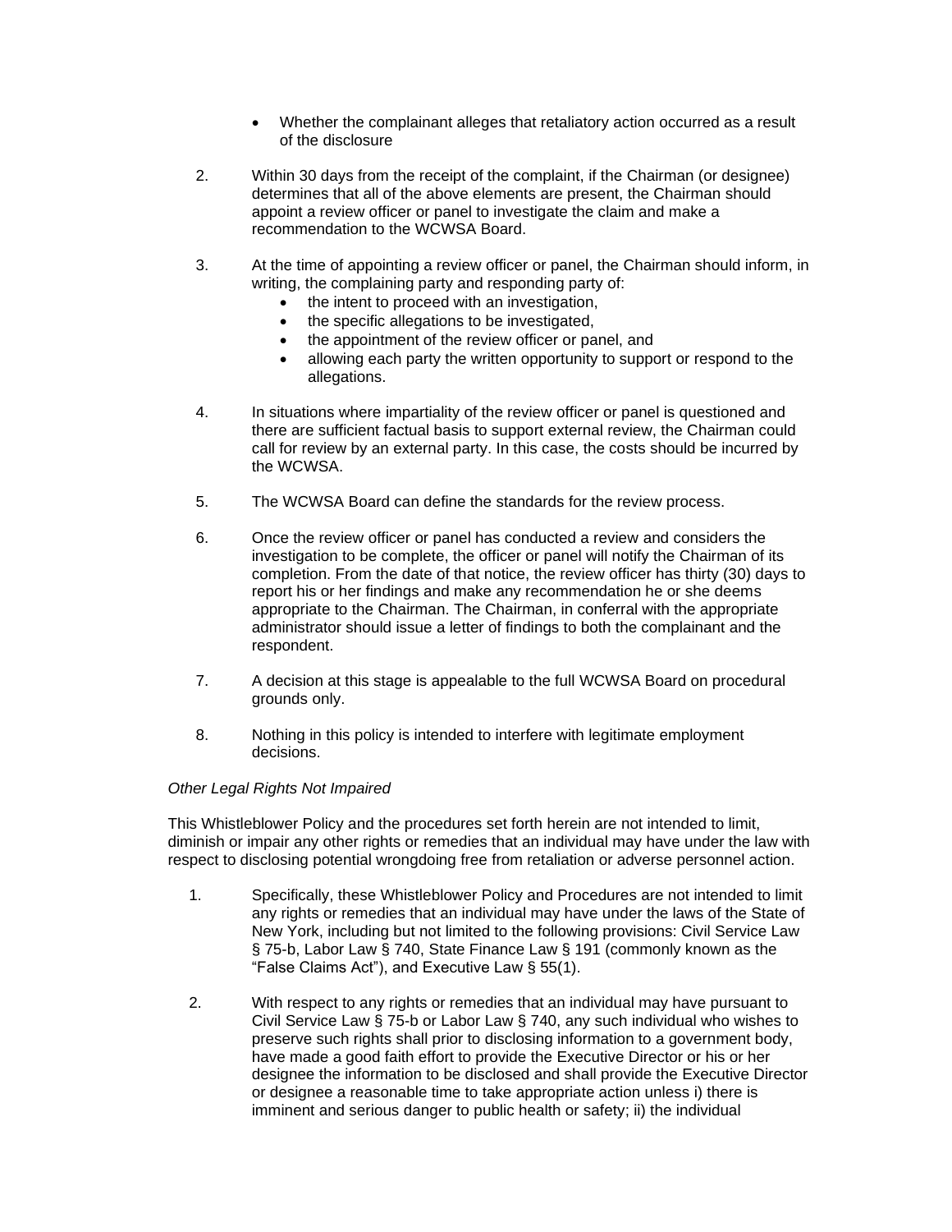- Whether the complainant alleges that retaliatory action occurred as a result of the disclosure

2. Within 30 days from the receipt of the complaint, if the Chairman (or designee) determines that all of the above elements are present, the Chairman should appoint a review officer or panel to investigate the claim and make a recommendation to the WCWSA Board.

3. At the time of appointing a review officer or panel, the Chairman should inform, in writing, the complaining party and responding party of:
   - the intent to proceed with an investigation,
   - the specific allegations to be investigated,
   - the appointment of the review officer or panel, and
   - allowing each party the written opportunity to support or respond to the allegations.

4. In situations where impartiality of the review officer or panel is questioned and there are sufficient factual basis to support external review, the Chairman could call for review by an external party. In this case, the costs should be incurred by the WCWSA.

5. The WCWSA Board can define the standards for the review process.

6. Once the review officer or panel has conducted a review and considers the investigation to be complete, the officer or panel will notify the Chairman of its completion. From the date of that notice, the review officer has thirty (30) days to report his or her findings and make any recommendation he or she deems appropriate to the Chairman. The Chairman, in conferral with the appropriate administrator should issue a letter of findings to both the complainant and the respondent.

7. A decision at this stage is appealable to the full WCWSA Board on procedural grounds only.

8. Nothing in this policy is intended to interfere with legitimate employment decisions.

*Other Legal Rights Not Impaired*

This Whistleblower Policy and the procedures set forth herein are not intended to limit, diminish or impair any other rights or remedies that an individual may have under the law with respect to disclosing potential wrongdoing free from retaliation or adverse personnel action.

1. Specifically, these Whistleblower Policy and Procedures are not intended to limit any rights or remedies that an individual may have under the laws of the State of New York, including but not limited to the following provisions: Civil Service Law § 75-b, Labor Law § 740, State Finance Law § 191 (commonly known as the "False Claims Act"), and Executive Law § 55(1).

2. With respect to any rights or remedies that an individual may have pursuant to Civil Service Law § 75-b or Labor Law § 740, any such individual who wishes to preserve such rights shall prior to disclosing information to a government body, have made a good faith effort to provide the Executive Director or his or her designee the information to be disclosed and shall provide the Executive Director or designee a reasonable time to take appropriate action unless i) there is imminent and serious danger to public health or safety; ii) the individual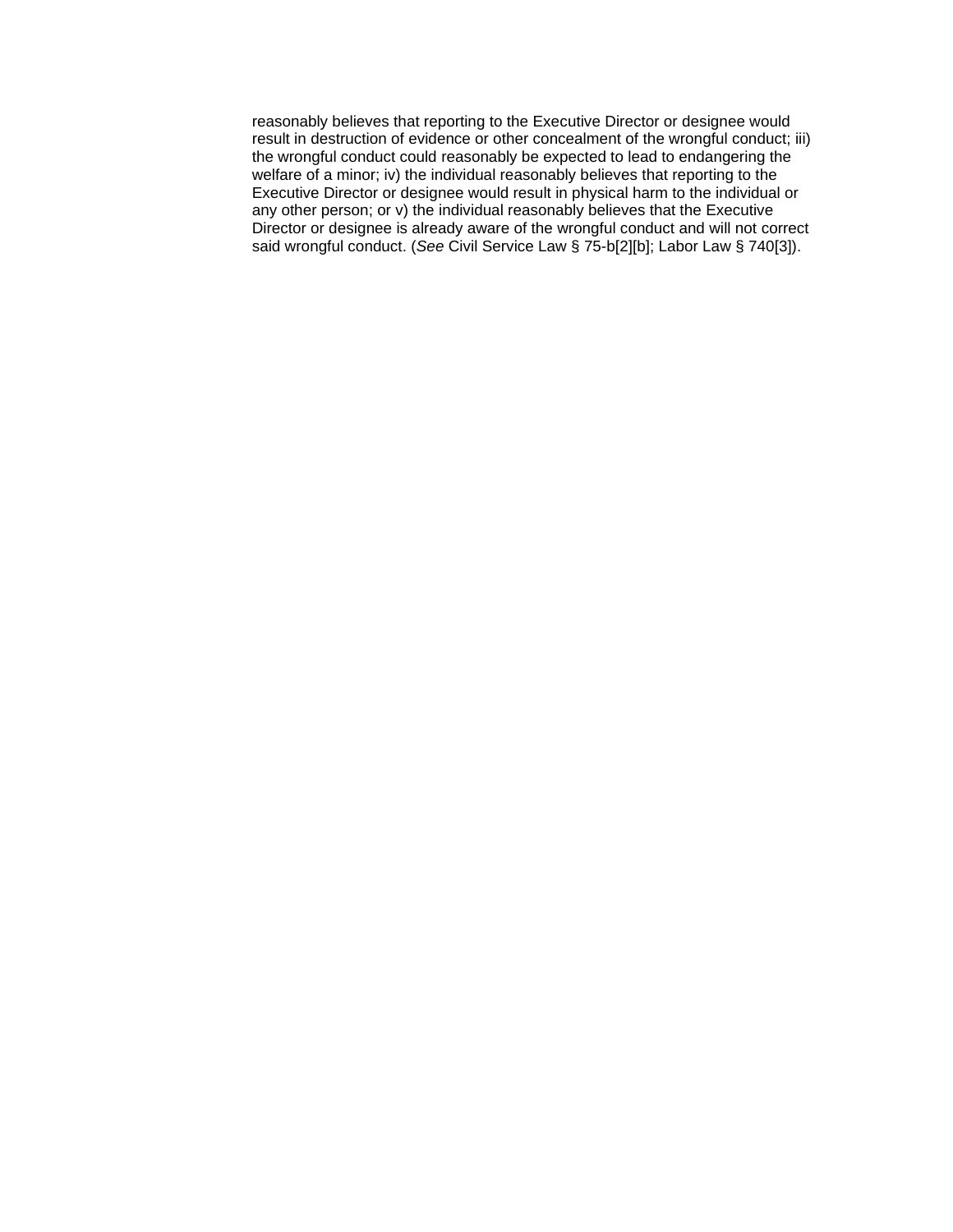reasonably believes that reporting to the Executive Director or designee would result in destruction of evidence or other concealment of the wrongful conduct; iii) the wrongful conduct could reasonably be expected to lead to endangering the welfare of a minor; iv) the individual reasonably believes that reporting to the Executive Director or designee would result in physical harm to the individual or any other person; or v) the individual reasonably believes that the Executive Director or designee is already aware of the wrongful conduct and will not correct said wrongful conduct. (*See* Civil Service Law § 75-b[2][b]; Labor Law § 740[3]).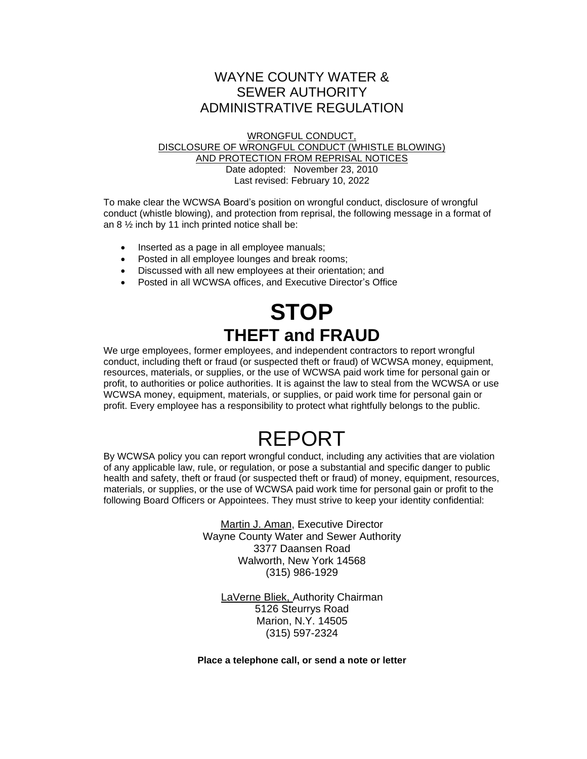# WAYNE COUNTY WATER & SEWER AUTHORITY ADMINISTRATIVE REGULATION

WRONGFUL CONDUCT,
DISCLOSURE OF WRONGFUL CONDUCT (WHISTLE BLOWING)
AND PROTECTION FROM REPRISAL NOTICES
Date adopted: November 23, 2010
Last revised: February 10, 2022

To make clear the WCWSA Board's position on wrongful conduct, disclosure of wrongful conduct (whistle blowing), and protection from reprisal, the following message in a format of an 8 ½ inch by 11 inch printed notice shall be:

- Inserted as a page in all employee manuals;
- Posted in all employee lounges and break rooms;
- Discussed with all new employees at their orientation; and
- Posted in all WCWSA offices, and Executive Director's Office

# STOP

## THEFT and FRAUD

We urge employees, former employees, and independent contractors to report wrongful conduct, including theft or fraud (or suspected theft or fraud) of WCWSA money, equipment, resources, materials, or supplies, or the use of WCWSA paid work time for personal gain or profit, to authorities or police authorities. It is against the law to steal from the WCWSA or use WCWSA money, equipment, materials, or supplies, or paid work time for personal gain or profit. Every employee has a responsibility to protect what rightfully belongs to the public.

# REPORT

By WCWSA policy you can report wrongful conduct, including any activities that are violation of any applicable law, rule, or regulation, or pose a substantial and specific danger to public health and safety, theft or fraud (or suspected theft or fraud) of money, equipment, resources, materials, or supplies, or the use of WCWSA paid work time for personal gain or profit to the following Board Officers or Appointees. They must strive to keep your identity confidential:

Martin J. Aman, Executive Director
Wayne County Water and Sewer Authority
3377 Daansen Road
Walworth, New York 14568
(315) 986-1929

LaVerne Bliek, Authority Chairman
5126 Steurrys Road
Marion, N.Y. 14505
(315) 597-2324

**Place a telephone call, or send a note or letter**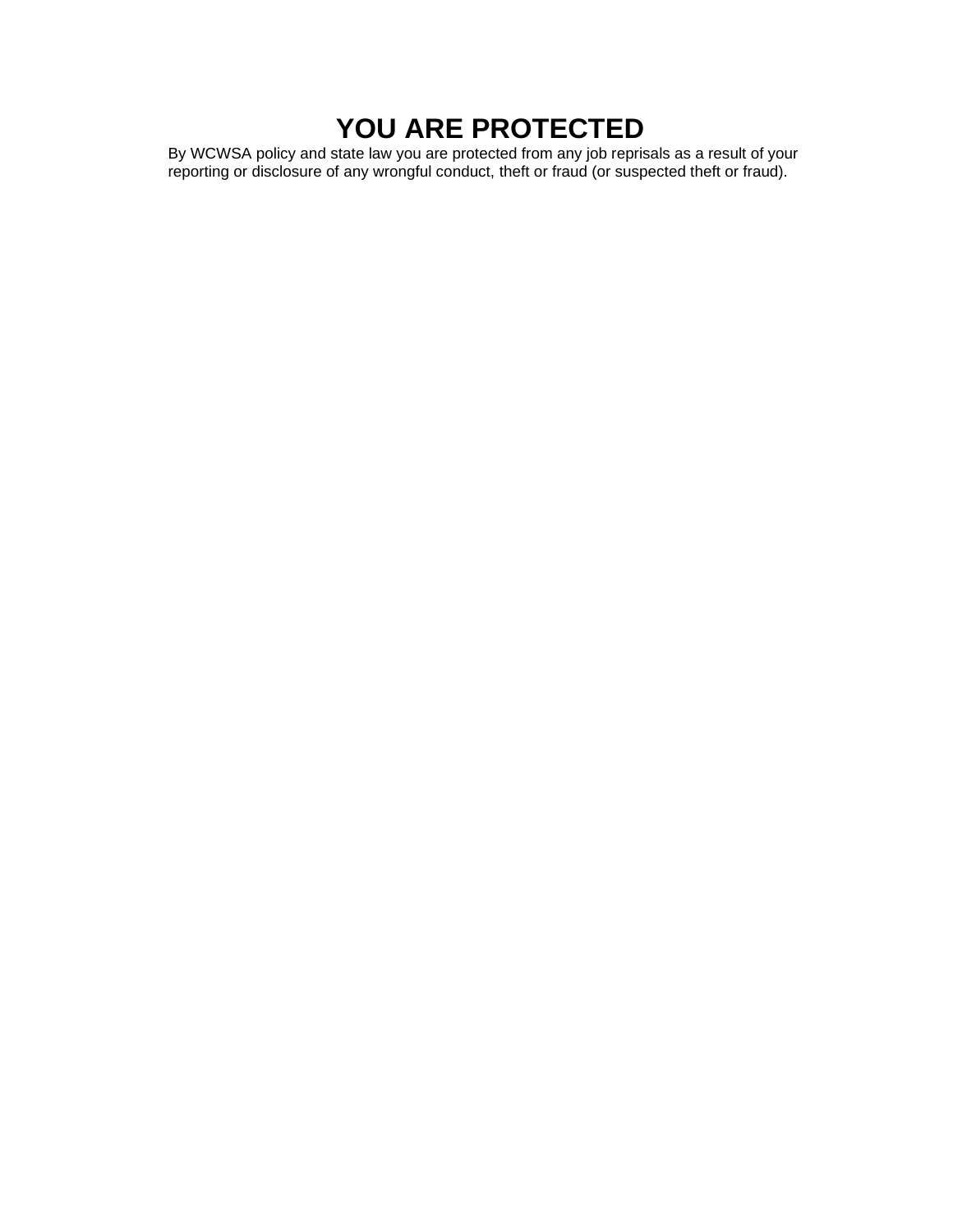# YOU ARE PROTECTED

By WCWSA policy and state law you are protected from any job reprisals as a result of your reporting or disclosure of any wrongful conduct, theft or fraud (or suspected theft or fraud).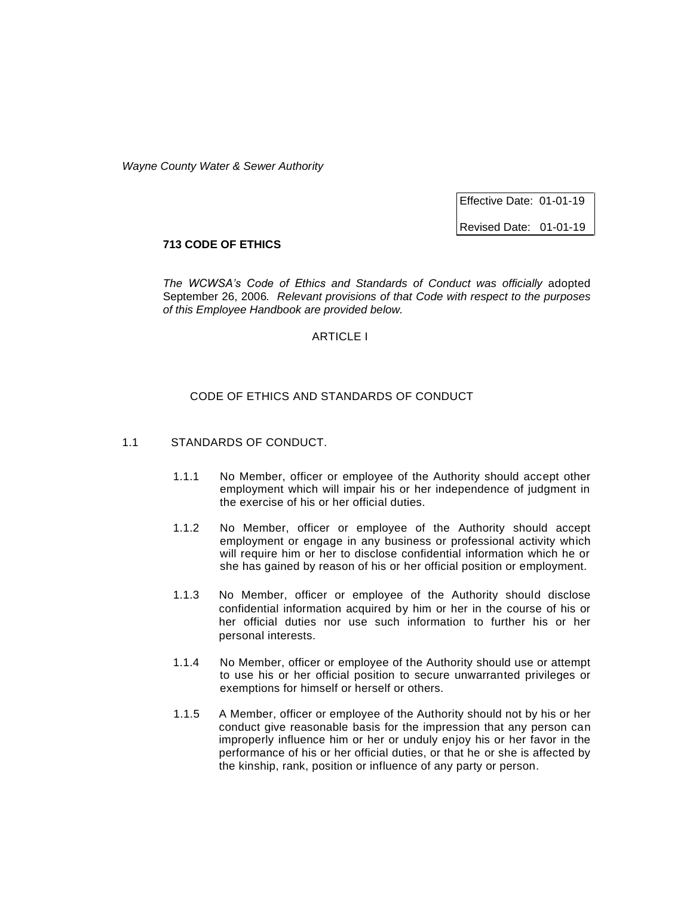*Wayne County Water & Sewer Authority*

| Effective Date: 01-01-19 |
| --- |
| Revised Date: 01-01-19 |

**713 CODE OF ETHICS**

*The WCWSA's Code of Ethics and Standards of Conduct was officially* adopted September 26, 2006*. Relevant provisions of that Code with respect to the purposes of this Employee Handbook are provided below.*

ARTICLE I

CODE OF ETHICS AND STANDARDS OF CONDUCT

1.1 STANDARDS OF CONDUCT.

1.1.1 No Member, officer or employee of the Authority should accept other employment which will impair his or her independence of judgment in the exercise of his or her official duties.

1.1.2 No Member, officer or employee of the Authority should accept employment or engage in any business or professional activity which will require him or her to disclose confidential information which he or she has gained by reason of his or her official position or employment.

1.1.3 No Member, officer or employee of the Authority should disclose confidential information acquired by him or her in the course of his or her official duties nor use such information to further his or her personal interests.

1.1.4 No Member, officer or employee of the Authority should use or attempt to use his or her official position to secure unwarranted privileges or exemptions for himself or herself or others.

1.1.5 A Member, officer or employee of the Authority should not by his or her conduct give reasonable basis for the impression that any person can improperly influence him or her or unduly enjoy his or her favor in the performance of his or her official duties, or that he or she is affected by the kinship, rank, position or influence of any party or person.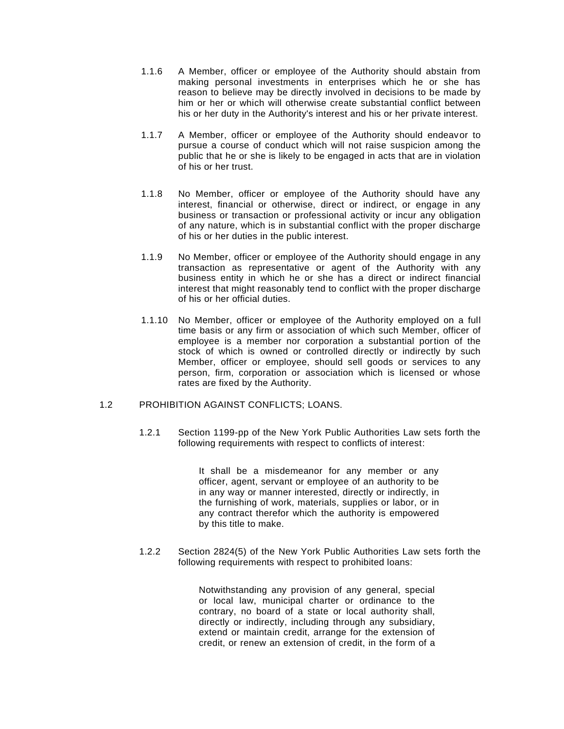1.1.6 A Member, officer or employee of the Authority should abstain from making personal investments in enterprises which he or she has reason to believe may be directly involved in decisions to be made by him or her or which will otherwise create substantial conflict between his or her duty in the Authority's interest and his or her private interest.

1.1.7 A Member, officer or employee of the Authority should endeavor to pursue a course of conduct which will not raise suspicion among the public that he or she is likely to be engaged in acts that are in violation of his or her trust.

1.1.8 No Member, officer or employee of the Authority should have any interest, financial or otherwise, direct or indirect, or engage in any business or transaction or professional activity or incur any obligation of any nature, which is in substantial conflict with the proper discharge of his or her duties in the public interest.

1.1.9 No Member, officer or employee of the Authority should engage in any transaction as representative or agent of the Authority with any business entity in which he or she has a direct or indirect financial interest that might reasonably tend to conflict with the proper discharge of his or her official duties.

1.1.10 No Member, officer or employee of the Authority employed on a full time basis or any firm or association of which such Member, officer of employee is a member nor corporation a substantial portion of the stock of which is owned or controlled directly or indirectly by such Member, officer or employee, should sell goods or services to any person, firm, corporation or association which is licensed or whose rates are fixed by the Authority.

1.2 PROHIBITION AGAINST CONFLICTS; LOANS.

1.2.1 Section 1199-pp of the New York Public Authorities Law sets forth the following requirements with respect to conflicts of interest:

> It shall be a misdemeanor for any member or any officer, agent, servant or employee of an authority to be in any way or manner interested, directly or indirectly, in the furnishing of work, materials, supplies or labor, or in any contract therefor which the authority is empowered by this title to make.

1.2.2 Section 2824(5) of the New York Public Authorities Law sets forth the following requirements with respect to prohibited loans:

> Notwithstanding any provision of any general, special or local law, municipal charter or ordinance to the contrary, no board of a state or local authority shall, directly or indirectly, including through any subsidiary, extend or maintain credit, arrange for the extension of credit, or renew an extension of credit, in the form of a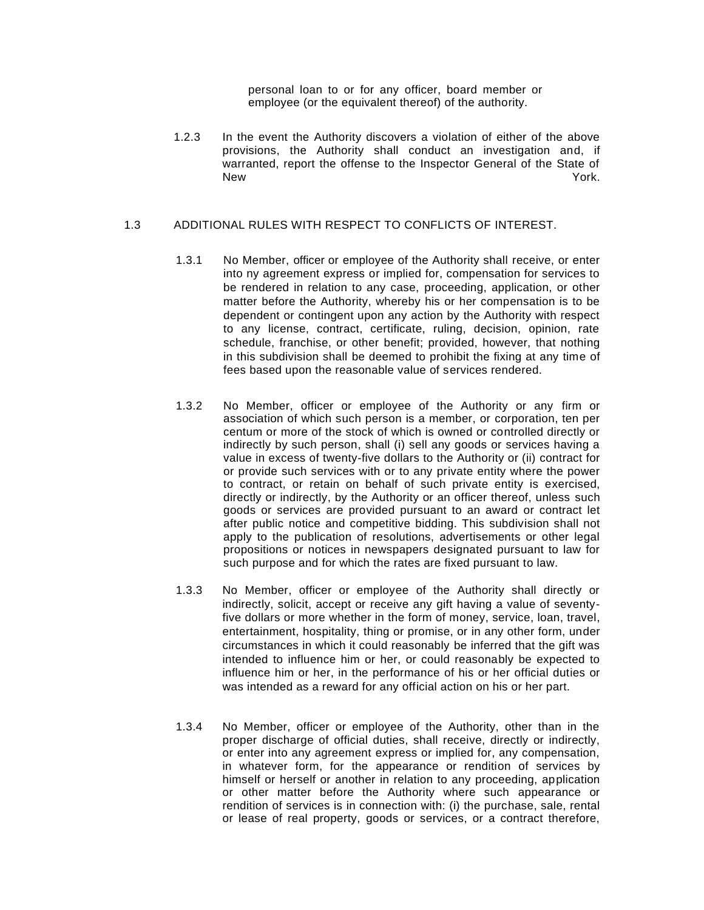personal loan to or for any officer, board member or employee (or the equivalent thereof) of the authority.

1.2.3 In the event the Authority discovers a violation of either of the above provisions, the Authority shall conduct an investigation and, if warranted, report the offense to the Inspector General of the State of New York.

## 1.3 ADDITIONAL RULES WITH RESPECT TO CONFLICTS OF INTEREST.

1.3.1 No Member, officer or employee of the Authority shall receive, or enter into ny agreement express or implied for, compensation for services to be rendered in relation to any case, proceeding, application, or other matter before the Authority, whereby his or her compensation is to be dependent or contingent upon any action by the Authority with respect to any license, contract, certificate, ruling, decision, opinion, rate schedule, franchise, or other benefit; provided, however, that nothing in this subdivision shall be deemed to prohibit the fixing at any time of fees based upon the reasonable value of services rendered.

1.3.2 No Member, officer or employee of the Authority or any firm or association of which such person is a member, or corporation, ten per centum or more of the stock of which is owned or controlled directly or indirectly by such person, shall (i) sell any goods or services having a value in excess of twenty-five dollars to the Authority or (ii) contract for or provide such services with or to any private entity where the power to contract, or retain on behalf of such private entity is exercised, directly or indirectly, by the Authority or an officer thereof, unless such goods or services are provided pursuant to an award or contract let after public notice and competitive bidding. This subdivision shall not apply to the publication of resolutions, advertisements or other legal propositions or notices in newspapers designated pursuant to law for such purpose and for which the rates are fixed pursuant to law.

1.3.3 No Member, officer or employee of the Authority shall directly or indirectly, solicit, accept or receive any gift having a value of seventy-five dollars or more whether in the form of money, service, loan, travel, entertainment, hospitality, thing or promise, or in any other form, under circumstances in which it could reasonably be inferred that the gift was intended to influence him or her, or could reasonably be expected to influence him or her, in the performance of his or her official duties or was intended as a reward for any official action on his or her part.

1.3.4 No Member, officer or employee of the Authority, other than in the proper discharge of official duties, shall receive, directly or indirectly, or enter into any agreement express or implied for, any compensation, in whatever form, for the appearance or rendition of services by himself or herself or another in relation to any proceeding, application or other matter before the Authority where such appearance or rendition of services is in connection with: (i) the purchase, sale, rental or lease of real property, goods or services, or a contract therefore,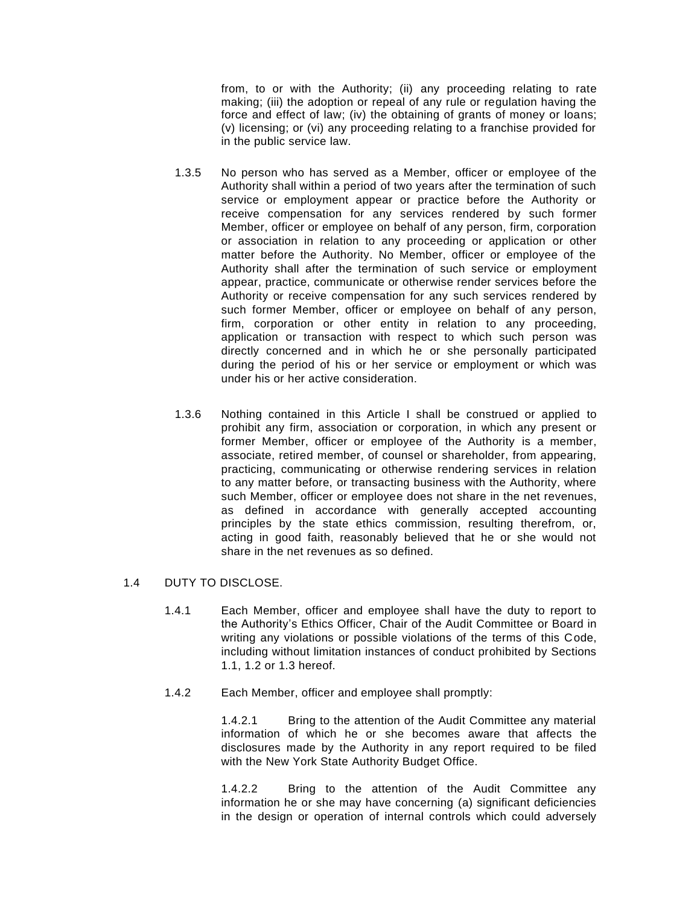from, to or with the Authority; (ii) any proceeding relating to rate making; (iii) the adoption or repeal of any rule or regulation having the force and effect of law; (iv) the obtaining of grants of money or loans; (v) licensing; or (vi) any proceeding relating to a franchise provided for in the public service law.

1.3.5 No person who has served as a Member, officer or employee of the Authority shall within a period of two years after the termination of such service or employment appear or practice before the Authority or receive compensation for any services rendered by such former Member, officer or employee on behalf of any person, firm, corporation or association in relation to any proceeding or application or other matter before the Authority. No Member, officer or employee of the Authority shall after the termination of such service or employment appear, practice, communicate or otherwise render services before the Authority or receive compensation for any such services rendered by such former Member, officer or employee on behalf of any person, firm, corporation or other entity in relation to any proceeding, application or transaction with respect to which such person was directly concerned and in which he or she personally participated during the period of his or her service or employment or which was under his or her active consideration.

1.3.6 Nothing contained in this Article I shall be construed or applied to prohibit any firm, association or corporation, in which any present or former Member, officer or employee of the Authority is a member, associate, retired member, of counsel or shareholder, from appearing, practicing, communicating or otherwise rendering services in relation to any matter before, or transacting business with the Authority, where such Member, officer or employee does not share in the net revenues, as defined in accordance with generally accepted accounting principles by the state ethics commission, resulting therefrom, or, acting in good faith, reasonably believed that he or she would not share in the net revenues as so defined.

1.4 DUTY TO DISCLOSE.

1.4.1 Each Member, officer and employee shall have the duty to report to the Authority's Ethics Officer, Chair of the Audit Committee or Board in writing any violations or possible violations of the terms of this Code, including without limitation instances of conduct prohibited by Sections 1.1, 1.2 or 1.3 hereof.

1.4.2 Each Member, officer and employee shall promptly:

1.4.2.1 Bring to the attention of the Audit Committee any material information of which he or she becomes aware that affects the disclosures made by the Authority in any report required to be filed with the New York State Authority Budget Office.

1.4.2.2 Bring to the attention of the Audit Committee any information he or she may have concerning (a) significant deficiencies in the design or operation of internal controls which could adversely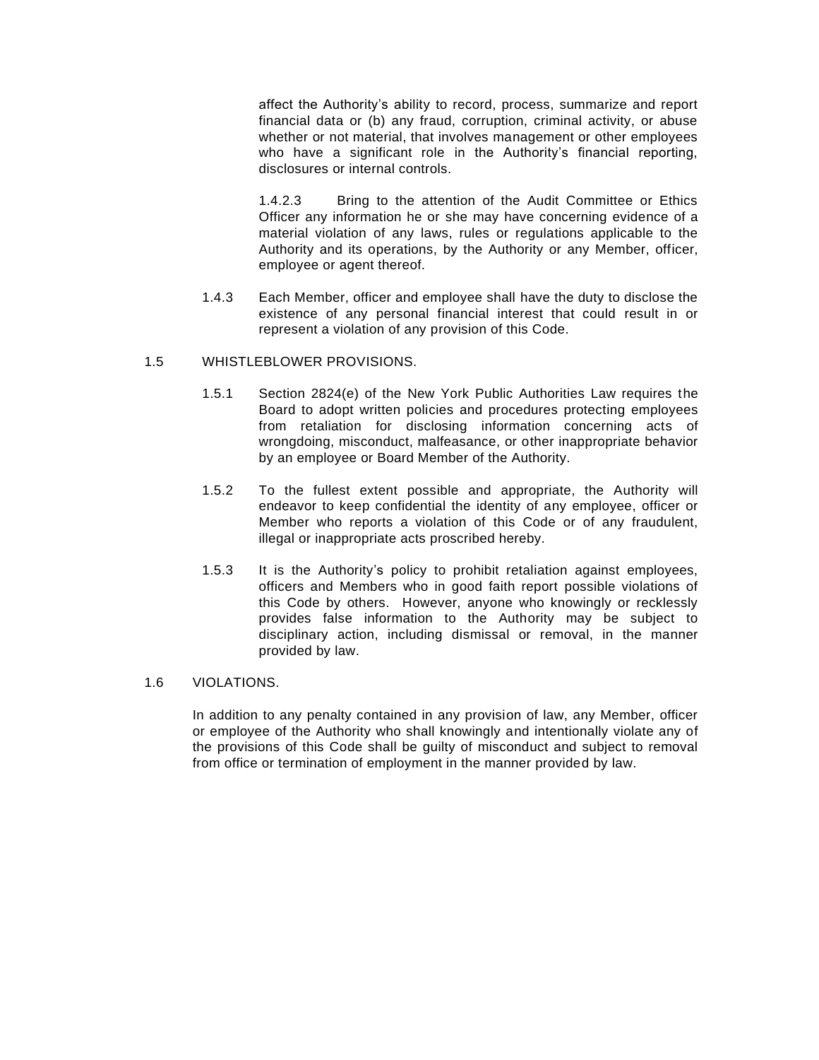affect the Authority's ability to record, process, summarize and report financial data or (b) any fraud, corruption, criminal activity, or abuse whether or not material, that involves management or other employees who have a significant role in the Authority's financial reporting, disclosures or internal controls.

1.4.2.3 Bring to the attention of the Audit Committee or Ethics Officer any information he or she may have concerning evidence of a material violation of any laws, rules or regulations applicable to the Authority and its operations, by the Authority or any Member, officer, employee or agent thereof.

1.4.3 Each Member, officer and employee shall have the duty to disclose the existence of any personal financial interest that could result in or represent a violation of any provision of this Code.

1.5 WHISTLEBLOWER PROVISIONS.

1.5.1 Section 2824(e) of the New York Public Authorities Law requires the Board to adopt written policies and procedures protecting employees from retaliation for disclosing information concerning acts of wrongdoing, misconduct, malfeasance, or other inappropriate behavior by an employee or Board Member of the Authority.

1.5.2 To the fullest extent possible and appropriate, the Authority will endeavor to keep confidential the identity of any employee, officer or Member who reports a violation of this Code or of any fraudulent, illegal or inappropriate acts proscribed hereby.

1.5.3 It is the Authority's policy to prohibit retaliation against employees, officers and Members who in good faith report possible violations of this Code by others. However, anyone who knowingly or recklessly provides false information to the Authority may be subject to disciplinary action, including dismissal or removal, in the manner provided by law.

1.6 VIOLATIONS.

In addition to any penalty contained in any provision of law, any Member, officer or employee of the Authority who shall knowingly and intentionally violate any of the provisions of this Code shall be guilty of misconduct and subject to removal from office or termination of employment in the manner provided by law.